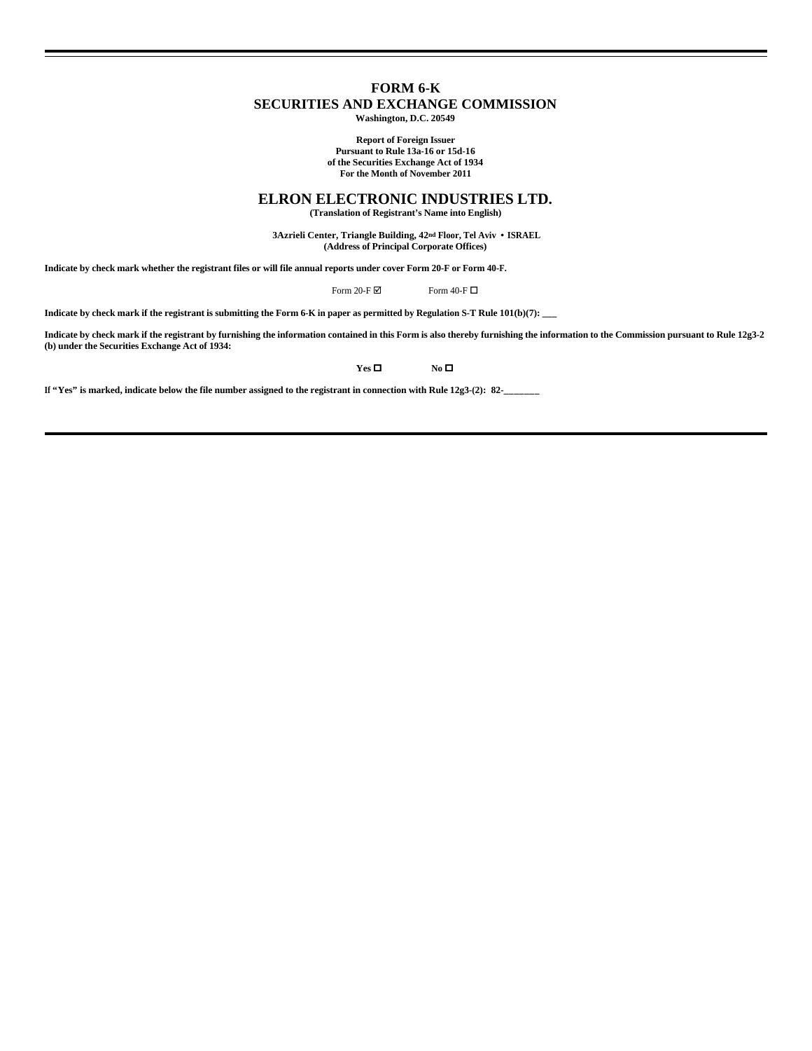# FORM 6-K
## SECURITIES AND EXCHANGE COMMISSION
**Washington, D.C. 20549**

**Report of Foreign Issuer**
**Pursuant to Rule 13a-16 or 15d-16**
**of the Securities Exchange Act of 1934**
**For the Month of November 2011**

# ELRON ELECTRONIC INDUSTRIES LTD.
**(Translation of Registrant's Name into English)**

**3Azrieli Center, Triangle Building, 42nd Floor, Tel Aviv • ISRAEL**
**(Address of Principal Corporate Offices)**

**Indicate by check mark whether the registrant files or will file annual reports under cover Form 20-F or Form 40-F.**

Form 20-F ☑ Form 40-F ☐

**Indicate by check mark if the registrant is submitting the Form 6-K in paper as permitted by Regulation S-T Rule 101(b)(7): ___**

**Indicate by check mark if the registrant by furnishing the information contained in this Form is also thereby furnishing the information to the Commission pursuant to Rule 12g3-2 (b) under the Securities Exchange Act of 1934:**

**Yes ☐ No ☐**

**If "Yes" is marked, indicate below the file number assigned to the registrant in connection with Rule 12g3-(2): 82-_______**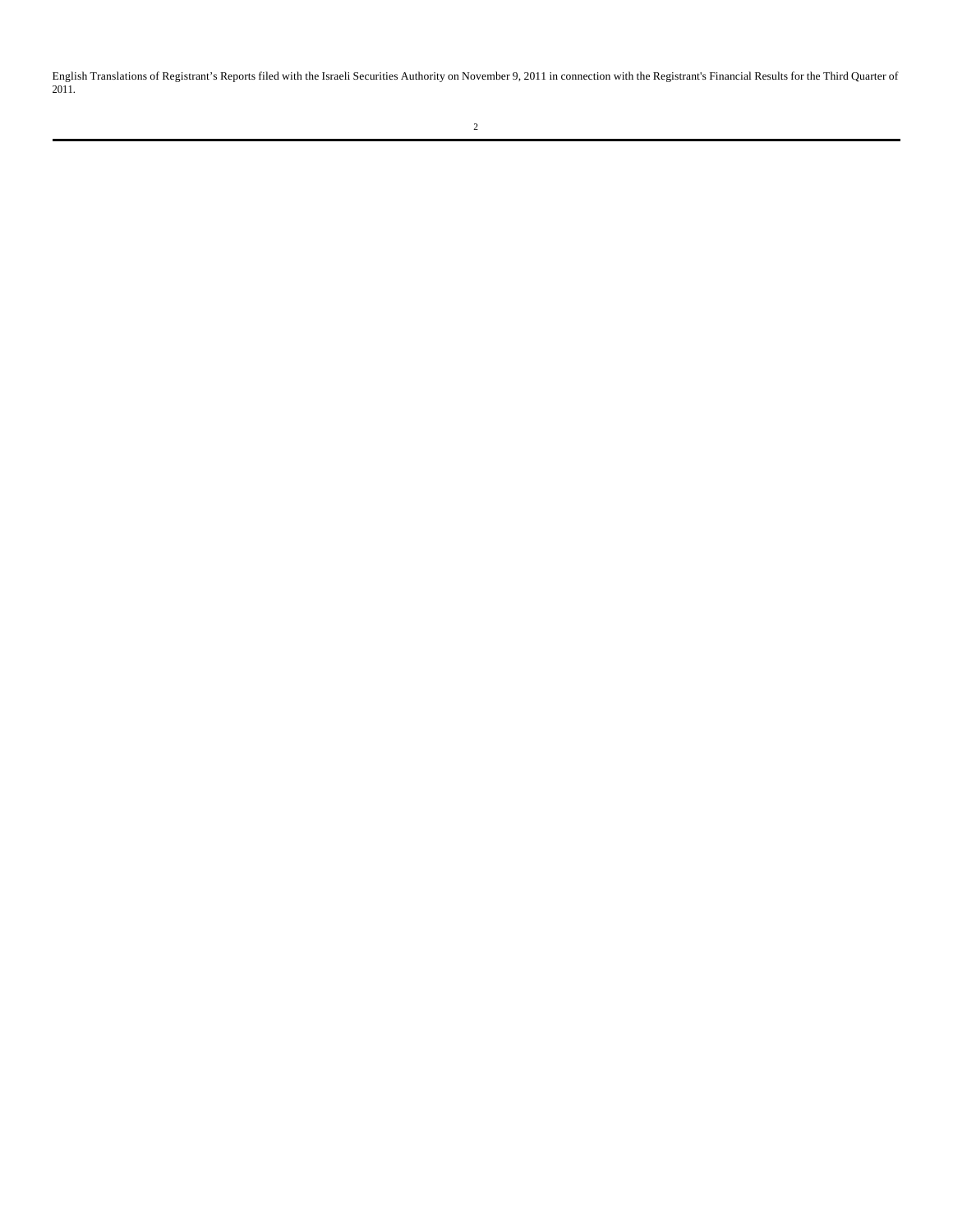English Translations of Registrant's Reports filed with the Israeli Securities Authority on November 9, 2011 in connection with the Registrant's Financial Results for the Third Quarter of 2011.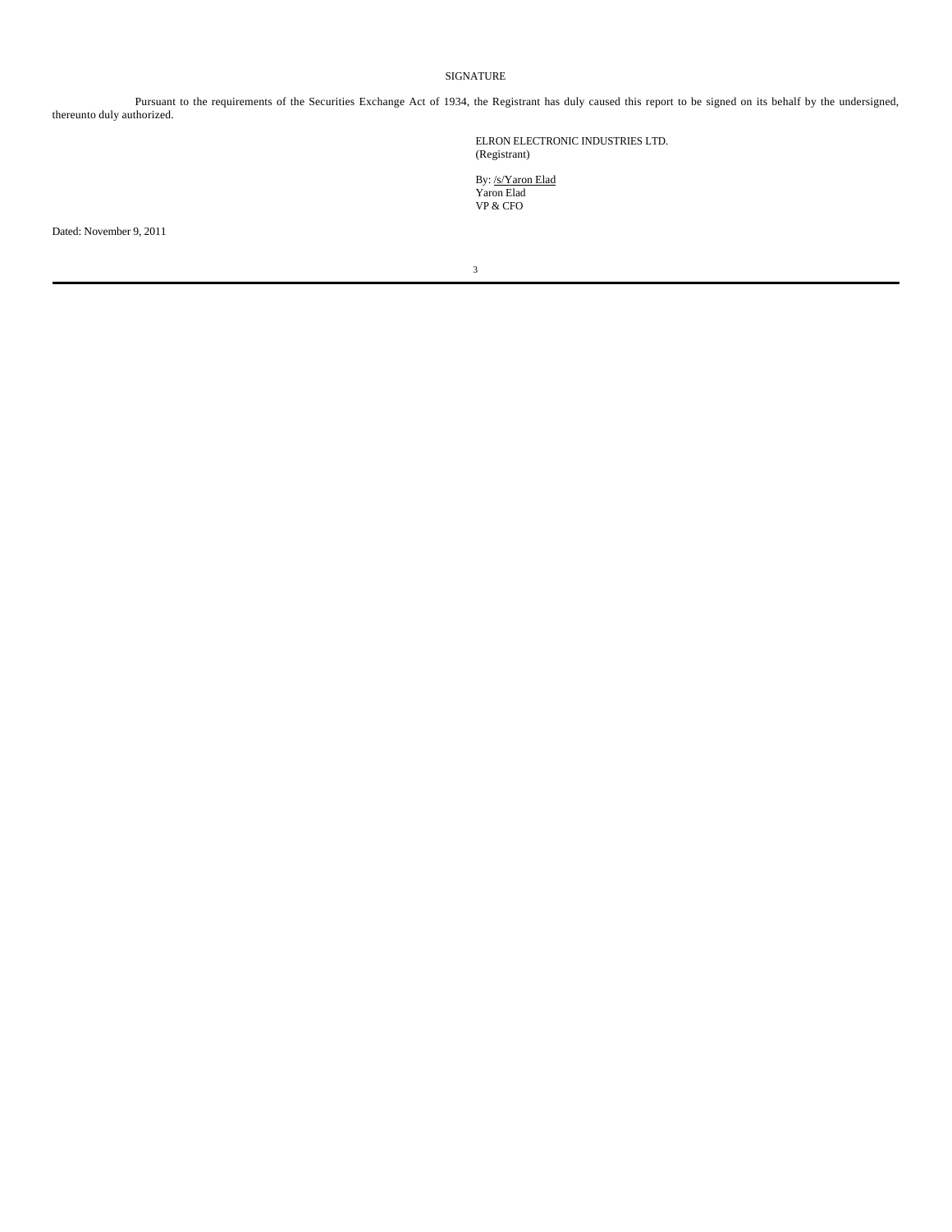## SIGNATURE

Pursuant to the requirements of the Securities Exchange Act of 1934, the Registrant has duly caused this report to be signed on its behalf by the undersigned, thereunto duly authorized.

ELRON ELECTRONIC INDUSTRIES LTD.
(Registrant)

By: /s/Yaron Elad
Yaron Elad
VP & CFO

Dated: November 9, 2011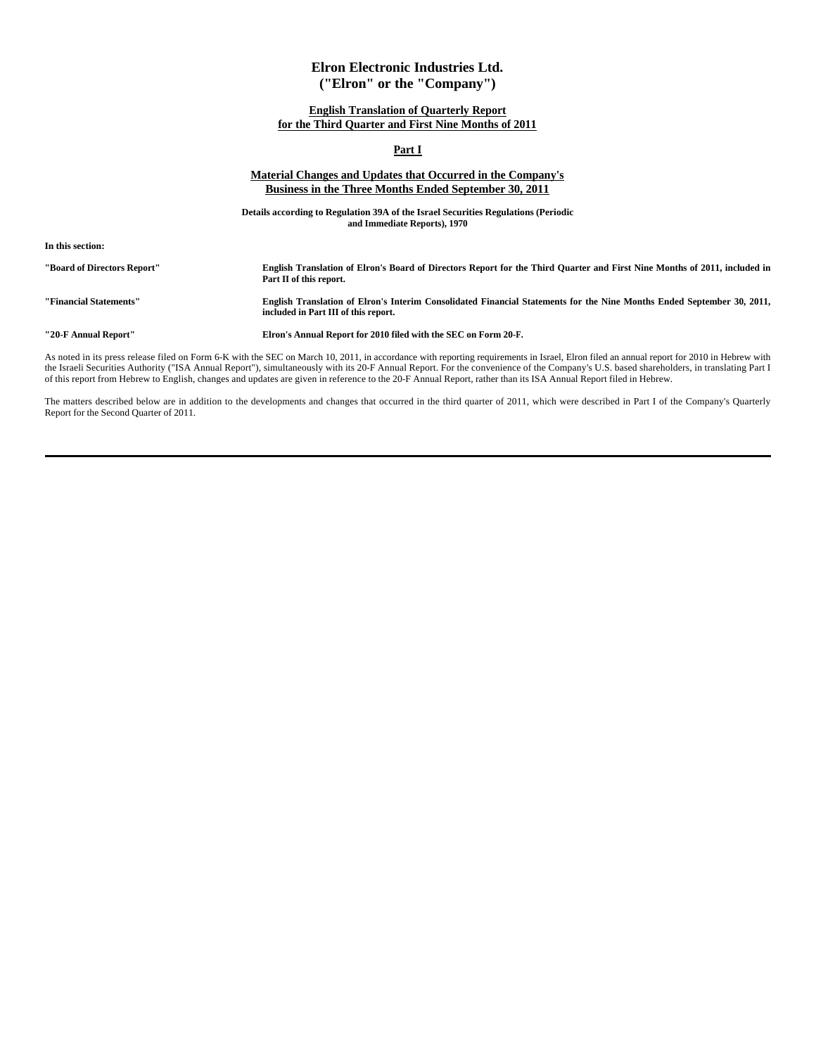# Elron Electronic Industries Ltd.
# ("Elron" or the "Company")

**English Translation of Quarterly Report for the Third Quarter and First Nine Months of 2011**

**Part I**

## Material Changes and Updates that Occurred in the Company's Business in the Three Months Ended September 30, 2011

**Details according to Regulation 39A of the Israel Securities Regulations (Periodic and Immediate Reports), 1970**

**In this section:**

| | |
|---|---|
| **"Board of Directors Report"** | **English Translation of Elron's Board of Directors Report for the Third Quarter and First Nine Months of 2011, included in Part II of this report.** |
| **"Financial Statements"** | **English Translation of Elron's Interim Consolidated Financial Statements for the Nine Months Ended September 30, 2011, included in Part III of this report.** |
| **"20-F Annual Report"** | **Elron's Annual Report for 2010 filed with the SEC on Form 20-F.** |

As noted in its press release filed on Form 6-K with the SEC on March 10, 2011, in accordance with reporting requirements in Israel, Elron filed an annual report for 2010 in Hebrew with the Israeli Securities Authority ("ISA Annual Report"), simultaneously with its 20-F Annual Report. For the convenience of the Company's U.S. based shareholders, in translating Part I of this report from Hebrew to English, changes and updates are given in reference to the 20-F Annual Report, rather than its ISA Annual Report filed in Hebrew.

The matters described below are in addition to the developments and changes that occurred in the third quarter of 2011, which were described in Part I of the Company's Quarterly Report for the Second Quarter of 2011.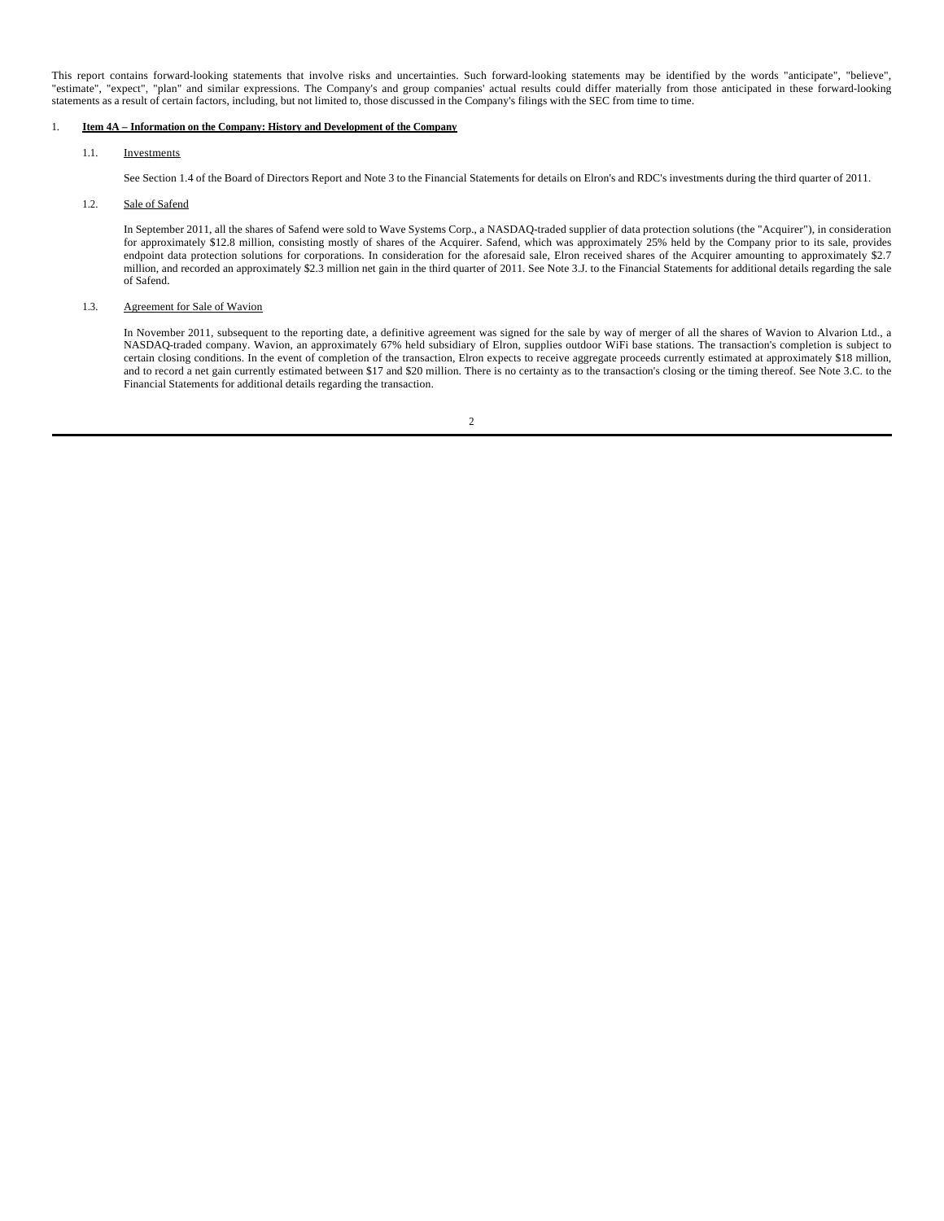This report contains forward-looking statements that involve risks and uncertainties. Such forward-looking statements may be identified by the words "anticipate", "believe", "estimate", "expect", "plan" and similar expressions. The Company's and group companies' actual results could differ materially from those anticipated in these forward-looking statements as a result of certain factors, including, but not limited to, those discussed in the Company's filings with the SEC from time to time.

## 1. Item 4A – Information on the Company: History and Development of the Company

### 1.1. Investments

See Section 1.4 of the Board of Directors Report and Note 3 to the Financial Statements for details on Elron's and RDC's investments during the third quarter of 2011.

### 1.2. Sale of Safend

In September 2011, all the shares of Safend were sold to Wave Systems Corp., a NASDAQ-traded supplier of data protection solutions (the "Acquirer"), in consideration for approximately $12.8 million, consisting mostly of shares of the Acquirer. Safend, which was approximately 25% held by the Company prior to its sale, provides endpoint data protection solutions for corporations. In consideration for the aforesaid sale, Elron received shares of the Acquirer amounting to approximately $2.7 million, and recorded an approximately $2.3 million net gain in the third quarter of 2011. See Note 3.J. to the Financial Statements for additional details regarding the sale of Safend.

### 1.3. Agreement for Sale of Wavion

In November 2011, subsequent to the reporting date, a definitive agreement was signed for the sale by way of merger of all the shares of Wavion to Alvarion Ltd., a NASDAQ-traded company. Wavion, an approximately 67% held subsidiary of Elron, supplies outdoor WiFi base stations. The transaction's completion is subject to certain closing conditions. In the event of completion of the transaction, Elron expects to receive aggregate proceeds currently estimated at approximately $18 million, and to record a net gain currently estimated between $17 and $20 million. There is no certainty as to the transaction's closing or the timing thereof. See Note 3.C. to the Financial Statements for additional details regarding the transaction.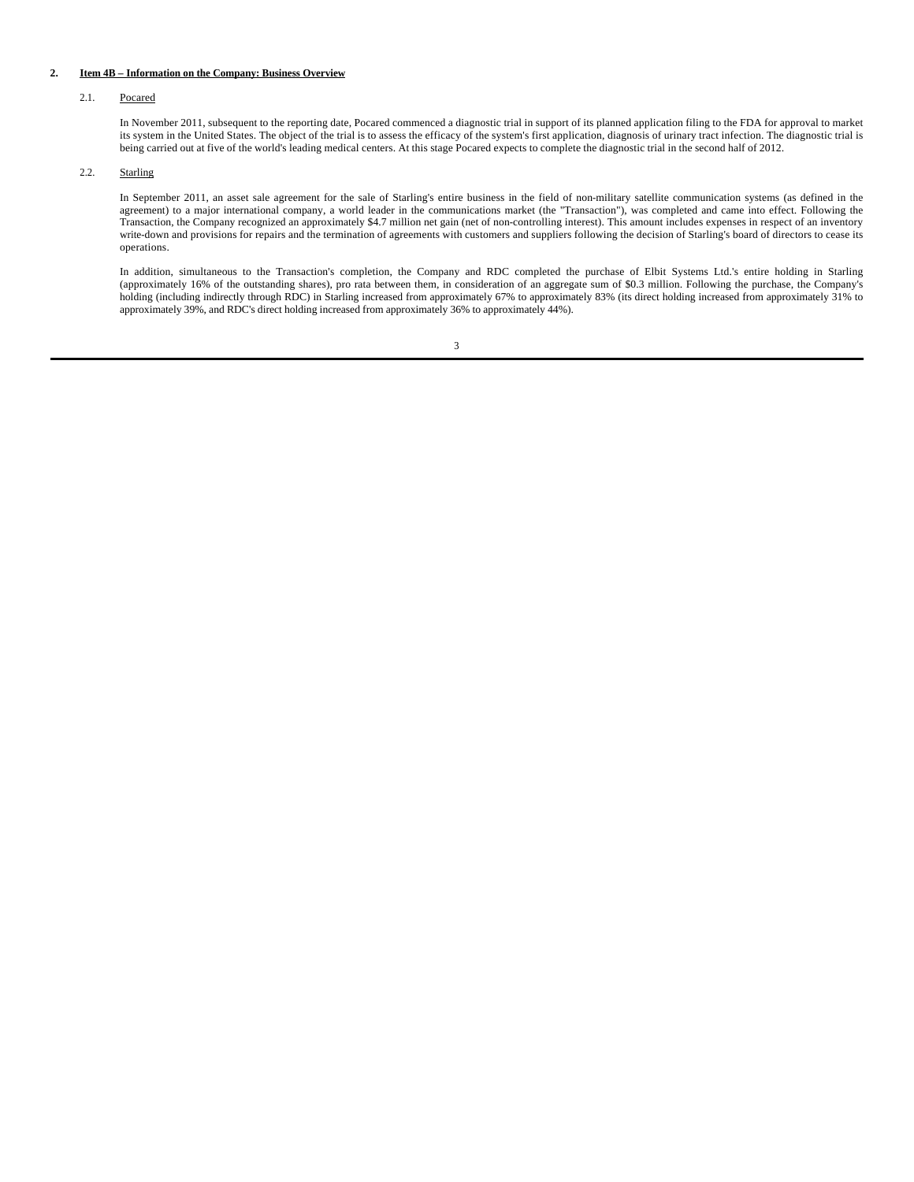## 2. Item 4B – Information on the Company: Business Overview

### 2.1. Pocared

In November 2011, subsequent to the reporting date, Pocared commenced a diagnostic trial in support of its planned application filing to the FDA for approval to market its system in the United States. The object of the trial is to assess the efficacy of the system's first application, diagnosis of urinary tract infection. The diagnostic trial is being carried out at five of the world's leading medical centers. At this stage Pocared expects to complete the diagnostic trial in the second half of 2012.

### 2.2. Starling

In September 2011, an asset sale agreement for the sale of Starling's entire business in the field of non-military satellite communication systems (as defined in the agreement) to a major international company, a world leader in the communications market (the "Transaction"), was completed and came into effect. Following the Transaction, the Company recognized an approximately $4.7 million net gain (net of non-controlling interest). This amount includes expenses in respect of an inventory write-down and provisions for repairs and the termination of agreements with customers and suppliers following the decision of Starling's board of directors to cease its operations.

In addition, simultaneous to the Transaction's completion, the Company and RDC completed the purchase of Elbit Systems Ltd.'s entire holding in Starling (approximately 16% of the outstanding shares), pro rata between them, in consideration of an aggregate sum of $0.3 million. Following the purchase, the Company's holding (including indirectly through RDC) in Starling increased from approximately 67% to approximately 83% (its direct holding increased from approximately 31% to approximately 39%, and RDC's direct holding increased from approximately 36% to approximately 44%).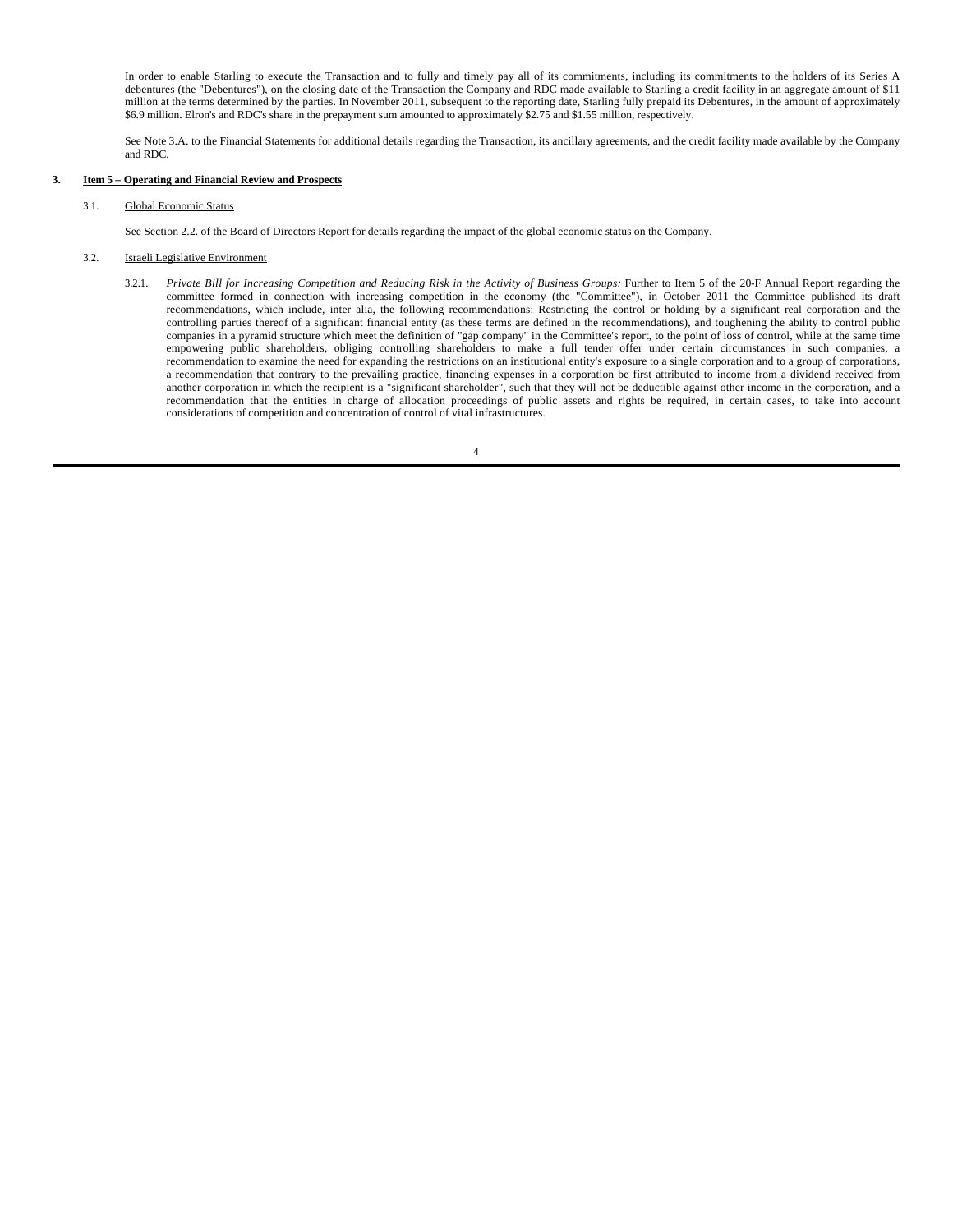In order to enable Starling to execute the Transaction and to fully and timely pay all of its commitments, including its commitments to the holders of its Series A debentures (the "Debentures"), on the closing date of the Transaction the Company and RDC made available to Starling a credit facility in an aggregate amount of $11 million at the terms determined by the parties. In November 2011, subsequent to the reporting date, Starling fully prepaid its Debentures, in the amount of approximately $6.9 million. Elron's and RDC's share in the prepayment sum amounted to approximately $2.75 and $1.55 million, respectively.

See Note 3.A. to the Financial Statements for additional details regarding the Transaction, its ancillary agreements, and the credit facility made available by the Company and RDC.

## 3. Item 5 – Operating and Financial Review and Prospects

### 3.1. Global Economic Status

See Section 2.2. of the Board of Directors Report for details regarding the impact of the global economic status on the Company.

### 3.2. Israeli Legislative Environment

3.2.1. *Private Bill for Increasing Competition and Reducing Risk in the Activity of Business Groups:* Further to Item 5 of the 20-F Annual Report regarding the committee formed in connection with increasing competition in the economy (the "Committee"), in October 2011 the Committee published its draft recommendations, which include, inter alia, the following recommendations: Restricting the control or holding by a significant real corporation and the controlling parties thereof of a significant financial entity (as these terms are defined in the recommendations), and toughening the ability to control public companies in a pyramid structure which meet the definition of "gap company" in the Committee's report, to the point of loss of control, while at the same time empowering public shareholders, obliging controlling shareholders to make a full tender offer under certain circumstances in such companies, a recommendation to examine the need for expanding the restrictions on an institutional entity's exposure to a single corporation and to a group of corporations, a recommendation that contrary to the prevailing practice, financing expenses in a corporation be first attributed to income from a dividend received from another corporation in which the recipient is a "significant shareholder", such that they will not be deductible against other income in the corporation, and a recommendation that the entities in charge of allocation proceedings of public assets and rights be required, in certain cases, to take into account considerations of competition and concentration of control of vital infrastructures.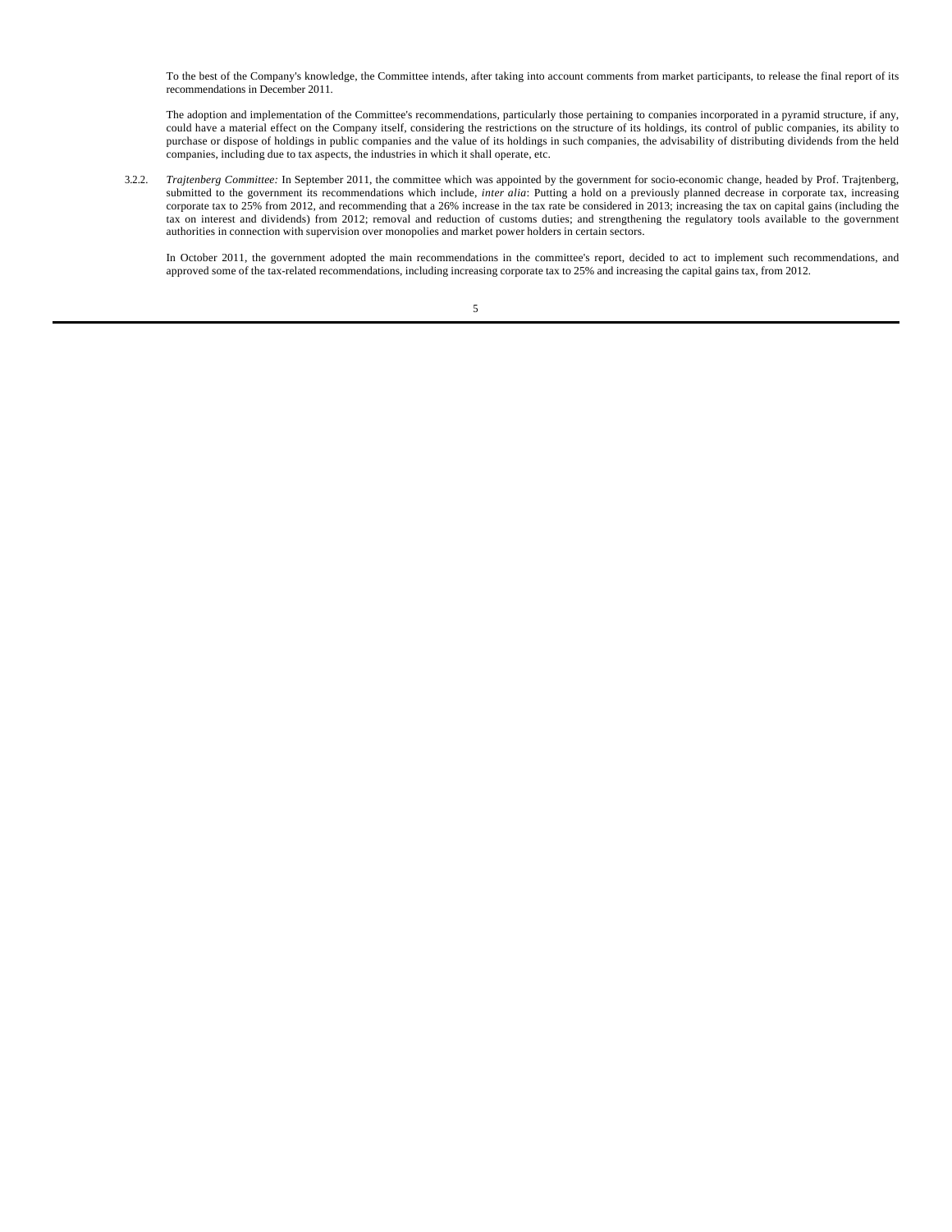To the best of the Company's knowledge, the Committee intends, after taking into account comments from market participants, to release the final report of its recommendations in December 2011.

The adoption and implementation of the Committee's recommendations, particularly those pertaining to companies incorporated in a pyramid structure, if any, could have a material effect on the Company itself, considering the restrictions on the structure of its holdings, its control of public companies, its ability to purchase or dispose of holdings in public companies and the value of its holdings in such companies, the advisability of distributing dividends from the held companies, including due to tax aspects, the industries in which it shall operate, etc.

3.2.2. *Trajtenberg Committee:* In September 2011, the committee which was appointed by the government for socio-economic change, headed by Prof. Trajtenberg, submitted to the government its recommendations which include, *inter alia*: Putting a hold on a previously planned decrease in corporate tax, increasing corporate tax to 25% from 2012, and recommending that a 26% increase in the tax rate be considered in 2013; increasing the tax on capital gains (including the tax on interest and dividends) from 2012; removal and reduction of customs duties; and strengthening the regulatory tools available to the government authorities in connection with supervision over monopolies and market power holders in certain sectors.

In October 2011, the government adopted the main recommendations in the committee's report, decided to act to implement such recommendations, and approved some of the tax-related recommendations, including increasing corporate tax to 25% and increasing the capital gains tax, from 2012.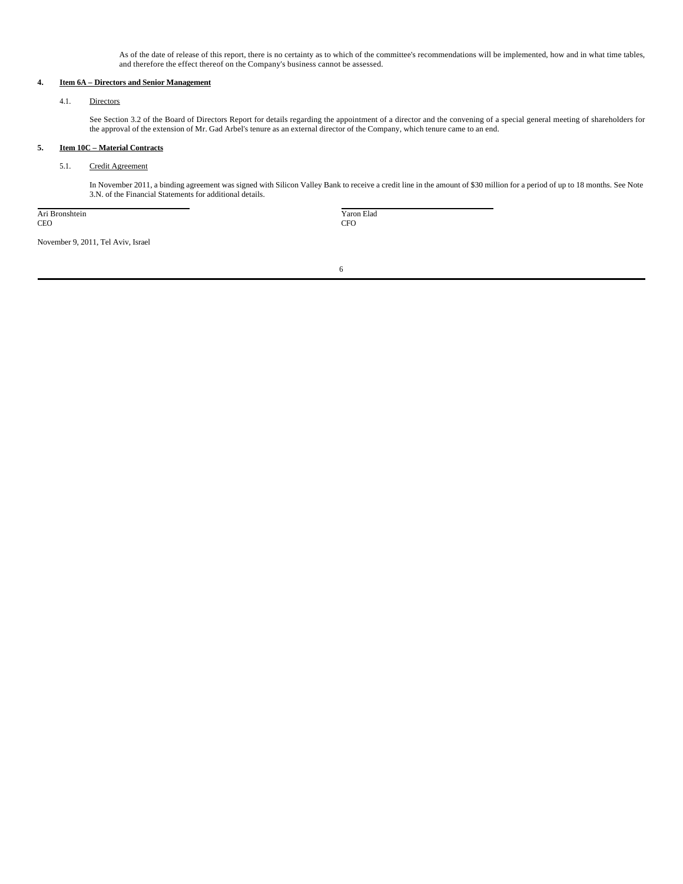As of the date of release of this report, there is no certainty as to which of the committee's recommendations will be implemented, how and in what time tables, and therefore the effect thereof on the Company's business cannot be assessed.

## 4. Item 6A – Directors and Senior Management

### 4.1. Directors

See Section 3.2 of the Board of Directors Report for details regarding the appointment of a director and the convening of a special general meeting of shareholders for the approval of the extension of Mr. Gad Arbel's tenure as an external director of the Company, which tenure came to an end.

## 5. Item 10C – Material Contracts

### 5.1. Credit Agreement

In November 2011, a binding agreement was signed with Silicon Valley Bank to receive a credit line in the amount of $30 million for a period of up to 18 months. See Note 3.N. of the Financial Statements for additional details.

| | |
|---|---|
| Ari Bronshtein | Yaron Elad |
| CEO | CFO |

November 9, 2011, Tel Aviv, Israel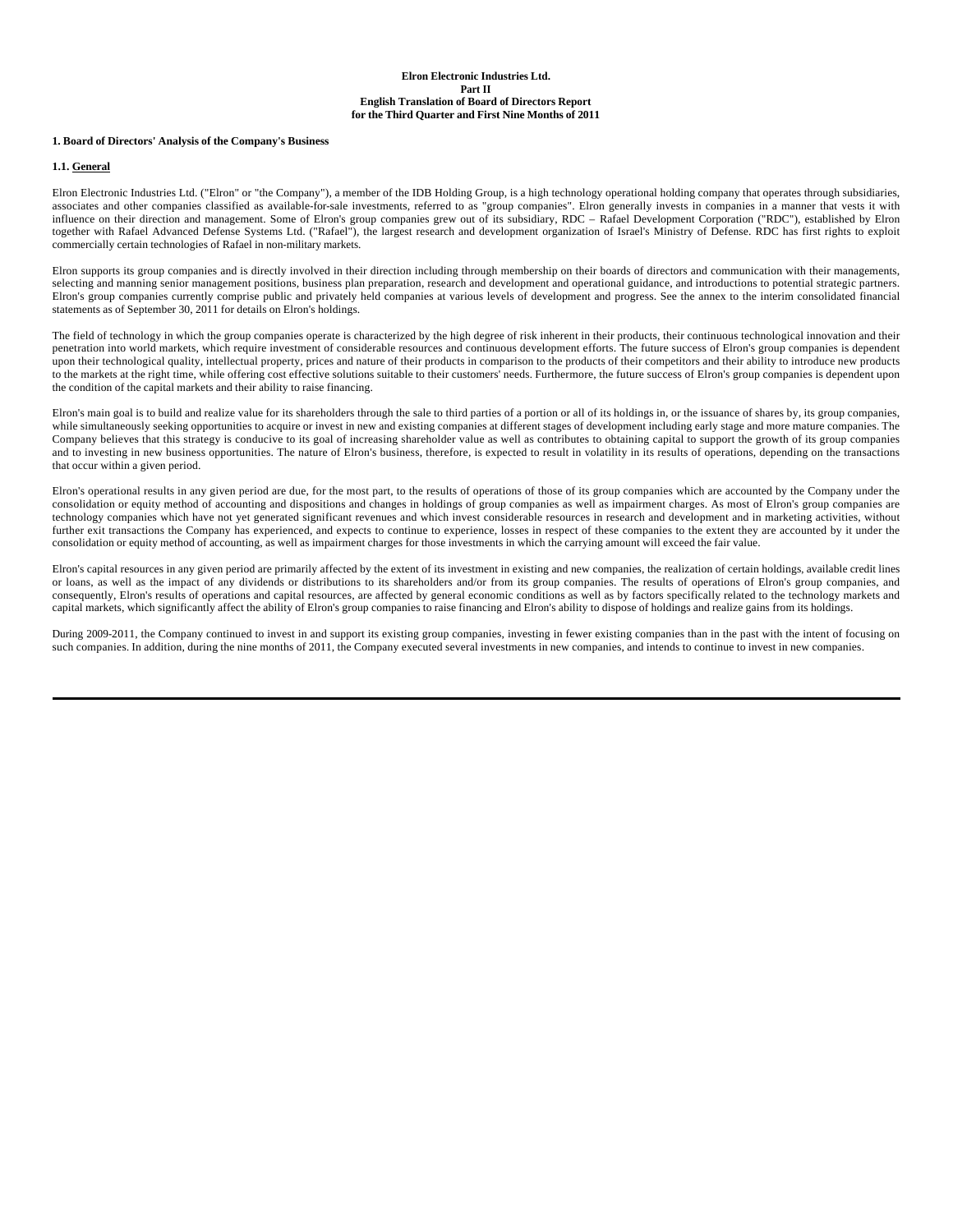**Elron Electronic Industries Ltd.**
**Part II**
**English Translation of Board of Directors Report**
**for the Third Quarter and First Nine Months of 2011**

## 1. Board of Directors' Analysis of the Company's Business

### 1.1. General

Elron Electronic Industries Ltd. ("Elron" or "the Company"), a member of the IDB Holding Group, is a high technology operational holding company that operates through subsidiaries, associates and other companies classified as available-for-sale investments, referred to as "group companies". Elron generally invests in companies in a manner that vests it with influence on their direction and management. Some of Elron's group companies grew out of its subsidiary, RDC – Rafael Development Corporation ("RDC"), established by Elron together with Rafael Advanced Defense Systems Ltd. ("Rafael"), the largest research and development organization of Israel's Ministry of Defense. RDC has first rights to exploit commercially certain technologies of Rafael in non-military markets.

Elron supports its group companies and is directly involved in their direction including through membership on their boards of directors and communication with their managements, selecting and manning senior management positions, business plan preparation, research and development and operational guidance, and introductions to potential strategic partners. Elron's group companies currently comprise public and privately held companies at various levels of development and progress. See the annex to the interim consolidated financial statements as of September 30, 2011 for details on Elron's holdings.

The field of technology in which the group companies operate is characterized by the high degree of risk inherent in their products, their continuous technological innovation and their penetration into world markets, which require investment of considerable resources and continuous development efforts. The future success of Elron's group companies is dependent upon their technological quality, intellectual property, prices and nature of their products in comparison to the products of their competitors and their ability to introduce new products to the markets at the right time, while offering cost effective solutions suitable to their customers' needs. Furthermore, the future success of Elron's group companies is dependent upon the condition of the capital markets and their ability to raise financing.

Elron's main goal is to build and realize value for its shareholders through the sale to third parties of a portion or all of its holdings in, or the issuance of shares by, its group companies, while simultaneously seeking opportunities to acquire or invest in new and existing companies at different stages of development including early stage and more mature companies. The Company believes that this strategy is conducive to its goal of increasing shareholder value as well as contributes to obtaining capital to support the growth of its group companies and to investing in new business opportunities. The nature of Elron's business, therefore, is expected to result in volatility in its results of operations, depending on the transactions that occur within a given period.

Elron's operational results in any given period are due, for the most part, to the results of operations of those of its group companies which are accounted by the Company under the consolidation or equity method of accounting and dispositions and changes in holdings of group companies as well as impairment charges. As most of Elron's group companies are technology companies which have not yet generated significant revenues and which invest considerable resources in research and development and in marketing activities, without further exit transactions the Company has experienced, and expects to continue to experience, losses in respect of these companies to the extent they are accounted by it under the consolidation or equity method of accounting, as well as impairment charges for those investments in which the carrying amount will exceed the fair value.

Elron's capital resources in any given period are primarily affected by the extent of its investment in existing and new companies, the realization of certain holdings, available credit lines or loans, as well as the impact of any dividends or distributions to its shareholders and/or from its group companies. The results of operations of Elron's group companies, and consequently, Elron's results of operations and capital resources, are affected by general economic conditions as well as by factors specifically related to the technology markets and capital markets, which significantly affect the ability of Elron's group companies to raise financing and Elron's ability to dispose of holdings and realize gains from its holdings.

During 2009-2011, the Company continued to invest in and support its existing group companies, investing in fewer existing companies than in the past with the intent of focusing on such companies. In addition, during the nine months of 2011, the Company executed several investments in new companies, and intends to continue to invest in new companies.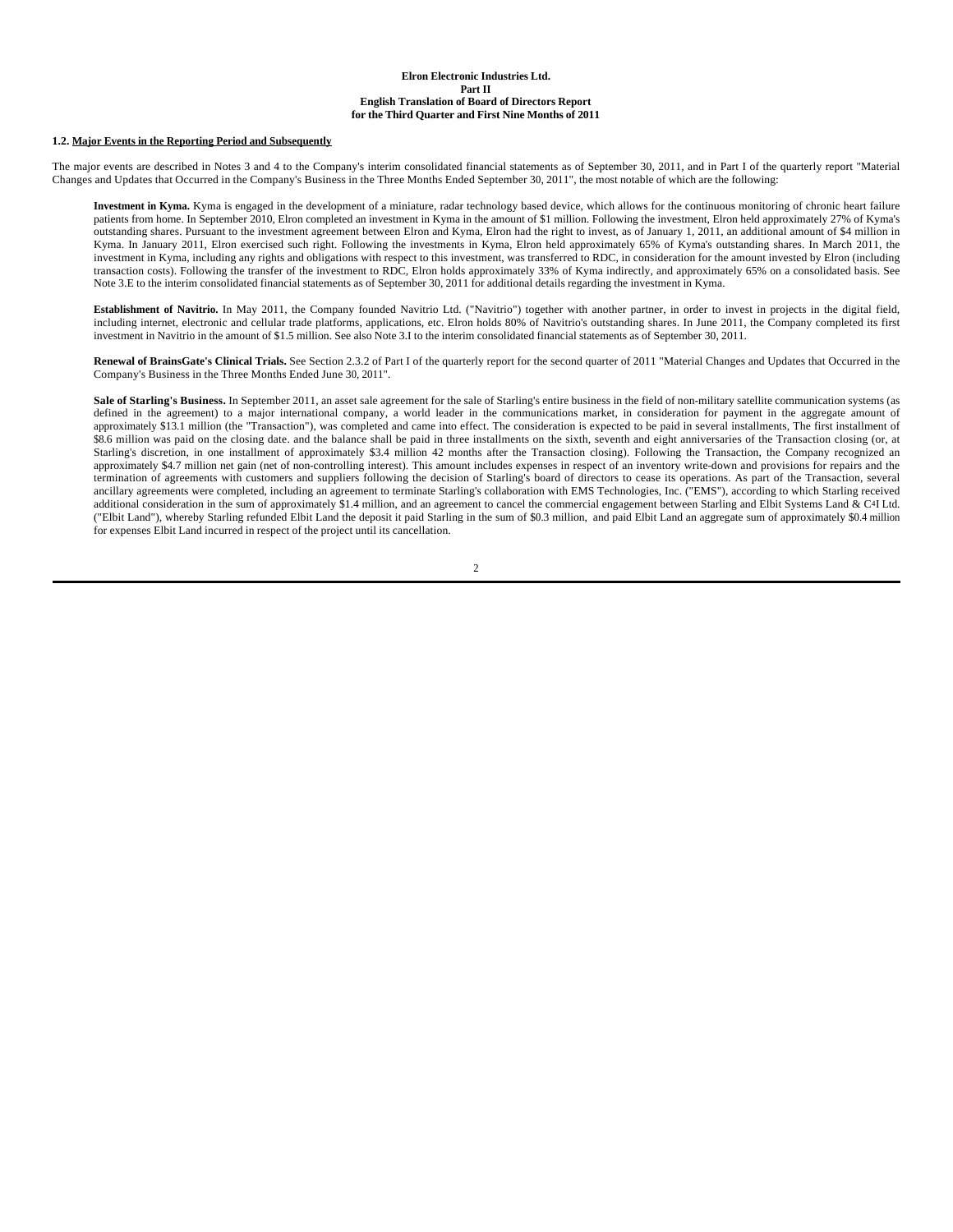**Elron Electronic Industries Ltd.**
**Part II**
**English Translation of Board of Directors Report**
**for the Third Quarter and First Nine Months of 2011**

**1.2. Major Events in the Reporting Period and Subsequently**

The major events are described in Notes 3 and 4 to the Company's interim consolidated financial statements as of September 30, 2011, and in Part I of the quarterly report "Material Changes and Updates that Occurred in the Company's Business in the Three Months Ended September 30, 2011", the most notable of which are the following:

**Investment in Kyma.** Kyma is engaged in the development of a miniature, radar technology based device, which allows for the continuous monitoring of chronic heart failure patients from home. In September 2010, Elron completed an investment in Kyma in the amount of $1 million. Following the investment, Elron held approximately 27% of Kyma's outstanding shares. Pursuant to the investment agreement between Elron and Kyma, Elron had the right to invest, as of January 1, 2011, an additional amount of $4 million in Kyma. In January 2011, Elron exercised such right. Following the investments in Kyma, Elron held approximately 65% of Kyma's outstanding shares. In March 2011, the investment in Kyma, including any rights and obligations with respect to this investment, was transferred to RDC, in consideration for the amount invested by Elron (including transaction costs). Following the transfer of the investment to RDC, Elron holds approximately 33% of Kyma indirectly, and approximately 65% on a consolidated basis. See Note 3.E to the interim consolidated financial statements as of September 30, 2011 for additional details regarding the investment in Kyma.

**Establishment of Navitrio.** In May 2011, the Company founded Navitrio Ltd. ("Navitrio") together with another partner, in order to invest in projects in the digital field, including internet, electronic and cellular trade platforms, applications, etc. Elron holds 80% of Navitrio's outstanding shares. In June 2011, the Company completed its first investment in Navitrio in the amount of $1.5 million. See also Note 3.I to the interim consolidated financial statements as of September 30, 2011.

**Renewal of BrainsGate's Clinical Trials.** See Section 2.3.2 of Part I of the quarterly report for the second quarter of 2011 "Material Changes and Updates that Occurred in the Company's Business in the Three Months Ended June 30, 2011".

**Sale of Starling's Business.** In September 2011, an asset sale agreement for the sale of Starling's entire business in the field of non-military satellite communication systems (as defined in the agreement) to a major international company, a world leader in the communications market, in consideration for payment in the aggregate amount of approximately $13.1 million (the "Transaction"), was completed and came into effect. The consideration is expected to be paid in several installments, The first installment of $8.6 million was paid on the closing date. and the balance shall be paid in three installments on the sixth, seventh and eight anniversaries of the Transaction closing (or, at Starling's discretion, in one installment of approximately $3.4 million 42 months after the Transaction closing). Following the Transaction, the Company recognized an approximately $4.7 million net gain (net of non-controlling interest). This amount includes expenses in respect of an inventory write-down and provisions for repairs and the termination of agreements with customers and suppliers following the decision of Starling's board of directors to cease its operations. As part of the Transaction, several ancillary agreements were completed, including an agreement to terminate Starling's collaboration with EMS Technologies, Inc. ("EMS"), according to which Starling received additional consideration in the sum of approximately $1.4 million, and an agreement to cancel the commercial engagement between Starling and Elbit Systems Land & C4I Ltd. ("Elbit Land"), whereby Starling refunded Elbit Land the deposit it paid Starling in the sum of $0.3 million, and paid Elbit Land an aggregate sum of approximately $0.4 million for expenses Elbit Land incurred in respect of the project until its cancellation.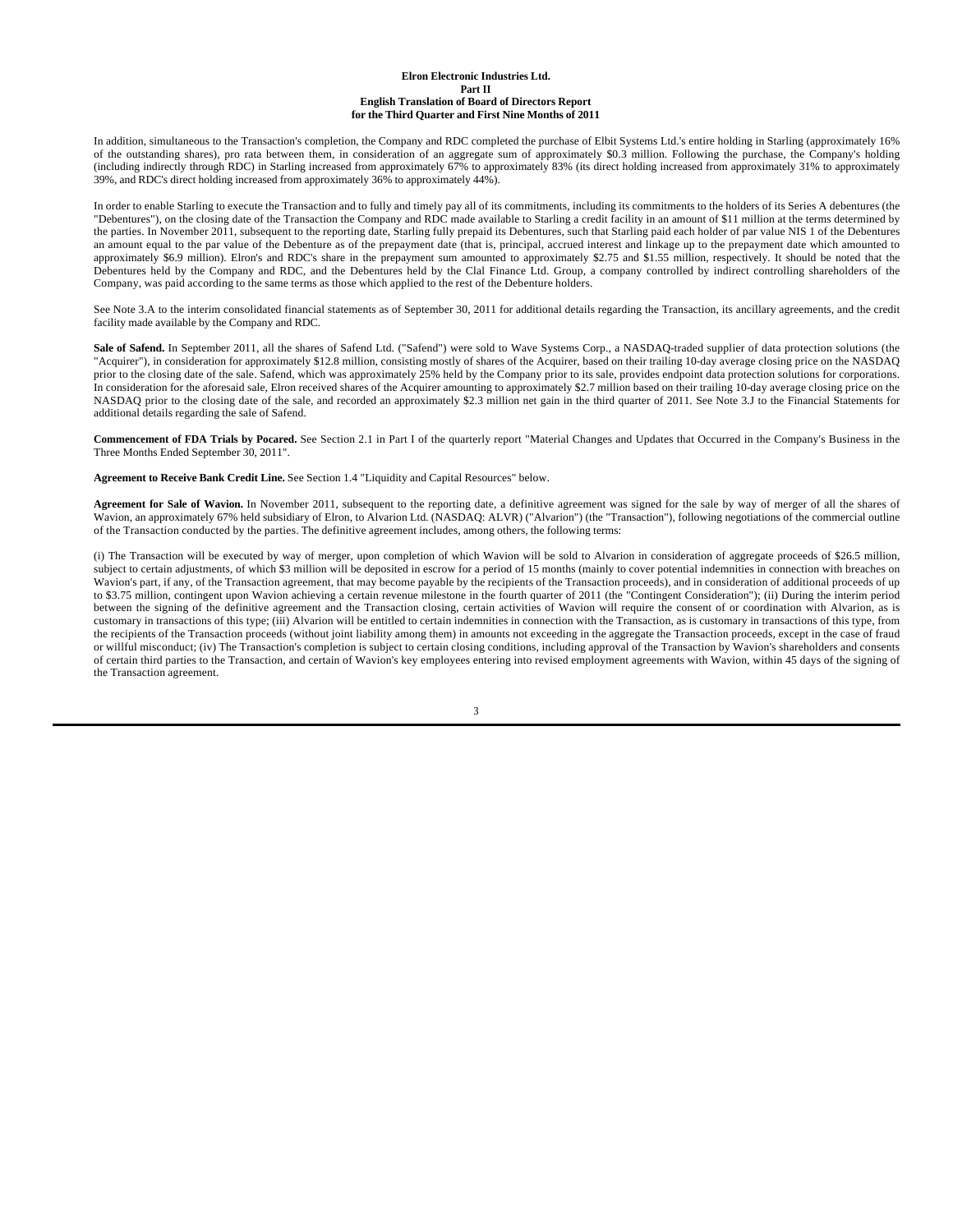In addition, simultaneous to the Transaction's completion, the Company and RDC completed the purchase of Elbit Systems Ltd.'s entire holding in Starling (approximately 16% of the outstanding shares), pro rata between them, in consideration of an aggregate sum of approximately $0.3 million. Following the purchase, the Company's holding (including indirectly through RDC) in Starling increased from approximately 67% to approximately 83% (its direct holding increased from approximately 31% to approximately 39%, and RDC's direct holding increased from approximately 36% to approximately 44%).

In order to enable Starling to execute the Transaction and to fully and timely pay all of its commitments, including its commitments to the holders of its Series A debentures (the "Debentures"), on the closing date of the Transaction the Company and RDC made available to Starling a credit facility in an amount of $11 million at the terms determined by the parties. In November 2011, subsequent to the reporting date, Starling fully prepaid its Debentures, such that Starling paid each holder of par value NIS 1 of the Debentures an amount equal to the par value of the Debenture as of the prepayment date (that is, principal, accrued interest and linkage up to the prepayment date which amounted to approximately $6.9 million). Elron's and RDC's share in the prepayment sum amounted to approximately $2.75 and $1.55 million, respectively. It should be noted that the Debentures held by the Company and RDC, and the Debentures held by the Clal Finance Ltd. Group, a company controlled by indirect controlling shareholders of the Company, was paid according to the same terms as those which applied to the rest of the Debenture holders.

See Note 3.A to the interim consolidated financial statements as of September 30, 2011 for additional details regarding the Transaction, its ancillary agreements, and the credit facility made available by the Company and RDC.

**Sale of Safend.** In September 2011, all the shares of Safend Ltd. ("Safend") were sold to Wave Systems Corp., a NASDAQ-traded supplier of data protection solutions (the "Acquirer"), in consideration for approximately $12.8 million, consisting mostly of shares of the Acquirer, based on their trailing 10-day average closing price on the NASDAQ prior to the closing date of the sale. Safend, which was approximately 25% held by the Company prior to its sale, provides endpoint data protection solutions for corporations. In consideration for the aforesaid sale, Elron received shares of the Acquirer amounting to approximately $2.7 million based on their trailing 10-day average closing price on the NASDAQ prior to the closing date of the sale, and recorded an approximately $2.3 million net gain in the third quarter of 2011. See Note 3.J to the Financial Statements for additional details regarding the sale of Safend.

**Commencement of FDA Trials by Pocared.** See Section 2.1 in Part I of the quarterly report "Material Changes and Updates that Occurred in the Company's Business in the Three Months Ended September 30, 2011".

**Agreement to Receive Bank Credit Line.** See Section 1.4 "Liquidity and Capital Resources" below.

**Agreement for Sale of Wavion.** In November 2011, subsequent to the reporting date, a definitive agreement was signed for the sale by way of merger of all the shares of Wavion, an approximately 67% held subsidiary of Elron, to Alvarion Ltd. (NASDAQ: ALVR) ("Alvarion") (the "Transaction"), following negotiations of the commercial outline of the Transaction conducted by the parties. The definitive agreement includes, among others, the following terms:

(i) The Transaction will be executed by way of merger, upon completion of which Wavion will be sold to Alvarion in consideration of aggregate proceeds of $26.5 million, subject to certain adjustments, of which $3 million will be deposited in escrow for a period of 15 months (mainly to cover potential indemnities in connection with breaches on Wavion's part, if any, of the Transaction agreement, that may become payable by the recipients of the Transaction proceeds), and in consideration of additional proceeds of up to $3.75 million, contingent upon Wavion achieving a certain revenue milestone in the fourth quarter of 2011 (the "Contingent Consideration"); (ii) During the interim period between the signing of the definitive agreement and the Transaction closing, certain activities of Wavion will require the consent of or coordination with Alvarion, as is customary in transactions of this type; (iii) Alvarion will be entitled to certain indemnities in connection with the Transaction, as is customary in transactions of this type, from the recipients of the Transaction proceeds (without joint liability among them) in amounts not exceeding in the aggregate the Transaction proceeds, except in the case of fraud or willful misconduct; (iv) The Transaction's completion is subject to certain closing conditions, including approval of the Transaction by Wavion's shareholders and consents of certain third parties to the Transaction, and certain of Wavion's key employees entering into revised employment agreements with Wavion, within 45 days of the signing of the Transaction agreement.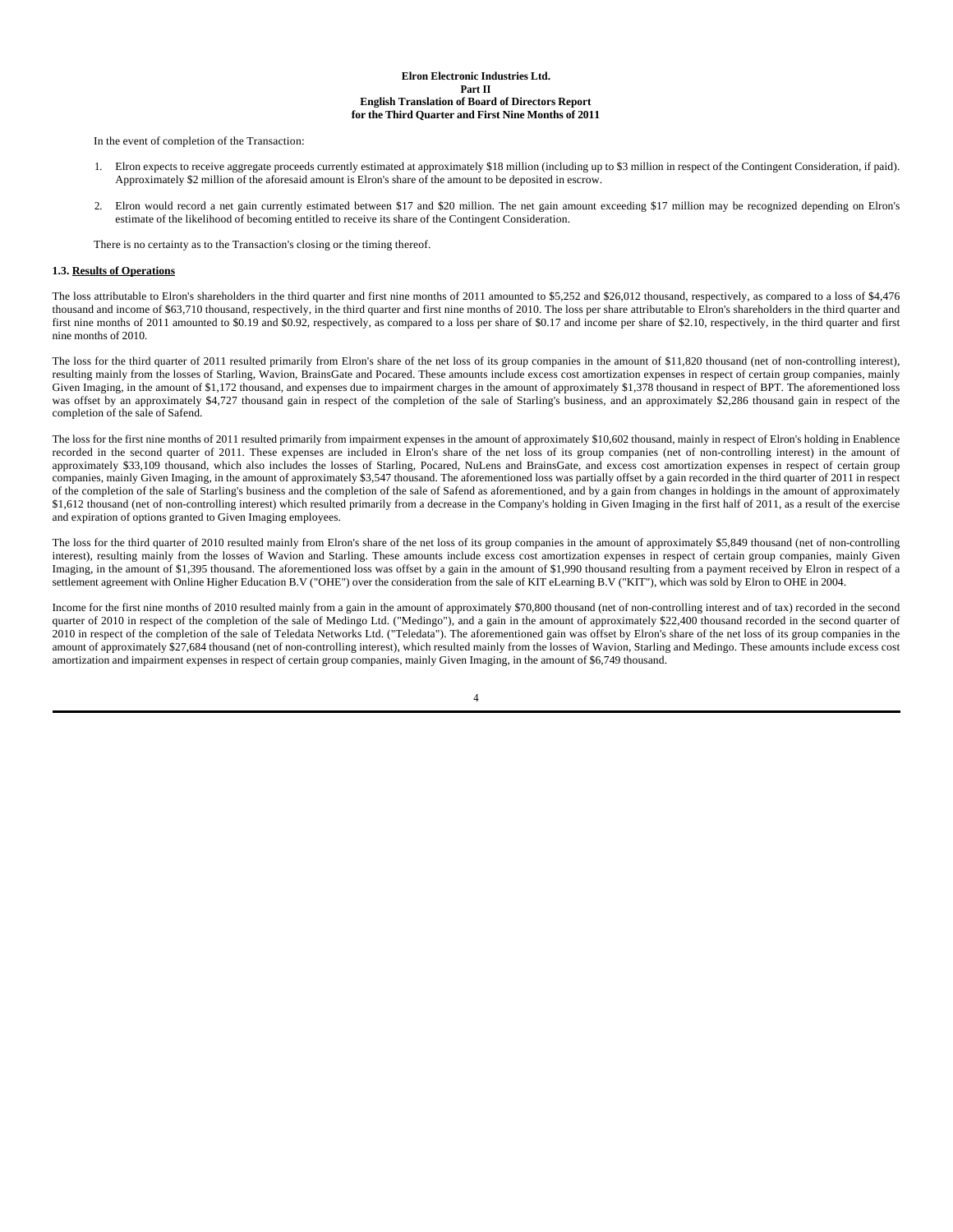In the event of completion of the Transaction:

1. Elron expects to receive aggregate proceeds currently estimated at approximately $18 million (including up to $3 million in respect of the Contingent Consideration, if paid). Approximately $2 million of the aforesaid amount is Elron's share of the amount to be deposited in escrow.

2. Elron would record a net gain currently estimated between $17 and $20 million. The net gain amount exceeding $17 million may be recognized depending on Elron's estimate of the likelihood of becoming entitled to receive its share of the Contingent Consideration.

There is no certainty as to the Transaction's closing or the timing thereof.

### 1.3. Results of Operations

The loss attributable to Elron's shareholders in the third quarter and first nine months of 2011 amounted to $5,252 and $26,012 thousand, respectively, as compared to a loss of $4,476 thousand and income of $63,710 thousand, respectively, in the third quarter and first nine months of 2010. The loss per share attributable to Elron's shareholders in the third quarter and first nine months of 2011 amounted to $0.19 and $0.92, respectively, as compared to a loss per share of $0.17 and income per share of $2.10, respectively, in the third quarter and first nine months of 2010.

The loss for the third quarter of 2011 resulted primarily from Elron's share of the net loss of its group companies in the amount of $11,820 thousand (net of non-controlling interest), resulting mainly from the losses of Starling, Wavion, BrainsGate and Pocared. These amounts include excess cost amortization expenses in respect of certain group companies, mainly Given Imaging, in the amount of $1,172 thousand, and expenses due to impairment charges in the amount of approximately $1,378 thousand in respect of BPT. The aforementioned loss was offset by an approximately $4,727 thousand gain in respect of the completion of the sale of Starling's business, and an approximately $2,286 thousand gain in respect of the completion of the sale of Safend.

The loss for the first nine months of 2011 resulted primarily from impairment expenses in the amount of approximately $10,602 thousand, mainly in respect of Elron's holding in Enablence recorded in the second quarter of 2011. These expenses are included in Elron's share of the net loss of its group companies (net of non-controlling interest) in the amount of approximately $33,109 thousand, which also includes the losses of Starling, Pocared, NuLens and BrainsGate, and excess cost amortization expenses in respect of certain group companies, mainly Given Imaging, in the amount of approximately $3,547 thousand. The aforementioned loss was partially offset by a gain recorded in the third quarter of 2011 in respect of the completion of the sale of Starling's business and the completion of the sale of Safend as aforementioned, and by a gain from changes in holdings in the amount of approximately $1,612 thousand (net of non-controlling interest) which resulted primarily from a decrease in the Company's holding in Given Imaging in the first half of 2011, as a result of the exercise and expiration of options granted to Given Imaging employees.

The loss for the third quarter of 2010 resulted mainly from Elron's share of the net loss of its group companies in the amount of approximately $5,849 thousand (net of non-controlling interest), resulting mainly from the losses of Wavion and Starling. These amounts include excess cost amortization expenses in respect of certain group companies, mainly Given Imaging, in the amount of $1,395 thousand. The aforementioned loss was offset by a gain in the amount of $1,990 thousand resulting from a payment received by Elron in respect of a settlement agreement with Online Higher Education B.V ("OHE") over the consideration from the sale of KIT eLearning B.V ("KIT"), which was sold by Elron to OHE in 2004.

Income for the first nine months of 2010 resulted mainly from a gain in the amount of approximately $70,800 thousand (net of non-controlling interest and of tax) recorded in the second quarter of 2010 in respect of the completion of the sale of Medingo Ltd. ("Medingo"), and a gain in the amount of approximately $22,400 thousand recorded in the second quarter of 2010 in respect of the completion of the sale of Teledata Networks Ltd. ("Teledata"). The aforementioned gain was offset by Elron's share of the net loss of its group companies in the amount of approximately $27,684 thousand (net of non-controlling interest), which resulted mainly from the losses of Wavion, Starling and Medingo. These amounts include excess cost amortization and impairment expenses in respect of certain group companies, mainly Given Imaging, in the amount of $6,749 thousand.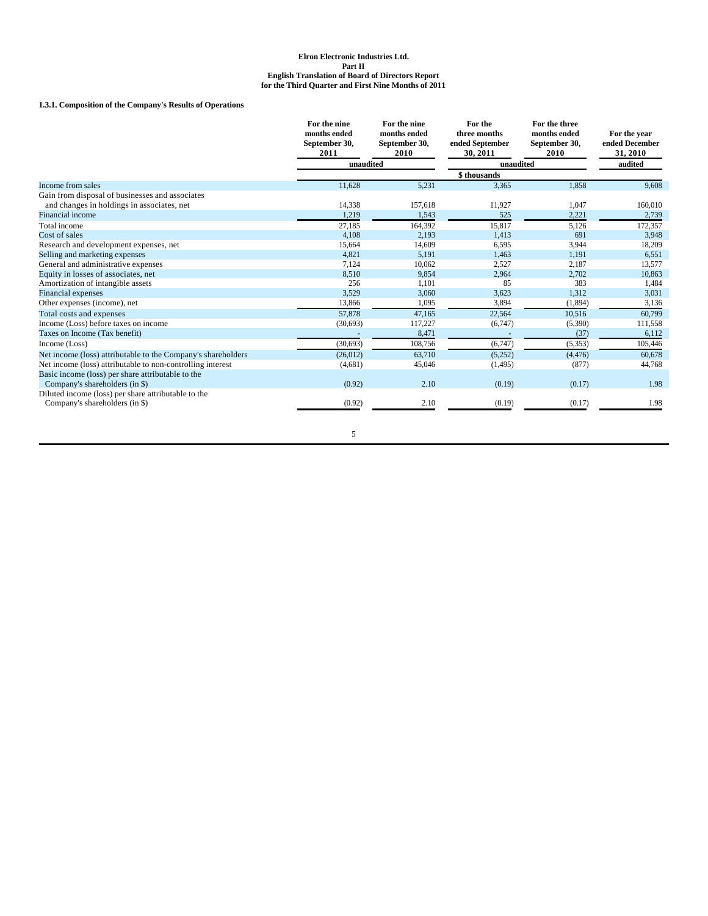**Elron Electronic Industries Ltd.**
**Part II**
**English Translation of Board of Directors Report**
**for the Third Quarter and First Nine Months of 2011**

### 1.3.1. Composition of the Company's Results of Operations

| | For the nine months ended September 30, 2011 | For the nine months ended September 30, 2010 | For the three months ended September 30, 2011 | For the three months ended September 30, 2010 | For the year ended December 31, 2010 |
|---|---|---|---|---|---|
| | unaudited | | unaudited | | audited |
| | | | $ thousands | | |
| Income from sales | 11,628 | 5,231 | 3,365 | 1,858 | 9,608 |
| Gain from disposal of businesses and associates and changes in holdings in associates, net | 14,338 | 157,618 | 11,927 | 1,047 | 160,010 |
| Financial income | 1,219 | 1,543 | 525 | 2,221 | 2,739 |
| Total income | 27,185 | 164,392 | 15,817 | 5,126 | 172,357 |
| Cost of sales | 4,108 | 2,193 | 1,413 | 691 | 3,948 |
| Research and development expenses, net | 15,664 | 14,609 | 6,595 | 3,944 | 18,209 |
| Selling and marketing expenses | 4,821 | 5,191 | 1,463 | 1,191 | 6,551 |
| General and administrative expenses | 7,124 | 10,062 | 2,527 | 2,187 | 13,577 |
| Equity in losses of associates, net | 8,510 | 9,854 | 2,964 | 2,702 | 10,863 |
| Amortization of intangible assets | 256 | 1,101 | 85 | 383 | 1,484 |
| Financial expenses | 3,529 | 3,060 | 3,623 | 1,312 | 3,031 |
| Other expenses (income), net | 13,866 | 1,095 | 3,894 | (1,894) | 3,136 |
| Total costs and expenses | 57,878 | 47,165 | 22,564 | 10,516 | 60,799 |
| Income (Loss) before taxes on income | (30,693) | 117,227 | (6,747) | (5,390) | 111,558 |
| Taxes on Income (Tax benefit) | - | 8,471 | - | (37) | 6,112 |
| Income (Loss) | (30,693) | 108,756 | (6,747) | (5,353) | 105,446 |
| Net income (loss) attributable to the Company's shareholders | (26,012) | 63,710 | (5,252) | (4,476) | 60,678 |
| Net income (loss) attributable to non-controlling interest | (4,681) | 45,046 | (1,495) | (877) | 44,768 |
| Basic income (loss) per share attributable to the Company's shareholders (in $) | (0.92) | 2.10 | (0.19) | (0.17) | 1.98 |
| Diluted income (loss) per share attributable to the Company's shareholders (in $) | (0.92) | 2.10 | (0.19) | (0.17) | 1.98 |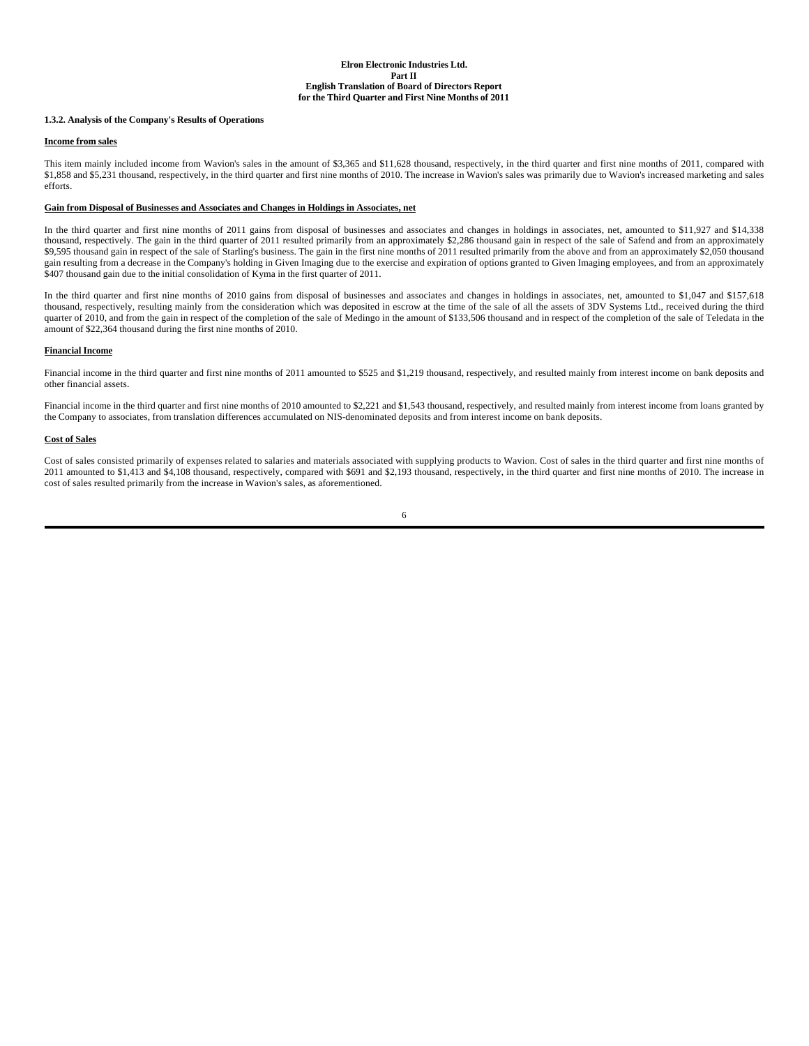#### 1.3.2. Analysis of the Company's Results of Operations

**Income from sales**

This item mainly included income from Wavion's sales in the amount of $3,365 and $11,628 thousand, respectively, in the third quarter and first nine months of 2011, compared with $1,858 and $5,231 thousand, respectively, in the third quarter and first nine months of 2010. The increase in Wavion's sales was primarily due to Wavion's increased marketing and sales efforts.

**Gain from Disposal of Businesses and Associates and Changes in Holdings in Associates, net**

In the third quarter and first nine months of 2011 gains from disposal of businesses and associates and changes in holdings in associates, net, amounted to $11,927 and $14,338 thousand, respectively. The gain in the third quarter of 2011 resulted primarily from an approximately $2,286 thousand gain in respect of the sale of Safend and from an approximately $9,595 thousand gain in respect of the sale of Starling's business. The gain in the first nine months of 2011 resulted primarily from the above and from an approximately $2,050 thousand gain resulting from a decrease in the Company's holding in Given Imaging due to the exercise and expiration of options granted to Given Imaging employees, and from an approximately $407 thousand gain due to the initial consolidation of Kyma in the first quarter of 2011.

In the third quarter and first nine months of 2010 gains from disposal of businesses and associates and changes in holdings in associates, net, amounted to $1,047 and $157,618 thousand, respectively, resulting mainly from the consideration which was deposited in escrow at the time of the sale of all the assets of 3DV Systems Ltd., received during the third quarter of 2010, and from the gain in respect of the completion of the sale of Medingo in the amount of $133,506 thousand and in respect of the completion of the sale of Teledata in the amount of $22,364 thousand during the first nine months of 2010.

**Financial Income**

Financial income in the third quarter and first nine months of 2011 amounted to $525 and $1,219 thousand, respectively, and resulted mainly from interest income on bank deposits and other financial assets.

Financial income in the third quarter and first nine months of 2010 amounted to $2,221 and $1,543 thousand, respectively, and resulted mainly from interest income from loans granted by the Company to associates, from translation differences accumulated on NIS-denominated deposits and from interest income on bank deposits.

**Cost of Sales**

Cost of sales consisted primarily of expenses related to salaries and materials associated with supplying products to Wavion. Cost of sales in the third quarter and first nine months of 2011 amounted to $1,413 and $4,108 thousand, respectively, compared with $691 and $2,193 thousand, respectively, in the third quarter and first nine months of 2010. The increase in cost of sales resulted primarily from the increase in Wavion's sales, as aforementioned.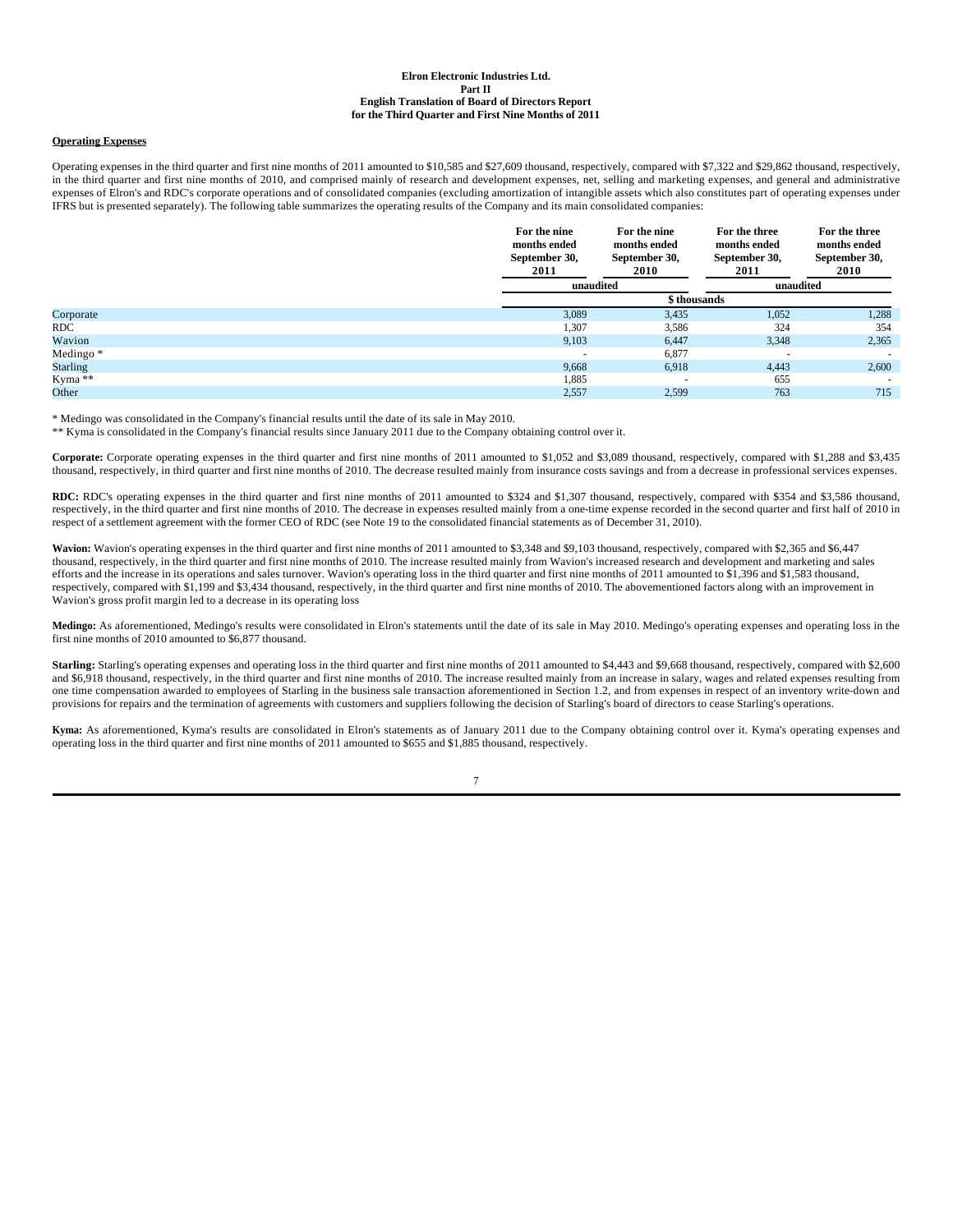**Elron Electronic Industries Ltd.**
**Part II**
**English Translation of Board of Directors Report**
**for the Third Quarter and First Nine Months of 2011**

**Operating Expenses**

Operating expenses in the third quarter and first nine months of 2011 amounted to $10,585 and $27,609 thousand, respectively, compared with $7,322 and $29,862 thousand, respectively, in the third quarter and first nine months of 2010, and comprised mainly of research and development expenses, net, selling and marketing expenses, and general and administrative expenses of Elron's and RDC's corporate operations and of consolidated companies (excluding amortization of intangible assets which also constitutes part of operating expenses under IFRS but is presented separately). The following table summarizes the operating results of the Company and its main consolidated companies:

| | For the nine months ended September 30, 2011 | For the nine months ended September 30, 2010 | For the three months ended September 30, 2011 | For the three months ended September 30, 2010 |
|---|---|---|---|---|
| | unaudited | | unaudited | |
| | $ thousands | | | |
| Corporate | 3,089 | 3,435 | 1,052 | 1,288 |
| RDC | 1,307 | 3,586 | 324 | 354 |
| Wavion | 9,103 | 6,447 | 3,348 | 2,365 |
| Medingo * | - | 6,877 | - | - |
| Starling | 9,668 | 6,918 | 4,443 | 2,600 |
| Kyma ** | 1,885 | - | 655 | - |
| Other | 2,557 | 2,599 | 763 | 715 |

* Medingo was consolidated in the Company's financial results until the date of its sale in May 2010.

** Kyma is consolidated in the Company's financial results since January 2011 due to the Company obtaining control over it.

**Corporate:** Corporate operating expenses in the third quarter and first nine months of 2011 amounted to $1,052 and $3,089 thousand, respectively, compared with $1,288 and $3,435 thousand, respectively, in third quarter and first nine months of 2010. The decrease resulted mainly from insurance costs savings and from a decrease in professional services expenses.

**RDC:** RDC's operating expenses in the third quarter and first nine months of 2011 amounted to $324 and $1,307 thousand, respectively, compared with $354 and $3,586 thousand, respectively, in the third quarter and first nine months of 2010. The decrease in expenses resulted mainly from a one-time expense recorded in the second quarter and first half of 2010 in respect of a settlement agreement with the former CEO of RDC (see Note 19 to the consolidated financial statements as of December 31, 2010).

**Wavion:** Wavion's operating expenses in the third quarter and first nine months of 2011 amounted to $3,348 and $9,103 thousand, respectively, compared with $2,365 and $6,447 thousand, respectively, in the third quarter and first nine months of 2010. The increase resulted mainly from Wavion's increased research and development and marketing and sales efforts and the increase in its operations and sales turnover. Wavion's operating loss in the third quarter and first nine months of 2011 amounted to $1,396 and $1,583 thousand, respectively, compared with $1,199 and $3,434 thousand, respectively, in the third quarter and first nine months of 2010. The abovementioned factors along with an improvement in Wavion's gross profit margin led to a decrease in its operating loss

**Medingo:** As aforementioned, Medingo's results were consolidated in Elron's statements until the date of its sale in May 2010. Medingo's operating expenses and operating loss in the first nine months of 2010 amounted to $6,877 thousand.

**Starling:** Starling's operating expenses and operating loss in the third quarter and first nine months of 2011 amounted to $4,443 and $9,668 thousand, respectively, compared with $2,600 and $6,918 thousand, respectively, in the third quarter and first nine months of 2010. The increase resulted mainly from an increase in salary, wages and related expenses resulting from one time compensation awarded to employees of Starling in the business sale transaction aforementioned in Section 1.2, and from expenses in respect of an inventory write-down and provisions for repairs and the termination of agreements with customers and suppliers following the decision of Starling's board of directors to cease Starling's operations.

**Kyma:** As aforementioned, Kyma's results are consolidated in Elron's statements as of January 2011 due to the Company obtaining control over it. Kyma's operating expenses and operating loss in the third quarter and first nine months of 2011 amounted to $655 and $1,885 thousand, respectively.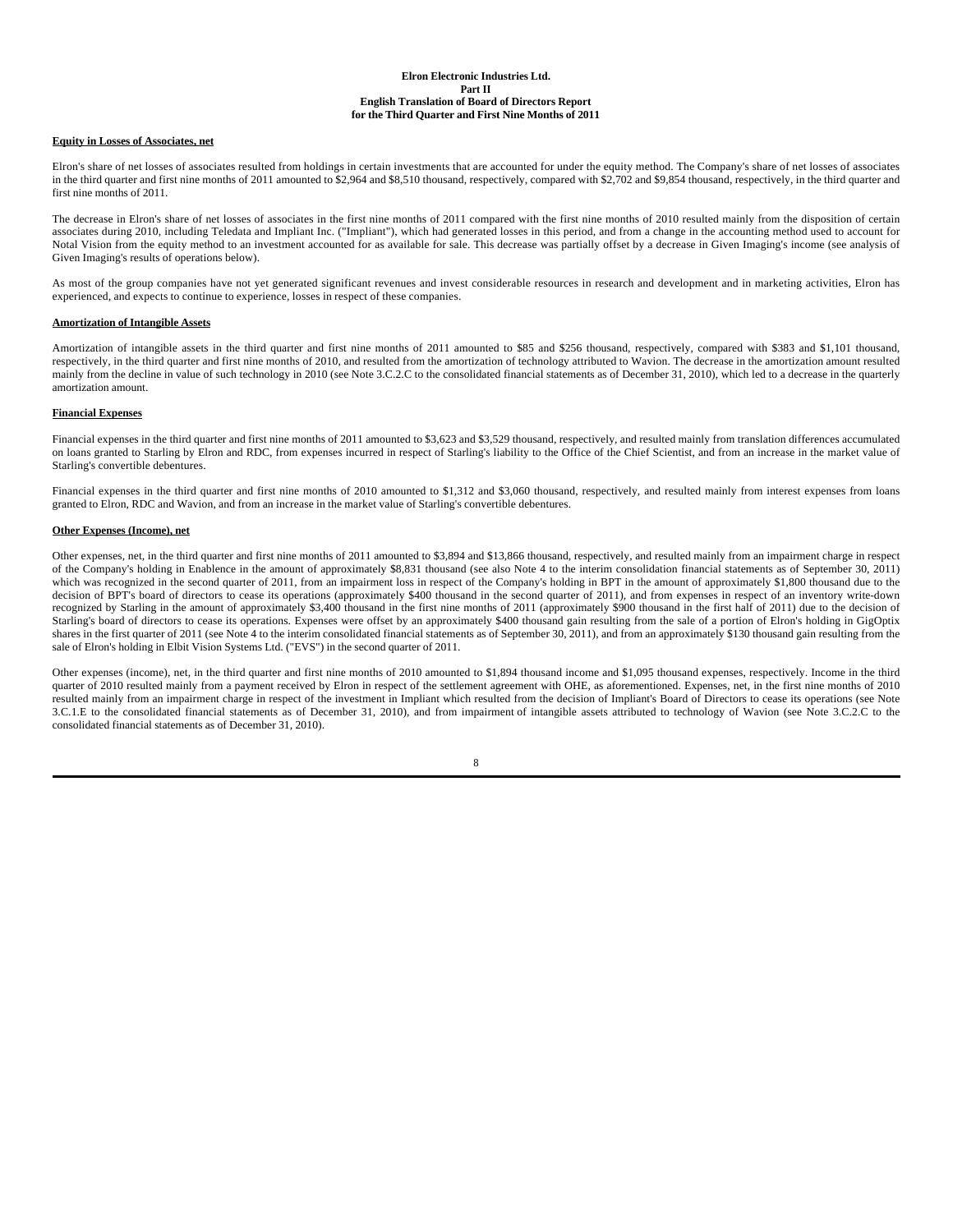## Equity in Losses of Associates, net

Elron's share of net losses of associates resulted from holdings in certain investments that are accounted for under the equity method. The Company's share of net losses of associates in the third quarter and first nine months of 2011 amounted to $2,964 and $8,510 thousand, respectively, compared with $2,702 and $9,854 thousand, respectively, in the third quarter and first nine months of 2011.

The decrease in Elron's share of net losses of associates in the first nine months of 2011 compared with the first nine months of 2010 resulted mainly from the disposition of certain associates during 2010, including Teledata and Impliant Inc. ("Impliant"), which had generated losses in this period, and from a change in the accounting method used to account for Notal Vision from the equity method to an investment accounted for as available for sale. This decrease was partially offset by a decrease in Given Imaging's income (see analysis of Given Imaging's results of operations below).

As most of the group companies have not yet generated significant revenues and invest considerable resources in research and development and in marketing activities, Elron has experienced, and expects to continue to experience, losses in respect of these companies.

## Amortization of Intangible Assets

Amortization of intangible assets in the third quarter and first nine months of 2011 amounted to $85 and $256 thousand, respectively, compared with $383 and $1,101 thousand, respectively, in the third quarter and first nine months of 2010, and resulted from the amortization of technology attributed to Wavion. The decrease in the amortization amount resulted mainly from the decline in value of such technology in 2010 (see Note 3.C.2.C to the consolidated financial statements as of December 31, 2010), which led to a decrease in the quarterly amortization amount.

## Financial Expenses

Financial expenses in the third quarter and first nine months of 2011 amounted to $3,623 and $3,529 thousand, respectively, and resulted mainly from translation differences accumulated on loans granted to Starling by Elron and RDC, from expenses incurred in respect of Starling's liability to the Office of the Chief Scientist, and from an increase in the market value of Starling's convertible debentures.

Financial expenses in the third quarter and first nine months of 2010 amounted to $1,312 and $3,060 thousand, respectively, and resulted mainly from interest expenses from loans granted to Elron, RDC and Wavion, and from an increase in the market value of Starling's convertible debentures.

## Other Expenses (Income), net

Other expenses, net, in the third quarter and first nine months of 2011 amounted to $3,894 and $13,866 thousand, respectively, and resulted mainly from an impairment charge in respect of the Company's holding in Enablence in the amount of approximately $8,831 thousand (see also Note 4 to the interim consolidation financial statements as of September 30, 2011) which was recognized in the second quarter of 2011, from an impairment loss in respect of the Company's holding in BPT in the amount of approximately $1,800 thousand due to the decision of BPT's board of directors to cease its operations (approximately $400 thousand in the second quarter of 2011), and from expenses in respect of an inventory write-down recognized by Starling in the amount of approximately $3,400 thousand in the first nine months of 2011 (approximately $900 thousand in the first half of 2011) due to the decision of Starling's board of directors to cease its operations. Expenses were offset by an approximately $400 thousand gain resulting from the sale of a portion of Elron's holding in GigOptix shares in the first quarter of 2011 (see Note 4 to the interim consolidated financial statements as of September 30, 2011), and from an approximately $130 thousand gain resulting from the sale of Elron's holding in Elbit Vision Systems Ltd. ("EVS") in the second quarter of 2011.

Other expenses (income), net, in the third quarter and first nine months of 2010 amounted to $1,894 thousand income and $1,095 thousand expenses, respectively. Income in the third quarter of 2010 resulted mainly from a payment received by Elron in respect of the settlement agreement with OHE, as aforementioned. Expenses, net, in the first nine months of 2010 resulted mainly from an impairment charge in respect of the investment in Impliant which resulted from the decision of Impliant's Board of Directors to cease its operations (see Note 3.C.1.E to the consolidated financial statements as of December 31, 2010), and from impairment of intangible assets attributed to technology of Wavion (see Note 3.C.2.C to the consolidated financial statements as of December 31, 2010).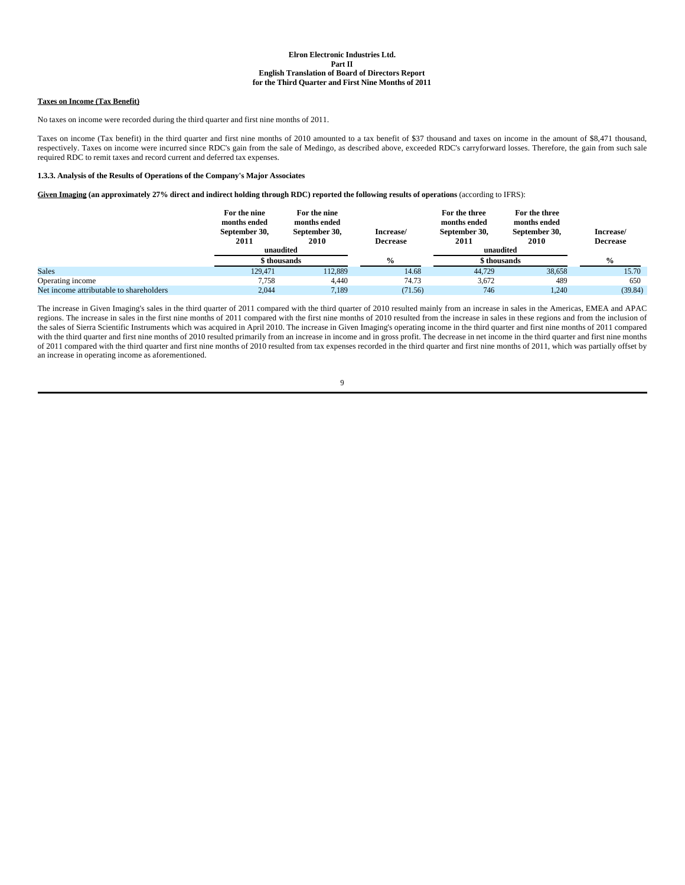**Taxes on Income (Tax Benefit)**

No taxes on income were recorded during the third quarter and first nine months of 2011.

Taxes on income (Tax benefit) in the third quarter and first nine months of 2010 amounted to a tax benefit of $37 thousand and taxes on income in the amount of $8,471 thousand, respectively. Taxes on income were incurred since RDC's gain from the sale of Medingo, as described above, exceeded RDC's carryforward losses. Therefore, the gain from such sale required RDC to remit taxes and record current and deferred tax expenses.

### 1.3.3. Analysis of the Results of Operations of the Company's Major Associates

**Given Imaging (an approximately 27% direct and indirect holding through RDC) reported the following results of operations** (according to IFRS):

| | For the nine months ended September 30, 2011 | For the nine months ended September 30, 2010 | Increase/ Decrease | For the three months ended September 30, 2011 | For the three months ended September 30, 2010 | Increase/ Decrease |
|---|---|---|---|---|---|---|
| | unaudited | | | unaudited | | |
| | $ thousands | | % | $ thousands | | % |
| Sales | 129,471 | 112,889 | 14.68 | 44,729 | 38,658 | 15.70 |
| Operating income | 7,758 | 4,440 | 74.73 | 3,672 | 489 | 650 |
| Net income attributable to shareholders | 2,044 | 7,189 | (71.56) | 746 | 1,240 | (39.84) |

The increase in Given Imaging's sales in the third quarter of 2011 compared with the third quarter of 2010 resulted mainly from an increase in sales in the Americas, EMEA and APAC regions. The increase in sales in the first nine months of 2011 compared with the first nine months of 2010 resulted from the increase in sales in these regions and from the inclusion of the sales of Sierra Scientific Instruments which was acquired in April 2010. The increase in Given Imaging's operating income in the third quarter and first nine months of 2011 compared with the third quarter and first nine months of 2010 resulted primarily from an increase in income and in gross profit. The decrease in net income in the third quarter and first nine months of 2011 compared with the third quarter and first nine months of 2010 resulted from tax expenses recorded in the third quarter and first nine months of 2011, which was partially offset by an increase in operating income as aforementioned.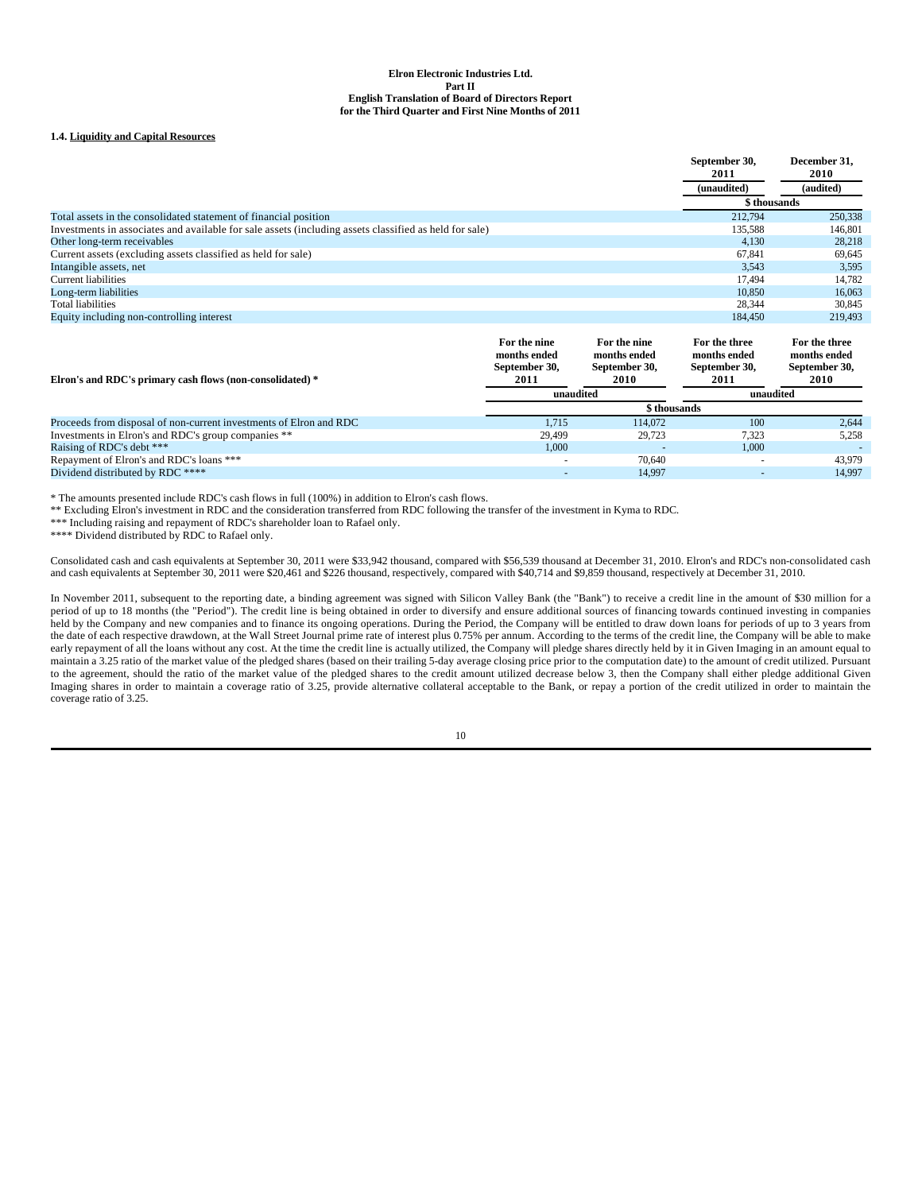**Elron Electronic Industries Ltd.**
**Part II**
**English Translation of Board of Directors Report**
**for the Third Quarter and First Nine Months of 2011**

### 1.4. Liquidity and Capital Resources

| | September 30, 2011 | December 31, 2010 |
|---|---|---|
| | (unaudited) | (audited) |
| | $ thousands | |
| Total assets in the consolidated statement of financial position | 212,794 | 250,338 |
| Investments in associates and available for sale assets (including assets classified as held for sale) | 135,588 | 146,801 |
| Other long-term receivables | 4,130 | 28,218 |
| Current assets (excluding assets classified as held for sale) | 67,841 | 69,645 |
| Intangible assets, net | 3,543 | 3,595 |
| Current liabilities | 17,494 | 14,782 |
| Long-term liabilities | 10,850 | 16,063 |
| Total liabilities | 28,344 | 30,845 |
| Equity including non-controlling interest | 184,450 | 219,493 |

| Elron's and RDC's primary cash flows (non-consolidated) * | For the nine months ended September 30, 2011 | For the nine months ended September 30, 2010 | For the three months ended September 30, 2011 | For the three months ended September 30, 2010 |
|---|---|---|---|---|
| | unaudited | | unaudited | |
| | $ thousands | | | |
| Proceeds from disposal of non-current investments of Elron and RDC | 1,715 | 114,072 | 100 | 2,644 |
| Investments in Elron's and RDC's group companies ** | 29,499 | 29,723 | 7,323 | 5,258 |
| Raising of RDC's debt *** | 1,000 | - | 1,000 | - |
| Repayment of Elron's and RDC's loans *** | - | 70,640 | - | 43,979 |
| Dividend distributed by RDC **** | - | 14,997 | - | 14,997 |

* The amounts presented include RDC's cash flows in full (100%) in addition to Elron's cash flows.

** Excluding Elron's investment in RDC and the consideration transferred from RDC following the transfer of the investment in Kyma to RDC.

*** Including raising and repayment of RDC's shareholder loan to Rafael only.

**** Dividend distributed by RDC to Rafael only.

Consolidated cash and cash equivalents at September 30, 2011 were $33,942 thousand, compared with $56,539 thousand at December 31, 2010. Elron's and RDC's non-consolidated cash and cash equivalents at September 30, 2011 were $20,461 and $226 thousand, respectively, compared with $40,714 and $9,859 thousand, respectively at December 31, 2010.

In November 2011, subsequent to the reporting date, a binding agreement was signed with Silicon Valley Bank (the "Bank") to receive a credit line in the amount of $30 million for a period of up to 18 months (the "Period"). The credit line is being obtained in order to diversify and ensure additional sources of financing towards continued investing in companies held by the Company and new companies and to finance its ongoing operations. During the Period, the Company will be entitled to draw down loans for periods of up to 3 years from the date of each respective drawdown, at the Wall Street Journal prime rate of interest plus 0.75% per annum. According to the terms of the credit line, the Company will be able to make early repayment of all the loans without any cost. At the time the credit line is actually utilized, the Company will pledge shares directly held by it in Given Imaging in an amount equal to maintain a 3.25 ratio of the market value of the pledged shares (based on their trailing 5-day average closing price prior to the computation date) to the amount of credit utilized. Pursuant to the agreement, should the ratio of the market value of the pledged shares to the credit amount utilized decrease below 3, then the Company shall either pledge additional Given Imaging shares in order to maintain a coverage ratio of 3.25, provide alternative collateral acceptable to the Bank, or repay a portion of the credit utilized in order to maintain the coverage ratio of 3.25.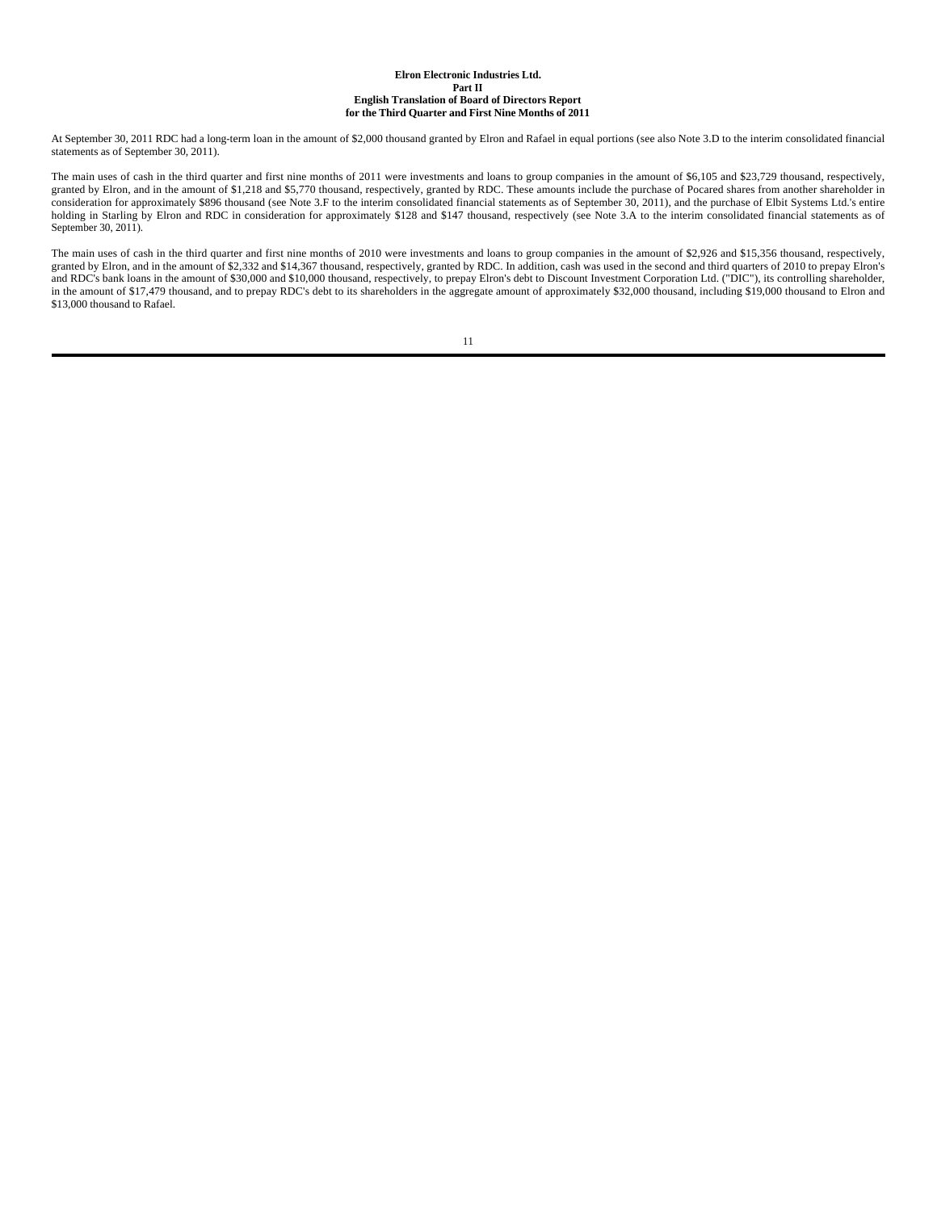At September 30, 2011 RDC had a long-term loan in the amount of $2,000 thousand granted by Elron and Rafael in equal portions (see also Note 3.D to the interim consolidated financial statements as of September 30, 2011).

The main uses of cash in the third quarter and first nine months of 2011 were investments and loans to group companies in the amount of $6,105 and $23,729 thousand, respectively, granted by Elron, and in the amount of $1,218 and $5,770 thousand, respectively, granted by RDC. These amounts include the purchase of Pocared shares from another shareholder in consideration for approximately $896 thousand (see Note 3.F to the interim consolidated financial statements as of September 30, 2011), and the purchase of Elbit Systems Ltd.'s entire holding in Starling by Elron and RDC in consideration for approximately $128 and $147 thousand, respectively (see Note 3.A to the interim consolidated financial statements as of September 30, 2011).

The main uses of cash in the third quarter and first nine months of 2010 were investments and loans to group companies in the amount of $2,926 and $15,356 thousand, respectively, granted by Elron, and in the amount of $2,332 and $14,367 thousand, respectively, granted by RDC. In addition, cash was used in the second and third quarters of 2010 to prepay Elron's and RDC's bank loans in the amount of $30,000 and $10,000 thousand, respectively, to prepay Elron's debt to Discount Investment Corporation Ltd. ("DIC"), its controlling shareholder, in the amount of $17,479 thousand, and to prepay RDC's debt to its shareholders in the aggregate amount of approximately $32,000 thousand, including $19,000 thousand to Elron and $13,000 thousand to Rafael.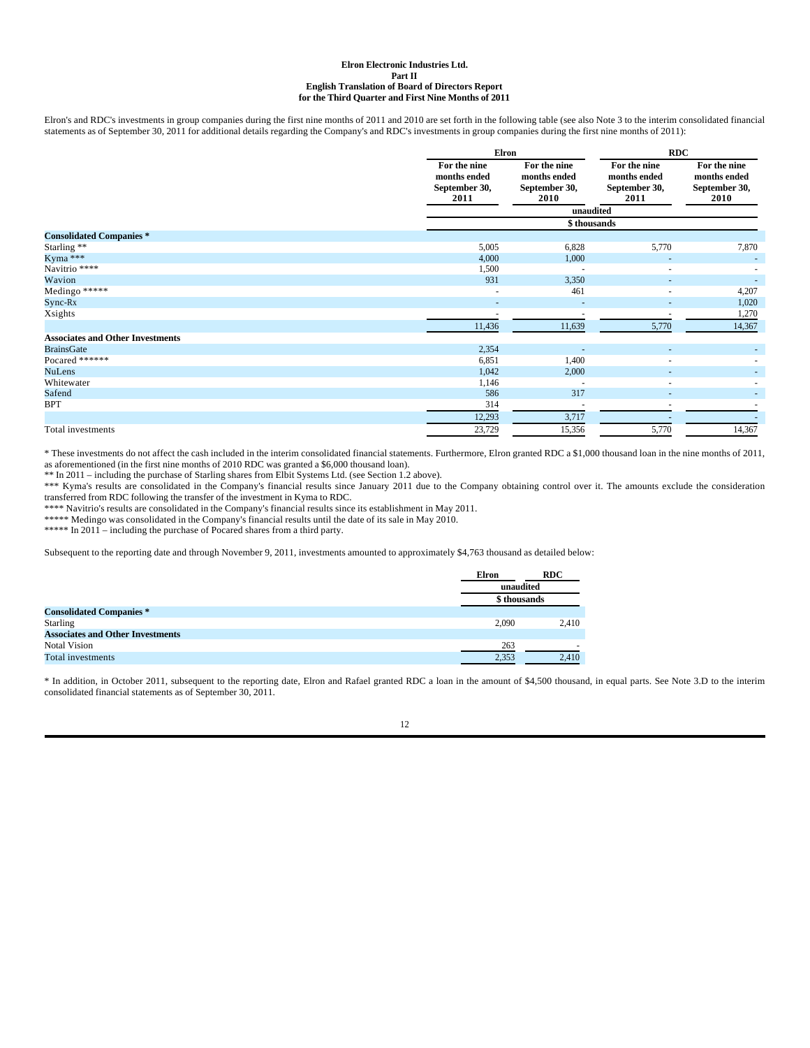**Elron Electronic Industries Ltd.**
**Part II**
**English Translation of Board of Directors Report**
**for the Third Quarter and First Nine Months of 2011**

Elron's and RDC's investments in group companies during the first nine months of 2011 and 2010 are set forth in the following table (see also Note 3 to the interim consolidated financial statements as of September 30, 2011 for additional details regarding the Company's and RDC's investments in group companies during the first nine months of 2011):

| | Elron | | RDC | |
|---|---|---|---|---|
| | For the nine months ended September 30, 2011 | For the nine months ended September 30, 2010 | For the nine months ended September 30, 2011 | For the nine months ended September 30, 2010 |
| | unaudited | | | |
| | $ thousands | | | |
| **Consolidated Companies *** | | | | |
| Starling ** | 5,005 | 6,828 | 5,770 | 7,870 |
| Kyma *** | 4,000 | 1,000 | - | - |
| Navitrio **** | 1,500 | - | - | - |
| Wavion | 931 | 3,350 | - | - |
| Medingo ***** | - | 461 | - | 4,207 |
| Sync-Rx | - | - | - | 1,020 |
| Xsights | - | - | - | 1,270 |
| | 11,436 | 11,639 | 5,770 | 14,367 |
| **Associates and Other Investments** | | | | |
| BrainsGate | 2,354 | - | - | - |
| Pocared ****** | 6,851 | 1,400 | - | - |
| NuLens | 1,042 | 2,000 | - | - |
| Whitewater | 1,146 | - | - | - |
| Safend | 586 | 317 | - | - |
| BPT | 314 | - | - | - |
| | 12,293 | 3,717 | - | - |
| Total investments | 23,729 | 15,356 | 5,770 | 14,367 |

* These investments do not affect the cash included in the interim consolidated financial statements. Furthermore, Elron granted RDC a $1,000 thousand loan in the nine months of 2011, as aforementioned (in the first nine months of 2010 RDC was granted a $6,000 thousand loan).
** In 2011 – including the purchase of Starling shares from Elbit Systems Ltd. (see Section 1.2 above).
*** Kyma's results are consolidated in the Company's financial results since January 2011 due to the Company obtaining control over it. The amounts exclude the consideration transferred from RDC following the transfer of the investment in Kyma to RDC.
**** Navitrio's results are consolidated in the Company's financial results since its establishment in May 2011.
***** Medingo was consolidated in the Company's financial results until the date of its sale in May 2010.
***** In 2011 – including the purchase of Pocared shares from a third party.

Subsequent to the reporting date and through November 9, 2011, investments amounted to approximately $4,763 thousand as detailed below:

| | Elron | RDC |
|---|---|---|
| | unaudited | |
| | $ thousands | |
| **Consolidated Companies *** | | |
| Starling | 2,090 | 2,410 |
| **Associates and Other Investments** | | |
| Notal Vision | 263 | - |
| Total investments | 2,353 | 2,410 |

* In addition, in October 2011, subsequent to the reporting date, Elron and Rafael granted RDC a loan in the amount of $4,500 thousand, in equal parts. See Note 3.D to the interim consolidated financial statements as of September 30, 2011.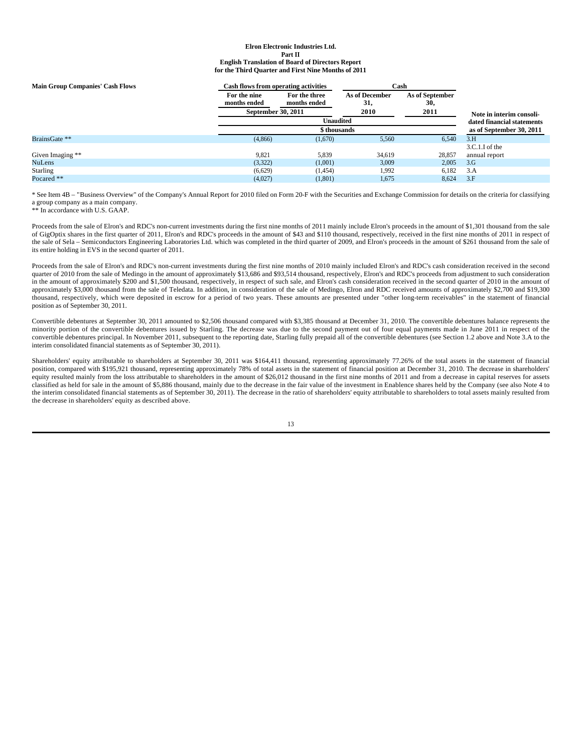**Main Group Companies' Cash Flows**

| | Cash flows from operating activities | | Cash | | |
|---|---|---|---|---|---|
| | For the nine months ended | For the three months ended | As of December 31, | As of September 30, | |
| | September 30, 2011 | | 2010 | 2011 | Note in interim consolidated financial statements as of September 30, 2011 |
| | Unaudited | | | | |
| | $ thousands | | | | |
| BrainsGate ** | (4,866) | (1,670) | 5,560 | 6,540 | 3.H |
| Given Imaging ** | 9,821 | 5,839 | 34,619 | 28,857 | 3.C.1.I of the annual report |
| NuLens | (3,322) | (1,001) | 3,009 | 2,005 | 3.G |
| Starling | (6,629) | (1,454) | 1,992 | 6,182 | 3.A |
| Pocared ** | (4,027) | (1,801) | 1,675 | 8,624 | 3.F |

* See Item 4B – "Business Overview" of the Company's Annual Report for 2010 filed on Form 20-F with the Securities and Exchange Commission for details on the criteria for classifying a group company as a main company.

** In accordance with U.S. GAAP.

Proceeds from the sale of Elron's and RDC's non-current investments during the first nine months of 2011 mainly include Elron's proceeds in the amount of $1,301 thousand from the sale of GigOptix shares in the first quarter of 2011, Elron's and RDC's proceeds in the amount of $43 and $110 thousand, respectively, received in the first nine months of 2011 in respect of the sale of Sela – Semiconductors Engineering Laboratories Ltd. which was completed in the third quarter of 2009, and Elron's proceeds in the amount of $261 thousand from the sale of its entire holding in EVS in the second quarter of 2011.

Proceeds from the sale of Elron's and RDC's non-current investments during the first nine months of 2010 mainly included Elron's and RDC's cash consideration received in the second quarter of 2010 from the sale of Medingo in the amount of approximately $13,686 and $93,514 thousand, respectively, Elron's and RDC's proceeds from adjustment to such consideration in the amount of approximately $200 and $1,500 thousand, respectively, in respect of such sale, and Elron's cash consideration received in the second quarter of 2010 in the amount of approximately $3,000 thousand from the sale of Teledata. In addition, in consideration of the sale of Medingo, Elron and RDC received amounts of approximately $2,700 and $19,300 thousand, respectively, which were deposited in escrow for a period of two years. These amounts are presented under "other long-term receivables" in the statement of financial position as of September 30, 2011.

Convertible debentures at September 30, 2011 amounted to $2,506 thousand compared with $3,385 thousand at December 31, 2010. The convertible debentures balance represents the minority portion of the convertible debentures issued by Starling. The decrease was due to the second payment out of four equal payments made in June 2011 in respect of the convertible debentures principal. In November 2011, subsequent to the reporting date, Starling fully prepaid all of the convertible debentures (see Section 1.2 above and Note 3.A to the interim consolidated financial statements as of September 30, 2011).

Shareholders' equity attributable to shareholders at September 30, 2011 was $164,411 thousand, representing approximately 77.26% of the total assets in the statement of financial position, compared with $195,921 thousand, representing approximately 78% of total assets in the statement of financial position at December 31, 2010. The decrease in shareholders' equity resulted mainly from the loss attributable to shareholders in the amount of $26,012 thousand in the first nine months of 2011 and from a decrease in capital reserves for assets classified as held for sale in the amount of $5,886 thousand, mainly due to the decrease in the fair value of the investment in Enablence shares held by the Company (see also Note 4 to the interim consolidated financial statements as of September 30, 2011). The decrease in the ratio of shareholders' equity attributable to shareholders to total assets mainly resulted from the decrease in shareholders' equity as described above.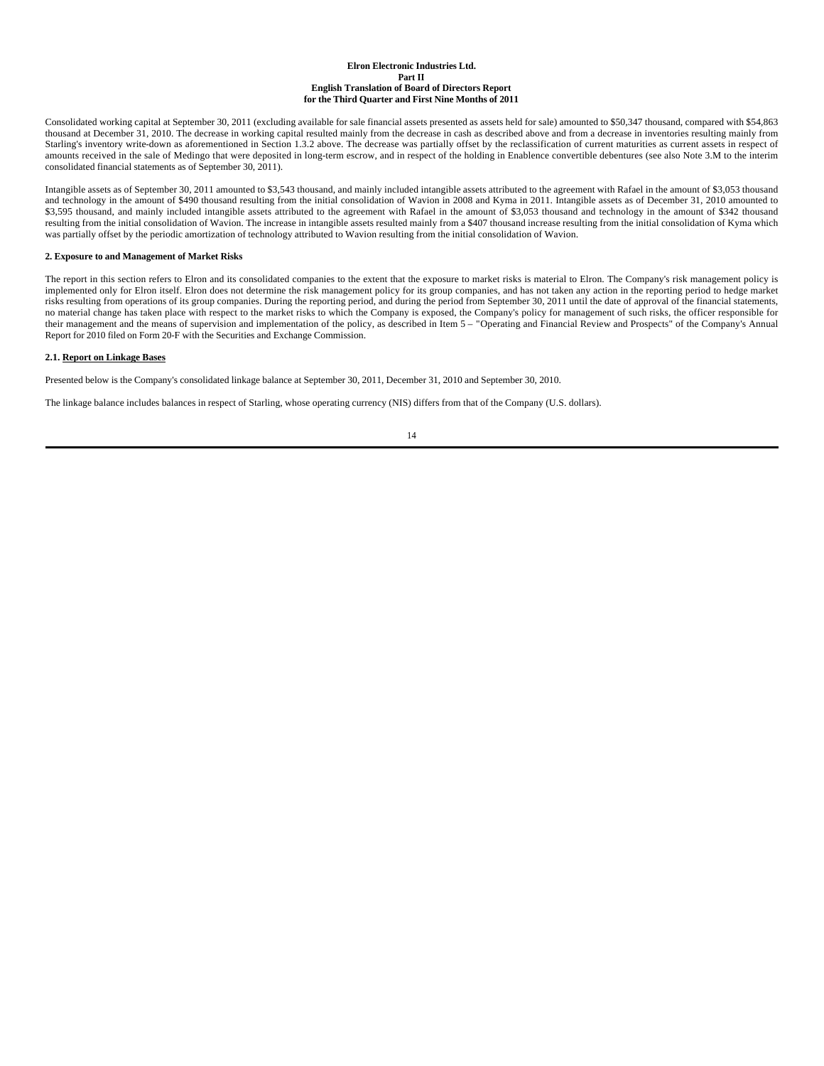Consolidated working capital at September 30, 2011 (excluding available for sale financial assets presented as assets held for sale) amounted to $50,347 thousand, compared with $54,863 thousand at December 31, 2010. The decrease in working capital resulted mainly from the decrease in cash as described above and from a decrease in inventories resulting mainly from Starling's inventory write-down as aforementioned in Section 1.3.2 above. The decrease was partially offset by the reclassification of current maturities as current assets in respect of amounts received in the sale of Medingo that were deposited in long-term escrow, and in respect of the holding in Enablence convertible debentures (see also Note 3.M to the interim consolidated financial statements as of September 30, 2011).

Intangible assets as of September 30, 2011 amounted to $3,543 thousand, and mainly included intangible assets attributed to the agreement with Rafael in the amount of $3,053 thousand and technology in the amount of $490 thousand resulting from the initial consolidation of Wavion in 2008 and Kyma in 2011. Intangible assets as of December 31, 2010 amounted to $3,595 thousand, and mainly included intangible assets attributed to the agreement with Rafael in the amount of $3,053 thousand and technology in the amount of $342 thousand resulting from the initial consolidation of Wavion. The increase in intangible assets resulted mainly from a $407 thousand increase resulting from the initial consolidation of Kyma which was partially offset by the periodic amortization of technology attributed to Wavion resulting from the initial consolidation of Wavion.

**2. Exposure to and Management of Market Risks**

The report in this section refers to Elron and its consolidated companies to the extent that the exposure to market risks is material to Elron. The Company's risk management policy is implemented only for Elron itself. Elron does not determine the risk management policy for its group companies, and has not taken any action in the reporting period to hedge market risks resulting from operations of its group companies. During the reporting period, and during the period from September 30, 2011 until the date of approval of the financial statements, no material change has taken place with respect to the market risks to which the Company is exposed, the Company's policy for management of such risks, the officer responsible for their management and the means of supervision and implementation of the policy, as described in Item 5 – "Operating and Financial Review and Prospects" of the Company's Annual Report for 2010 filed on Form 20-F with the Securities and Exchange Commission.

**2.1. Report on Linkage Bases**

Presented below is the Company's consolidated linkage balance at September 30, 2011, December 31, 2010 and September 30, 2010.

The linkage balance includes balances in respect of Starling, whose operating currency (NIS) differs from that of the Company (U.S. dollars).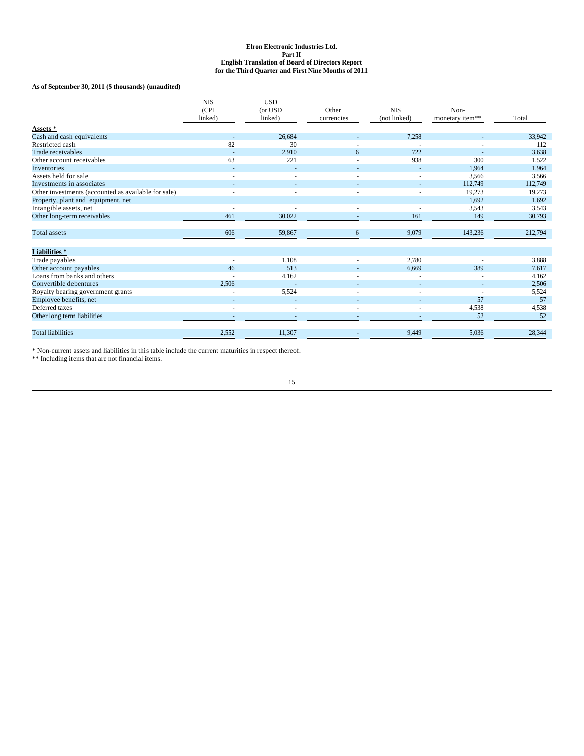**Elron Electronic Industries Ltd.**
**Part II**
**English Translation of Board of Directors Report**
**for the Third Quarter and First Nine Months of 2011**

**As of September 30, 2011 ($ thousands) (unaudited)**

| | NIS (CPI linked) | USD (or USD linked) | Other currencies | NIS (not linked) | Non-monetary item** | Total |
|---|---|---|---|---|---|---|
| **Assets *** | | | | | | |
| Cash and cash equivalents | - | 26,684 | - | 7,258 | - | 33,942 |
| Restricted cash | 82 | 30 | - | - | - | 112 |
| Trade receivables | - | 2,910 | 6 | 722 | - | 3,638 |
| Other account receivables | 63 | 221 | - | 938 | 300 | 1,522 |
| Inventories | - | - | - | - | 1,964 | 1,964 |
| Assets held for sale | - | - | - | - | 3,566 | 3,566 |
| Investments in associates | - | - | - | - | 112,749 | 112,749 |
| Other investments (accounted as available for sale) | - | - | - | - | 19,273 | 19,273 |
| Property, plant and equipment, net | | | | | 1,692 | 1,692 |
| Intangible assets, net | - | - | - | - | 3,543 | 3,543 |
| Other long-term receivables | 461 | 30,022 | - | 161 | 149 | 30,793 |
| Total assets | 606 | 59,867 | 6 | 9,079 | 143,236 | 212,794 |
| **Liabilities *** | | | | | | |
| Trade payables | - | 1,108 | - | 2,780 | - | 3,888 |
| Other account payables | 46 | 513 | - | 6,669 | 389 | 7,617 |
| Loans from banks and others | - | 4,162 | - | - | - | 4,162 |
| Convertible debentures | 2,506 | - | - | - | - | 2,506 |
| Royalty bearing government grants | - | 5,524 | - | - | - | 5,524 |
| Employee benefits, net | - | - | - | - | 57 | 57 |
| Deferred taxes | - | - | - | - | 4,538 | 4,538 |
| Other long term liabilities | - | - | - | - | 52 | 52 |
| Total liabilities | 2,552 | 11,307 | - | 9,449 | 5,036 | 28,344 |

* Non-current assets and liabilities in this table include the current maturities in respect thereof.
** Including items that are not financial items.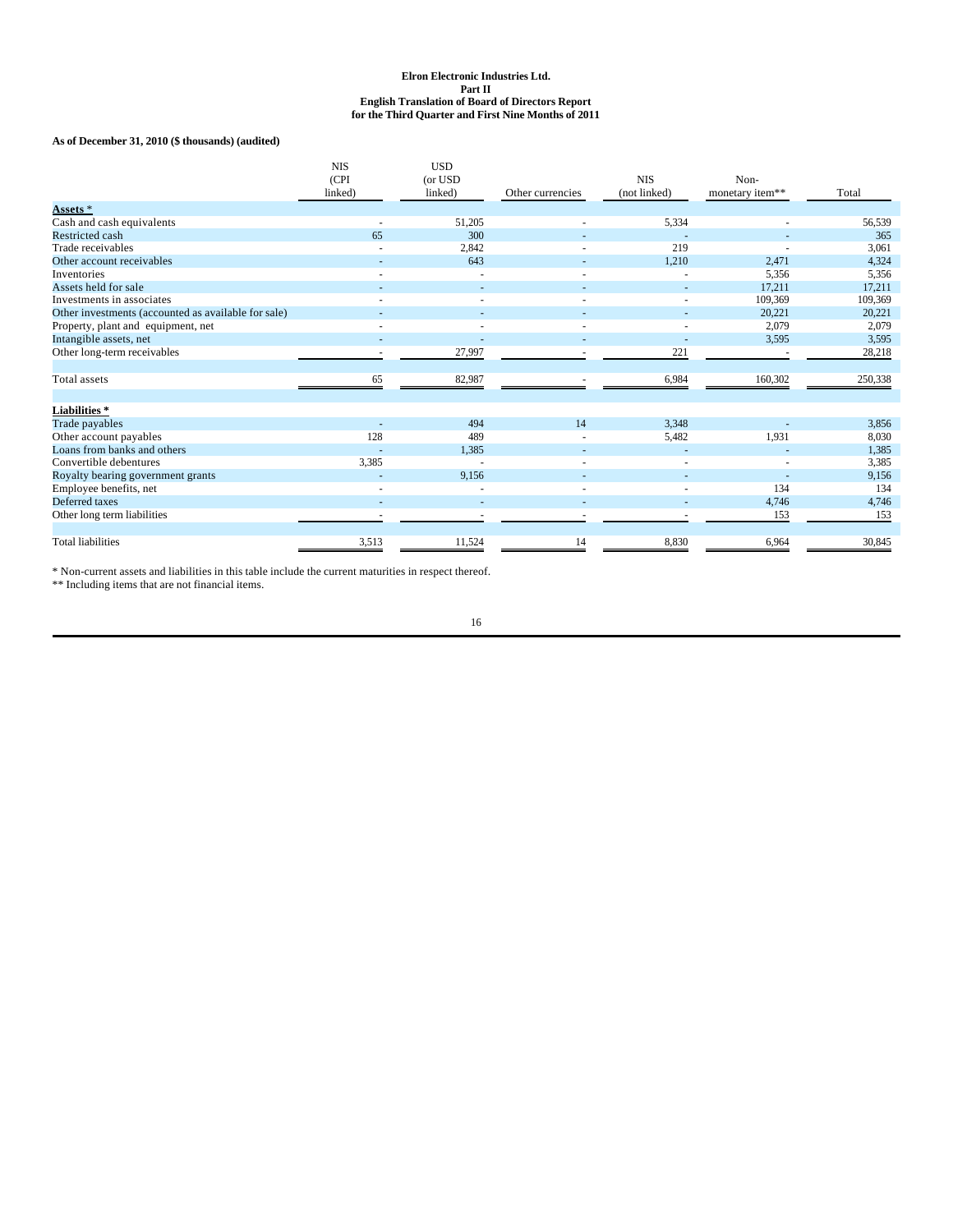**As of December 31, 2010 ($ thousands) (audited)**

| | NIS (CPI linked) | USD (or USD linked) | Other currencies | NIS (not linked) | Non-monetary item** | Total |
|---|---|---|---|---|---|---|
| **Assets** * | | | | | | |
| Cash and cash equivalents | - | 51,205 | - | 5,334 | - | 56,539 |
| Restricted cash | 65 | 300 | - | - | - | 365 |
| Trade receivables | - | 2,842 | - | 219 | - | 3,061 |
| Other account receivables | - | 643 | - | 1,210 | 2,471 | 4,324 |
| Inventories | - | - | - | - | 5,356 | 5,356 |
| Assets held for sale | - | - | - | - | 17,211 | 17,211 |
| Investments in associates | - | - | - | - | 109,369 | 109,369 |
| Other investments (accounted as available for sale) | - | - | - | - | 20,221 | 20,221 |
| Property, plant and equipment, net | - | - | - | - | 2,079 | 2,079 |
| Intangible assets, net | - | - | - | - | 3,595 | 3,595 |
| Other long-term receivables | - | 27,997 | - | 221 | - | 28,218 |
| Total assets | 65 | 82,987 | - | 6,984 | 160,302 | 250,338 |
| **Liabilities** * | | | | | | |
| Trade payables | - | 494 | 14 | 3,348 | - | 3,856 |
| Other account payables | 128 | 489 | - | 5,482 | 1,931 | 8,030 |
| Loans from banks and others | - | 1,385 | - | - | - | 1,385 |
| Convertible debentures | 3,385 | - | - | - | - | 3,385 |
| Royalty bearing government grants | - | 9,156 | - | - | - | 9,156 |
| Employee benefits, net | - | - | - | - | 134 | 134 |
| Deferred taxes | - | - | - | - | 4,746 | 4,746 |
| Other long term liabilities | - | - | - | - | 153 | 153 |
| Total liabilities | 3,513 | 11,524 | 14 | 8,830 | 6,964 | 30,845 |

* Non-current assets and liabilities in this table include the current maturities in respect thereof.

** Including items that are not financial items.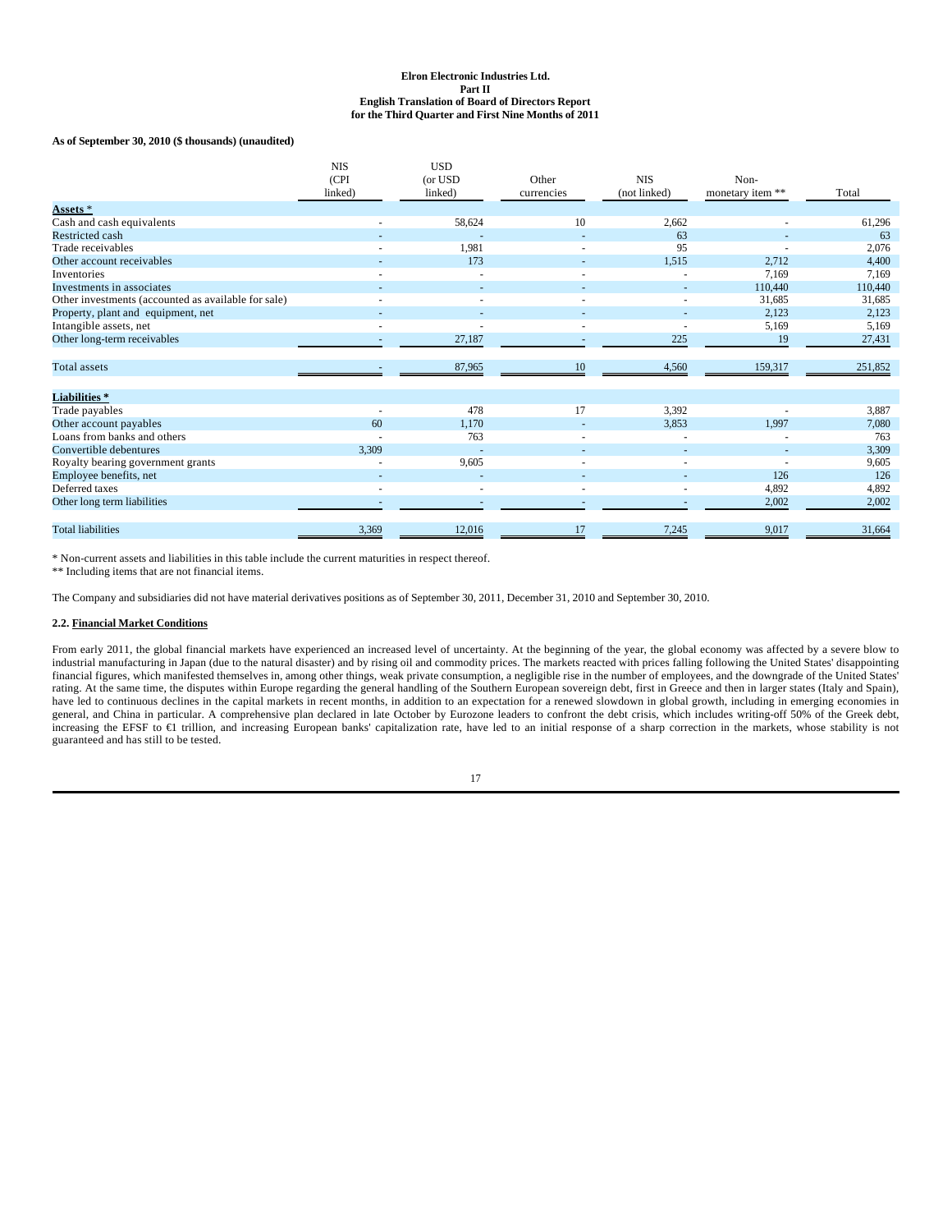**As of September 30, 2010 ($ thousands) (unaudited)**

| | NIS (CPI linked) | USD (or USD linked) | Other currencies | NIS (not linked) | Non-monetary item ** | Total |
|---|---|---|---|---|---|---|
| **Assets** * | | | | | | |
| Cash and cash equivalents | - | 58,624 | 10 | 2,662 | - | 61,296 |
| Restricted cash | - | - | - | 63 | - | 63 |
| Trade receivables | - | 1,981 | - | 95 | - | 2,076 |
| Other account receivables | - | 173 | - | 1,515 | 2,712 | 4,400 |
| Inventories | - | - | - | - | 7,169 | 7,169 |
| Investments in associates | - | - | - | - | 110,440 | 110,440 |
| Other investments (accounted as available for sale) | - | - | - | - | 31,685 | 31,685 |
| Property, plant and equipment, net | - | - | - | - | 2,123 | 2,123 |
| Intangible assets, net | - | - | - | - | 5,169 | 5,169 |
| Other long-term receivables | - | 27,187 | - | 225 | 19 | 27,431 |
| Total assets | - | 87,965 | 10 | 4,560 | 159,317 | 251,852 |
| **Liabilities** * | | | | | | |
| Trade payables | - | 478 | 17 | 3,392 | - | 3,887 |
| Other account payables | 60 | 1,170 | - | 3,853 | 1,997 | 7,080 |
| Loans from banks and others | - | 763 | - | - | - | 763 |
| Convertible debentures | 3,309 | - | - | - | - | 3,309 |
| Royalty bearing government grants | - | 9,605 | - | - | - | 9,605 |
| Employee benefits, net | - | - | - | - | 126 | 126 |
| Deferred taxes | - | - | - | - | 4,892 | 4,892 |
| Other long term liabilities | - | - | - | - | 2,002 | 2,002 |
| Total liabilities | 3,369 | 12,016 | 17 | 7,245 | 9,017 | 31,664 |

* Non-current assets and liabilities in this table include the current maturities in respect thereof.

** Including items that are not financial items.

The Company and subsidiaries did not have material derivatives positions as of September 30, 2011, December 31, 2010 and September 30, 2010.

### 2.2. Financial Market Conditions

From early 2011, the global financial markets have experienced an increased level of uncertainty. At the beginning of the year, the global economy was affected by a severe blow to industrial manufacturing in Japan (due to the natural disaster) and by rising oil and commodity prices. The markets reacted with prices falling following the United States' disappointing financial figures, which manifested themselves in, among other things, weak private consumption, a negligible rise in the number of employees, and the downgrade of the United States' rating. At the same time, the disputes within Europe regarding the general handling of the Southern European sovereign debt, first in Greece and then in larger states (Italy and Spain), have led to continuous declines in the capital markets in recent months, in addition to an expectation for a renewed slowdown in global growth, including in emerging economies in general, and China in particular. A comprehensive plan declared in late October by Eurozone leaders to confront the debt crisis, which includes writing-off 50% of the Greek debt, increasing the EFSF to €1 trillion, and increasing European banks' capitalization rate, have led to an initial response of a sharp correction in the markets, whose stability is not guaranteed and has still to be tested.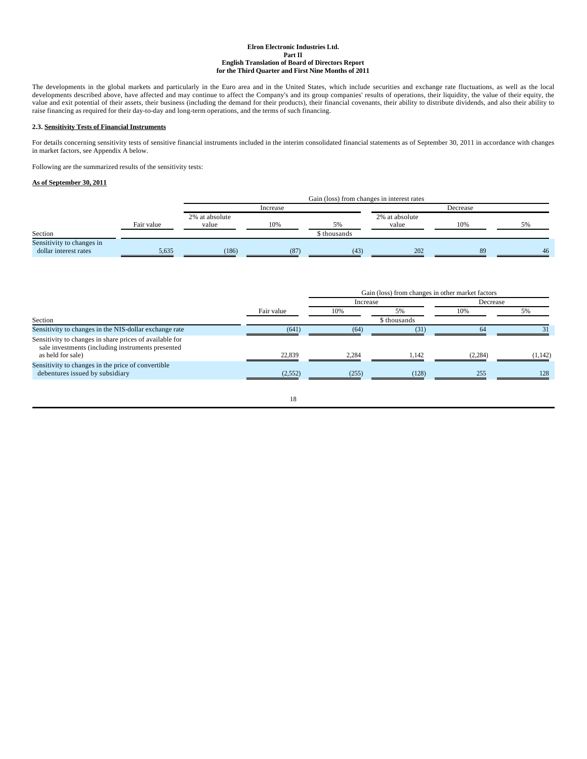The developments in the global markets and particularly in the Euro area and in the United States, which include securities and exchange rate fluctuations, as well as the local developments described above, have affected and may continue to affect the Company's and its group companies' results of operations, their liquidity, the value of their equity, the value and exit potential of their assets, their business (including the demand for their products), their financial covenants, their ability to distribute dividends, and also their ability to raise financing as required for their day-to-day and long-term operations, and the terms of such financing.

### 2.3. Sensitivity Tests of Financial Instruments

For details concerning sensitivity tests of sensitive financial instruments included in the interim consolidated financial statements as of September 30, 2011 in accordance with changes in market factors, see Appendix A below.

Following are the summarized results of the sensitivity tests:

**As of September 30, 2011**

| | | Gain (loss) from changes in interest rates | | | | | |
|---|---|---|---|---|---|---|---|
| | | Increase | | | Decrease | | |
| Section | Fair value | 2% at absolute value | 10% | 5% | 2% at absolute value | 10% | 5% |
| | | | | \$ thousands | | | |
| Sensitivity to changes in dollar interest rates | 5,635 | (186) | (87) | (43) | 202 | 89 | 46 |

| | | Gain (loss) from changes in other market factors | | | |
|---|---|---|---|---|---|
| | | Increase | | Decrease | |
| Section | Fair value | 10% | 5% | 10% | 5% |
| | | | \$ thousands | | |
| Sensitivity to changes in the NIS-dollar exchange rate | (641) | (64) | (31) | 64 | 31 |
| Sensitivity to changes in share prices of available for sale investments (including instruments presented as held for sale) | 22,839 | 2,284 | 1,142 | (2,284) | (1,142) |
| Sensitivity to changes in the price of convertible debentures issued by subsidiary | (2,552) | (255) | (128) | 255 | 128 |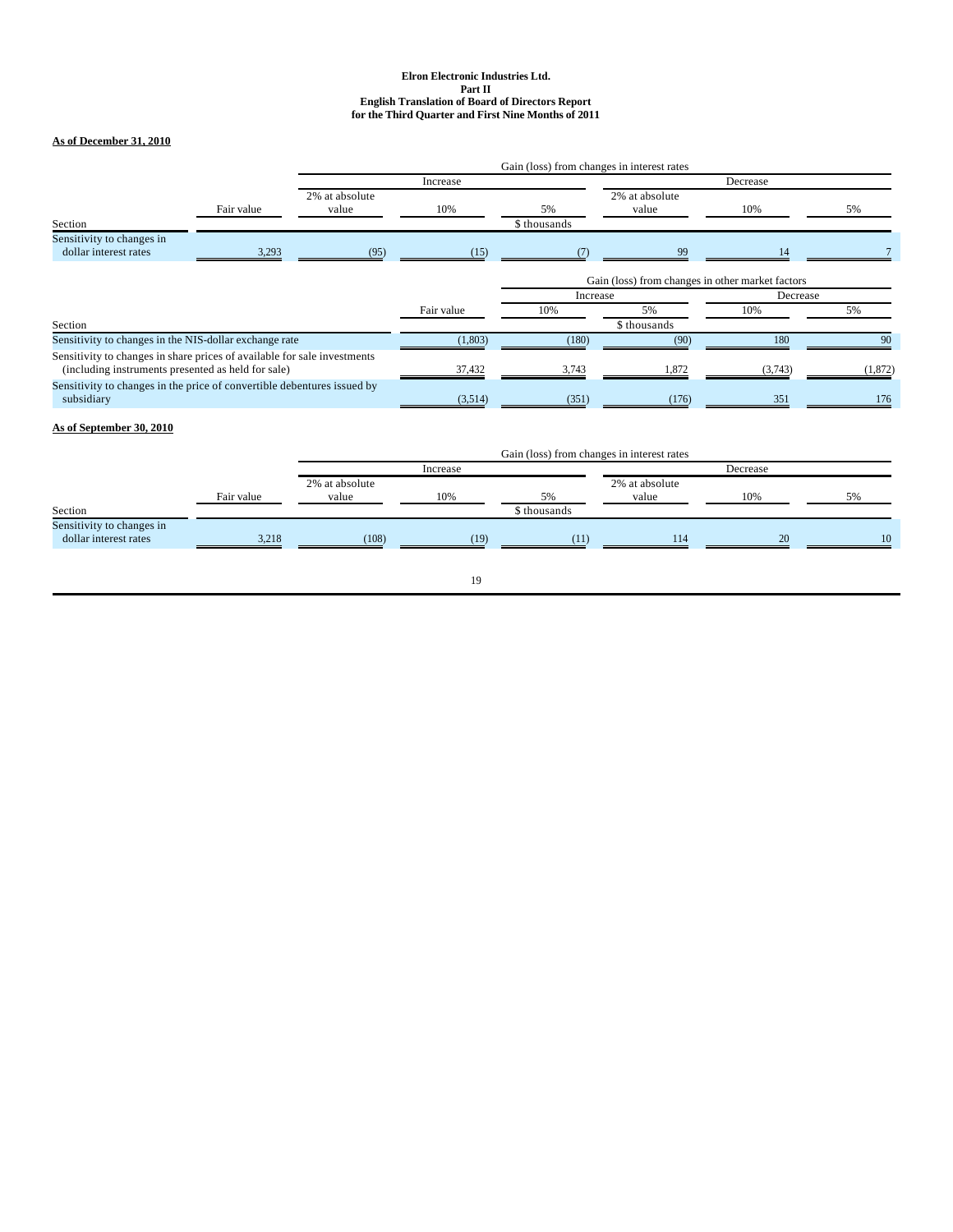**As of December 31, 2010**

| Section | Fair value | Gain (loss) from changes in interest rates | | | | | |
|---|---|---|---|---|---|---|---|
| | | Increase | | | Decrease | | |
| | | 2% at absolute value | 10% | 5% | 2% at absolute value | 10% | 5% |
| | | | | $ thousands | | | |
| Sensitivity to changes in dollar interest rates | 3,293 | (95) | (15) | (7) | 99 | 14 | 7 |

| Section | Fair value | Gain (loss) from changes in other market factors | | | |
|---|---|---|---|---|---|
| | | Increase | | Decrease | |
| | | 10% | 5% | 10% | 5% |
| | | | $ thousands | | |
| Sensitivity to changes in the NIS-dollar exchange rate | (1,803) | (180) | (90) | 180 | 90 |
| Sensitivity to changes in share prices of available for sale investments (including instruments presented as held for sale) | 37,432 | 3,743 | 1,872 | (3,743) | (1,872) |
| Sensitivity to changes in the price of convertible debentures issued by subsidiary | (3,514) | (351) | (176) | 351 | 176 |

**As of September 30, 2010**

| Section | Fair value | Gain (loss) from changes in interest rates | | | | | |
|---|---|---|---|---|---|---|---|
| | | Increase | | | Decrease | | |
| | | 2% at absolute value | 10% | 5% | 2% at absolute value | 10% | 5% |
| | | | | $ thousands | | | |
| Sensitivity to changes in dollar interest rates | 3,218 | (108) | (19) | (11) | 114 | 20 | 10 |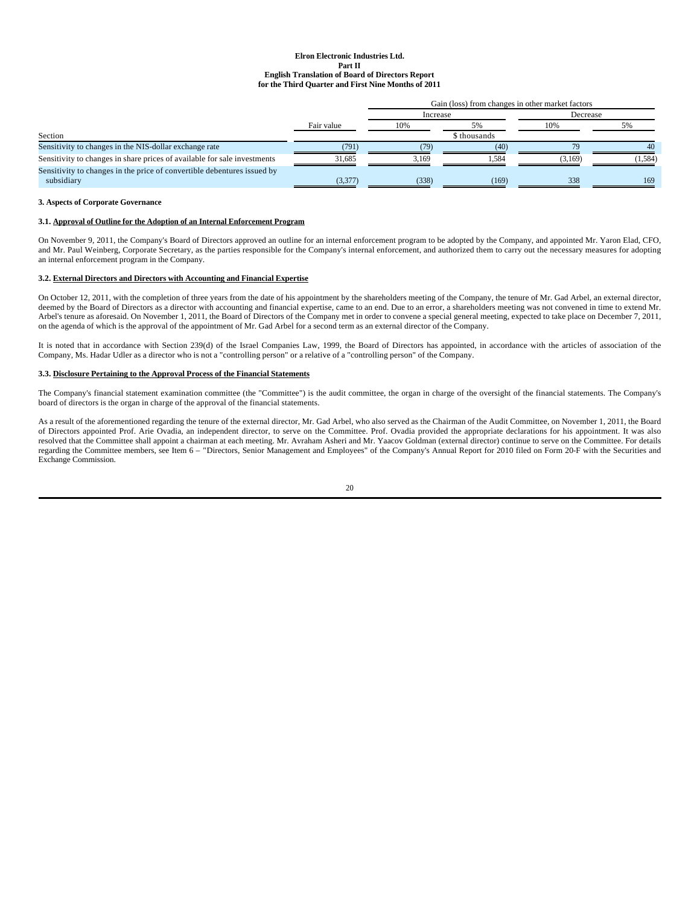| Section | Fair value | Gain (loss) from changes in other market factors | | | |
|---|---|---|---|---|---|
| | | Increase | | Decrease | |
| | | 10% | 5% | 10% | 5% |
| | | $ thousands | | | |
| Sensitivity to changes in the NIS-dollar exchange rate | (791) | (79) | (40) | 79 | 40 |
| Sensitivity to changes in share prices of available for sale investments | 31,685 | 3,169 | 1,584 | (3,169) | (1,584) |
| Sensitivity to changes in the price of convertible debentures issued by subsidiary | (3,377) | (338) | (169) | 338 | 169 |

### 3. Aspects of Corporate Governance

#### 3.1. Approval of Outline for the Adoption of an Internal Enforcement Program

On November 9, 2011, the Company's Board of Directors approved an outline for an internal enforcement program to be adopted by the Company, and appointed Mr. Yaron Elad, CFO, and Mr. Paul Weinberg, Corporate Secretary, as the parties responsible for the Company's internal enforcement, and authorized them to carry out the necessary measures for adopting an internal enforcement program in the Company.

#### 3.2. External Directors and Directors with Accounting and Financial Expertise

On October 12, 2011, with the completion of three years from the date of his appointment by the shareholders meeting of the Company, the tenure of Mr. Gad Arbel, an external director, deemed by the Board of Directors as a director with accounting and financial expertise, came to an end. Due to an error, a shareholders meeting was not convened in time to extend Mr. Arbel's tenure as aforesaid. On November 1, 2011, the Board of Directors of the Company met in order to convene a special general meeting, expected to take place on December 7, 2011, on the agenda of which is the approval of the appointment of Mr. Gad Arbel for a second term as an external director of the Company.

It is noted that in accordance with Section 239(d) of the Israel Companies Law, 1999, the Board of Directors has appointed, in accordance with the articles of association of the Company, Ms. Hadar Udler as a director who is not a "controlling person" or a relative of a "controlling person" of the Company.

#### 3.3. Disclosure Pertaining to the Approval Process of the Financial Statements

The Company's financial statement examination committee (the "Committee") is the audit committee, the organ in charge of the oversight of the financial statements. The Company's board of directors is the organ in charge of the approval of the financial statements.

As a result of the aforementioned regarding the tenure of the external director, Mr. Gad Arbel, who also served as the Chairman of the Audit Committee, on November 1, 2011, the Board of Directors appointed Prof. Arie Ovadia, an independent director, to serve on the Committee. Prof. Ovadia provided the appropriate declarations for his appointment. It was also resolved that the Committee shall appoint a chairman at each meeting. Mr. Avraham Asheri and Mr. Yaacov Goldman (external director) continue to serve on the Committee. For details regarding the Committee members, see Item 6 – "Directors, Senior Management and Employees" of the Company's Annual Report for 2010 filed on Form 20-F with the Securities and Exchange Commission.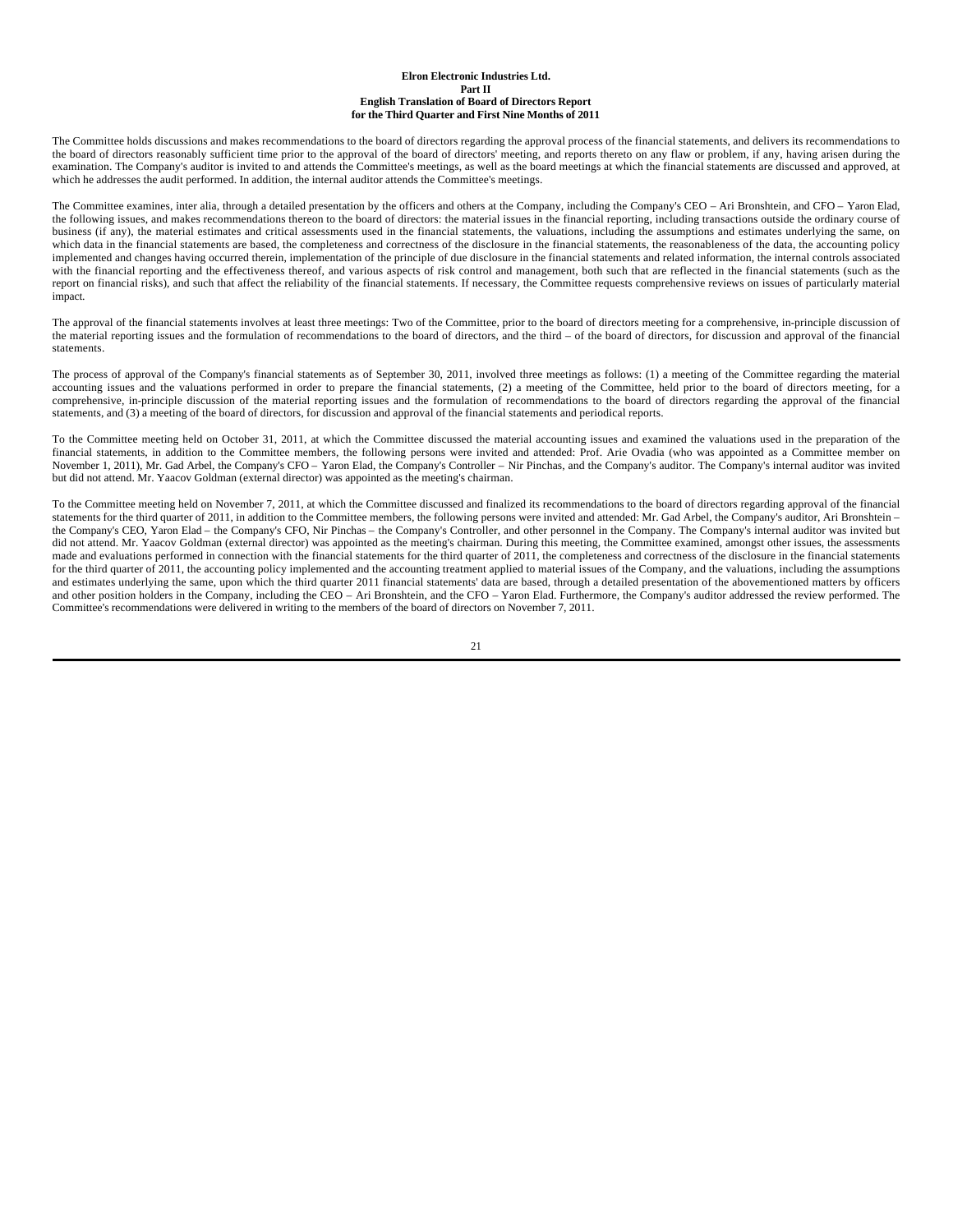The Committee holds discussions and makes recommendations to the board of directors regarding the approval process of the financial statements, and delivers its recommendations to the board of directors reasonably sufficient time prior to the approval of the board of directors' meeting, and reports thereto on any flaw or problem, if any, having arisen during the examination. The Company's auditor is invited to and attends the Committee's meetings, as well as the board meetings at which the financial statements are discussed and approved, at which he addresses the audit performed. In addition, the internal auditor attends the Committee's meetings.

The Committee examines, inter alia, through a detailed presentation by the officers and others at the Company, including the Company's CEO – Ari Bronshtein, and CFO – Yaron Elad, the following issues, and makes recommendations thereon to the board of directors: the material issues in the financial reporting, including transactions outside the ordinary course of business (if any), the material estimates and critical assessments used in the financial statements, the valuations, including the assumptions and estimates underlying the same, on which data in the financial statements are based, the completeness and correctness of the disclosure in the financial statements, the reasonableness of the data, the accounting policy implemented and changes having occurred therein, implementation of the principle of due disclosure in the financial statements and related information, the internal controls associated with the financial reporting and the effectiveness thereof, and various aspects of risk control and management, both such that are reflected in the financial statements (such as the report on financial risks), and such that affect the reliability of the financial statements. If necessary, the Committee requests comprehensive reviews on issues of particularly material impact.

The approval of the financial statements involves at least three meetings: Two of the Committee, prior to the board of directors meeting for a comprehensive, in-principle discussion of the material reporting issues and the formulation of recommendations to the board of directors, and the third – of the board of directors, for discussion and approval of the financial statements.

The process of approval of the Company's financial statements as of September 30, 2011, involved three meetings as follows: (1) a meeting of the Committee regarding the material accounting issues and the valuations performed in order to prepare the financial statements, (2) a meeting of the Committee, held prior to the board of directors meeting, for a comprehensive, in-principle discussion of the material reporting issues and the formulation of recommendations to the board of directors regarding the approval of the financial statements, and (3) a meeting of the board of directors, for discussion and approval of the financial statements and periodical reports.

To the Committee meeting held on October 31, 2011, at which the Committee discussed the material accounting issues and examined the valuations used in the preparation of the financial statements, in addition to the Committee members, the following persons were invited and attended: Prof. Arie Ovadia (who was appointed as a Committee member on November 1, 2011), Mr. Gad Arbel, the Company's CFO – Yaron Elad, the Company's Controller – Nir Pinchas, and the Company's auditor. The Company's internal auditor was invited but did not attend. Mr. Yaacov Goldman (external director) was appointed as the meeting's chairman.

To the Committee meeting held on November 7, 2011, at which the Committee discussed and finalized its recommendations to the board of directors regarding approval of the financial statements for the third quarter of 2011, in addition to the Committee members, the following persons were invited and attended: Mr. Gad Arbel, the Company's auditor, Ari Bronshtein – the Company's CEO, Yaron Elad – the Company's CFO, Nir Pinchas – the Company's Controller, and other personnel in the Company. The Company's internal auditor was invited but did not attend. Mr. Yaacov Goldman (external director) was appointed as the meeting's chairman. During this meeting, the Committee examined, amongst other issues, the assessments made and evaluations performed in connection with the financial statements for the third quarter of 2011, the completeness and correctness of the disclosure in the financial statements for the third quarter of 2011, the accounting policy implemented and the accounting treatment applied to material issues of the Company, and the valuations, including the assumptions and estimates underlying the same, upon which the third quarter 2011 financial statements' data are based, through a detailed presentation of the abovementioned matters by officers and other position holders in the Company, including the CEO – Ari Bronshtein, and the CFO – Yaron Elad. Furthermore, the Company's auditor addressed the review performed. The Committee's recommendations were delivered in writing to the members of the board of directors on November 7, 2011.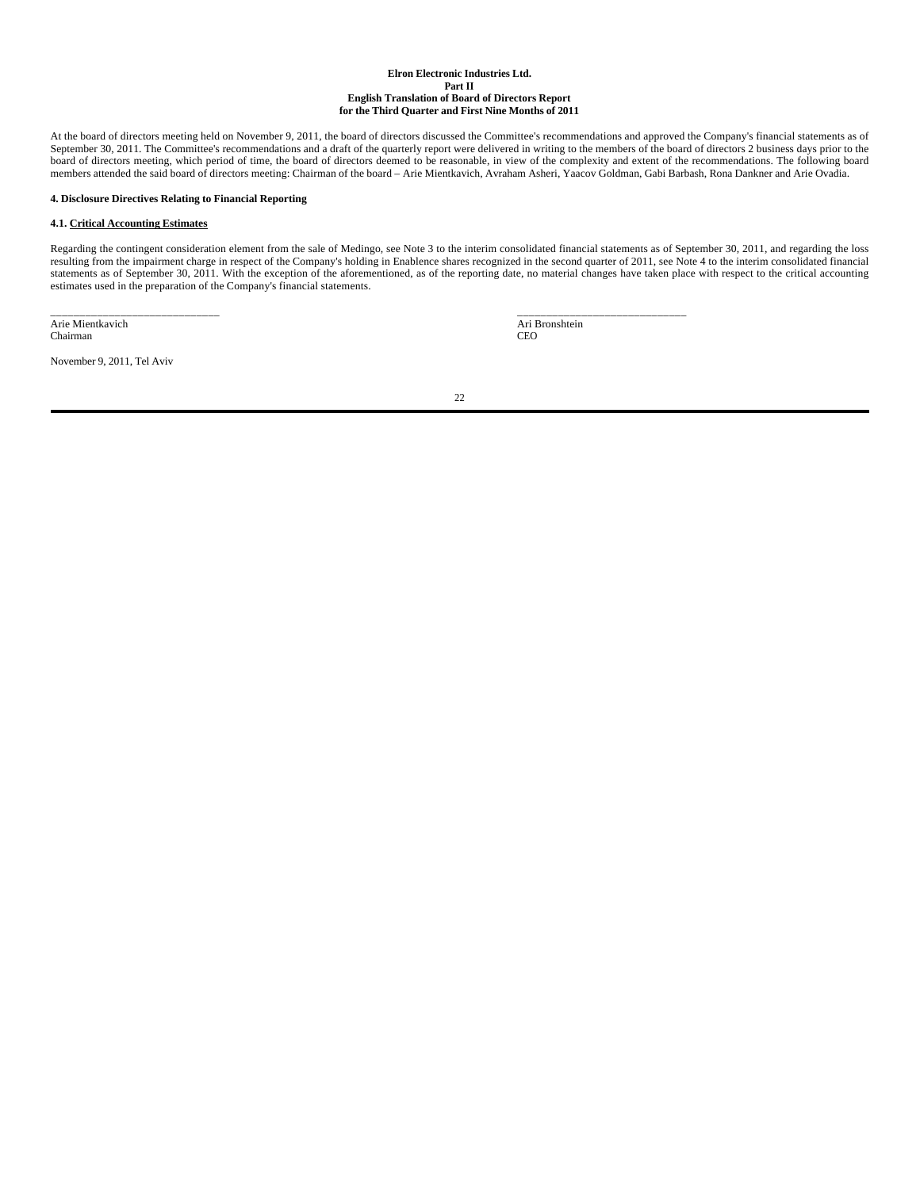At the board of directors meeting held on November 9, 2011, the board of directors discussed the Committee's recommendations and approved the Company's financial statements as of September 30, 2011. The Committee's recommendations and a draft of the quarterly report were delivered in writing to the members of the board of directors 2 business days prior to the board of directors meeting, which period of time, the board of directors deemed to be reasonable, in view of the complexity and extent of the recommendations. The following board members attended the said board of directors meeting: Chairman of the board – Arie Mientkavich, Avraham Asheri, Yaacov Goldman, Gabi Barbash, Rona Dankner and Arie Ovadia.

**4. Disclosure Directives Relating to Financial Reporting**

**4.1. Critical Accounting Estimates**

Regarding the contingent consideration element from the sale of Medingo, see Note 3 to the interim consolidated financial statements as of September 30, 2011, and regarding the loss resulting from the impairment charge in respect of the Company's holding in Enablence shares recognized in the second quarter of 2011, see Note 4 to the interim consolidated financial statements as of September 30, 2011. With the exception of the aforementioned, as of the reporting date, no material changes have taken place with respect to the critical accounting estimates used in the preparation of the Company's financial statements.

| ______________________________ | ______________________________ |
|---|---|
| Arie Mientkavich | Ari Bronshtein |
| Chairman | CEO |

November 9, 2011, Tel Aviv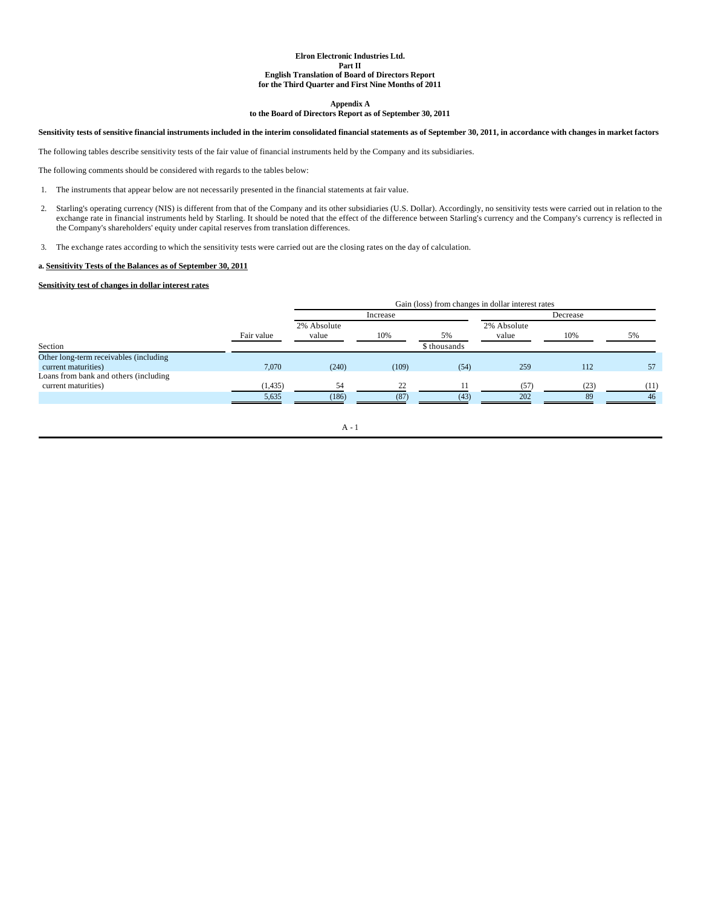**Elron Electronic Industries Ltd.**
**Part II**
**English Translation of Board of Directors Report**
**for the Third Quarter and First Nine Months of 2011**

**Appendix A**
**to the Board of Directors Report as of September 30, 2011**

**Sensitivity tests of sensitive financial instruments included in the interim consolidated financial statements as of September 30, 2011, in accordance with changes in market factors**

The following tables describe sensitivity tests of the fair value of financial instruments held by the Company and its subsidiaries.

The following comments should be considered with regards to the tables below:

1. The instruments that appear below are not necessarily presented in the financial statements at fair value.

2. Starling's operating currency (NIS) is different from that of the Company and its other subsidiaries (U.S. Dollar). Accordingly, no sensitivity tests were carried out in relation to the exchange rate in financial instruments held by Starling. It should be noted that the effect of the difference between Starling's currency and the Company's currency is reflected in the Company's shareholders' equity under capital reserves from translation differences.

3. The exchange rates according to which the sensitivity tests were carried out are the closing rates on the day of calculation.

**a. Sensitivity Tests of the Balances as of September 30, 2011**

**Sensitivity test of changes in dollar interest rates**

| | | Gain (loss) from changes in dollar interest rates | | | | | |
|---|---|---|---|---|---|---|---|
| | | Increase | | | Decrease | | |
| Section | Fair value | 2% Absolute value | 10% | 5% | 2% Absolute value | 10% | 5% |
| | | | | $ thousands | | | |
| Other long-term receivables (including current maturities) | 7,070 | (240) | (109) | (54) | 259 | 112 | 57 |
| Loans from bank and others (including current maturities) | (1,435) | 54 | 22 | 11 | (57) | (23) | (11) |
| | 5,635 | (186) | (87) | (43) | 202 | 89 | 46 |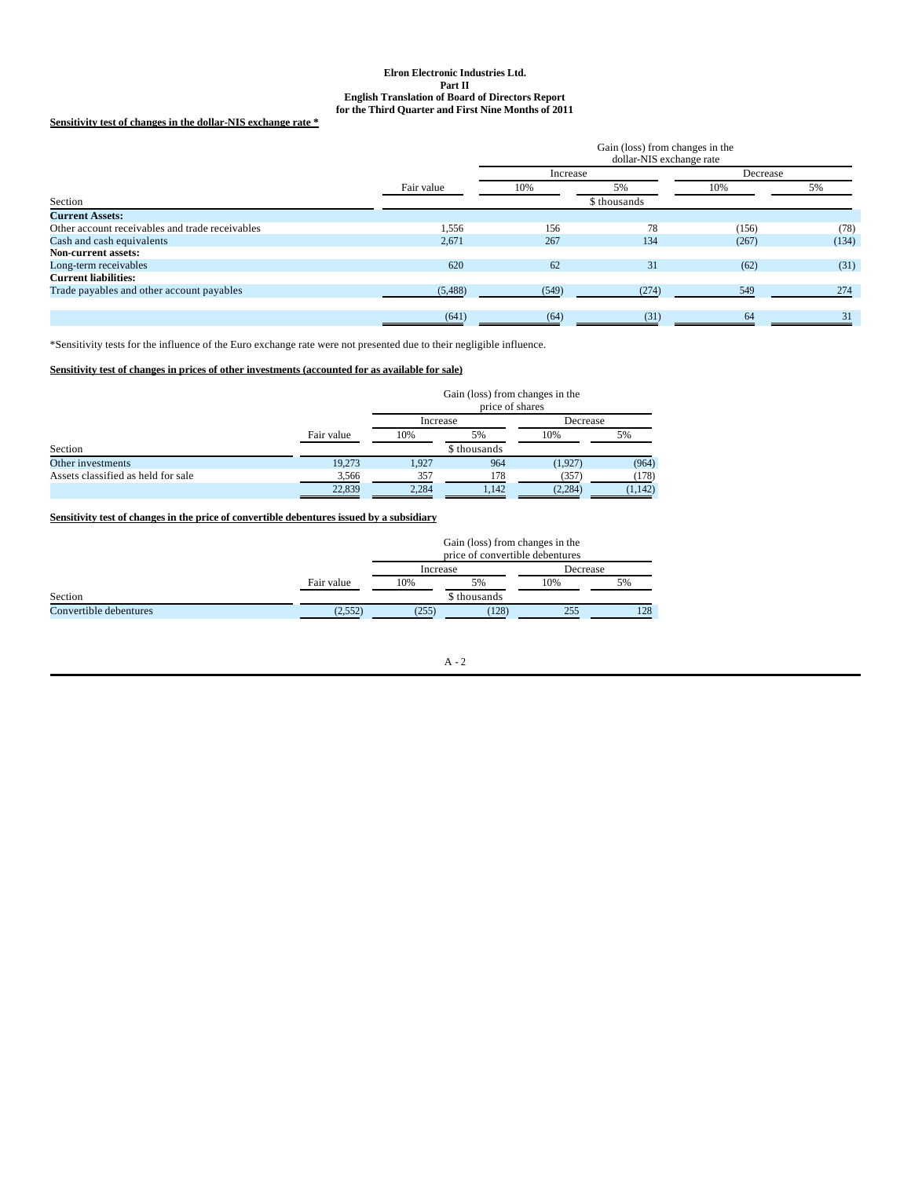Elron Electronic Industries Ltd.
Part II
English Translation of Board of Directors Report
for the Third Quarter and First Nine Months of 2011

**Sensitivity test of changes in the dollar-NIS exchange rate ***

| Section | Fair value | Gain (loss) from changes in the dollar-NIS exchange rate | | | |
|---|---|---|---|---|---|
| | | Increase | | Decrease | |
| | | 10% | 5% | 10% | 5% |
| | | $ thousands | | | |
| **Current Assets:** | | | | | |
| Other account receivables and trade receivables | 1,556 | 156 | 78 | (156) | (78) |
| Cash and cash equivalents | 2,671 | 267 | 134 | (267) | (134) |
| **Non-current assets:** | | | | | |
| Long-term receivables | 620 | 62 | 31 | (62) | (31) |
| **Current liabilities:** | | | | | |
| Trade payables and other account payables | (5,488) | (549) | (274) | 549 | 274 |
| | (641) | (64) | (31) | 64 | 31 |

*Sensitivity tests for the influence of the Euro exchange rate were not presented due to their negligible influence.

**Sensitivity test of changes in prices of other investments (accounted for as available for sale)**

| Section | Fair value | Gain (loss) from changes in the price of shares | | | |
|---|---|---|---|---|---|
| | | Increase | | Decrease | |
| | | 10% | 5% | 10% | 5% |
| | | $ thousands | | | |
| Other investments | 19,273 | 1,927 | 964 | (1,927) | (964) |
| Assets classified as held for sale | 3,566 | 357 | 178 | (357) | (178) |
| | 22,839 | 2,284 | 1,142 | (2,284) | (1,142) |

**Sensitivity test of changes in the price of convertible debentures issued by a subsidiary**

| Section | Fair value | Gain (loss) from changes in the price of convertible debentures | | | |
|---|---|---|---|---|---|
| | | Increase | | Decrease | |
| | | 10% | 5% | 10% | 5% |
| | | $ thousands | | | |
| Convertible debentures | (2,552) | (255) | (128) | 255 | 128 |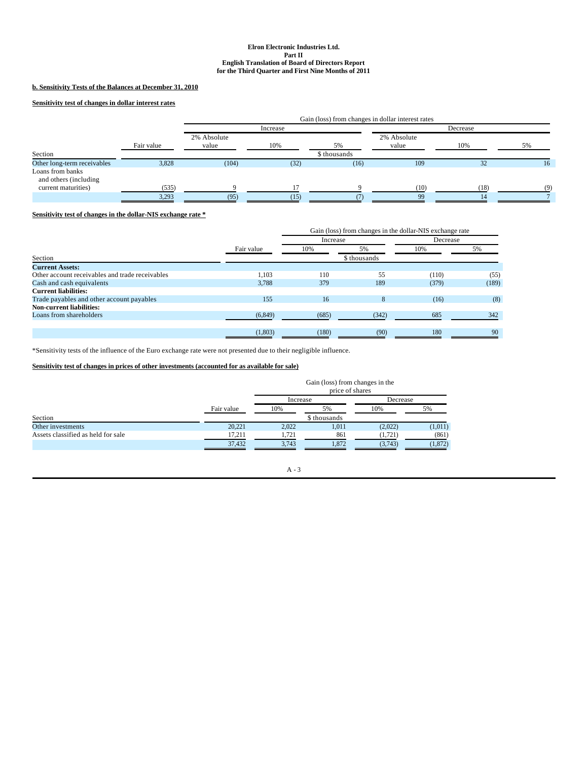**b. Sensitivity Tests of the Balances at December 31, 2010**

**Sensitivity test of changes in dollar interest rates**

| Section | Fair value | Gain (loss) from changes in dollar interest rates | | | | | |
|---|---|---|---|---|---|---|---|
| | | Increase | | | Decrease | | |
| | | 2% Absolute value | 10% | 5% | 2% Absolute value | 10% | 5% |
| | | \$ thousands | | | | | |
| Other long-term receivables | 3,828 | (104) | (32) | (16) | 109 | 32 | 16 |
| Loans from banks and others (including current maturities) | (535) | 9 | 17 | 9 | (10) | (18) | (9) |
| | 3,293 | (95) | (15) | (7) | 99 | 14 | 7 |

**Sensitivity test of changes in the dollar-NIS exchange rate ***

| Section | Fair value | Gain (loss) from changes in the dollar-NIS exchange rate | | | |
|---|---|---|---|---|---|
| | | Increase | | Decrease | |
| | | 10% | 5% | 10% | 5% |
| | | \$ thousands | | | |
| **Current Assets:** | | | | | |
| Other account receivables and trade receivables | 1,103 | 110 | 55 | (110) | (55) |
| Cash and cash equivalents | 3,788 | 379 | 189 | (379) | (189) |
| **Current liabilities:** | | | | | |
| Trade payables and other account payables | 155 | 16 | 8 | (16) | (8) |
| **Non-current liabilities:** | | | | | |
| Loans from shareholders | (6,849) | (685) | (342) | 685 | 342 |
| | (1,803) | (180) | (90) | 180 | 90 |

*Sensitivity tests of the influence of the Euro exchange rate were not presented due to their negligible influence.

**Sensitivity test of changes in prices of other investments (accounted for as available for sale)**

| Section | Fair value | Gain (loss) from changes in the price of shares | | | |
|---|---|---|---|---|---|
| | | Increase | | Decrease | |
| | | 10% | 5% | 10% | 5% |
| | | \$ thousands | | | |
| Other investments | 20,221 | 2,022 | 1,011 | (2,022) | (1,011) |
| Assets classified as held for sale | 17,211 | 1,721 | 861 | (1,721) | (861) |
| | 37,432 | 3,743 | 1,872 | (3,743) | (1,872) |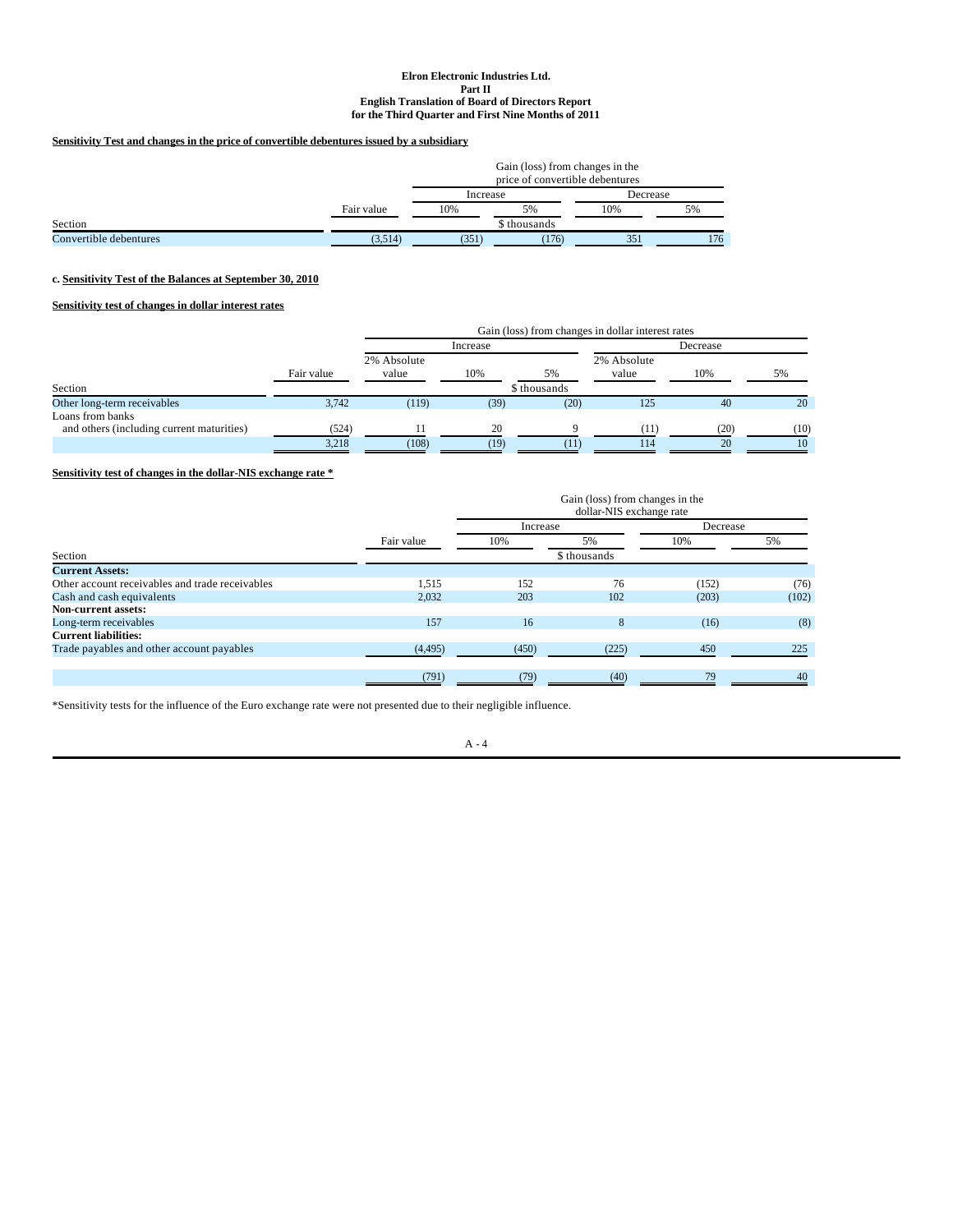**Sensitivity Test and changes in the price of convertible debentures issued by a subsidiary**

| Section | Fair value | Gain (loss) from changes in the price of convertible debentures | | | |
|---|---|---|---|---|---|
| | | Increase | | Decrease | |
| | | 10% | 5% | 10% | 5% |
| | | $ thousands | | | |
| Convertible debentures | (3,514) | (351) | (176) | 351 | 176 |

**c. Sensitivity Test of the Balances at September 30, 2010**

**Sensitivity test of changes in dollar interest rates**

| Section | Fair value | Gain (loss) from changes in dollar interest rates | | | | | |
|---|---|---|---|---|---|---|---|
| | | Increase | | | Decrease | | |
| | | 2% Absolute value | 10% | 5% | 2% Absolute value | 10% | 5% |
| | | $ thousands | | | | | |
| Other long-term receivables | 3,742 | (119) | (39) | (20) | 125 | 40 | 20 |
| Loans from banks and others (including current maturities) | (524) | 11 | 20 | 9 | (11) | (20) | (10) |
| | 3,218 | (108) | (19) | (11) | 114 | 20 | 10 |

**Sensitivity test of changes in the dollar-NIS exchange rate ***

| Section | Fair value | Gain (loss) from changes in the dollar-NIS exchange rate | | | |
|---|---|---|---|---|---|
| | | Increase | | Decrease | |
| | | 10% | 5% | 10% | 5% |
| | | $ thousands | | | |
| **Current Assets:** | | | | | |
| Other account receivables and trade receivables | 1,515 | 152 | 76 | (152) | (76) |
| Cash and cash equivalents | 2,032 | 203 | 102 | (203) | (102) |
| **Non-current assets:** | | | | | |
| Long-term receivables | 157 | 16 | 8 | (16) | (8) |
| **Current liabilities:** | | | | | |
| Trade payables and other account payables | (4,495) | (450) | (225) | 450 | 225 |
| | (791) | (79) | (40) | 79 | 40 |

*Sensitivity tests for the influence of the Euro exchange rate were not presented due to their negligible influence.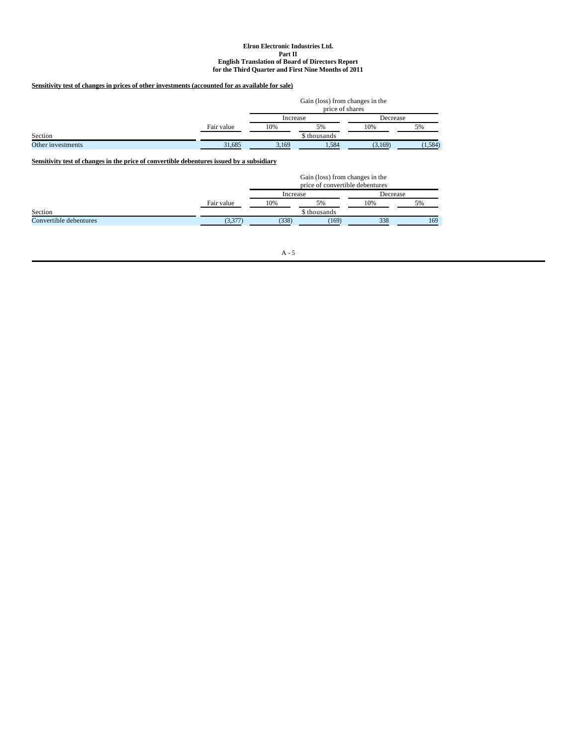**Sensitivity test of changes in prices of other investments (accounted for as available for sale)**

| | | Gain (loss) from changes in the price of shares | | | |
|---|---|---|---|---|---|
| | | Increase | | Decrease | |
| | Fair value | 10% | 5% | 10% | 5% |
| Section | | \$ thousands | | | |
| Other investments | 31,685 | 3,169 | 1,584 | (3,169) | (1,584) |

**Sensitivity test of changes in the price of convertible debentures issued by a subsidiary**

| | | Gain (loss) from changes in the price of convertible debentures | | | |
|---|---|---|---|---|---|
| | | Increase | | Decrease | |
| | Fair value | 10% | 5% | 10% | 5% |
| Section | | \$ thousands | | | |
| Convertible debentures | (3,377) | (338) | (169) | 338 | 169 |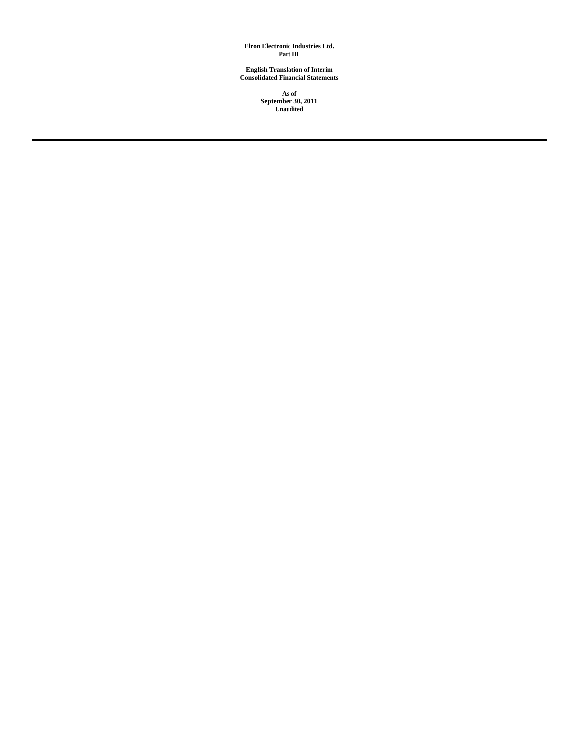**Elron Electronic Industries Ltd.**
**Part III**

**English Translation of Interim**
**Consolidated Financial Statements**

**As of**
**September 30, 2011**
**Unaudited**

---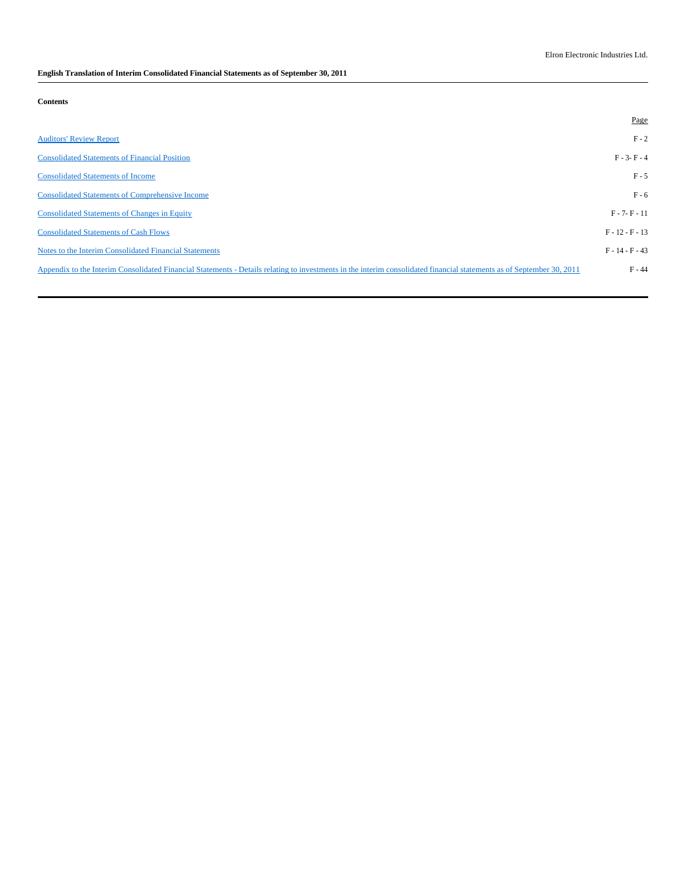Elron Electronic Industries Ltd.

**English Translation of Interim Consolidated Financial Statements as of September 30, 2011**

**Contents**

| | Page |
|---|---|
| Auditors' Review Report | F - 2 |
| Consolidated Statements of Financial Position | F - 3- F - 4 |
| Consolidated Statements of Income | F - 5 |
| Consolidated Statements of Comprehensive Income | F - 6 |
| Consolidated Statements of Changes in Equity | F - 7- F - 11 |
| Consolidated Statements of Cash Flows | F - 12 - F - 13 |
| Notes to the Interim Consolidated Financial Statements | F - 14 - F - 43 |
| Appendix to the Interim Consolidated Financial Statements - Details relating to investments in the interim consolidated financial statements as of September 30, 2011 | F - 44 |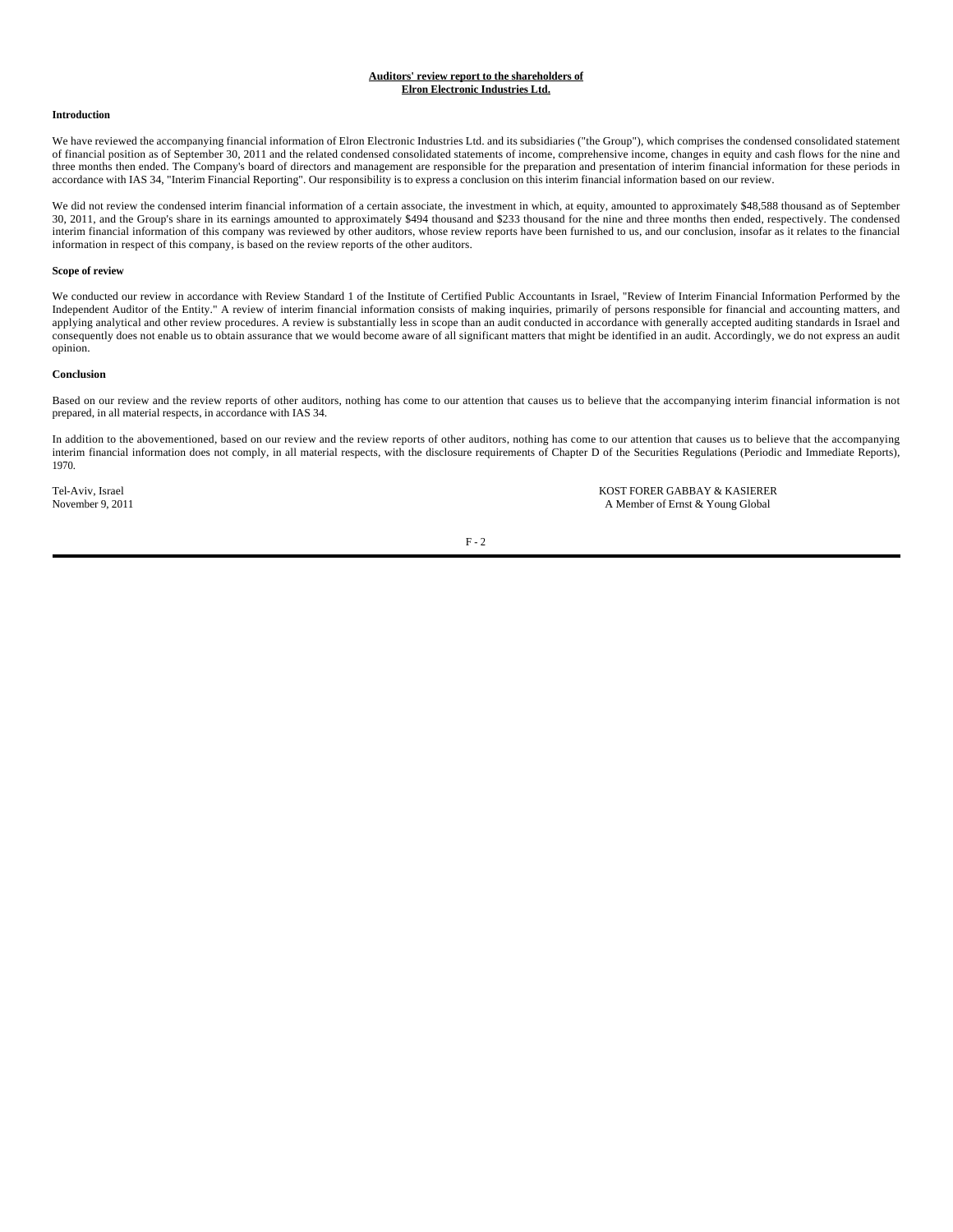**Auditors' review report to the shareholders of**
**Elron Electronic Industries Ltd.**

**Introduction**

We have reviewed the accompanying financial information of Elron Electronic Industries Ltd. and its subsidiaries ("the Group"), which comprises the condensed consolidated statement of financial position as of September 30, 2011 and the related condensed consolidated statements of income, comprehensive income, changes in equity and cash flows for the nine and three months then ended. The Company's board of directors and management are responsible for the preparation and presentation of interim financial information for these periods in accordance with IAS 34, "Interim Financial Reporting". Our responsibility is to express a conclusion on this interim financial information based on our review.

We did not review the condensed interim financial information of a certain associate, the investment in which, at equity, amounted to approximately $48,588 thousand as of September 30, 2011, and the Group's share in its earnings amounted to approximately $494 thousand and $233 thousand for the nine and three months then ended, respectively. The condensed interim financial information of this company was reviewed by other auditors, whose review reports have been furnished to us, and our conclusion, insofar as it relates to the financial information in respect of this company, is based on the review reports of the other auditors.

**Scope of review**

We conducted our review in accordance with Review Standard 1 of the Institute of Certified Public Accountants in Israel, "Review of Interim Financial Information Performed by the Independent Auditor of the Entity." A review of interim financial information consists of making inquiries, primarily of persons responsible for financial and accounting matters, and applying analytical and other review procedures. A review is substantially less in scope than an audit conducted in accordance with generally accepted auditing standards in Israel and consequently does not enable us to obtain assurance that we would become aware of all significant matters that might be identified in an audit. Accordingly, we do not express an audit opinion.

**Conclusion**

Based on our review and the review reports of other auditors, nothing has come to our attention that causes us to believe that the accompanying interim financial information is not prepared, in all material respects, in accordance with IAS 34.

In addition to the abovementioned, based on our review and the review reports of other auditors, nothing has come to our attention that causes us to believe that the accompanying interim financial information does not comply, in all material respects, with the disclosure requirements of Chapter D of the Securities Regulations (Periodic and Immediate Reports), 1970.

Tel-Aviv, Israel
November 9, 2011

KOST FORER GABBAY & KASIERER
A Member of Ernst & Young Global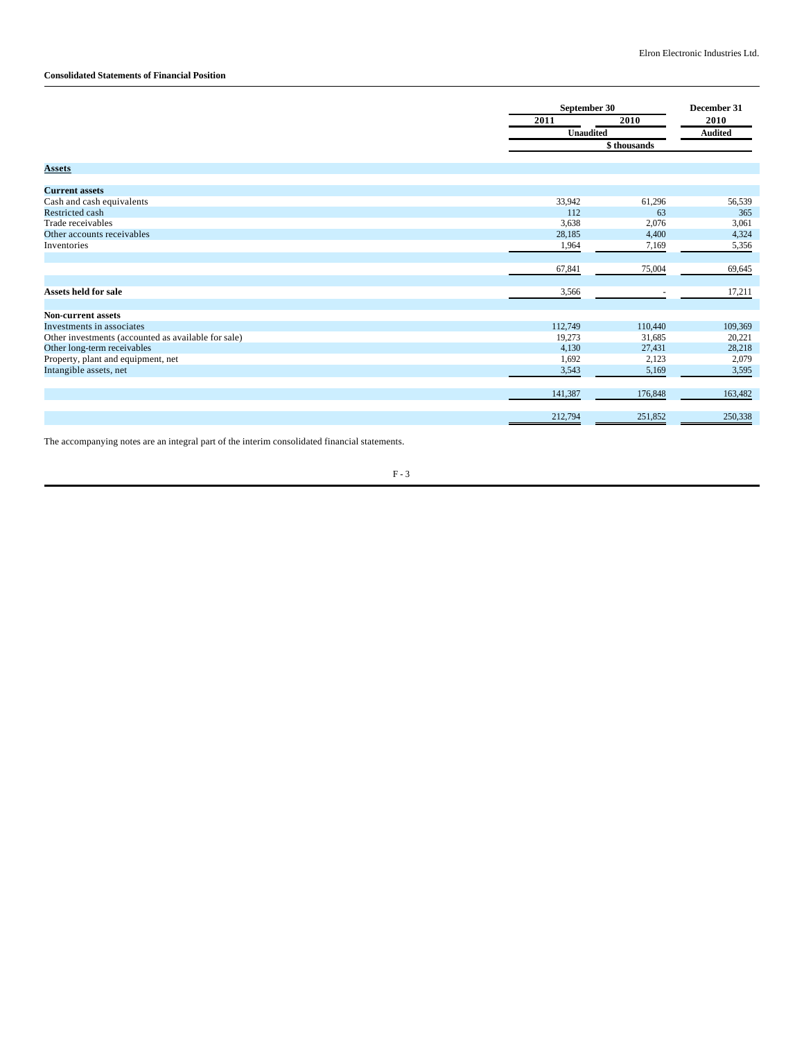Elron Electronic Industries Ltd.

**Consolidated Statements of Financial Position**

| | September 30 | | December 31 |
|---|---|---|---|
| | 2011 | 2010 | 2010 |
| | Unaudited | | Audited |
| | $ thousands | | |
| **Assets** | | | |
| **Current assets** | | | |
| Cash and cash equivalents | 33,942 | 61,296 | 56,539 |
| Restricted cash | 112 | 63 | 365 |
| Trade receivables | 3,638 | 2,076 | 3,061 |
| Other accounts receivables | 28,185 | 4,400 | 4,324 |
| Inventories | 1,964 | 7,169 | 5,356 |
| | 67,841 | 75,004 | 69,645 |
| **Assets held for sale** | 3,566 | - | 17,211 |
| **Non-current assets** | | | |
| Investments in associates | 112,749 | 110,440 | 109,369 |
| Other investments (accounted as available for sale) | 19,273 | 31,685 | 20,221 |
| Other long-term receivables | 4,130 | 27,431 | 28,218 |
| Property, plant and equipment, net | 1,692 | 2,123 | 2,079 |
| Intangible assets, net | 3,543 | 5,169 | 3,595 |
| | 141,387 | 176,848 | 163,482 |
| | 212,794 | 251,852 | 250,338 |

The accompanying notes are an integral part of the interim consolidated financial statements.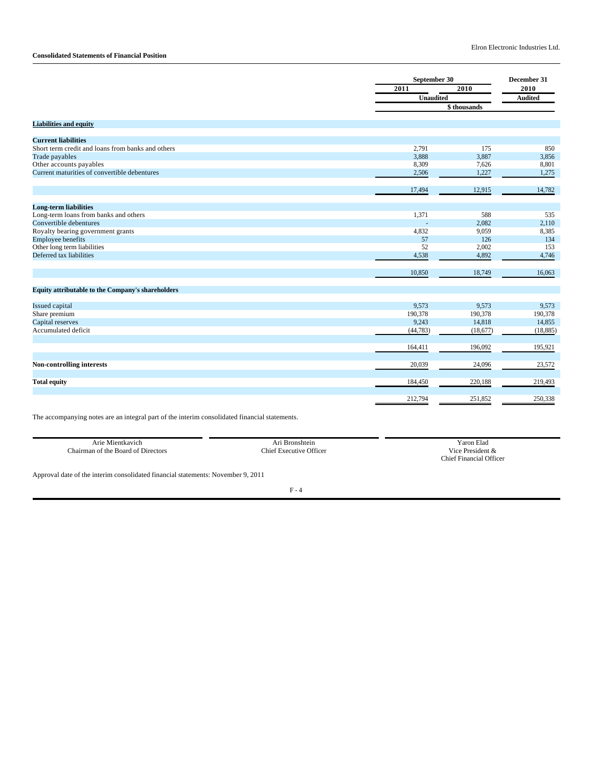## Consolidated Statements of Financial Position

| | September 30 | | December 31 |
|---|---|---|---|
| | 2011 | 2010 | 2010 |
| | Unaudited | | Audited |
| | $ thousands | | |
| **Liabilities and equity** | | | |
| **Current liabilities** | | | |
| Short term credit and loans from banks and others | 2,791 | 175 | 850 |
| Trade payables | 3,888 | 3,887 | 3,856 |
| Other accounts payables | 8,309 | 7,626 | 8,801 |
| Current maturities of convertible debentures | 2,506 | 1,227 | 1,275 |
| | 17,494 | 12,915 | 14,782 |
| **Long-term liabilities** | | | |
| Long-term loans from banks and others | 1,371 | 588 | 535 |
| Convertible debentures | - | 2,082 | 2,110 |
| Royalty bearing government grants | 4,832 | 9,059 | 8,385 |
| Employee benefits | 57 | 126 | 134 |
| Other long term liabilities | 52 | 2,002 | 153 |
| Deferred tax liabilities | 4,538 | 4,892 | 4,746 |
| | 10,850 | 18,749 | 16,063 |
| **Equity attributable to the Company's shareholders** | | | |
| Issued capital | 9,573 | 9,573 | 9,573 |
| Share premium | 190,378 | 190,378 | 190,378 |
| Capital reserves | 9,243 | 14,818 | 14,855 |
| Accumulated deficit | (44,783) | (18,677) | (18,885) |
| | 164,411 | 196,092 | 195,921 |
| **Non-controlling interests** | 20,039 | 24,096 | 23,572 |
| **Total equity** | 184,450 | 220,188 | 219,493 |
| | 212,794 | 251,852 | 250,338 |

The accompanying notes are an integral part of the interim consolidated financial statements.

| | | |
|---|---|---|
| Arie Mientkavich<br>Chairman of the Board of Directors | Ari Bronshtein<br>Chief Executive Officer | Yaron Elad<br>Vice President &<br>Chief Financial Officer |

Approval date of the interim consolidated financial statements: November 9, 2011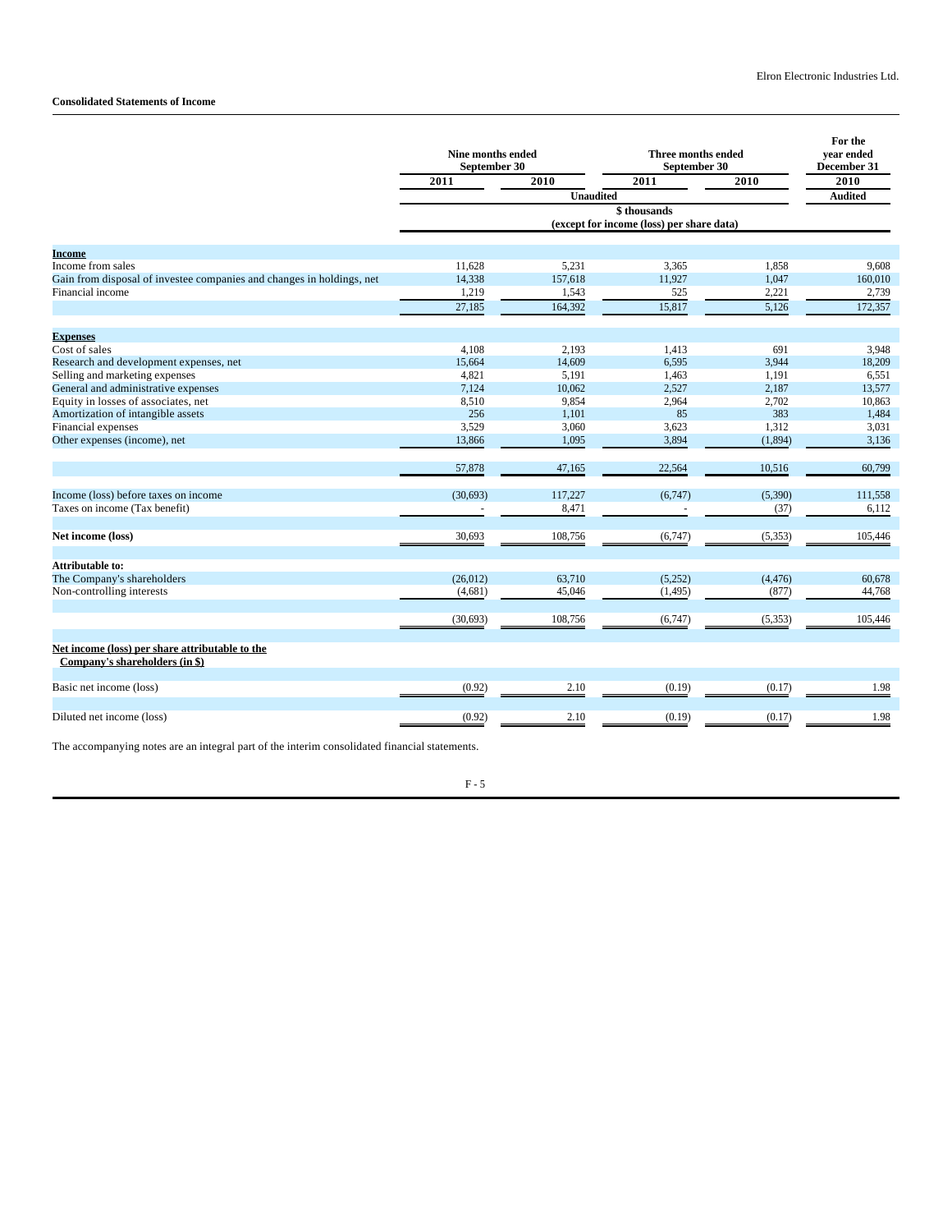Elron Electronic Industries Ltd.

**Consolidated Statements of Income**

| | Nine months ended September 30 | | Three months ended September 30 | | For the year ended December 31 |
|---|---|---|---|---|---|
| | 2011 | 2010 | 2011 | 2010 | 2010 |
| | Unaudited | | | | Audited |
| | $ thousands (except for income (loss) per share data) | | | | |
| **Income** | | | | | |
| Income from sales | 11,628 | 5,231 | 3,365 | 1,858 | 9,608 |
| Gain from disposal of investee companies and changes in holdings, net | 14,338 | 157,618 | 11,927 | 1,047 | 160,010 |
| Financial income | 1,219 | 1,543 | 525 | 2,221 | 2,739 |
| | 27,185 | 164,392 | 15,817 | 5,126 | 172,357 |
| **Expenses** | | | | | |
| Cost of sales | 4,108 | 2,193 | 1,413 | 691 | 3,948 |
| Research and development expenses, net | 15,664 | 14,609 | 6,595 | 3,944 | 18,209 |
| Selling and marketing expenses | 4,821 | 5,191 | 1,463 | 1,191 | 6,551 |
| General and administrative expenses | 7,124 | 10,062 | 2,527 | 2,187 | 13,577 |
| Equity in losses of associates, net | 8,510 | 9,854 | 2,964 | 2,702 | 10,863 |
| Amortization of intangible assets | 256 | 1,101 | 85 | 383 | 1,484 |
| Financial expenses | 3,529 | 3,060 | 3,623 | 1,312 | 3,031 |
| Other expenses (income), net | 13,866 | 1,095 | 3,894 | (1,894) | 3,136 |
| | 57,878 | 47,165 | 22,564 | 10,516 | 60,799 |
| Income (loss) before taxes on income | (30,693) | 117,227 | (6,747) | (5,390) | 111,558 |
| Taxes on income (Tax benefit) | - | 8,471 | - | (37) | 6,112 |
| **Net income (loss)** | 30,693 | 108,756 | (6,747) | (5,353) | 105,446 |
| **Attributable to:** | | | | | |
| The Company's shareholders | (26,012) | 63,710 | (5,252) | (4,476) | 60,678 |
| Non-controlling interests | (4,681) | 45,046 | (1,495) | (877) | 44,768 |
| | (30,693) | 108,756 | (6,747) | (5,353) | 105,446 |
| **Net income (loss) per share attributable to the Company's shareholders (in $)** | | | | | |
| Basic net income (loss) | (0.92) | 2.10 | (0.19) | (0.17) | 1.98 |
| Diluted net income (loss) | (0.92) | 2.10 | (0.19) | (0.17) | 1.98 |

The accompanying notes are an integral part of the interim consolidated financial statements.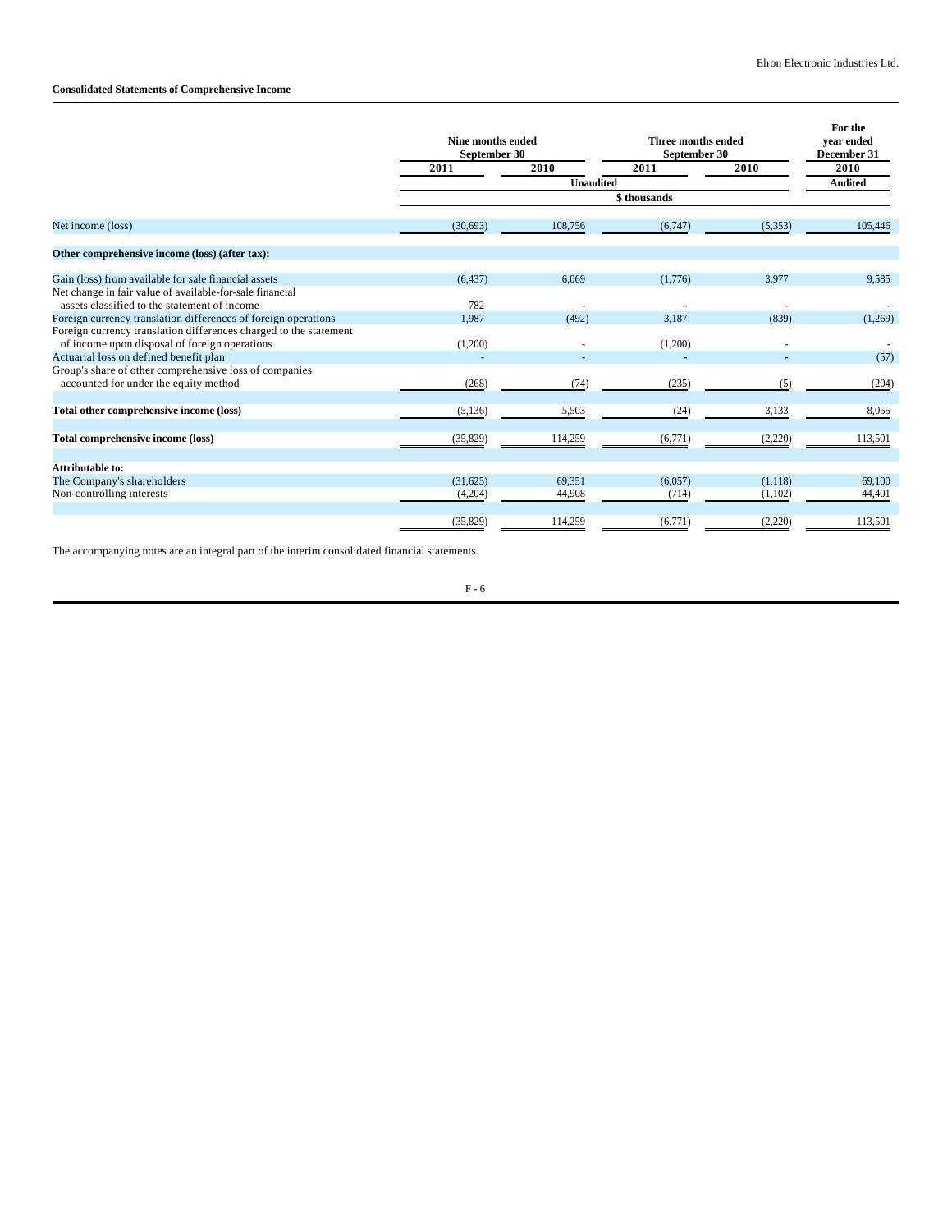## Consolidated Statements of Comprehensive Income

| | Nine months ended September 30 | | Three months ended September 30 | | For the year ended December 31 |
|---|---|---|---|---|---|
| | 2011 | 2010 | 2011 | 2010 | 2010 |
| | Unaudited | | | | Audited |
| | $ thousands | | | | |
| Net income (loss) | (30,693) | 108,756 | (6,747) | (5,353) | 105,446 |
| **Other comprehensive income (loss) (after tax):** | | | | | |
| Gain (loss) from available for sale financial assets | (6,437) | 6,069 | (1,776) | 3,977 | 9,585 |
| Net change in fair value of available-for-sale financial assets classified to the statement of income | 782 | - | - | - | - |
| Foreign currency translation differences of foreign operations | 1,987 | (492) | 3,187 | (839) | (1,269) |
| Foreign currency translation differences charged to the statement of income upon disposal of foreign operations | (1,200) | - | (1,200) | - | - |
| Actuarial loss on defined benefit plan | - | - | - | - | (57) |
| Group's share of other comprehensive loss of companies accounted for under the equity method | (268) | (74) | (235) | (5) | (204) |
| **Total other comprehensive income (loss)** | (5,136) | 5,503 | (24) | 3,133 | 8,055 |
| **Total comprehensive income (loss)** | (35,829) | 114,259 | (6,771) | (2,220) | 113,501 |
| **Attributable to:** | | | | | |
| The Company's shareholders | (31,625) | 69,351 | (6,057) | (1,118) | 69,100 |
| Non-controlling interests | (4,204) | 44,908 | (714) | (1,102) | 44,401 |
| | (35,829) | 114,259 | (6,771) | (2,220) | 113,501 |

The accompanying notes are an integral part of the interim consolidated financial statements.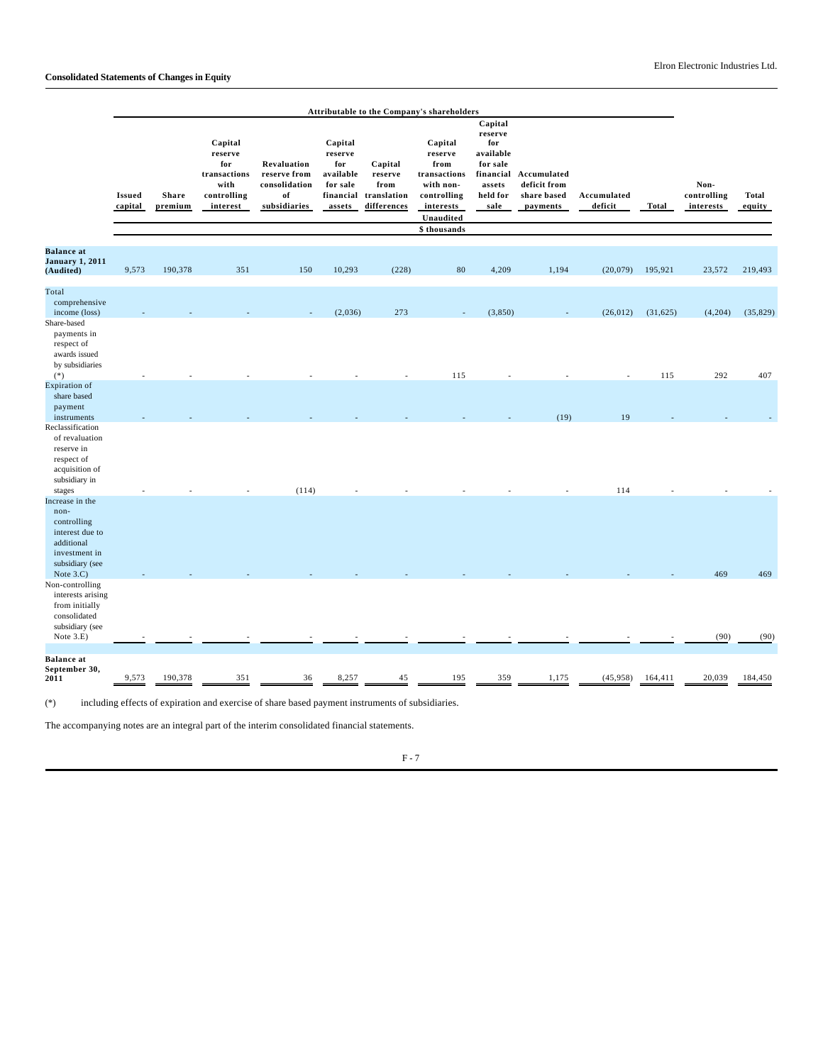## Consolidated Statements of Changes in Equity

| | Attributable to the Company's shareholders | | | | | | | | | | | | | |
|---|---|---|---|---|---|---|---|---|---|---|---|---|---|---|
| | Issued capital | Share premium | Capital reserve for transactions with controlling interest | Revaluation reserve from consolidation of subsidiaries | Capital reserve for available for sale financial assets | Capital reserve from translation differences | Capital reserve from transactions with non-controlling interests | Capital reserve for available for sale financial assets held for sale | Accumulated deficit from share based payments | Accumulated deficit | Total | Non-controlling interests | Total equity |
| | Unaudited | | | | | | | | | | | | |
| | $ thousands | | | | | | | | | | | | |
| **Balance at January 1, 2011 (Audited)** | 9,573 | 190,378 | 351 | 150 | 10,293 | (228) | 80 | 4,209 | 1,194 | (20,079) | 195,921 | 23,572 | 219,493 |
| Total comprehensive income (loss) | - | - | - | - | (2,036) | 273 | - | (3,850) | - | (26,012) | (31,625) | (4,204) | (35,829) |
| Share-based payments in respect of awards issued by subsidiaries (*) | - | - | - | - | - | - | 115 | - | - | - | 115 | 292 | 407 |
| Expiration of share based payment instruments | - | - | - | - | - | - | - | - | (19) | 19 | - | - | - |
| Reclassification of revaluation reserve in respect of acquisition of subsidiary in stages | - | - | - | (114) | - | - | - | - | - | 114 | - | - | - |
| Increase in the non-controlling interest due to additional investment in subsidiary (see Note 3.C) | - | - | - | - | - | - | - | - | - | - | - | 469 | 469 |
| Non-controlling interests arising from initially consolidated subsidiary (see Note 3.E) | - | - | - | - | - | - | - | - | - | - | - | (90) | (90) |
| **Balance at September 30, 2011** | 9,573 | 190,378 | 351 | 36 | 8,257 | 45 | 195 | 359 | 1,175 | (45,958) | 164,411 | 20,039 | 184,450 |

(*) including effects of expiration and exercise of share based payment instruments of subsidiaries.

The accompanying notes are an integral part of the interim consolidated financial statements.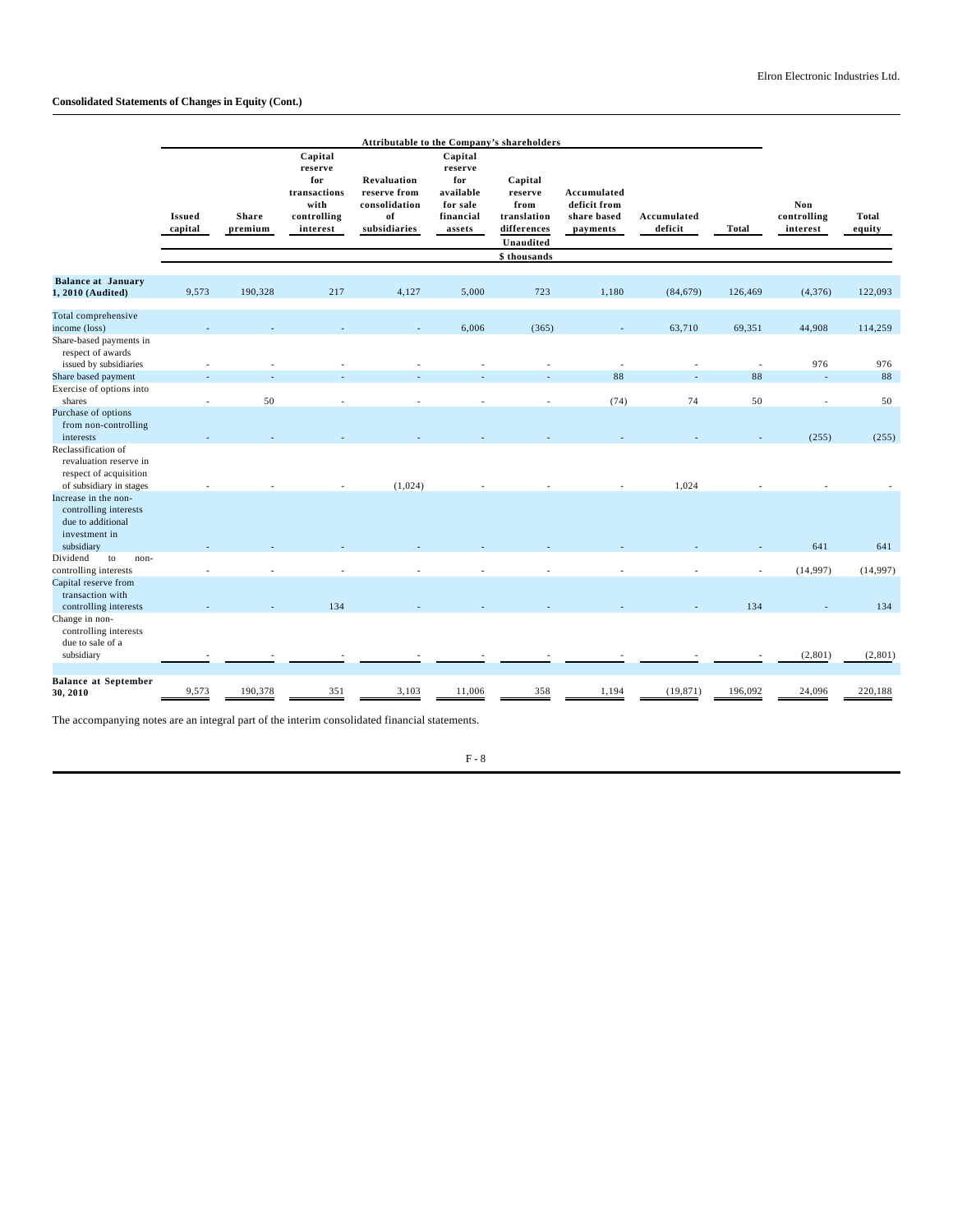Elron Electronic Industries Ltd.

**Consolidated Statements of Changes in Equity (Cont.)**

| | Attributable to the Company's shareholders | | | | | | | | | | |
|---|---|---|---|---|---|---|---|---|---|---|---|
| | Issued capital | Share premium | Capital reserve for transactions with controlling interest | Revaluation reserve from consolidation of subsidiaries | Capital reserve for available for sale financial assets | Capital reserve from translation differences | Accumulated deficit from share based payments | Accumulated deficit | Total | Non controlling interest | Total equity |
| | Unaudited | | | | | | | | | | |
| | $ thousands | | | | | | | | | | |
| **Balance at January 1, 2010 (Audited)** | 9,573 | 190,328 | 217 | 4,127 | 5,000 | 723 | 1,180 | (84,679) | 126,469 | (4,376) | 122,093 |
| Total comprehensive income (loss) | - | - | - | - | 6,006 | (365) | - | 63,710 | 69,351 | 44,908 | 114,259 |
| Share-based payments in respect of awards issued by subsidiaries | - | - | - | - | - | - | - | - | - | 976 | 976 |
| Share based payment | - | - | - | - | - | - | 88 | - | 88 | - | 88 |
| Exercise of options into shares | - | 50 | - | - | - | - | (74) | 74 | 50 | - | 50 |
| Purchase of options from non-controlling interests | - | - | - | - | - | - | - | - | - | (255) | (255) |
| Reclassification of revaluation reserve in respect of acquisition of subsidiary in stages | - | - | - | (1,024) | - | - | - | 1,024 | - | - | - |
| Increase in the non-controlling interests due to additional investment in subsidiary | - | - | - | - | - | - | - | - | - | 641 | 641 |
| Dividend to non-controlling interests | - | - | - | - | - | - | - | - | - | (14,997) | (14,997) |
| Capital reserve from transaction with controlling interests | - | - | 134 | - | - | - | - | - | 134 | - | 134 |
| Change in non-controlling interests due to sale of a subsidiary | - | - | - | - | - | - | - | - | - | (2,801) | (2,801) |
| **Balance at September 30, 2010** | 9,573 | 190,378 | 351 | 3,103 | 11,006 | 358 | 1,194 | (19,871) | 196,092 | 24,096 | 220,188 |

The accompanying notes are an integral part of the interim consolidated financial statements.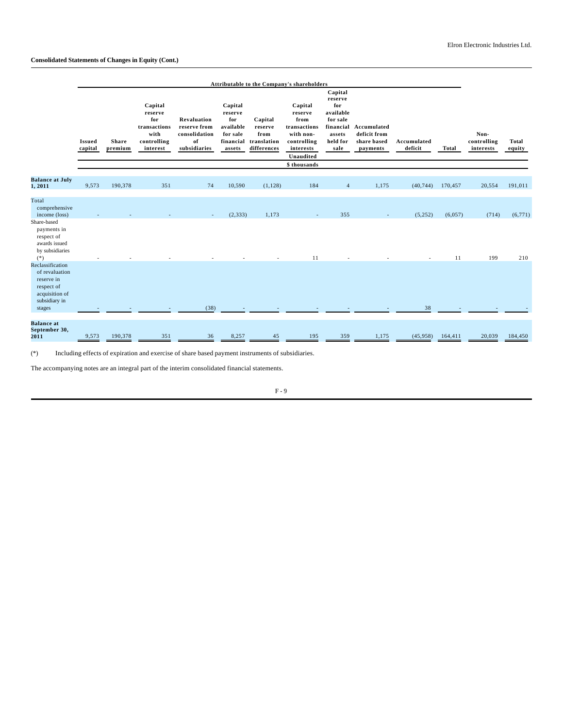Elron Electronic Industries Ltd.

**Consolidated Statements of Changes in Equity (Cont.)**

| | Attributable to the Company's shareholders | | | | | | | | | | | | | |
|---|---|---|---|---|---|---|---|---|---|---|---|---|---|---|
| | Issued capital | Share premium | Capital reserve for transactions with controlling interest | Revaluation reserve from consolidation of subsidiaries | Capital reserve for available for sale financial assets | Capital reserve from translation differences | Capital reserve from transactions with non-controlling interests | Capital reserve for available for sale financial assets held for sale | Accumulated deficit from share based payments | Accumulated deficit | Total | Non-controlling interests | Total equity |
| | Unaudited | | | | | | | | | | | | |
| | $ thousands | | | | | | | | | | | | |
| **Balance at July 1, 2011** | 9,573 | 190,378 | 351 | 74 | 10,590 | (1,128) | 184 | 4 | 1,175 | (40,744) | 170,457 | 20,554 | 191,011 |
| Total comprehensive income (loss) | - | - | - | - | (2,333) | 1,173 | - | 355 | - | (5,252) | (6,057) | (714) | (6,771) |
| Share-based payments in respect of awards issued by subsidiaries (*) | - | - | - | - | - | - | 11 | - | - | - | 11 | 199 | 210 |
| Reclassification of revaluation reserve in respect of acquisition of subsidiary in stages | - | - | - | (38) | - | - | - | - | - | 38 | - | - | - |
| **Balance at September 30, 2011** | 9,573 | 190,378 | 351 | 36 | 8,257 | 45 | 195 | 359 | 1,175 | (45,958) | 164,411 | 20,039 | 184,450 |

(*) Including effects of expiration and exercise of share based payment instruments of subsidiaries.

The accompanying notes are an integral part of the interim consolidated financial statements.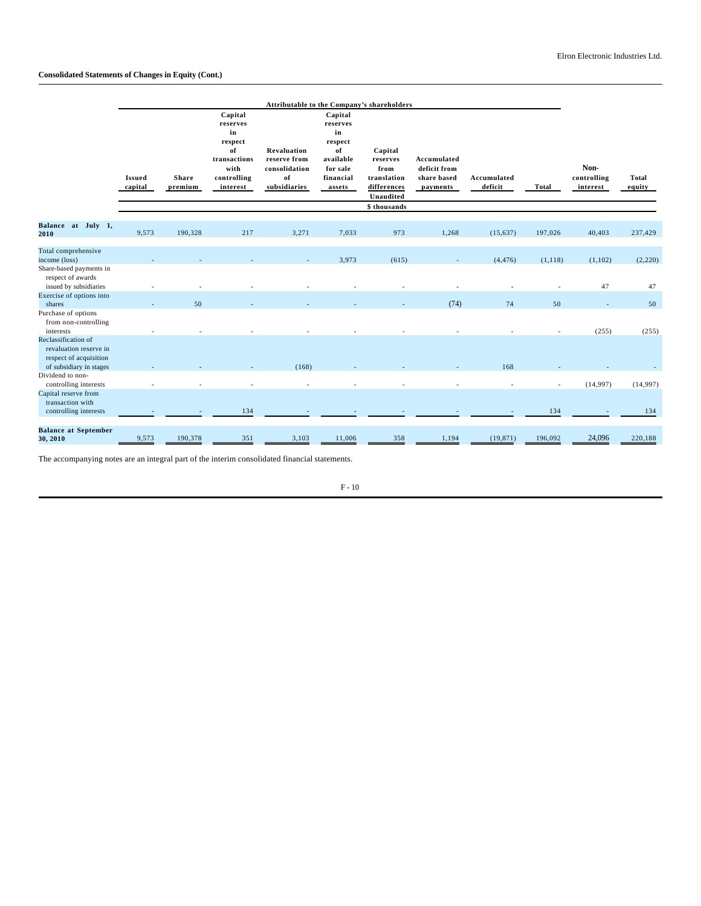Elron Electronic Industries Ltd.

**Consolidated Statements of Changes in Equity (Cont.)**

| | Attributable to the Company's shareholders | | | | | | | | | | |
|---|---|---|---|---|---|---|---|---|---|---|---|
| | Issued capital | Share premium | Capital reserves in respect of transactions with controlling interest | Revaluation reserve from consolidation of subsidiaries | Capital reserves in respect of available for sale financial assets | Capital reserves from translation differences | Accumulated deficit from share based payments | Accumulated deficit | Total | Non-controlling interest | Total equity |
| | | | | | | Unaudited | | | | | |
| | | | | | | $ thousands | | | | | |
| **Balance at July 1, 2010** | 9,573 | 190,328 | 217 | 3,271 | 7,033 | 973 | 1,268 | (15,637) | 197,026 | 40,403 | 237,429 |
| Total comprehensive income (loss) | - | - | - | - | 3,973 | (615) | - | (4,476) | (1,118) | (1,102) | (2,220) |
| Share-based payments in respect of awards issued by subsidiaries | - | - | - | - | - | - | - | - | - | 47 | 47 |
| Exercise of options into shares | - | 50 | - | - | - | - | (74) | 74 | 50 | - | 50 |
| Purchase of options from non-controlling interests | - | - | - | - | - | - | - | - | - | (255) | (255) |
| Reclassification of revaluation reserve in respect of acquisition of subsidiary in stages | - | - | - | (168) | - | - | - | 168 | - | - | - |
| Dividend to non-controlling interests | - | - | - | - | - | - | - | - | - | (14,997) | (14,997) |
| Capital reserve from transaction with controlling interests | - | - | 134 | - | - | - | - | - | 134 | - | 134 |
| **Balance at September 30, 2010** | 9,573 | 190,378 | 351 | 3,103 | 11,006 | 358 | 1,194 | (19,871) | 196,092 | 24,096 | 220,188 |

The accompanying notes are an integral part of the interim consolidated financial statements.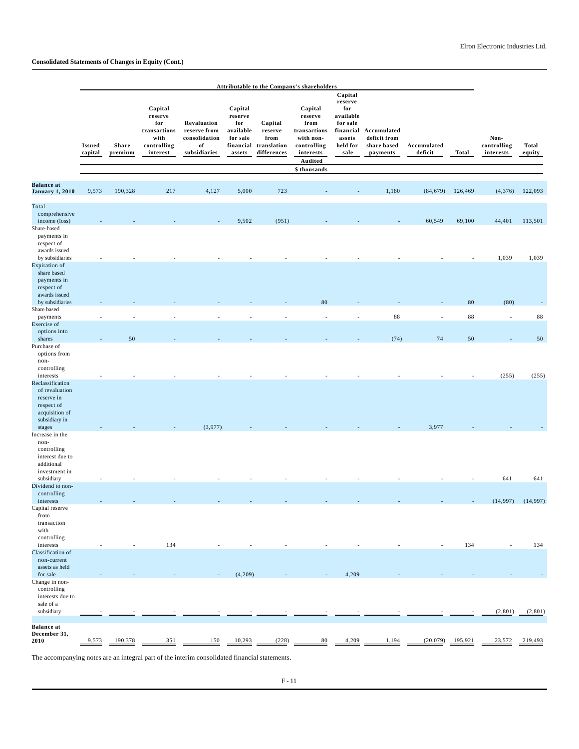## Consolidated Statements of Changes in Equity (Cont.)

| | Attributable to the Company's shareholders | | | | | | | | | | | | | |
|---|---|---|---|---|---|---|---|---|---|---|---|---|---|---|
| | Issued capital | Share premium | Capital reserve for transactions with controlling interest | Revaluation reserve from consolidation of subsidiaries | Capital reserve for available for sale financial assets | Capital reserve from translation differences | Capital reserve from transactions with non-controlling interests | Capital reserve for available for sale financial assets held for sale | Accumulated deficit from share based payments | Accumulated deficit | Total | Non-controlling interests | Total equity |
| | Audited | | | | | | | | | | | | |
| | $ thousands | | | | | | | | | | | | |
| **Balance at January 1, 2010** | 9,573 | 190,328 | 217 | 4,127 | 5,000 | 723 | - | - | 1,180 | (84,679) | 126,469 | (4,376) | 122,093 |
| Total comprehensive income (loss) | - | - | - | - | 9,502 | (951) | - | - | - | 60,549 | 69,100 | 44,401 | 113,501 |
| Share-based payments in respect of awards issued by subsidiaries | - | - | - | - | - | - | - | - | - | - | - | 1,039 | 1,039 |
| Expiration of share based payments in respect of awards issued by subsidiaries | - | - | - | - | - | - | 80 | - | - | - | 80 | (80) | - |
| Share based payments | - | - | - | - | - | - | - | - | 88 | - | 88 | - | 88 |
| Exercise of options into shares | - | 50 | - | - | - | - | - | - | (74) | 74 | 50 | - | 50 |
| Purchase of options from non-controlling interests | - | - | - | - | - | - | - | - | - | - | - | (255) | (255) |
| Reclassification of revaluation reserve in respect of acquisition of subsidiary in stages | - | - | - | (3,977) | - | - | - | - | - | 3,977 | - | - | - |
| Increase in the non-controlling interest due to additional investment in subsidiary | - | - | - | - | - | - | - | - | - | - | - | 641 | 641 |
| Dividend to non-controlling interests | - | - | - | - | - | - | - | - | - | - | - | (14,997) | (14,997) |
| Capital reserve from transaction with controlling interests | - | - | 134 | - | - | - | - | - | - | - | 134 | - | 134 |
| Classification of non-current assets as held for sale | - | - | - | - | (4,209) | - | - | 4,209 | - | - | - | - | - |
| Change in non-controlling interests due to sale of a subsidiary | - | - | - | - | - | - | - | - | - | - | - | (2,801) | (2,801) |
| **Balance at December 31, 2010** | 9,573 | 190,378 | 351 | 150 | 10,293 | (228) | 80 | 4,209 | 1,194 | (20,079) | 195,921 | 23,572 | 219,493 |

The accompanying notes are an integral part of the interim consolidated financial statements.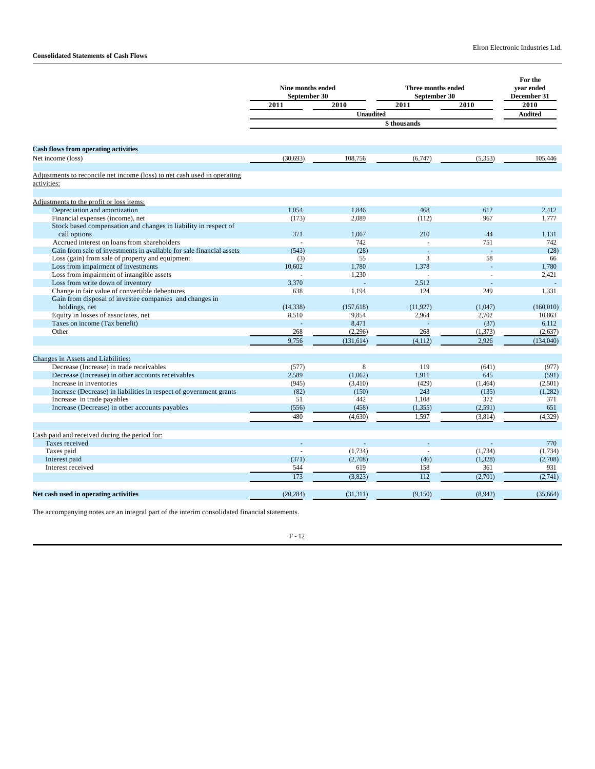Elron Electronic Industries Ltd.

**Consolidated Statements of Cash Flows**

| | Nine months ended September 30 | | Three months ended September 30 | | For the year ended December 31 |
|---|---|---|---|---|---|
| | 2011 | 2010 | 2011 | 2010 | 2010 |
| | Unaudited | | | | Audited |
| | $ thousands | | | | |
| **Cash flows from operating activities** | | | | | |
| Net income (loss) | (30,693) | 108,756 | (6,747) | (5,353) | 105,446 |
| Adjustments to reconcile net income (loss) to net cash used in operating activities: | | | | | |
| Adjustments to the profit or loss items: | | | | | |
| Depreciation and amortization | 1,054 | 1,846 | 468 | 612 | 2,412 |
| Financial expenses (income), net | (173) | 2,089 | (112) | 967 | 1,777 |
| Stock based compensation and changes in liability in respect of call options | 371 | 1,067 | 210 | 44 | 1,131 |
| Accrued interest on loans from shareholders | - | 742 | - | 751 | 742 |
| Gain from sale of investments in available for sale financial assets | (543) | (28) | - | - | (28) |
| Loss (gain) from sale of property and equipment | (3) | 55 | 3 | 58 | 66 |
| Loss from impairment of investments | 10,602 | 1,780 | 1,378 | - | 1,780 |
| Loss from impairment of intangible assets | - | 1,230 | - | - | 2,421 |
| Loss from write down of inventory | 3,370 | - | 2,512 | - | - |
| Change in fair value of convertible debentures | 638 | 1,194 | 124 | 249 | 1,331 |
| Gain from disposal of investee companies and changes in holdings, net | (14,338) | (157,618) | (11,927) | (1,047) | (160,010) |
| Equity in losses of associates, net | 8,510 | 9,854 | 2,964 | 2,702 | 10,863 |
| Taxes on income (Tax benefit) | - | 8,471 | - | (37) | 6,112 |
| Other | 268 | (2,296) | 268 | (1,373) | (2,637) |
| | 9,756 | (131,614) | (4,112) | 2,926 | (134,040) |
| Changes in Assets and Liabilities: | | | | | |
| Decrease (Increase) in trade receivables | (577) | 8 | 119 | (641) | (977) |
| Decrease (Increase) in other accounts receivables | 2,589 | (1,062) | 1,911 | 645 | (591) |
| Increase in inventories | (945) | (3,410) | (429) | (1,464) | (2,501) |
| Increase (Decrease) in liabilities in respect of government grants | (82) | (150) | 243 | (135) | (1,282) |
| Increase in trade payables | 51 | 442 | 1,108 | 372 | 371 |
| Increase (Decrease) in other accounts payables | (556) | (458) | (1,355) | (2,591) | 651 |
| | 480 | (4,630) | 1,597 | (3,814) | (4,329) |
| Cash paid and received during the period for: | | | | | |
| Taxes received | - | - | - | - | 770 |
| Taxes paid | - | (1,734) | - | (1,734) | (1,734) |
| Interest paid | (371) | (2,708) | (46) | (1,328) | (2,708) |
| Interest received | 544 | 619 | 158 | 361 | 931 |
| | 173 | (3,823) | 112 | (2,701) | (2,741) |
| **Net cash used in operating activities** | (20,284) | (31,311) | (9,150) | (8,942) | (35,664) |

The accompanying notes are an integral part of the interim consolidated financial statements.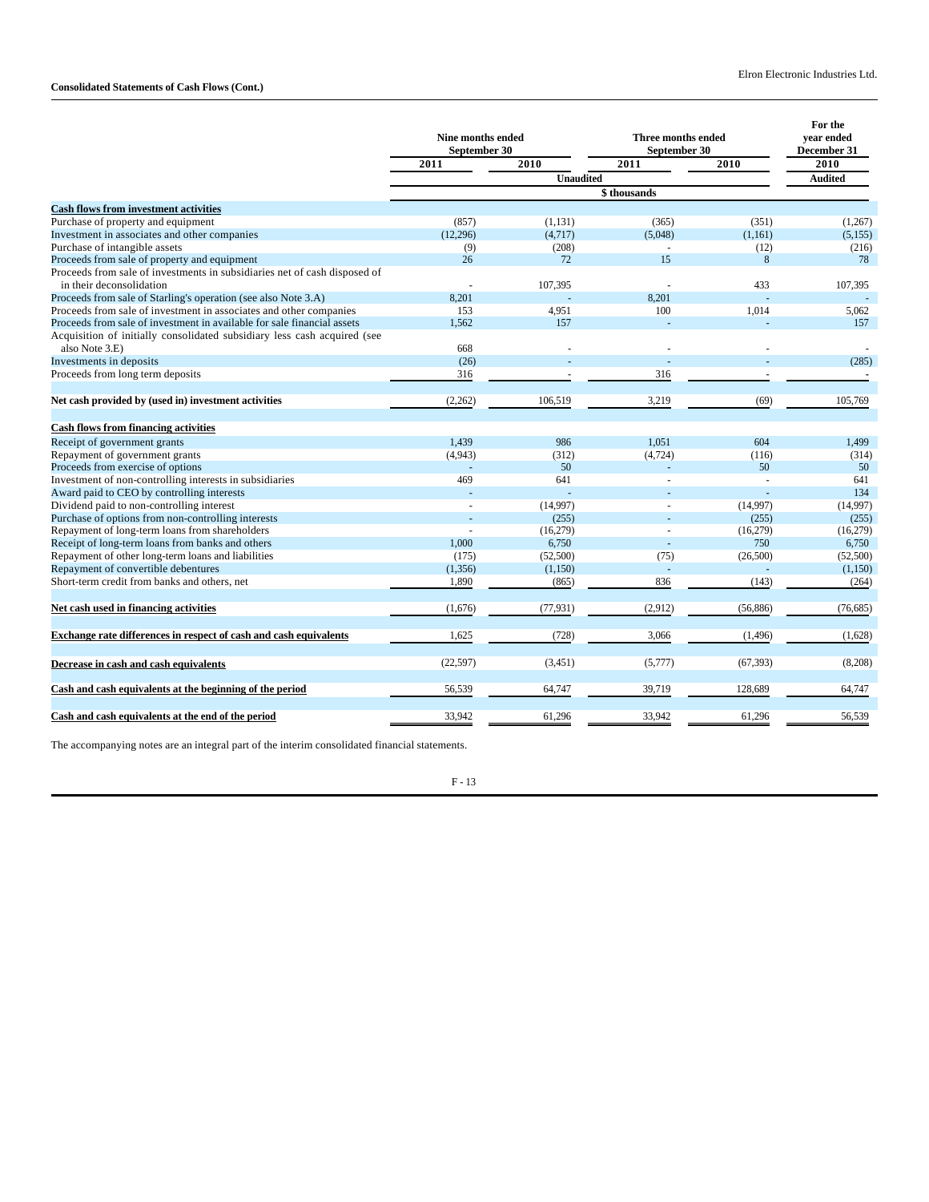**Consolidated Statements of Cash Flows (Cont.)**

| | Nine months ended September 30 | | Three months ended September 30 | | For the year ended December 31 |
|---|---|---|---|---|---|
| | 2011 | 2010 | 2011 | 2010 | 2010 |
| | Unaudited | | | | Audited |
| | $ thousands | | | | |
| **Cash flows from investment activities** | | | | | |
| Purchase of property and equipment | (857) | (1,131) | (365) | (351) | (1,267) |
| Investment in associates and other companies | (12,296) | (4,717) | (5,048) | (1,161) | (5,155) |
| Purchase of intangible assets | (9) | (208) | - | (12) | (216) |
| Proceeds from sale of property and equipment | 26 | 72 | 15 | 8 | 78 |
| Proceeds from sale of investments in subsidiaries net of cash disposed of in their deconsolidation | - | 107,395 | - | 433 | 107,395 |
| Proceeds from sale of Starling's operation (see also Note 3.A) | 8,201 | - | 8,201 | - | - |
| Proceeds from sale of investment in associates and other companies | 153 | 4,951 | 100 | 1,014 | 5,062 |
| Proceeds from sale of investment in available for sale financial assets | 1,562 | 157 | - | - | 157 |
| Acquisition of initially consolidated subsidiary less cash acquired (see also Note 3.E) | 668 | - | - | - | - |
| Investments in deposits | (26) | - | - | - | (285) |
| Proceeds from long term deposits | 316 | - | 316 | - | - |
| **Net cash provided by (used in) investment activities** | (2,262) | 106,519 | 3,219 | (69) | 105,769 |
| **Cash flows from financing activities** | | | | | |
| Receipt of government grants | 1,439 | 986 | 1,051 | 604 | 1,499 |
| Repayment of government grants | (4,943) | (312) | (4,724) | (116) | (314) |
| Proceeds from exercise of options | - | 50 | - | 50 | 50 |
| Investment of non-controlling interests in subsidiaries | 469 | 641 | - | - | 641 |
| Award paid to CEO by controlling interests | - | - | - | - | 134 |
| Dividend paid to non-controlling interest | - | (14,997) | - | (14,997) | (14,997) |
| Purchase of options from non-controlling interests | - | (255) | - | (255) | (255) |
| Repayment of long-term loans from shareholders | - | (16,279) | - | (16,279) | (16,279) |
| Receipt of long-term loans from banks and others | 1,000 | 6,750 | - | 750 | 6,750 |
| Repayment of other long-term loans and liabilities | (175) | (52,500) | (75) | (26,500) | (52,500) |
| Repayment of convertible debentures | (1,356) | (1,150) | - | - | (1,150) |
| Short-term credit from banks and others, net | 1,890 | (865) | 836 | (143) | (264) |
| **Net cash used in financing activities** | (1,676) | (77,931) | (2,912) | (56,886) | (76,685) |
| **Exchange rate differences in respect of cash and cash equivalents** | 1,625 | (728) | 3,066 | (1,496) | (1,628) |
| **Decrease in cash and cash equivalents** | (22,597) | (3,451) | (5,777) | (67,393) | (8,208) |
| **Cash and cash equivalents at the beginning of the period** | 56,539 | 64,747 | 39,719 | 128,689 | 64,747 |
| **Cash and cash equivalents at the end of the period** | 33,942 | 61,296 | 33,942 | 61,296 | 56,539 |

The accompanying notes are an integral part of the interim consolidated financial statements.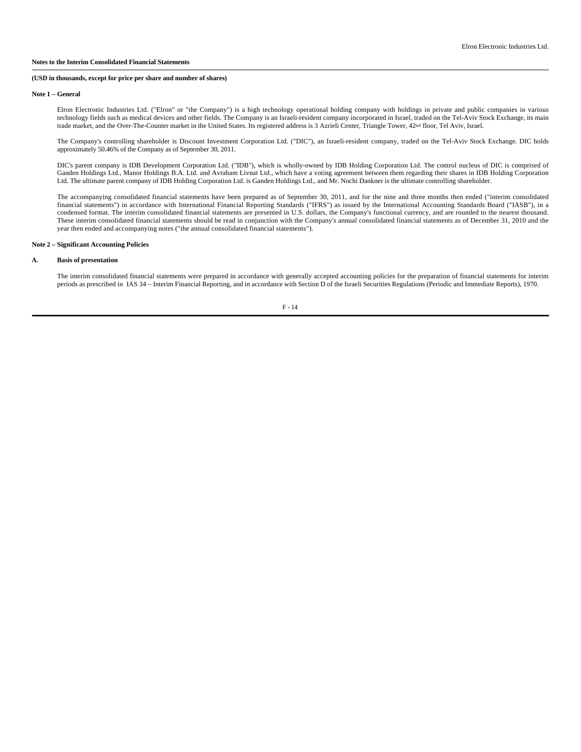**Notes to the Interim Consolidated Financial Statements**

**(USD in thousands, except for price per share and number of shares)**

**Note 1 – General**

Elron Electronic Industries Ltd. ("Elron" or "the Company") is a high technology operational holding company with holdings in private and public companies in various technology fields such as medical devices and other fields. The Company is an Israeli-resident company incorporated in Israel, traded on the Tel-Aviv Stock Exchange, its main trade market, and the Over-The-Counter market in the United States. Its registered address is 3 Azrieli Center, Triangle Tower, 42nd floor, Tel Aviv, Israel.

The Company's controlling shareholder is Discount Investment Corporation Ltd. ("DIC"), an Israeli-resident company, traded on the Tel-Aviv Stock Exchange. DIC holds approximately 50.46% of the Company as of September 30, 2011.

DIC's parent company is IDB Development Corporation Ltd. ("IDB"), which is wholly-owned by IDB Holding Corporation Ltd. The control nucleus of DIC is comprised of Ganden Holdings Ltd., Manor Holdings B.A. Ltd. and Avraham Livnat Ltd., which have a voting agreement between them regarding their shares in IDB Holding Corporation Ltd. The ultimate parent company of IDB Holding Corporation Ltd. is Ganden Holdings Ltd., and Mr. Nochi Dankner is the ultimate controlling shareholder.

The accompanying consolidated financial statements have been prepared as of September 30, 2011, and for the nine and three months then ended ("interim consolidated financial statements") in accordance with International Financial Reporting Standards ("IFRS") as issued by the International Accounting Standards Board ("IASB"), in a condensed format. The interim consolidated financial statements are presented in U.S. dollars, the Company's functional currency, and are rounded to the nearest thousand. These interim consolidated financial statements should be read in conjunction with the Company's annual consolidated financial statements as of December 31, 2010 and the year then ended and accompanying notes ("the annual consolidated financial statements").

**Note 2 – Significant Accounting Policies**

**A. Basis of presentation**

The interim consolidated financial statements were prepared in accordance with generally accepted accounting policies for the preparation of financial statements for interim periods as prescribed in IAS 34 – Interim Financial Reporting, and in accordance with Section D of the Israeli Securities Regulations (Periodic and Immediate Reports), 1970.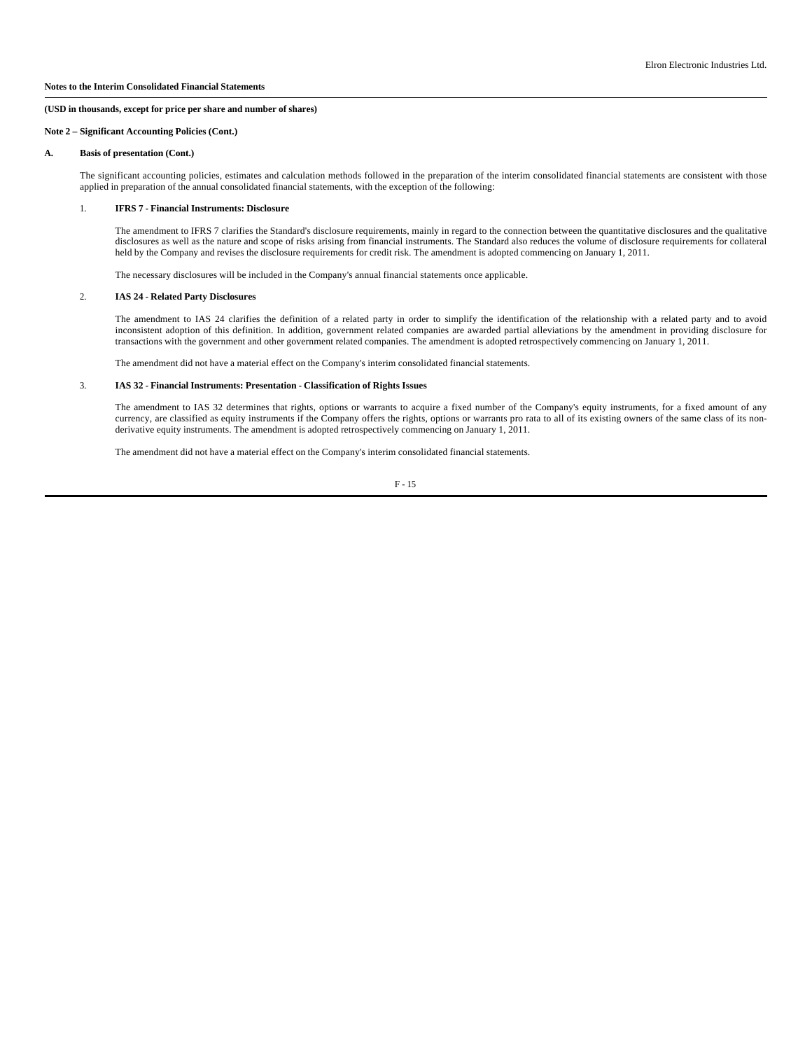**Notes to the Interim Consolidated Financial Statements**

**(USD in thousands, except for price per share and number of shares)**

**Note 2 – Significant Accounting Policies (Cont.)**

**A. Basis of presentation (Cont.)**

The significant accounting policies, estimates and calculation methods followed in the preparation of the interim consolidated financial statements are consistent with those applied in preparation of the annual consolidated financial statements, with the exception of the following:

1. **IFRS 7 - Financial Instruments: Disclosure**

The amendment to IFRS 7 clarifies the Standard's disclosure requirements, mainly in regard to the connection between the quantitative disclosures and the qualitative disclosures as well as the nature and scope of risks arising from financial instruments. The Standard also reduces the volume of disclosure requirements for collateral held by the Company and revises the disclosure requirements for credit risk. The amendment is adopted commencing on January 1, 2011.

The necessary disclosures will be included in the Company's annual financial statements once applicable.

2. **IAS 24 - Related Party Disclosures**

The amendment to IAS 24 clarifies the definition of a related party in order to simplify the identification of the relationship with a related party and to avoid inconsistent adoption of this definition. In addition, government related companies are awarded partial alleviations by the amendment in providing disclosure for transactions with the government and other government related companies. The amendment is adopted retrospectively commencing on January 1, 2011.

The amendment did not have a material effect on the Company's interim consolidated financial statements.

3. **IAS 32 - Financial Instruments: Presentation - Classification of Rights Issues**

The amendment to IAS 32 determines that rights, options or warrants to acquire a fixed number of the Company's equity instruments, for a fixed amount of any currency, are classified as equity instruments if the Company offers the rights, options or warrants pro rata to all of its existing owners of the same class of its non-derivative equity instruments. The amendment is adopted retrospectively commencing on January 1, 2011.

The amendment did not have a material effect on the Company's interim consolidated financial statements.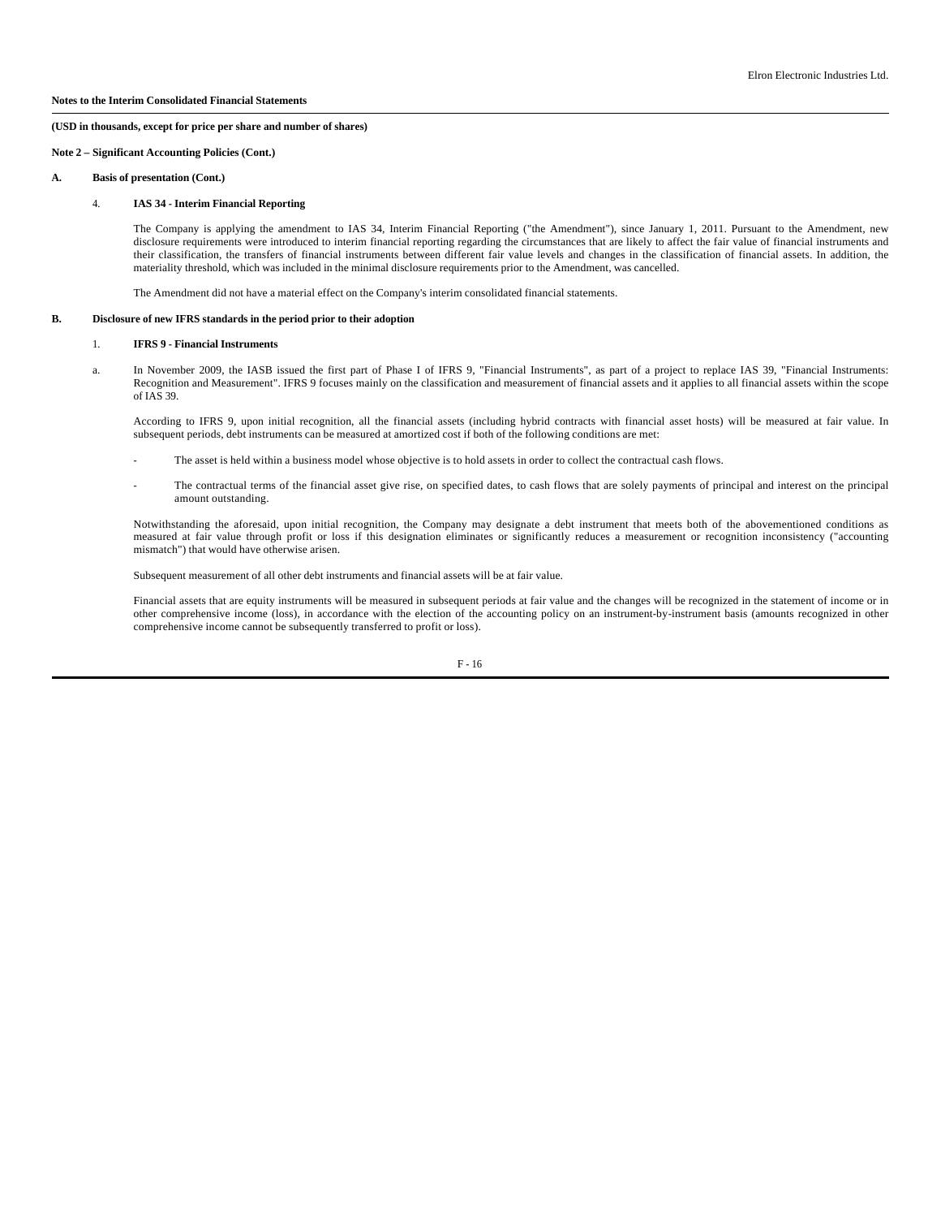**Notes to the Interim Consolidated Financial Statements**

**(USD in thousands, except for price per share and number of shares)**

**Note 2 – Significant Accounting Policies (Cont.)**

**A. Basis of presentation (Cont.)**

4. **IAS 34 - Interim Financial Reporting**

The Company is applying the amendment to IAS 34, Interim Financial Reporting ("the Amendment"), since January 1, 2011. Pursuant to the Amendment, new disclosure requirements were introduced to interim financial reporting regarding the circumstances that are likely to affect the fair value of financial instruments and their classification, the transfers of financial instruments between different fair value levels and changes in the classification of financial assets. In addition, the materiality threshold, which was included in the minimal disclosure requirements prior to the Amendment, was cancelled.

The Amendment did not have a material effect on the Company's interim consolidated financial statements.

**B. Disclosure of new IFRS standards in the period prior to their adoption**

1. **IFRS 9 - Financial Instruments**

a. In November 2009, the IASB issued the first part of Phase I of IFRS 9, "Financial Instruments", as part of a project to replace IAS 39, "Financial Instruments: Recognition and Measurement". IFRS 9 focuses mainly on the classification and measurement of financial assets and it applies to all financial assets within the scope of IAS 39.

According to IFRS 9, upon initial recognition, all the financial assets (including hybrid contracts with financial asset hosts) will be measured at fair value. In subsequent periods, debt instruments can be measured at amortized cost if both of the following conditions are met:

- The asset is held within a business model whose objective is to hold assets in order to collect the contractual cash flows.
- The contractual terms of the financial asset give rise, on specified dates, to cash flows that are solely payments of principal and interest on the principal amount outstanding.

Notwithstanding the aforesaid, upon initial recognition, the Company may designate a debt instrument that meets both of the abovementioned conditions as measured at fair value through profit or loss if this designation eliminates or significantly reduces a measurement or recognition inconsistency ("accounting mismatch") that would have otherwise arisen.

Subsequent measurement of all other debt instruments and financial assets will be at fair value.

Financial assets that are equity instruments will be measured in subsequent periods at fair value and the changes will be recognized in the statement of income or in other comprehensive income (loss), in accordance with the election of the accounting policy on an instrument-by-instrument basis (amounts recognized in other comprehensive income cannot be subsequently transferred to profit or loss).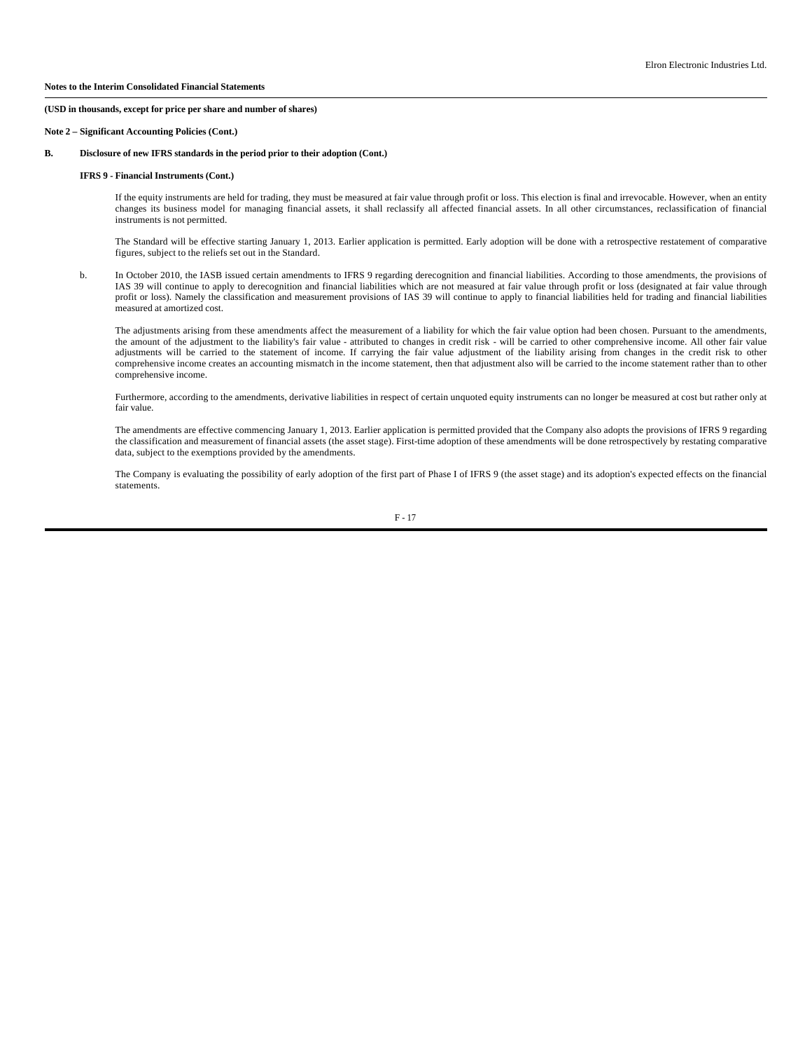**Notes to the Interim Consolidated Financial Statements**

**(USD in thousands, except for price per share and number of shares)**

**Note 2 – Significant Accounting Policies (Cont.)**

**B. Disclosure of new IFRS standards in the period prior to their adoption (Cont.)**

**IFRS 9 - Financial Instruments (Cont.)**

If the equity instruments are held for trading, they must be measured at fair value through profit or loss. This election is final and irrevocable. However, when an entity changes its business model for managing financial assets, it shall reclassify all affected financial assets. In all other circumstances, reclassification of financial instruments is not permitted.

The Standard will be effective starting January 1, 2013. Earlier application is permitted. Early adoption will be done with a retrospective restatement of comparative figures, subject to the reliefs set out in the Standard.

b. In October 2010, the IASB issued certain amendments to IFRS 9 regarding derecognition and financial liabilities. According to those amendments, the provisions of IAS 39 will continue to apply to derecognition and financial liabilities which are not measured at fair value through profit or loss (designated at fair value through profit or loss). Namely the classification and measurement provisions of IAS 39 will continue to apply to financial liabilities held for trading and financial liabilities measured at amortized cost.

The adjustments arising from these amendments affect the measurement of a liability for which the fair value option had been chosen. Pursuant to the amendments, the amount of the adjustment to the liability's fair value - attributed to changes in credit risk - will be carried to other comprehensive income. All other fair value adjustments will be carried to the statement of income. If carrying the fair value adjustment of the liability arising from changes in the credit risk to other comprehensive income creates an accounting mismatch in the income statement, then that adjustment also will be carried to the income statement rather than to other comprehensive income.

Furthermore, according to the amendments, derivative liabilities in respect of certain unquoted equity instruments can no longer be measured at cost but rather only at fair value.

The amendments are effective commencing January 1, 2013. Earlier application is permitted provided that the Company also adopts the provisions of IFRS 9 regarding the classification and measurement of financial assets (the asset stage). First-time adoption of these amendments will be done retrospectively by restating comparative data, subject to the exemptions provided by the amendments.

The Company is evaluating the possibility of early adoption of the first part of Phase I of IFRS 9 (the asset stage) and its adoption's expected effects on the financial statements.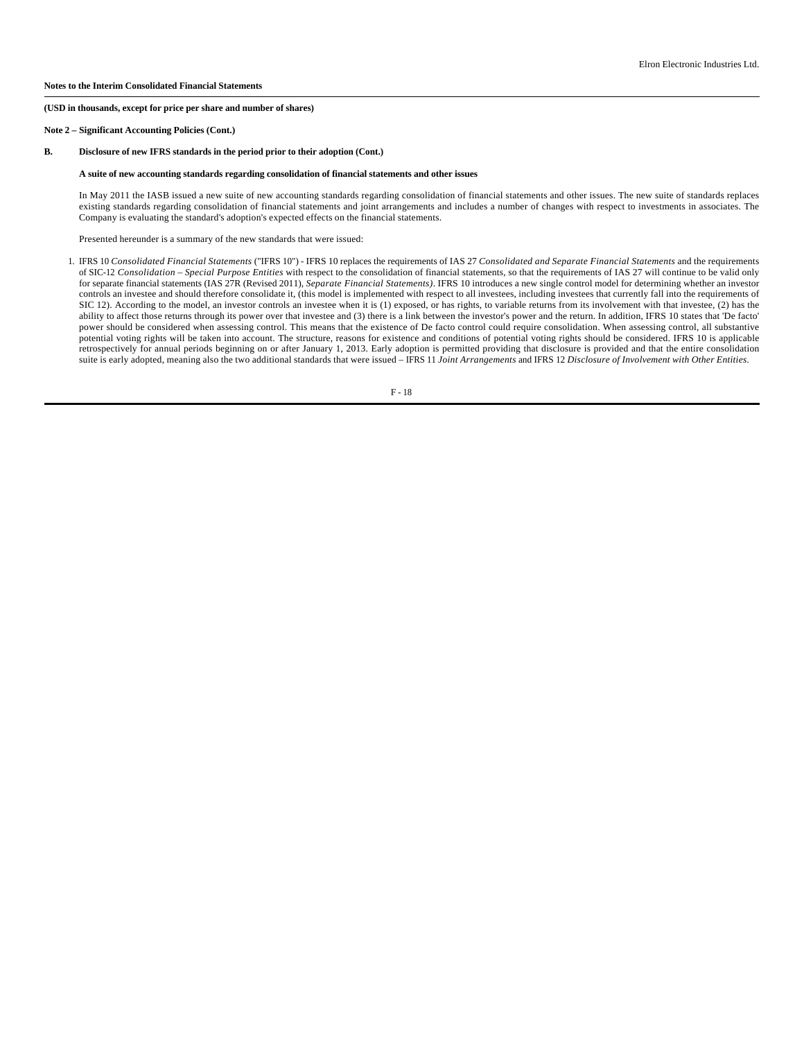**Notes to the Interim Consolidated Financial Statements**

**(USD in thousands, except for price per share and number of shares)**

**Note 2 – Significant Accounting Policies (Cont.)**

**B. Disclosure of new IFRS standards in the period prior to their adoption (Cont.)**

**A suite of new accounting standards regarding consolidation of financial statements and other issues**

In May 2011 the IASB issued a new suite of new accounting standards regarding consolidation of financial statements and other issues. The new suite of standards replaces existing standards regarding consolidation of financial statements and joint arrangements and includes a number of changes with respect to investments in associates. The Company is evaluating the standard's adoption's expected effects on the financial statements.

Presented hereunder is a summary of the new standards that were issued:

1. IFRS 10 *Consolidated Financial Statements* ("IFRS 10") - IFRS 10 replaces the requirements of IAS 27 *Consolidated and Separate Financial Statements* and the requirements of SIC-12 *Consolidation – Special Purpose Entities* with respect to the consolidation of financial statements, so that the requirements of IAS 27 will continue to be valid only for separate financial statements (IAS 27R (Revised 2011), *Separate Financial Statements)*. IFRS 10 introduces a new single control model for determining whether an investor controls an investee and should therefore consolidate it, (this model is implemented with respect to all investees, including investees that currently fall into the requirements of SIC 12). According to the model, an investor controls an investee when it is (1) exposed, or has rights, to variable returns from its involvement with that investee, (2) has the ability to affect those returns through its power over that investee and (3) there is a link between the investor's power and the return. In addition, IFRS 10 states that 'De facto' power should be considered when assessing control. This means that the existence of De facto control could require consolidation. When assessing control, all substantive potential voting rights will be taken into account. The structure, reasons for existence and conditions of potential voting rights should be considered. IFRS 10 is applicable retrospectively for annual periods beginning on or after January 1, 2013. Early adoption is permitted providing that disclosure is provided and that the entire consolidation suite is early adopted, meaning also the two additional standards that were issued – IFRS 11 *Joint Arrangements* and IFRS 12 *Disclosure of Involvement with Other Entities*.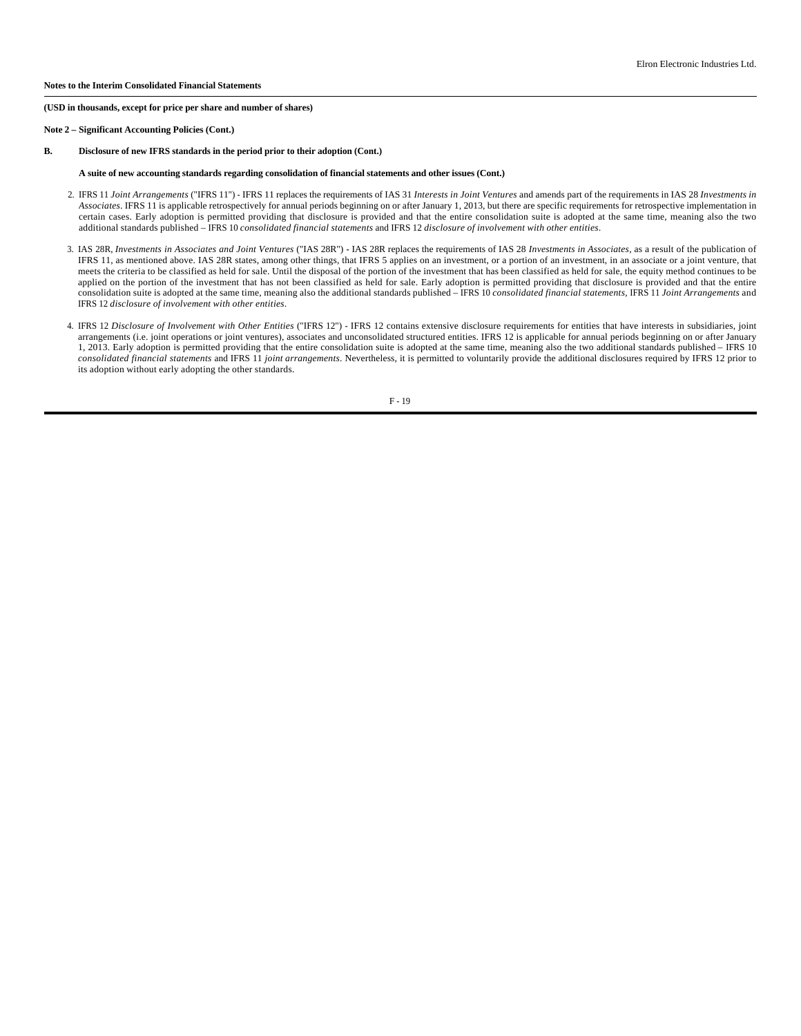**Notes to the Interim Consolidated Financial Statements**

**(USD in thousands, except for price per share and number of shares)**

**Note 2 – Significant Accounting Policies (Cont.)**

**B. Disclosure of new IFRS standards in the period prior to their adoption (Cont.)**

**A suite of new accounting standards regarding consolidation of financial statements and other issues (Cont.)**

2. IFRS 11 *Joint Arrangements* ("IFRS 11") - IFRS 11 replaces the requirements of IAS 31 *Interests in Joint Ventures* and amends part of the requirements in IAS 28 *Investments in Associates*. IFRS 11 is applicable retrospectively for annual periods beginning on or after January 1, 2013, but there are specific requirements for retrospective implementation in certain cases. Early adoption is permitted providing that disclosure is provided and that the entire consolidation suite is adopted at the same time, meaning also the two additional standards published – IFRS 10 *consolidated financial statements* and IFRS 12 *disclosure of involvement with other entities*.

3. IAS 28R, *Investments in Associates and Joint Ventures* ("IAS 28R") - IAS 28R replaces the requirements of IAS 28 *Investments in Associates*, as a result of the publication of IFRS 11, as mentioned above. IAS 28R states, among other things, that IFRS 5 applies on an investment, or a portion of an investment, in an associate or a joint venture, that meets the criteria to be classified as held for sale. Until the disposal of the portion of the investment that has been classified as held for sale, the equity method continues to be applied on the portion of the investment that has not been classified as held for sale. Early adoption is permitted providing that disclosure is provided and that the entire consolidation suite is adopted at the same time, meaning also the additional standards published – IFRS 10 *consolidated financial statements*, IFRS 11 *Joint Arrangements* and IFRS 12 *disclosure of involvement with other entities*.

4. IFRS 12 *Disclosure of Involvement with Other Entities* ("IFRS 12") - IFRS 12 contains extensive disclosure requirements for entities that have interests in subsidiaries, joint arrangements (i.e. joint operations or joint ventures), associates and unconsolidated structured entities. IFRS 12 is applicable for annual periods beginning on or after January 1, 2013. Early adoption is permitted providing that the entire consolidation suite is adopted at the same time, meaning also the two additional standards published – IFRS 10 *consolidated financial statements* and IFRS 11 *joint arrangements*. Nevertheless, it is permitted to voluntarily provide the additional disclosures required by IFRS 12 prior to its adoption without early adopting the other standards.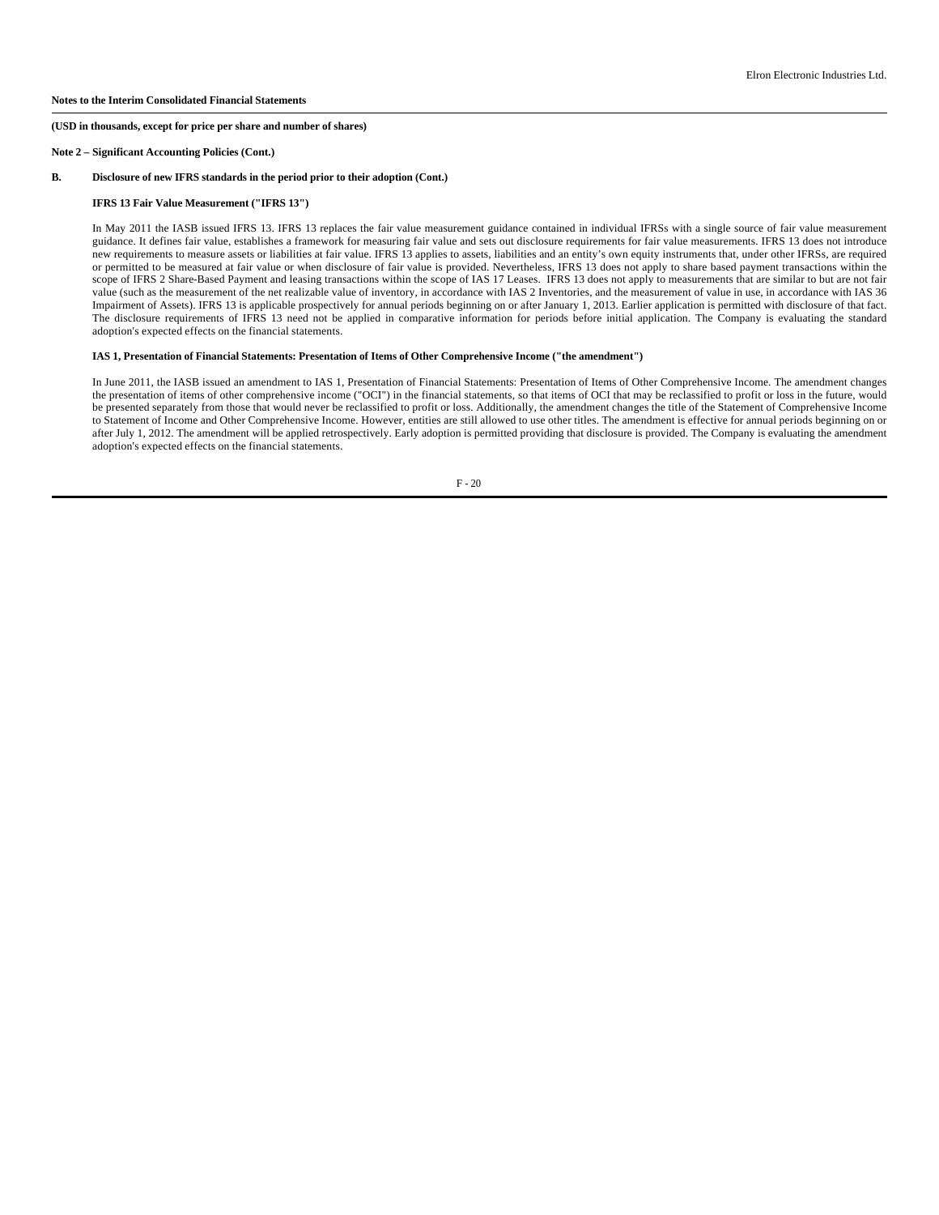**Notes to the Interim Consolidated Financial Statements**

**(USD in thousands, except for price per share and number of shares)**

**Note 2 – Significant Accounting Policies (Cont.)**

**B. Disclosure of new IFRS standards in the period prior to their adoption (Cont.)**

**IFRS 13 Fair Value Measurement ("IFRS 13")**

In May 2011 the IASB issued IFRS 13. IFRS 13 replaces the fair value measurement guidance contained in individual IFRSs with a single source of fair value measurement guidance. It defines fair value, establishes a framework for measuring fair value and sets out disclosure requirements for fair value measurements. IFRS 13 does not introduce new requirements to measure assets or liabilities at fair value. IFRS 13 applies to assets, liabilities and an entity's own equity instruments that, under other IFRSs, are required or permitted to be measured at fair value or when disclosure of fair value is provided. Nevertheless, IFRS 13 does not apply to share based payment transactions within the scope of IFRS 2 Share-Based Payment and leasing transactions within the scope of IAS 17 Leases. IFRS 13 does not apply to measurements that are similar to but are not fair value (such as the measurement of the net realizable value of inventory, in accordance with IAS 2 Inventories, and the measurement of value in use, in accordance with IAS 36 Impairment of Assets). IFRS 13 is applicable prospectively for annual periods beginning on or after January 1, 2013. Earlier application is permitted with disclosure of that fact. The disclosure requirements of IFRS 13 need not be applied in comparative information for periods before initial application. The Company is evaluating the standard adoption's expected effects on the financial statements.

**IAS 1, Presentation of Financial Statements: Presentation of Items of Other Comprehensive Income ("the amendment")**

In June 2011, the IASB issued an amendment to IAS 1, Presentation of Financial Statements: Presentation of Items of Other Comprehensive Income. The amendment changes the presentation of items of other comprehensive income ("OCI") in the financial statements, so that items of OCI that may be reclassified to profit or loss in the future, would be presented separately from those that would never be reclassified to profit or loss. Additionally, the amendment changes the title of the Statement of Comprehensive Income to Statement of Income and Other Comprehensive Income. However, entities are still allowed to use other titles. The amendment is effective for annual periods beginning on or after July 1, 2012. The amendment will be applied retrospectively. Early adoption is permitted providing that disclosure is provided. The Company is evaluating the amendment adoption's expected effects on the financial statements.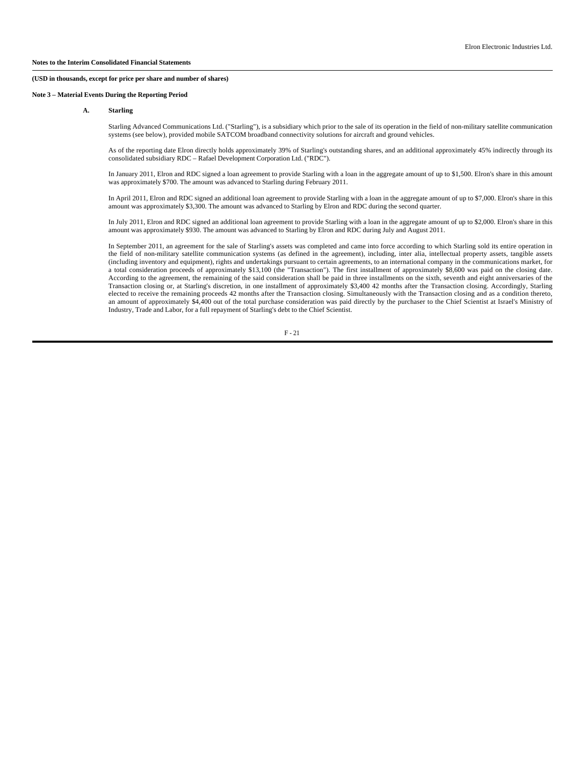**Notes to the Interim Consolidated Financial Statements**

**(USD in thousands, except for price per share and number of shares)**

**Note 3 – Material Events During the Reporting Period**

**A. Starling**

Starling Advanced Communications Ltd. ("Starling"), is a subsidiary which prior to the sale of its operation in the field of non-military satellite communication systems (see below), provided mobile SATCOM broadband connectivity solutions for aircraft and ground vehicles.

As of the reporting date Elron directly holds approximately 39% of Starling's outstanding shares, and an additional approximately 45% indirectly through its consolidated subsidiary RDC – Rafael Development Corporation Ltd. ("RDC").

In January 2011, Elron and RDC signed a loan agreement to provide Starling with a loan in the aggregate amount of up to $1,500. Elron's share in this amount was approximately $700. The amount was advanced to Starling during February 2011.

In April 2011, Elron and RDC signed an additional loan agreement to provide Starling with a loan in the aggregate amount of up to $7,000. Elron's share in this amount was approximately $3,300. The amount was advanced to Starling by Elron and RDC during the second quarter.

In July 2011, Elron and RDC signed an additional loan agreement to provide Starling with a loan in the aggregate amount of up to $2,000. Elron's share in this amount was approximately $930. The amount was advanced to Starling by Elron and RDC during July and August 2011.

In September 2011, an agreement for the sale of Starling's assets was completed and came into force according to which Starling sold its entire operation in the field of non-military satellite communication systems (as defined in the agreement), including, inter alia, intellectual property assets, tangible assets (including inventory and equipment), rights and undertakings pursuant to certain agreements, to an international company in the communications market, for a total consideration proceeds of approximately $13,100 (the "Transaction"). The first installment of approximately $8,600 was paid on the closing date. According to the agreement, the remaining of the said consideration shall be paid in three installments on the sixth, seventh and eight anniversaries of the Transaction closing or, at Starling's discretion, in one installment of approximately $3,400 42 months after the Transaction closing. Accordingly, Starling elected to receive the remaining proceeds 42 months after the Transaction closing. Simultaneously with the Transaction closing and as a condition thereto, an amount of approximately $4,400 out of the total purchase consideration was paid directly by the purchaser to the Chief Scientist at Israel's Ministry of Industry, Trade and Labor, for a full repayment of Starling's debt to the Chief Scientist.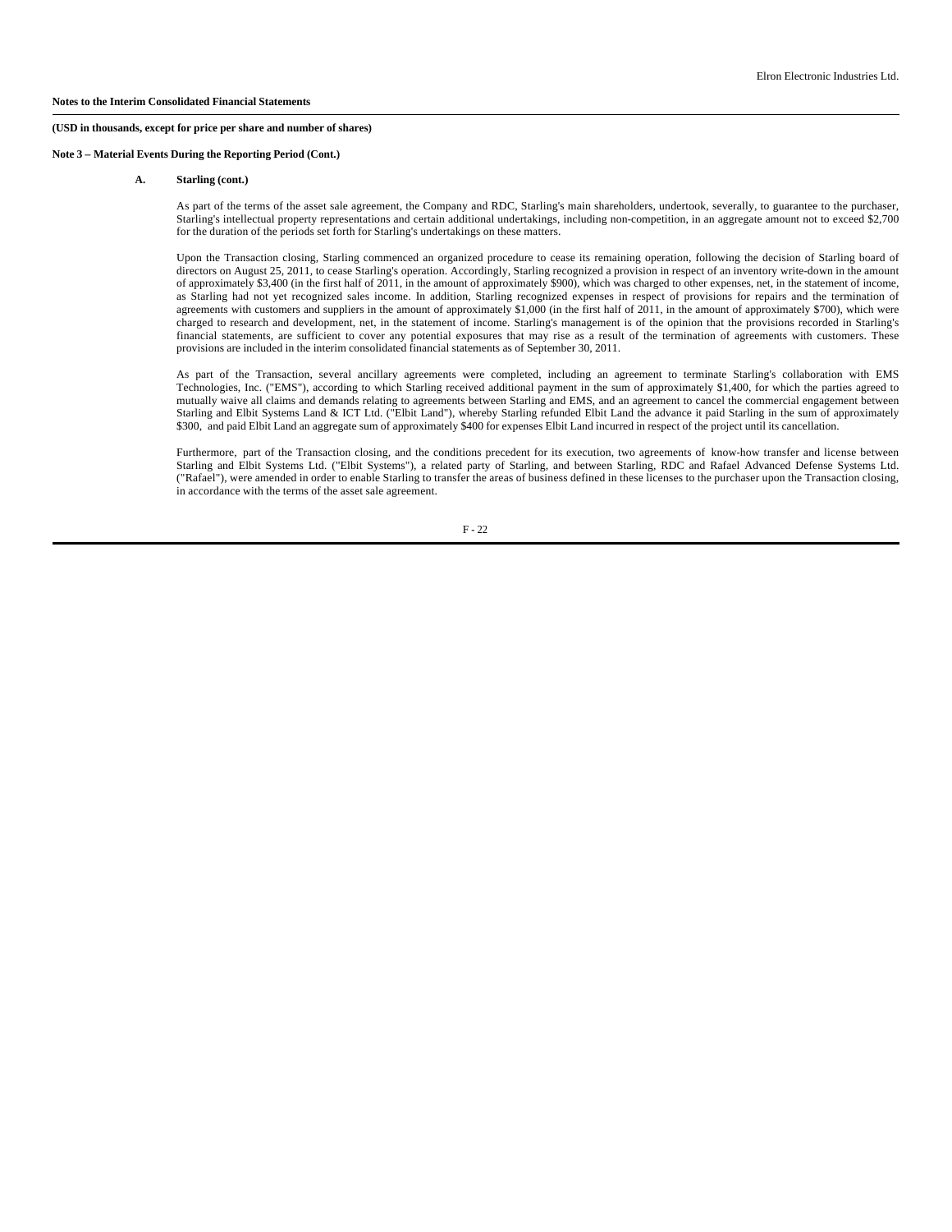**Notes to the Interim Consolidated Financial Statements**

**(USD in thousands, except for price per share and number of shares)**

**Note 3 – Material Events During the Reporting Period (Cont.)**

**A. Starling (cont.)**

As part of the terms of the asset sale agreement, the Company and RDC, Starling's main shareholders, undertook, severally, to guarantee to the purchaser, Starling's intellectual property representations and certain additional undertakings, including non-competition, in an aggregate amount not to exceed $2,700 for the duration of the periods set forth for Starling's undertakings on these matters.

Upon the Transaction closing, Starling commenced an organized procedure to cease its remaining operation, following the decision of Starling board of directors on August 25, 2011, to cease Starling's operation. Accordingly, Starling recognized a provision in respect of an inventory write-down in the amount of approximately $3,400 (in the first half of 2011, in the amount of approximately $900), which was charged to other expenses, net, in the statement of income, as Starling had not yet recognized sales income. In addition, Starling recognized expenses in respect of provisions for repairs and the termination of agreements with customers and suppliers in the amount of approximately $1,000 (in the first half of 2011, in the amount of approximately $700), which were charged to research and development, net, in the statement of income. Starling's management is of the opinion that the provisions recorded in Starling's financial statements, are sufficient to cover any potential exposures that may rise as a result of the termination of agreements with customers. These provisions are included in the interim consolidated financial statements as of September 30, 2011.

As part of the Transaction, several ancillary agreements were completed, including an agreement to terminate Starling's collaboration with EMS Technologies, Inc. ("EMS"), according to which Starling received additional payment in the sum of approximately $1,400, for which the parties agreed to mutually waive all claims and demands relating to agreements between Starling and EMS, and an agreement to cancel the commercial engagement between Starling and Elbit Systems Land & ICT Ltd. ("Elbit Land"), whereby Starling refunded Elbit Land the advance it paid Starling in the sum of approximately $300, and paid Elbit Land an aggregate sum of approximately $400 for expenses Elbit Land incurred in respect of the project until its cancellation.

Furthermore, part of the Transaction closing, and the conditions precedent for its execution, two agreements of know-how transfer and license between Starling and Elbit Systems Ltd. ("Elbit Systems"), a related party of Starling, and between Starling, RDC and Rafael Advanced Defense Systems Ltd. ("Rafael"), were amended in order to enable Starling to transfer the areas of business defined in these licenses to the purchaser upon the Transaction closing, in accordance with the terms of the asset sale agreement.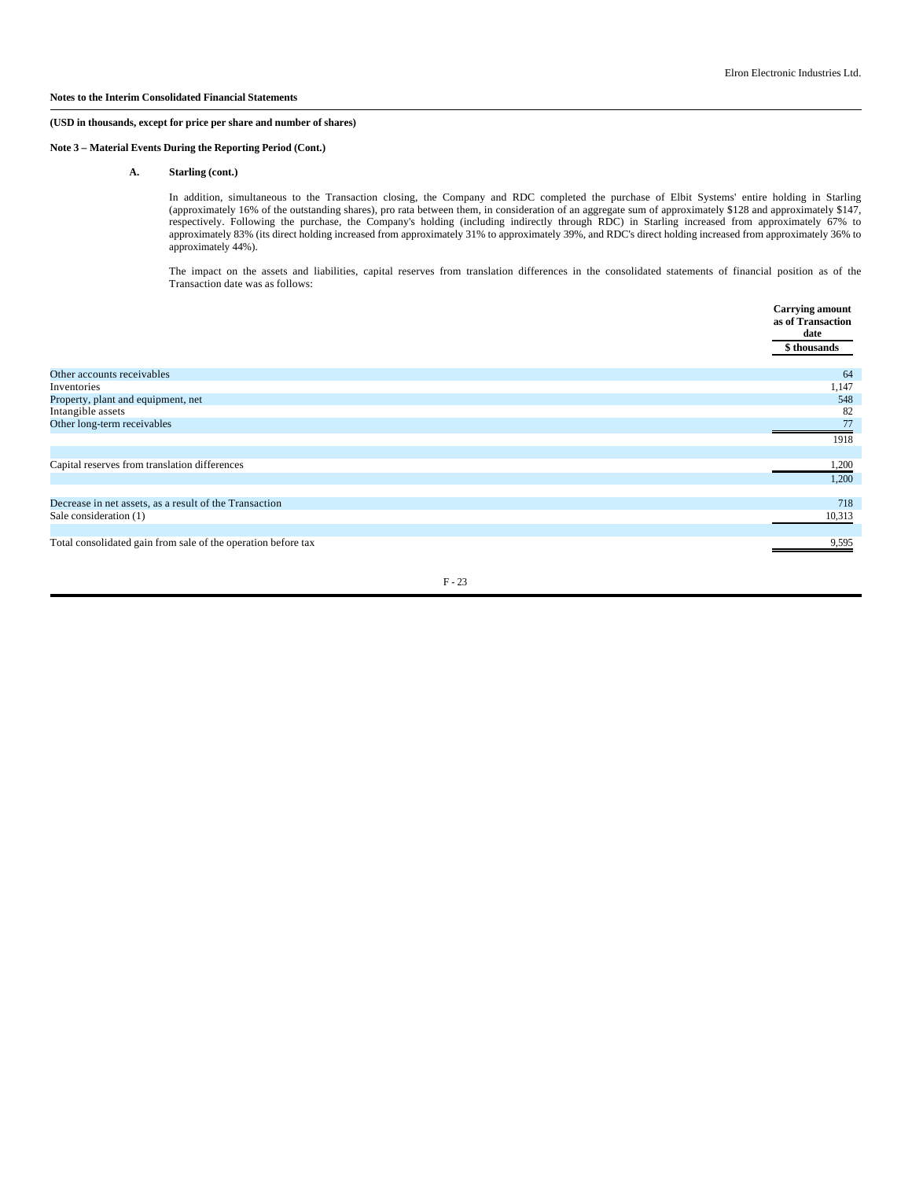**Notes to the Interim Consolidated Financial Statements**

**(USD in thousands, except for price per share and number of shares)**

**Note 3 – Material Events During the Reporting Period (Cont.)**

**A. Starling (cont.)**

In addition, simultaneous to the Transaction closing, the Company and RDC completed the purchase of Elbit Systems' entire holding in Starling (approximately 16% of the outstanding shares), pro rata between them, in consideration of an aggregate sum of approximately $128 and approximately $147, respectively. Following the purchase, the Company's holding (including indirectly through RDC) in Starling increased from approximately 67% to approximately 83% (its direct holding increased from approximately 31% to approximately 39%, and RDC's direct holding increased from approximately 36% to approximately 44%).

The impact on the assets and liabilities, capital reserves from translation differences in the consolidated statements of financial position as of the Transaction date was as follows:

| | Carrying amount as of Transaction date |
|---|---|
| | $ thousands |
| Other accounts receivables | 64 |
| Inventories | 1,147 |
| Property, plant and equipment, net | 548 |
| Intangible assets | 82 |
| Other long-term receivables | 77 |
| | 1918 |
| Capital reserves from translation differences | 1,200 |
| | 1,200 |
| Decrease in net assets, as a result of the Transaction | 718 |
| Sale consideration (1) | 10,313 |
| Total consolidated gain from sale of the operation before tax | 9,595 |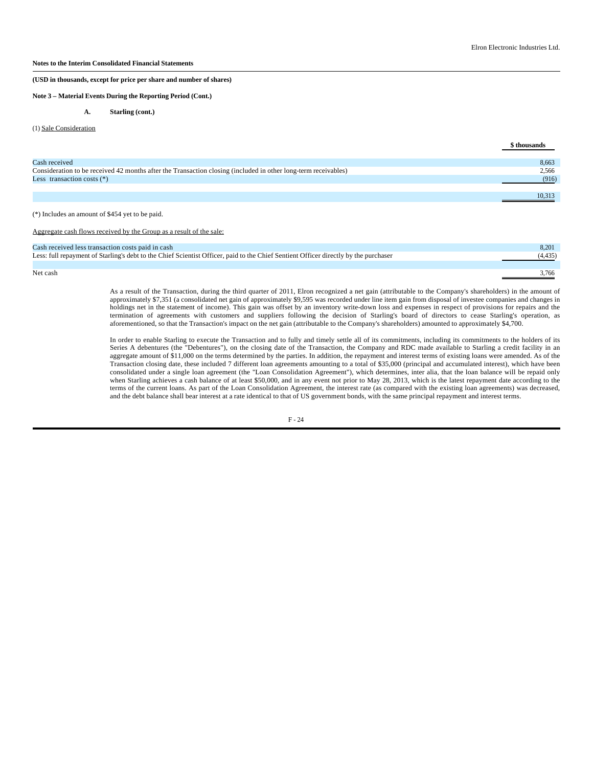**Notes to the Interim Consolidated Financial Statements**

**(USD in thousands, except for price per share and number of shares)**

**Note 3 – Material Events During the Reporting Period (Cont.)**

**A. Starling (cont.)**

(1) Sale Consideration

| | $ thousands |
|---|---|
| Cash received | 8,663 |
| Consideration to be received 42 months after the Transaction closing (included in other long-term receivables) | 2,566 |
| Less transaction costs (*) | (916) |
| | 10,313 |

(*) Includes an amount of $454 yet to be paid.

Aggregate cash flows received by the Group as a result of the sale:

| | |
|---|---|
| Cash received less transaction costs paid in cash | 8,201 |
| Less: full repayment of Starling's debt to the Chief Scientist Officer, paid to the Chief Sentient Officer directly by the purchaser | (4,435) |
| Net cash | 3,766 |

As a result of the Transaction, during the third quarter of 2011, Elron recognized a net gain (attributable to the Company's shareholders) in the amount of approximately $7,351 (a consolidated net gain of approximately $9,595 was recorded under line item gain from disposal of investee companies and changes in holdings net in the statement of income). This gain was offset by an inventory write-down loss and expenses in respect of provisions for repairs and the termination of agreements with customers and suppliers following the decision of Starling's board of directors to cease Starling's operation, as aforementioned, so that the Transaction's impact on the net gain (attributable to the Company's shareholders) amounted to approximately $4,700.

In order to enable Starling to execute the Transaction and to fully and timely settle all of its commitments, including its commitments to the holders of its Series A debentures (the "Debentures"), on the closing date of the Transaction, the Company and RDC made available to Starling a credit facility in an aggregate amount of $11,000 on the terms determined by the parties. In addition, the repayment and interest terms of existing loans were amended. As of the Transaction closing date, these included 7 different loan agreements amounting to a total of $35,000 (principal and accumulated interest), which have been consolidated under a single loan agreement (the "Loan Consolidation Agreement"), which determines, inter alia, that the loan balance will be repaid only when Starling achieves a cash balance of at least $50,000, and in any event not prior to May 28, 2013, which is the latest repayment date according to the terms of the current loans. As part of the Loan Consolidation Agreement, the interest rate (as compared with the existing loan agreements) was decreased, and the debt balance shall bear interest at a rate identical to that of US government bonds, with the same principal repayment and interest terms.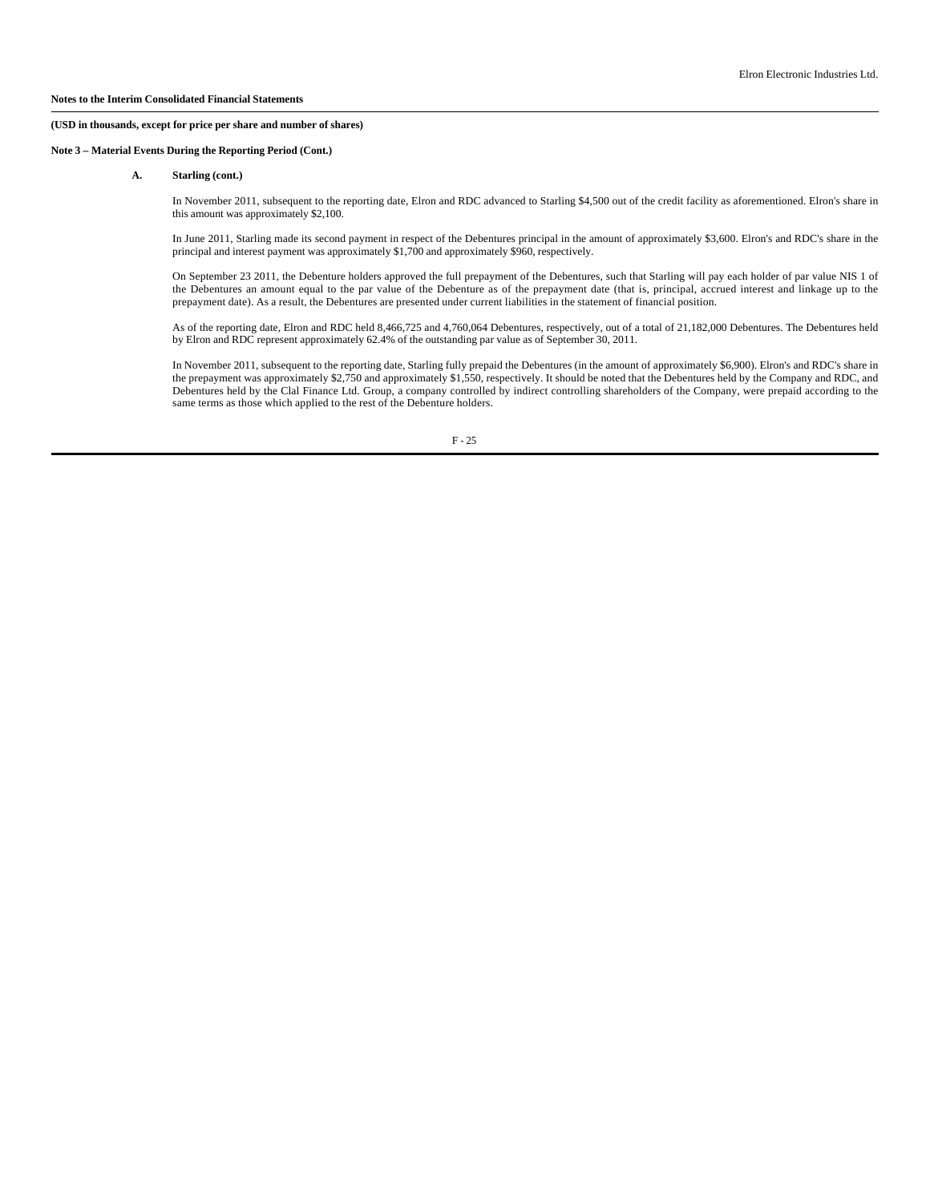**Notes to the Interim Consolidated Financial Statements**

**(USD in thousands, except for price per share and number of shares)**

**Note 3 – Material Events During the Reporting Period (Cont.)**

**A. Starling (cont.)**

In November 2011, subsequent to the reporting date, Elron and RDC advanced to Starling $4,500 out of the credit facility as aforementioned. Elron's share in this amount was approximately $2,100.

In June 2011, Starling made its second payment in respect of the Debentures principal in the amount of approximately $3,600. Elron's and RDC's share in the principal and interest payment was approximately $1,700 and approximately $960, respectively.

On September 23 2011, the Debenture holders approved the full prepayment of the Debentures, such that Starling will pay each holder of par value NIS 1 of the Debentures an amount equal to the par value of the Debenture as of the prepayment date (that is, principal, accrued interest and linkage up to the prepayment date). As a result, the Debentures are presented under current liabilities in the statement of financial position.

As of the reporting date, Elron and RDC held 8,466,725 and 4,760,064 Debentures, respectively, out of a total of 21,182,000 Debentures. The Debentures held by Elron and RDC represent approximately 62.4% of the outstanding par value as of September 30, 2011.

In November 2011, subsequent to the reporting date, Starling fully prepaid the Debentures (in the amount of approximately $6,900). Elron's and RDC's share in the prepayment was approximately $2,750 and approximately $1,550, respectively. It should be noted that the Debentures held by the Company and RDC, and Debentures held by the Clal Finance Ltd. Group, a company controlled by indirect controlling shareholders of the Company, were prepaid according to the same terms as those which applied to the rest of the Debenture holders.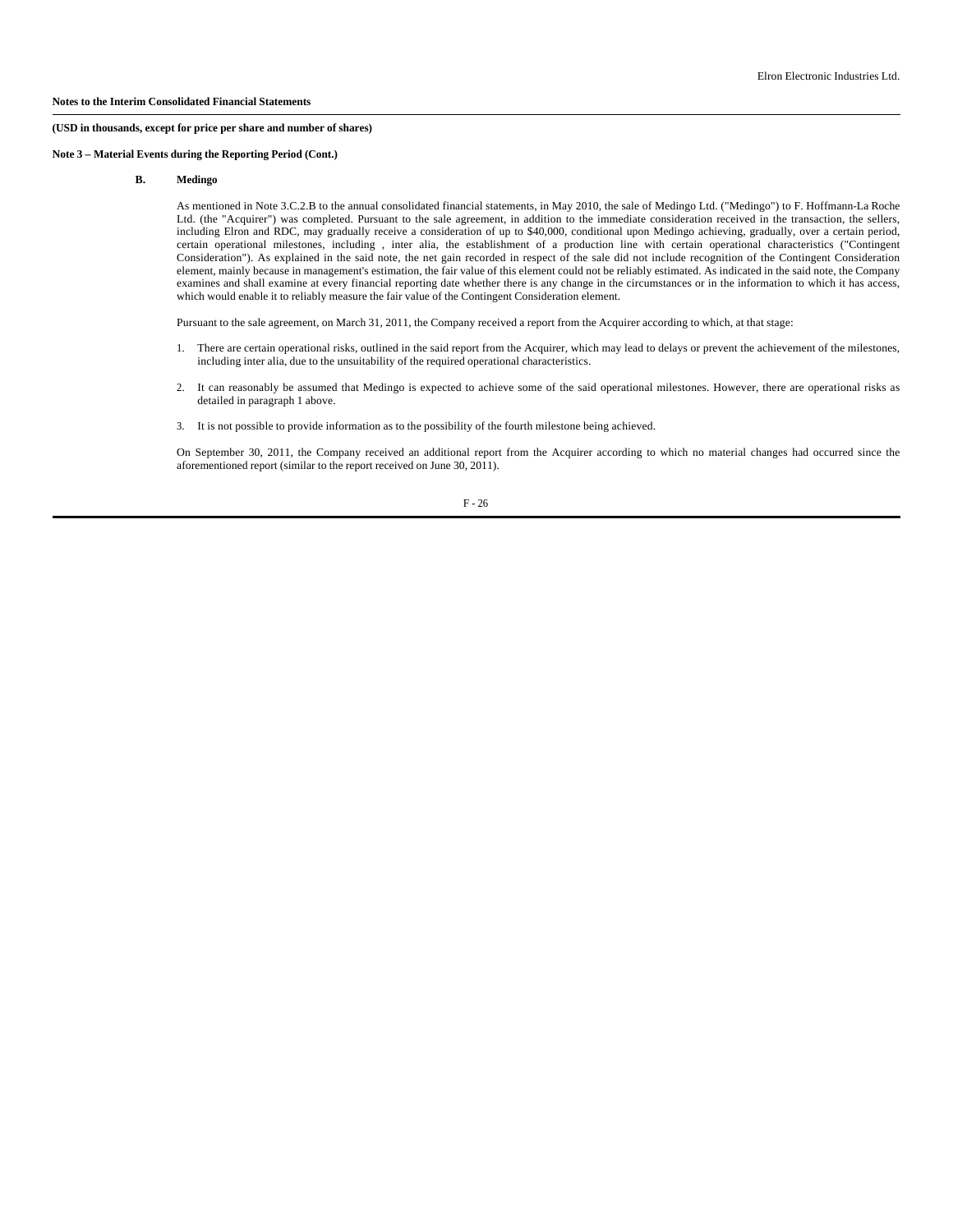**Notes to the Interim Consolidated Financial Statements**

**(USD in thousands, except for price per share and number of shares)**

**Note 3 – Material Events during the Reporting Period (Cont.)**

**B. Medingo**

As mentioned in Note 3.C.2.B to the annual consolidated financial statements, in May 2010, the sale of Medingo Ltd. ("Medingo") to F. Hoffmann-La Roche Ltd. (the "Acquirer") was completed. Pursuant to the sale agreement, in addition to the immediate consideration received in the transaction, the sellers, including Elron and RDC, may gradually receive a consideration of up to $40,000, conditional upon Medingo achieving, gradually, over a certain period, certain operational milestones, including , inter alia, the establishment of a production line with certain operational characteristics ("Contingent Consideration"). As explained in the said note, the net gain recorded in respect of the sale did not include recognition of the Contingent Consideration element, mainly because in management's estimation, the fair value of this element could not be reliably estimated. As indicated in the said note, the Company examines and shall examine at every financial reporting date whether there is any change in the circumstances or in the information to which it has access, which would enable it to reliably measure the fair value of the Contingent Consideration element.

Pursuant to the sale agreement, on March 31, 2011, the Company received a report from the Acquirer according to which, at that stage:

1. There are certain operational risks, outlined in the said report from the Acquirer, which may lead to delays or prevent the achievement of the milestones, including inter alia, due to the unsuitability of the required operational characteristics.
2. It can reasonably be assumed that Medingo is expected to achieve some of the said operational milestones. However, there are operational risks as detailed in paragraph 1 above.
3. It is not possible to provide information as to the possibility of the fourth milestone being achieved.

On September 30, 2011, the Company received an additional report from the Acquirer according to which no material changes had occurred since the aforementioned report (similar to the report received on June 30, 2011).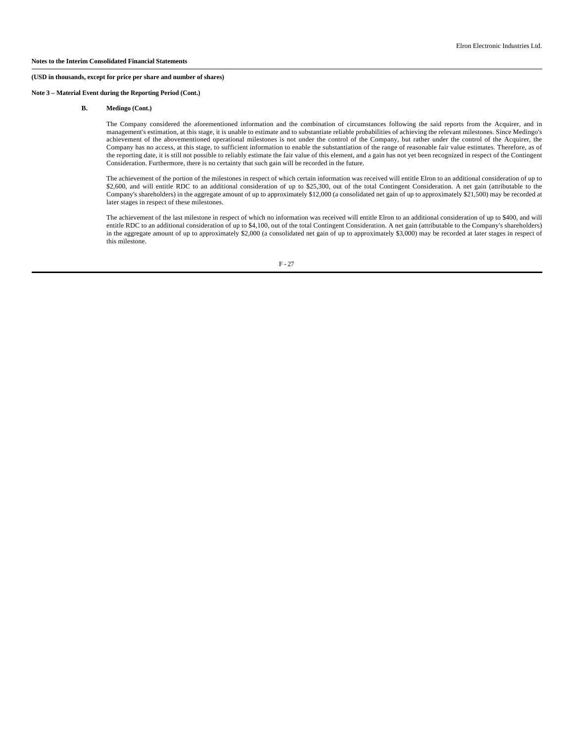**Notes to the Interim Consolidated Financial Statements**

**(USD in thousands, except for price per share and number of shares)**

**Note 3 – Material Event during the Reporting Period (Cont.)**

**B. Medingo (Cont.)**

The Company considered the aforementioned information and the combination of circumstances following the said reports from the Acquirer, and in management's estimation, at this stage, it is unable to estimate and to substantiate reliable probabilities of achieving the relevant milestones. Since Medingo's achievement of the abovementioned operational milestones is not under the control of the Company, but rather under the control of the Acquirer, the Company has no access, at this stage, to sufficient information to enable the substantiation of the range of reasonable fair value estimates. Therefore, as of the reporting date, it is still not possible to reliably estimate the fair value of this element, and a gain has not yet been recognized in respect of the Contingent Consideration. Furthermore, there is no certainty that such gain will be recorded in the future.

The achievement of the portion of the milestones in respect of which certain information was received will entitle Elron to an additional consideration of up to \$2,600, and will entitle RDC to an additional consideration of up to \$25,300, out of the total Contingent Consideration. A net gain (attributable to the Company's shareholders) in the aggregate amount of up to approximately \$12,000 (a consolidated net gain of up to approximately \$21,500) may be recorded at later stages in respect of these milestones.

The achievement of the last milestone in respect of which no information was received will entitle Elron to an additional consideration of up to \$400, and will entitle RDC to an additional consideration of up to \$4,100, out of the total Contingent Consideration. A net gain (attributable to the Company's shareholders) in the aggregate amount of up to approximately \$2,000 (a consolidated net gain of up to approximately \$3,000) may be recorded at later stages in respect of this milestone.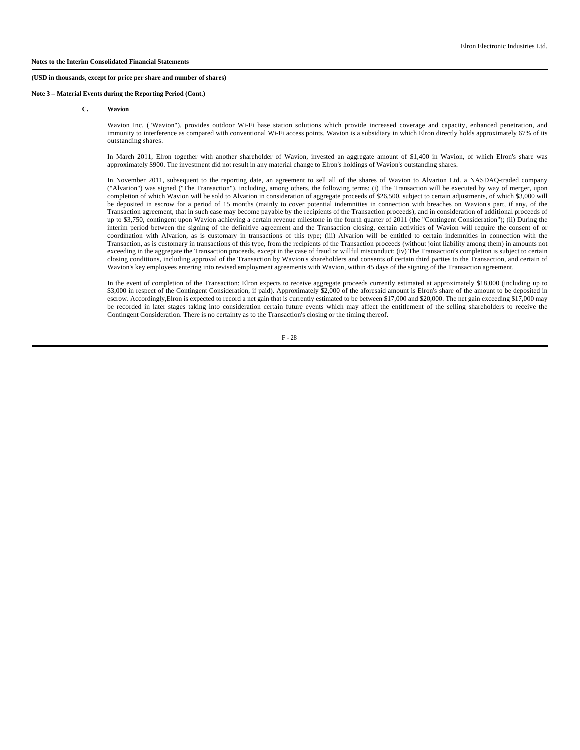**Notes to the Interim Consolidated Financial Statements**

**(USD in thousands, except for price per share and number of shares)**

**Note 3 – Material Events during the Reporting Period (Cont.)**

**C. Wavion**

Wavion Inc. ("Wavion"), provides outdoor Wi-Fi base station solutions which provide increased coverage and capacity, enhanced penetration, and immunity to interference as compared with conventional Wi-Fi access points. Wavion is a subsidiary in which Elron directly holds approximately 67% of its outstanding shares.

In March 2011, Elron together with another shareholder of Wavion, invested an aggregate amount of $1,400 in Wavion, of which Elron's share was approximately $900. The investment did not result in any material change to Elron's holdings of Wavion's outstanding shares.

In November 2011, subsequent to the reporting date, an agreement to sell all of the shares of Wavion to Alvarion Ltd. a NASDAQ-traded company ("Alvarion") was signed ("The Transaction"), including, among others, the following terms: (i) The Transaction will be executed by way of merger, upon completion of which Wavion will be sold to Alvarion in consideration of aggregate proceeds of $26,500, subject to certain adjustments, of which $3,000 will be deposited in escrow for a period of 15 months (mainly to cover potential indemnities in connection with breaches on Wavion's part, if any, of the Transaction agreement, that in such case may become payable by the recipients of the Transaction proceeds), and in consideration of additional proceeds of up to $3,750, contingent upon Wavion achieving a certain revenue milestone in the fourth quarter of 2011 (the "Contingent Consideration"); (ii) During the interim period between the signing of the definitive agreement and the Transaction closing, certain activities of Wavion will require the consent of or coordination with Alvarion, as is customary in transactions of this type; (iii) Alvarion will be entitled to certain indemnities in connection with the Transaction, as is customary in transactions of this type, from the recipients of the Transaction proceeds (without joint liability among them) in amounts not exceeding in the aggregate the Transaction proceeds, except in the case of fraud or willful misconduct; (iv) The Transaction's completion is subject to certain closing conditions, including approval of the Transaction by Wavion's shareholders and consents of certain third parties to the Transaction, and certain of Wavion's key employees entering into revised employment agreements with Wavion, within 45 days of the signing of the Transaction agreement.

In the event of completion of the Transaction: Elron expects to receive aggregate proceeds currently estimated at approximately $18,000 (including up to $3,000 in respect of the Contingent Consideration, if paid). Approximately $2,000 of the aforesaid amount is Elron's share of the amount to be deposited in escrow. Accordingly,Elron is expected to record a net gain that is currently estimated to be between $17,000 and $20,000. The net gain exceeding $17,000 may be recorded in later stages taking into consideration certain future events which may affect the entitlement of the selling shareholders to receive the Contingent Consideration. There is no certainty as to the Transaction's closing or the timing thereof.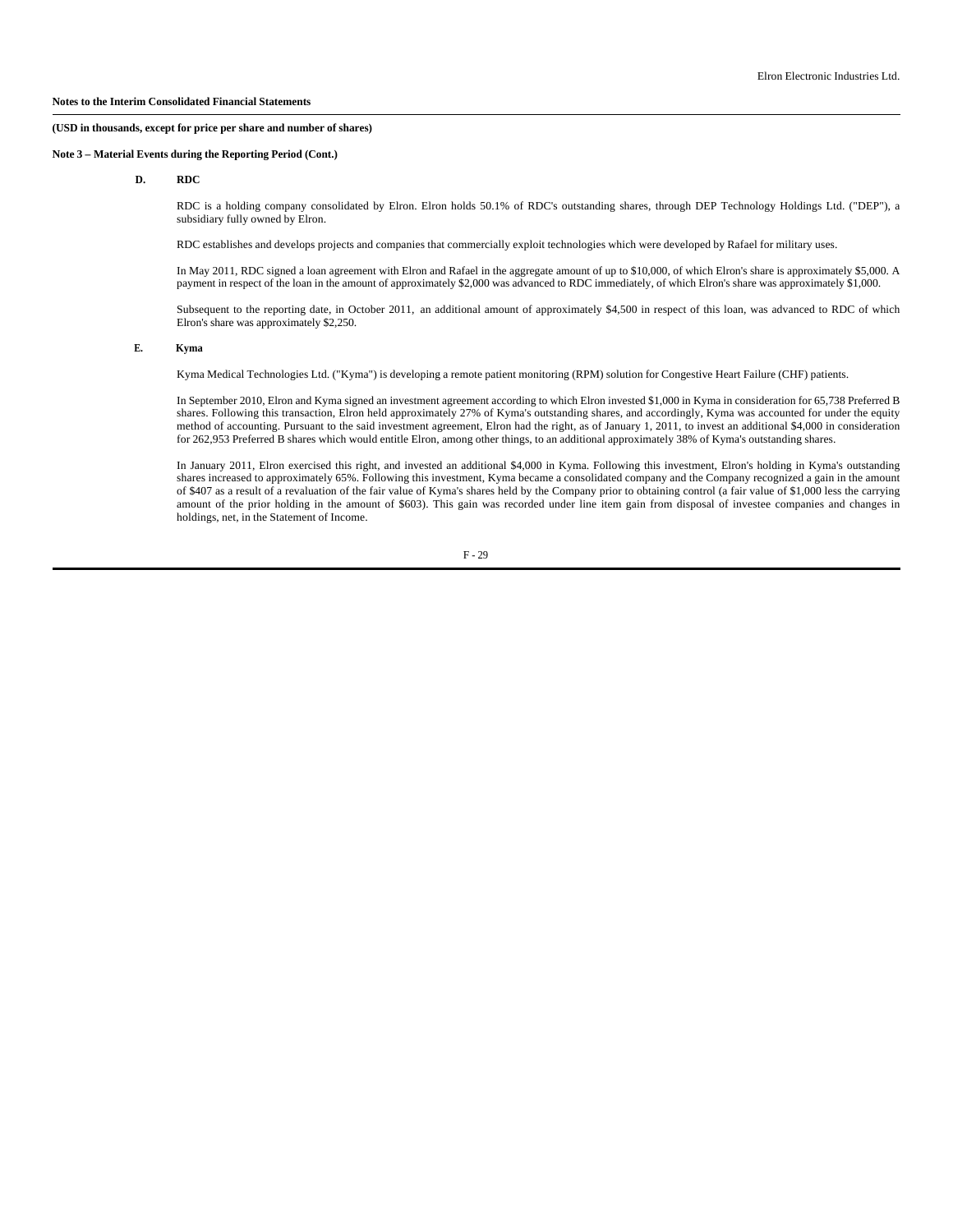**Notes to the Interim Consolidated Financial Statements**

**(USD in thousands, except for price per share and number of shares)**

**Note 3 – Material Events during the Reporting Period (Cont.)**

**D. RDC**

RDC is a holding company consolidated by Elron. Elron holds 50.1% of RDC's outstanding shares, through DEP Technology Holdings Ltd. ("DEP"), a subsidiary fully owned by Elron.

RDC establishes and develops projects and companies that commercially exploit technologies which were developed by Rafael for military uses.

In May 2011, RDC signed a loan agreement with Elron and Rafael in the aggregate amount of up to $10,000, of which Elron's share is approximately $5,000. A payment in respect of the loan in the amount of approximately $2,000 was advanced to RDC immediately, of which Elron's share was approximately $1,000.

Subsequent to the reporting date, in October 2011, an additional amount of approximately $4,500 in respect of this loan, was advanced to RDC of which Elron's share was approximately $2,250.

**E. Kyma**

Kyma Medical Technologies Ltd. ("Kyma") is developing a remote patient monitoring (RPM) solution for Congestive Heart Failure (CHF) patients.

In September 2010, Elron and Kyma signed an investment agreement according to which Elron invested $1,000 in Kyma in consideration for 65,738 Preferred B shares. Following this transaction, Elron held approximately 27% of Kyma's outstanding shares, and accordingly, Kyma was accounted for under the equity method of accounting. Pursuant to the said investment agreement, Elron had the right, as of January 1, 2011, to invest an additional $4,000 in consideration for 262,953 Preferred B shares which would entitle Elron, among other things, to an additional approximately 38% of Kyma's outstanding shares.

In January 2011, Elron exercised this right, and invested an additional $4,000 in Kyma. Following this investment, Elron's holding in Kyma's outstanding shares increased to approximately 65%. Following this investment, Kyma became a consolidated company and the Company recognized a gain in the amount of $407 as a result of a revaluation of the fair value of Kyma's shares held by the Company prior to obtaining control (a fair value of $1,000 less the carrying amount of the prior holding in the amount of $603). This gain was recorded under line item gain from disposal of investee companies and changes in holdings, net, in the Statement of Income.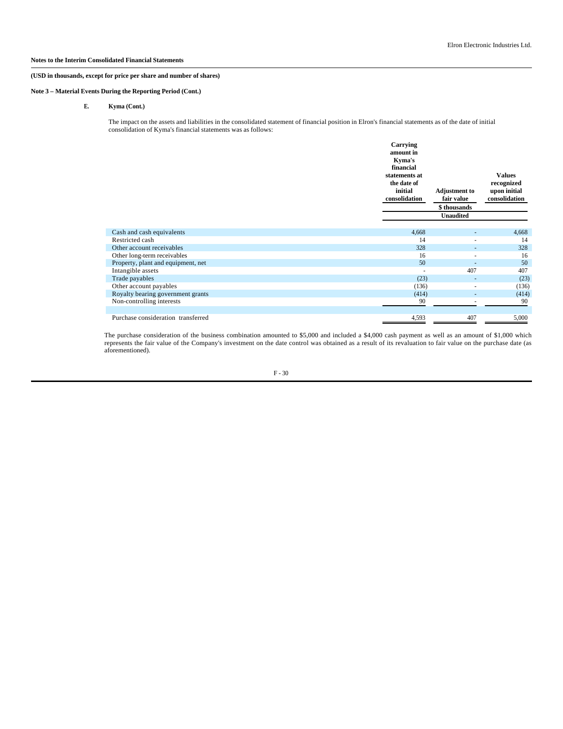**Notes to the Interim Consolidated Financial Statements**

**(USD in thousands, except for price per share and number of shares)**

**Note 3 – Material Events During the Reporting Period (Cont.)**

**E. Kyma (Cont.)**

The impact on the assets and liabilities in the consolidated statement of financial position in Elron's financial statements as of the date of initial consolidation of Kyma's financial statements was as follows:

| | Carrying amount in Kyma's financial statements at the date of initial consolidation | Adjustment to fair value | Values recognized upon initial consolidation |
|---|---|---|---|
| | | $ thousands | |
| | | Unaudited | |
| Cash and cash equivalents | 4,668 | - | 4,668 |
| Restricted cash | 14 | - | 14 |
| Other account receivables | 328 | - | 328 |
| Other long-term receivables | 16 | - | 16 |
| Property, plant and equipment, net | 50 | - | 50 |
| Intangible assets | - | 407 | 407 |
| Trade payables | (23) | - | (23) |
| Other account payables | (136) | - | (136) |
| Royalty bearing government grants | (414) | - | (414) |
| Non-controlling interests | 90 | - | 90 |
| Purchase consideration transferred | 4,593 | 407 | 5,000 |

The purchase consideration of the business combination amounted to $5,000 and included a $4,000 cash payment as well as an amount of $1,000 which represents the fair value of the Company's investment on the date control was obtained as a result of its revaluation to fair value on the purchase date (as aforementioned).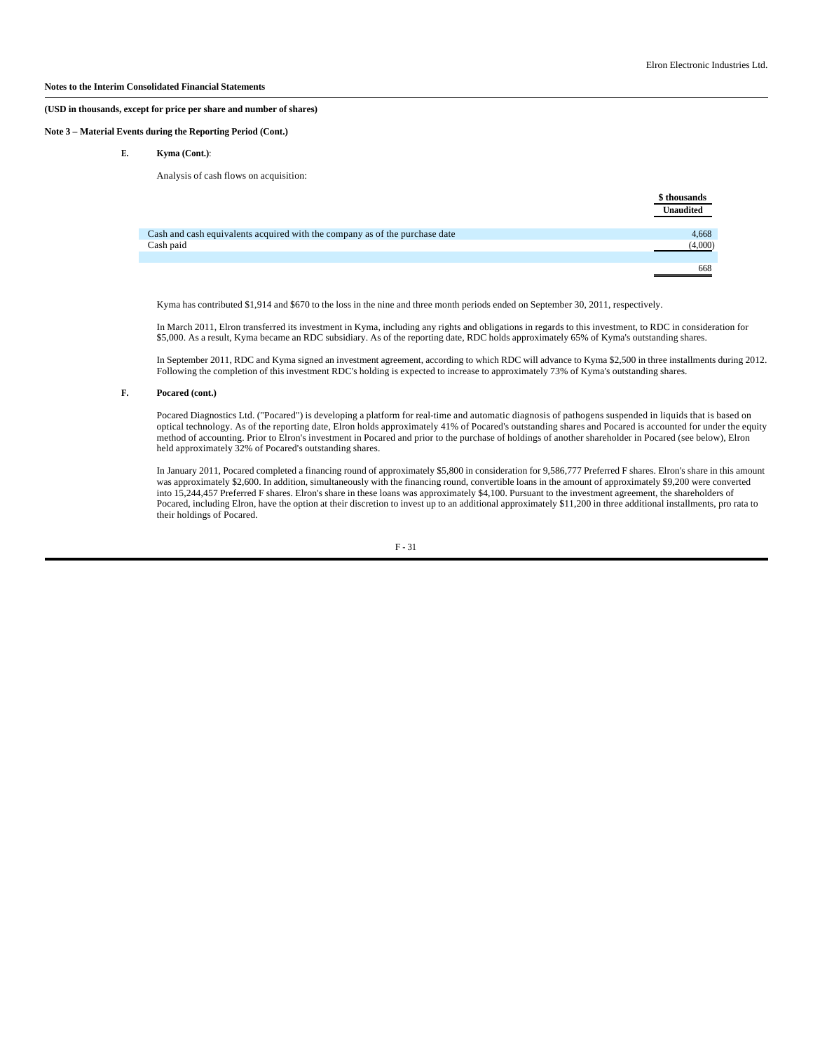**Notes to the Interim Consolidated Financial Statements**

**(USD in thousands, except for price per share and number of shares)**

**Note 3 – Material Events during the Reporting Period (Cont.)**

**E. Kyma (Cont.)**:

Analysis of cash flows on acquisition:

| | $ thousands |
|---|---|
| | Unaudited |
| Cash and cash equivalents acquired with the company as of the purchase date | 4,668 |
| Cash paid | (4,000) |
| | 668 |

Kyma has contributed $1,914 and $670 to the loss in the nine and three month periods ended on September 30, 2011, respectively.

In March 2011, Elron transferred its investment in Kyma, including any rights and obligations in regards to this investment, to RDC in consideration for $5,000. As a result, Kyma became an RDC subsidiary. As of the reporting date, RDC holds approximately 65% of Kyma's outstanding shares.

In September 2011, RDC and Kyma signed an investment agreement, according to which RDC will advance to Kyma $2,500 in three installments during 2012. Following the completion of this investment RDC's holding is expected to increase to approximately 73% of Kyma's outstanding shares.

**F. Pocared (cont.)**

Pocared Diagnostics Ltd. ("Pocared") is developing a platform for real-time and automatic diagnosis of pathogens suspended in liquids that is based on optical technology. As of the reporting date, Elron holds approximately 41% of Pocared's outstanding shares and Pocared is accounted for under the equity method of accounting. Prior to Elron's investment in Pocared and prior to the purchase of holdings of another shareholder in Pocared (see below), Elron held approximately 32% of Pocared's outstanding shares.

In January 2011, Pocared completed a financing round of approximately $5,800 in consideration for 9,586,777 Preferred F shares. Elron's share in this amount was approximately $2,600. In addition, simultaneously with the financing round, convertible loans in the amount of approximately $9,200 were converted into 15,244,457 Preferred F shares. Elron's share in these loans was approximately $4,100. Pursuant to the investment agreement, the shareholders of Pocared, including Elron, have the option at their discretion to invest up to an additional approximately $11,200 in three additional installments, pro rata to their holdings of Pocared.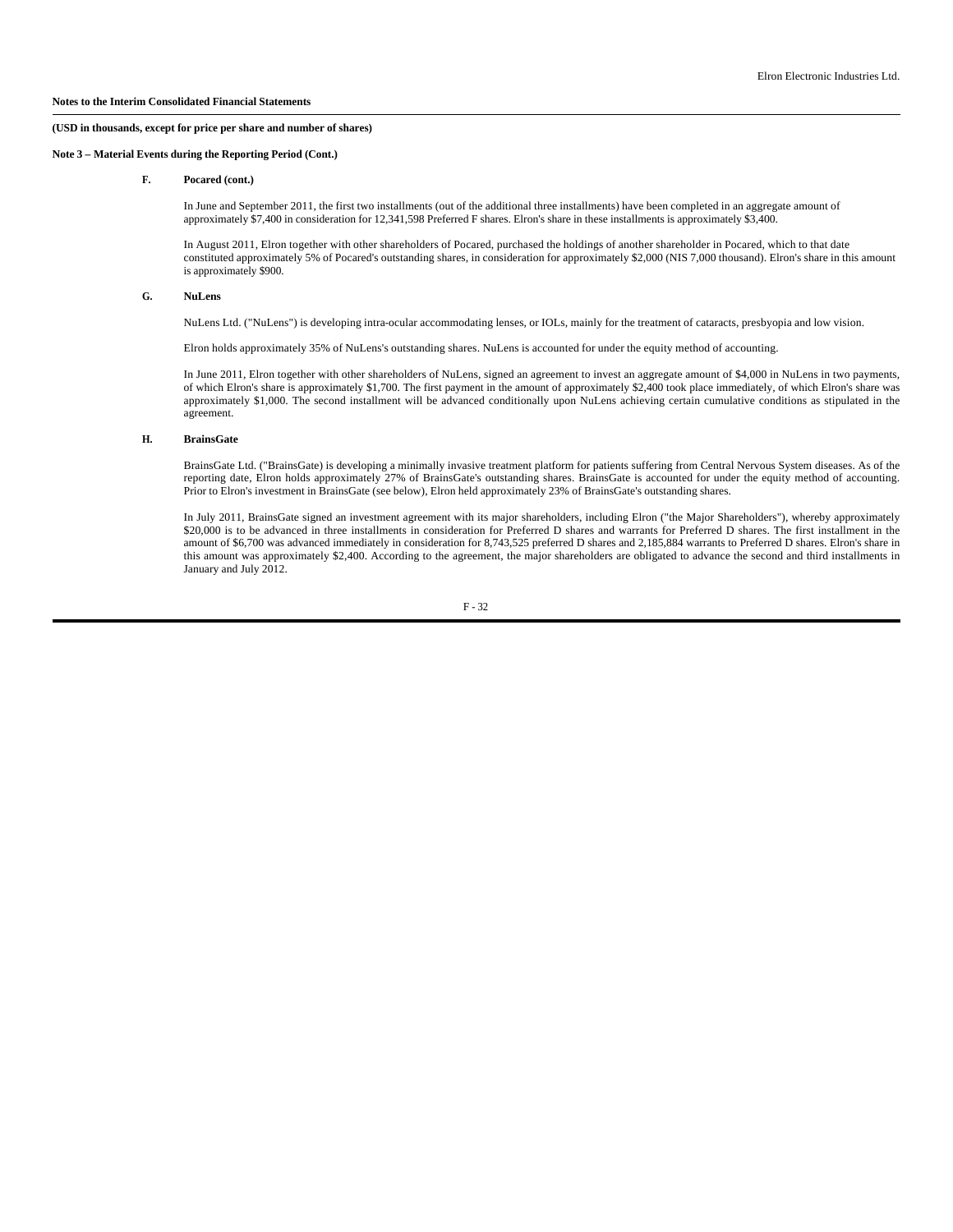**Notes to the Interim Consolidated Financial Statements**

**(USD in thousands, except for price per share and number of shares)**

**Note 3 – Material Events during the Reporting Period (Cont.)**

**F. Pocared (cont.)**

In June and September 2011, the first two installments (out of the additional three installments) have been completed in an aggregate amount of approximately $7,400 in consideration for 12,341,598 Preferred F shares. Elron's share in these installments is approximately $3,400.

In August 2011, Elron together with other shareholders of Pocared, purchased the holdings of another shareholder in Pocared, which to that date constituted approximately 5% of Pocared's outstanding shares, in consideration for approximately $2,000 (NIS 7,000 thousand). Elron's share in this amount is approximately $900.

**G. NuLens**

NuLens Ltd. ("NuLens") is developing intra-ocular accommodating lenses, or IOLs, mainly for the treatment of cataracts, presbyopia and low vision.

Elron holds approximately 35% of NuLens's outstanding shares. NuLens is accounted for under the equity method of accounting.

In June 2011, Elron together with other shareholders of NuLens, signed an agreement to invest an aggregate amount of $4,000 in NuLens in two payments, of which Elron's share is approximately $1,700. The first payment in the amount of approximately $2,400 took place immediately, of which Elron's share was approximately $1,000. The second installment will be advanced conditionally upon NuLens achieving certain cumulative conditions as stipulated in the agreement.

**H. BrainsGate**

BrainsGate Ltd. ("BrainsGate) is developing a minimally invasive treatment platform for patients suffering from Central Nervous System diseases. As of the reporting date, Elron holds approximately 27% of BrainsGate's outstanding shares. BrainsGate is accounted for under the equity method of accounting. Prior to Elron's investment in BrainsGate (see below), Elron held approximately 23% of BrainsGate's outstanding shares.

In July 2011, BrainsGate signed an investment agreement with its major shareholders, including Elron ("the Major Shareholders"), whereby approximately $20,000 is to be advanced in three installments in consideration for Preferred D shares and warrants for Preferred D shares. The first installment in the amount of $6,700 was advanced immediately in consideration for 8,743,525 preferred D shares and 2,185,884 warrants to Preferred D shares. Elron's share in this amount was approximately $2,400. According to the agreement, the major shareholders are obligated to advance the second and third installments in January and July 2012.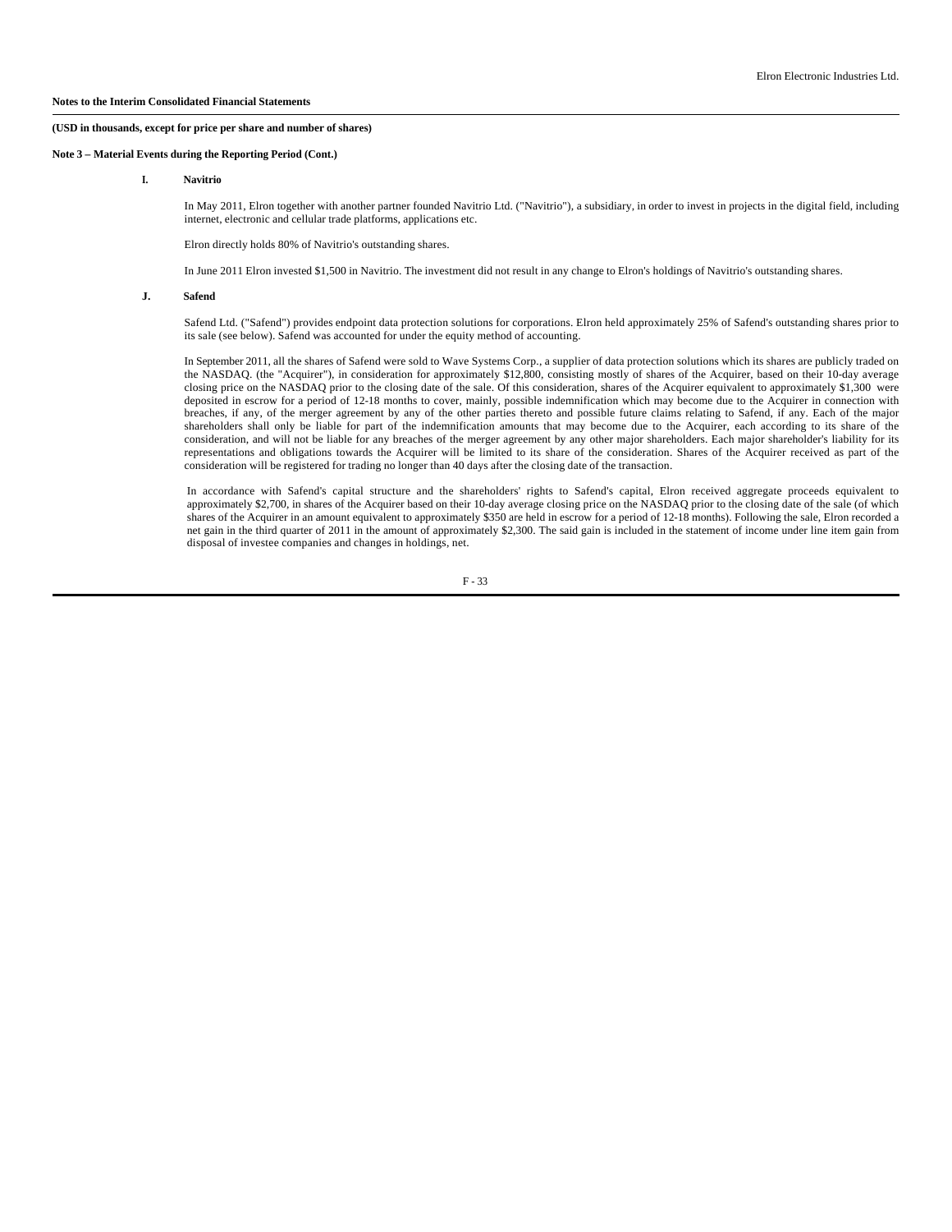**Notes to the Interim Consolidated Financial Statements**

**(USD in thousands, except for price per share and number of shares)**

**Note 3 – Material Events during the Reporting Period (Cont.)**

**I. Navitrio**

In May 2011, Elron together with another partner founded Navitrio Ltd. ("Navitrio"), a subsidiary, in order to invest in projects in the digital field, including internet, electronic and cellular trade platforms, applications etc.

Elron directly holds 80% of Navitrio's outstanding shares.

In June 2011 Elron invested $1,500 in Navitrio. The investment did not result in any change to Elron's holdings of Navitrio's outstanding shares.

**J. Safend**

Safend Ltd. ("Safend") provides endpoint data protection solutions for corporations. Elron held approximately 25% of Safend's outstanding shares prior to its sale (see below). Safend was accounted for under the equity method of accounting.

In September 2011, all the shares of Safend were sold to Wave Systems Corp., a supplier of data protection solutions which its shares are publicly traded on the NASDAQ. (the "Acquirer"), in consideration for approximately $12,800, consisting mostly of shares of the Acquirer, based on their 10-day average closing price on the NASDAQ prior to the closing date of the sale. Of this consideration, shares of the Acquirer equivalent to approximately $1,300 were deposited in escrow for a period of 12-18 months to cover, mainly, possible indemnification which may become due to the Acquirer in connection with breaches, if any, of the merger agreement by any of the other parties thereto and possible future claims relating to Safend, if any. Each of the major shareholders shall only be liable for part of the indemnification amounts that may become due to the Acquirer, each according to its share of the consideration, and will not be liable for any breaches of the merger agreement by any other major shareholders. Each major shareholder's liability for its representations and obligations towards the Acquirer will be limited to its share of the consideration. Shares of the Acquirer received as part of the consideration will be registered for trading no longer than 40 days after the closing date of the transaction.

In accordance with Safend's capital structure and the shareholders' rights to Safend's capital, Elron received aggregate proceeds equivalent to approximately $2,700, in shares of the Acquirer based on their 10-day average closing price on the NASDAQ prior to the closing date of the sale (of which shares of the Acquirer in an amount equivalent to approximately $350 are held in escrow for a period of 12-18 months). Following the sale, Elron recorded a net gain in the third quarter of 2011 in the amount of approximately $2,300. The said gain is included in the statement of income under line item gain from disposal of investee companies and changes in holdings, net.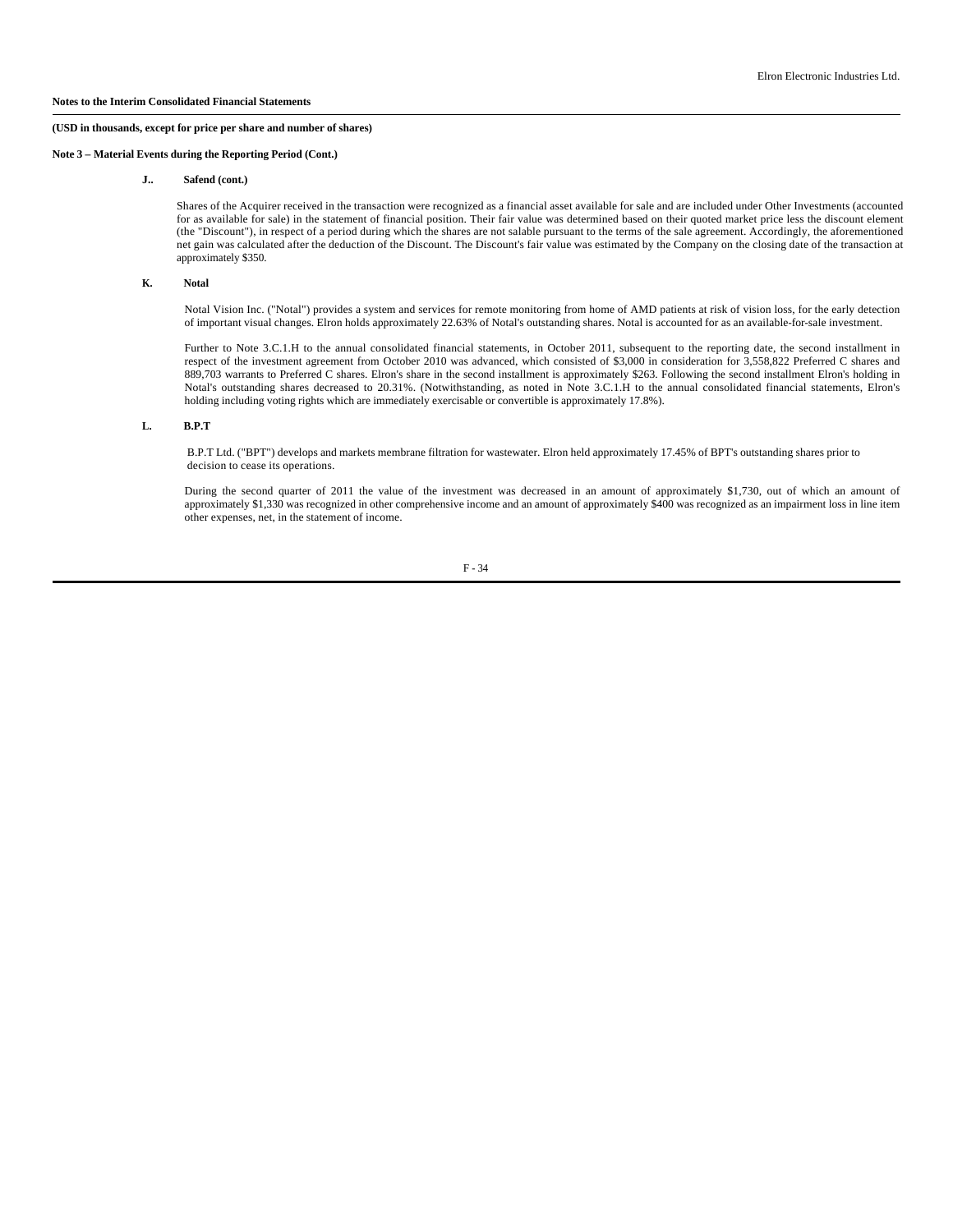**Notes to the Interim Consolidated Financial Statements**

**(USD in thousands, except for price per share and number of shares)**

**Note 3 – Material Events during the Reporting Period (Cont.)**

**J.. Safend (cont.)**

Shares of the Acquirer received in the transaction were recognized as a financial asset available for sale and are included under Other Investments (accounted for as available for sale) in the statement of financial position. Their fair value was determined based on their quoted market price less the discount element (the "Discount"), in respect of a period during which the shares are not salable pursuant to the terms of the sale agreement. Accordingly, the aforementioned net gain was calculated after the deduction of the Discount. The Discount's fair value was estimated by the Company on the closing date of the transaction at approximately $350.

**K. Notal**

Notal Vision Inc. ("Notal") provides a system and services for remote monitoring from home of AMD patients at risk of vision loss, for the early detection of important visual changes. Elron holds approximately 22.63% of Notal's outstanding shares. Notal is accounted for as an available-for-sale investment.

Further to Note 3.C.1.H to the annual consolidated financial statements, in October 2011, subsequent to the reporting date, the second installment in respect of the investment agreement from October 2010 was advanced, which consisted of $3,000 in consideration for 3,558,822 Preferred C shares and 889,703 warrants to Preferred C shares. Elron's share in the second installment is approximately $263. Following the second installment Elron's holding in Notal's outstanding shares decreased to 20.31%. (Notwithstanding, as noted in Note 3.C.1.H to the annual consolidated financial statements, Elron's holding including voting rights which are immediately exercisable or convertible is approximately 17.8%).

**L. B.P.T**

B.P.T Ltd. ("BPT") develops and markets membrane filtration for wastewater. Elron held approximately 17.45% of BPT's outstanding shares prior to decision to cease its operations.

During the second quarter of 2011 the value of the investment was decreased in an amount of approximately $1,730, out of which an amount of approximately $1,330 was recognized in other comprehensive income and an amount of approximately $400 was recognized as an impairment loss in line item other expenses, net, in the statement of income.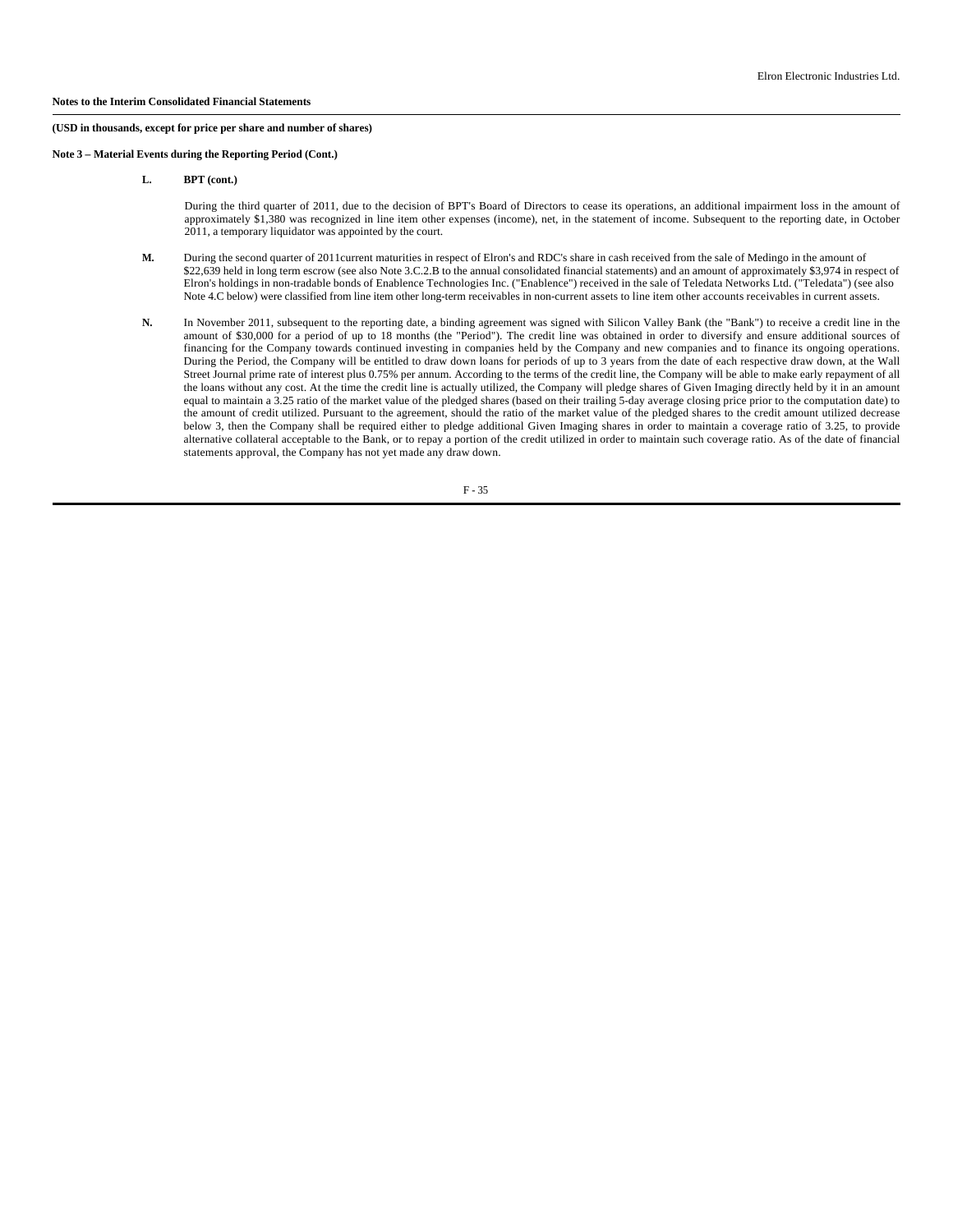**Notes to the Interim Consolidated Financial Statements**

**(USD in thousands, except for price per share and number of shares)**

**Note 3 – Material Events during the Reporting Period (Cont.)**

**L. BPT (cont.)**

During the third quarter of 2011, due to the decision of BPT's Board of Directors to cease its operations, an additional impairment loss in the amount of approximately $1,380 was recognized in line item other expenses (income), net, in the statement of income. Subsequent to the reporting date, in October 2011, a temporary liquidator was appointed by the court.

**M.** During the second quarter of 2011current maturities in respect of Elron's and RDC's share in cash received from the sale of Medingo in the amount of $22,639 held in long term escrow (see also Note 3.C.2.B to the annual consolidated financial statements) and an amount of approximately $3,974 in respect of Elron's holdings in non-tradable bonds of Enablence Technologies Inc. ("Enablence") received in the sale of Teledata Networks Ltd. ("Teledata") (see also Note 4.C below) were classified from line item other long-term receivables in non-current assets to line item other accounts receivables in current assets.

**N.** In November 2011, subsequent to the reporting date, a binding agreement was signed with Silicon Valley Bank (the "Bank") to receive a credit line in the amount of $30,000 for a period of up to 18 months (the "Period"). The credit line was obtained in order to diversify and ensure additional sources of financing for the Company towards continued investing in companies held by the Company and new companies and to finance its ongoing operations. During the Period, the Company will be entitled to draw down loans for periods of up to 3 years from the date of each respective draw down, at the Wall Street Journal prime rate of interest plus 0.75% per annum. According to the terms of the credit line, the Company will be able to make early repayment of all the loans without any cost. At the time the credit line is actually utilized, the Company will pledge shares of Given Imaging directly held by it in an amount equal to maintain a 3.25 ratio of the market value of the pledged shares (based on their trailing 5-day average closing price prior to the computation date) to the amount of credit utilized. Pursuant to the agreement, should the ratio of the market value of the pledged shares to the credit amount utilized decrease below 3, then the Company shall be required either to pledge additional Given Imaging shares in order to maintain a coverage ratio of 3.25, to provide alternative collateral acceptable to the Bank, or to repay a portion of the credit utilized in order to maintain such coverage ratio. As of the date of financial statements approval, the Company has not yet made any draw down.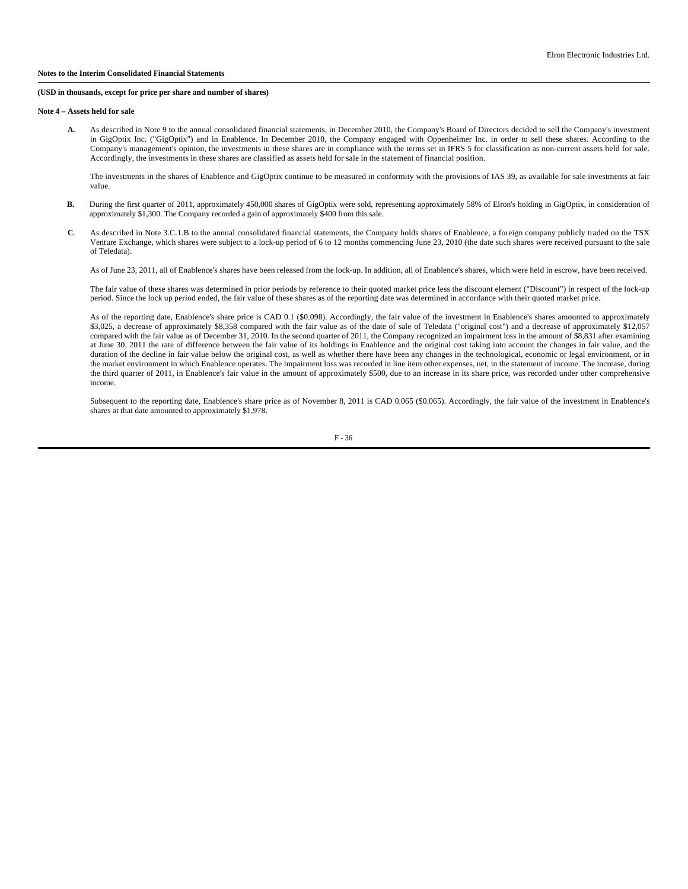**Notes to the Interim Consolidated Financial Statements**

**(USD in thousands, except for price per share and number of shares)**

**Note 4 – Assets held for sale**

**A.** As described in Note 9 to the annual consolidated financial statements, in December 2010, the Company's Board of Directors decided to sell the Company's investment in GigOptix Inc. ("GigOptix") and in Enablence. In December 2010, the Company engaged with Oppenheimer Inc. in order to sell these shares. According to the Company's management's opinion, the investments in these shares are in compliance with the terms set in IFRS 5 for classification as non-current assets held for sale. Accordingly, the investments in these shares are classified as assets held for sale in the statement of financial position.

The investments in the shares of Enablence and GigOptix continue to be measured in conformity with the provisions of IAS 39, as available for sale investments at fair value.

**B.** During the first quarter of 2011, approximately 450,000 shares of GigOptix were sold, representing approximately 58% of Elron's holding in GigOptix, in consideration of approximately $1,300. The Company recorded a gain of approximately $400 from this sale.

**C**. As described in Note 3.C.1.B to the annual consolidated financial statements, the Company holds shares of Enablence, a foreign company publicly traded on the TSX Venture Exchange, which shares were subject to a lock-up period of 6 to 12 months commencing June 23, 2010 (the date such shares were received pursuant to the sale of Teledata).

As of June 23, 2011, all of Enablence's shares have been released from the lock-up. In addition, all of Enablence's shares, which were held in escrow, have been received.

The fair value of these shares was determined in prior periods by reference to their quoted market price less the discount element ("Discount") in respect of the lock-up period. Since the lock up period ended, the fair value of these shares as of the reporting date was determined in accordance with their quoted market price.

As of the reporting date, Enablence's share price is CAD 0.1 ($0.098). Accordingly, the fair value of the investment in Enablence's shares amounted to approximately $3,025, a decrease of approximately $8,358 compared with the fair value as of the date of sale of Teledata ("original cost") and a decrease of approximately $12,057 compared with the fair value as of December 31, 2010. In the second quarter of 2011, the Company recognized an impairment loss in the amount of $8,831 after examining at June 30, 2011 the rate of difference between the fair value of its holdings in Enablence and the original cost taking into account the changes in fair value, and the duration of the decline in fair value below the original cost, as well as whether there have been any changes in the technological, economic or legal environment, or in the market environment in which Enablence operates. The impairment loss was recorded in line item other expenses, net, in the statement of income. The increase, during the third quarter of 2011, in Enablence's fair value in the amount of approximately $500, due to an increase in its share price, was recorded under other comprehensive income.

Subsequent to the reporting date, Enablence's share price as of November 8, 2011 is CAD 0.065 ($0.065). Accordingly, the fair value of the investment in Enablence's shares at that date amounted to approximately $1,978.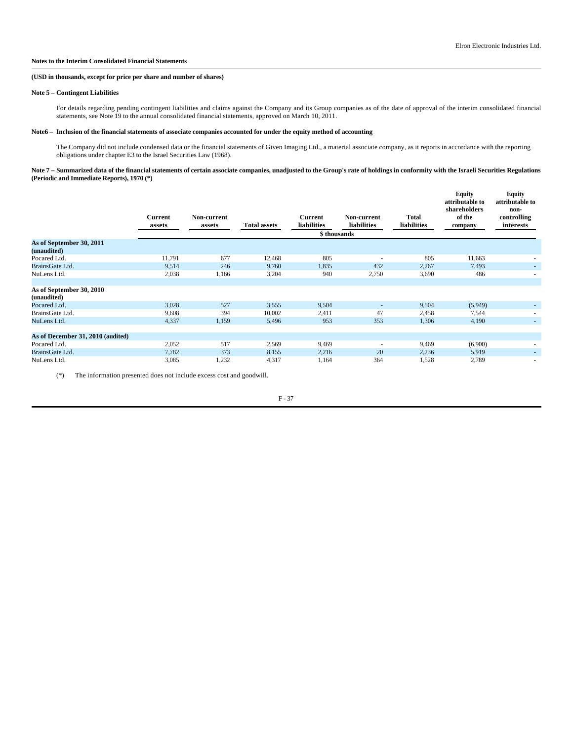**Notes to the Interim Consolidated Financial Statements**

**(USD in thousands, except for price per share and number of shares)**

**Note 5 – Contingent Liabilities**

For details regarding pending contingent liabilities and claims against the Company and its Group companies as of the date of approval of the interim consolidated financial statements, see Note 19 to the annual consolidated financial statements, approved on March 10, 2011.

**Note6 – Inclusion of the financial statements of associate companies accounted for under the equity method of accounting**

The Company did not include condensed data or the financial statements of Given Imaging Ltd., a material associate company, as it reports in accordance with the reporting obligations under chapter E3 to the Israel Securities Law (1968).

**Note 7 – Summarized data of the financial statements of certain associate companies, unadjusted to the Group's rate of holdings in conformity with the Israeli Securities Regulations (Periodic and Immediate Reports), 1970 (\*)**

| | Current assets | Non-current assets | Total assets | Current liabilities | Non-current liabilities | Total liabilities | Equity attributable to shareholders of the company | Equity attributable to non-controlling interests |
|---|---|---|---|---|---|---|---|---|
| | | | | $ thousands | | | | |
| **As of September 30, 2011 (unaudited)** | | | | | | | | |
| Pocared Ltd. | 11,791 | 677 | 12,468 | 805 | - | 805 | 11,663 | - |
| BrainsGate Ltd. | 9,514 | 246 | 9,760 | 1,835 | 432 | 2,267 | 7,493 | - |
| NuLens Ltd. | 2,038 | 1,166 | 3,204 | 940 | 2,750 | 3,690 | 486 | - |
| **As of September 30, 2010 (unaudited)** | | | | | | | | |
| Pocared Ltd. | 3,028 | 527 | 3,555 | 9,504 | - | 9,504 | (5,949) | - |
| BrainsGate Ltd. | 9,608 | 394 | 10,002 | 2,411 | 47 | 2,458 | 7,544 | - |
| NuLens Ltd. | 4,337 | 1,159 | 5,496 | 953 | 353 | 1,306 | 4,190 | - |
| **As of December 31, 2010 (audited)** | | | | | | | | |
| Pocared Ltd. | 2,052 | 517 | 2,569 | 9,469 | - | 9,469 | (6,900) | - |
| BrainsGate Ltd. | 7,782 | 373 | 8,155 | 2,216 | 20 | 2,236 | 5,919 | - |
| NuLens Ltd. | 3,085 | 1,232 | 4,317 | 1,164 | 364 | 1,528 | 2,789 | - |

(\*) The information presented does not include excess cost and goodwill.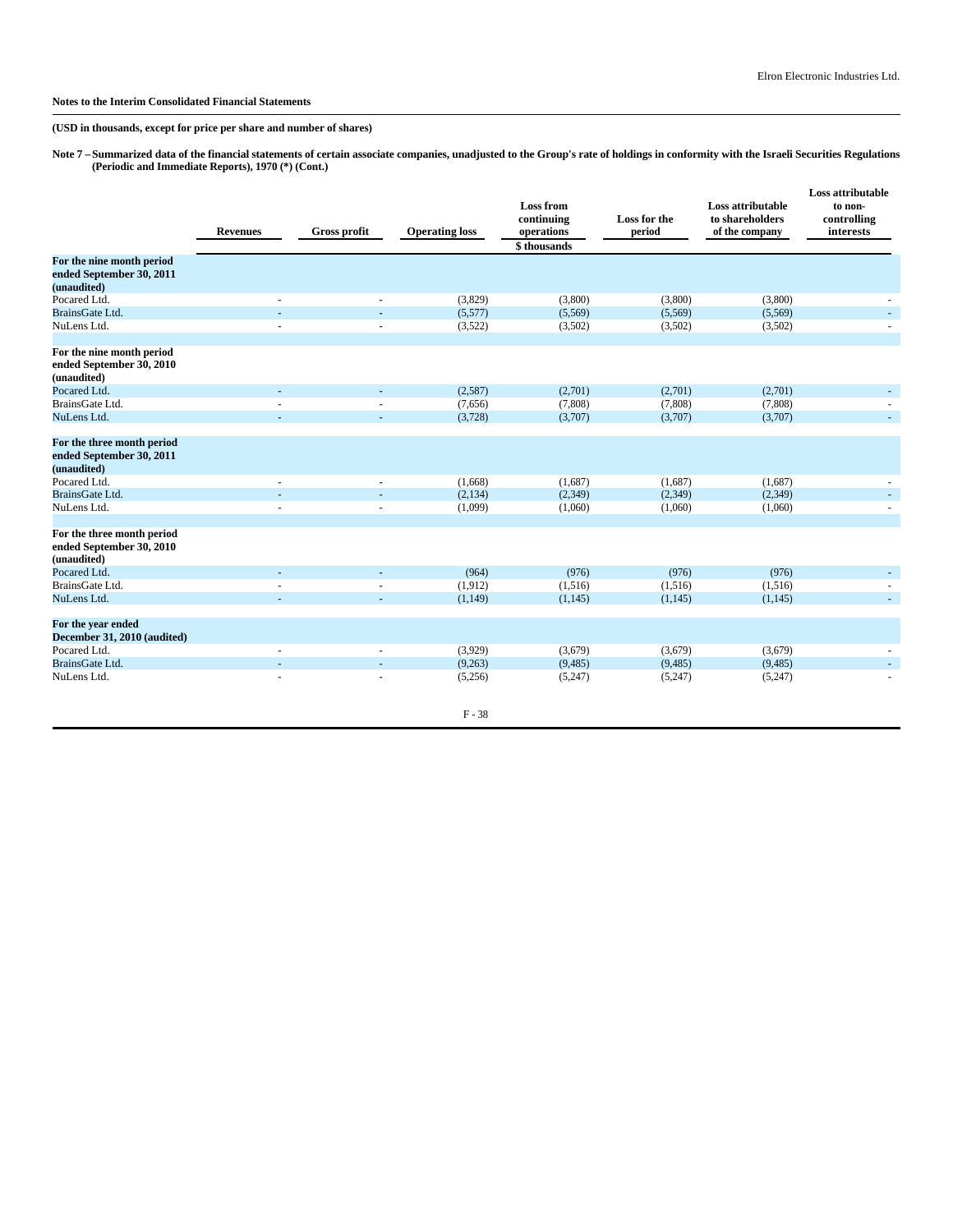**Notes to the Interim Consolidated Financial Statements**

**(USD in thousands, except for price per share and number of shares)**

**Note 7 – Summarized data of the financial statements of certain associate companies, unadjusted to the Group's rate of holdings in conformity with the Israeli Securities Regulations (Periodic and Immediate Reports), 1970 (\*) (Cont.)**

| | Revenues | Gross profit | Operating loss | Loss from continuing operations | Loss for the period | Loss attributable to shareholders of the company | Loss attributable to non-controlling interests |
|---|---|---|---|---|---|---|---|
| | | | | $ thousands | | | |
| **For the nine month period ended September 30, 2011 (unaudited)** | | | | | | | |
| Pocared Ltd. | - | - | (3,829) | (3,800) | (3,800) | (3,800) | - |
| BrainsGate Ltd. | - | - | (5,577) | (5,569) | (5,569) | (5,569) | - |
| NuLens Ltd. | - | - | (3,522) | (3,502) | (3,502) | (3,502) | - |
| **For the nine month period ended September 30, 2010 (unaudited)** | | | | | | | |
| Pocared Ltd. | - | - | (2,587) | (2,701) | (2,701) | (2,701) | - |
| BrainsGate Ltd. | - | - | (7,656) | (7,808) | (7,808) | (7,808) | - |
| NuLens Ltd. | - | - | (3,728) | (3,707) | (3,707) | (3,707) | - |
| **For the three month period ended September 30, 2011 (unaudited)** | | | | | | | |
| Pocared Ltd. | - | - | (1,668) | (1,687) | (1,687) | (1,687) | - |
| BrainsGate Ltd. | - | - | (2,134) | (2,349) | (2,349) | (2,349) | - |
| NuLens Ltd. | - | - | (1,099) | (1,060) | (1,060) | (1,060) | - |
| **For the three month period ended September 30, 2010 (unaudited)** | | | | | | | |
| Pocared Ltd. | - | - | (964) | (976) | (976) | (976) | - |
| BrainsGate Ltd. | - | - | (1,912) | (1,516) | (1,516) | (1,516) | - |
| NuLens Ltd. | - | - | (1,149) | (1,145) | (1,145) | (1,145) | - |
| **For the year ended December 31, 2010 (audited)** | | | | | | | |
| Pocared Ltd. | - | - | (3,929) | (3,679) | (3,679) | (3,679) | - |
| BrainsGate Ltd. | - | - | (9,263) | (9,485) | (9,485) | (9,485) | - |
| NuLens Ltd. | - | - | (5,256) | (5,247) | (5,247) | (5,247) | - |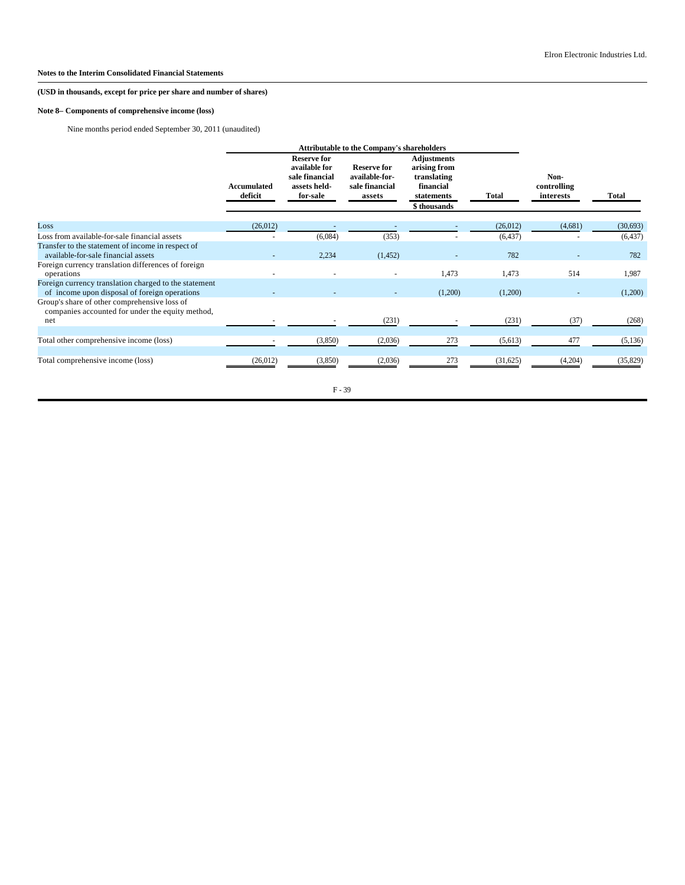**Notes to the Interim Consolidated Financial Statements**

**(USD in thousands, except for price per share and number of shares)**

**Note 8– Components of comprehensive income (loss)**

Nine months period ended September 30, 2011 (unaudited)

| | Attributable to the Company's shareholders | | | | | | |
|---|---|---|---|---|---|---|---|
| | Accumulated deficit | Reserve for available for sale financial assets held-for-sale | Reserve for available-for-sale financial assets | Adjustments arising from translating financial statements | Total | Non-controlling interests | Total |
| | | | | $ thousands | | | |
| Loss | (26,012) | - | - | - | (26,012) | (4,681) | (30,693) |
| Loss from available-for-sale financial assets | - | (6,084) | (353) | - | (6,437) | - | (6,437) |
| Transfer to the statement of income in respect of available-for-sale financial assets | - | 2,234 | (1,452) | - | 782 | - | 782 |
| Foreign currency translation differences of foreign operations | - | - | - | 1,473 | 1,473 | 514 | 1,987 |
| Foreign currency translation charged to the statement of income upon disposal of foreign operations | - | - | - | (1,200) | (1,200) | - | (1,200) |
| Group's share of other comprehensive loss of companies accounted for under the equity method, net | - | - | (231) | - | (231) | (37) | (268) |
| Total other comprehensive income (loss) | - | (3,850) | (2,036) | 273 | (5,613) | 477 | (5,136) |
| Total comprehensive income (loss) | (26,012) | (3,850) | (2,036) | 273 | (31,625) | (4,204) | (35,829) |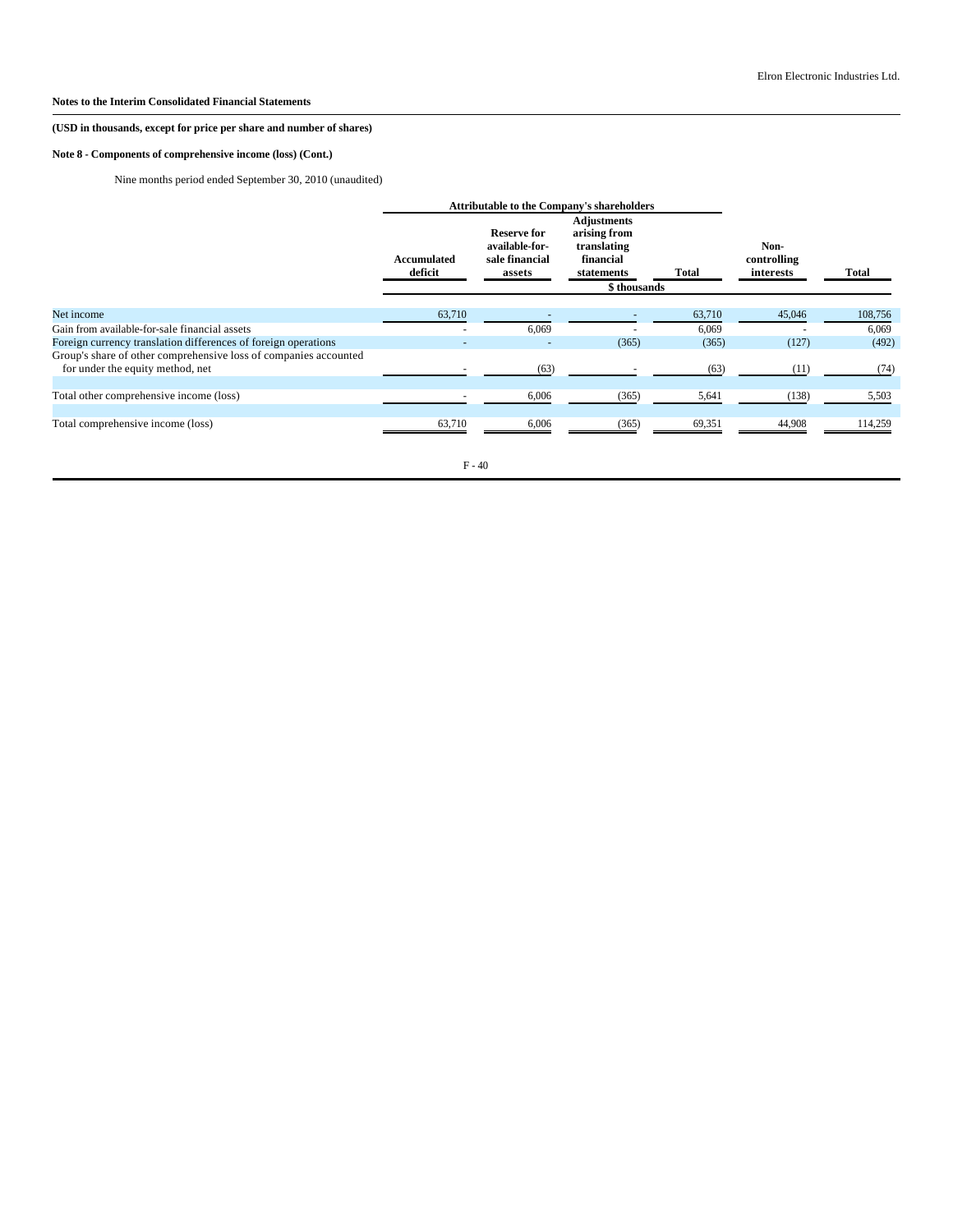**Notes to the Interim Consolidated Financial Statements**

**(USD in thousands, except for price per share and number of shares)**

**Note 8 - Components of comprehensive income (loss) (Cont.)**

Nine months period ended September 30, 2010 (unaudited)

| | Attributable to the Company's shareholders | | | | | |
|---|---|---|---|---|---|---|
| | Accumulated deficit | Reserve for available-for-sale financial assets | Adjustments arising from translating financial statements | Total | Non-controlling interests | Total |
| | | | $ thousands | | | |
| Net income | 63,710 | - | - | 63,710 | 45,046 | 108,756 |
| Gain from available-for-sale financial assets | - | 6,069 | - | 6,069 | - | 6,069 |
| Foreign currency translation differences of foreign operations | - | - | (365) | (365) | (127) | (492) |
| Group's share of other comprehensive loss of companies accounted for under the equity method, net | - | (63) | - | (63) | (11) | (74) |
| Total other comprehensive income (loss) | - | 6,006 | (365) | 5,641 | (138) | 5,503 |
| Total comprehensive income (loss) | 63,710 | 6,006 | (365) | 69,351 | 44,908 | 114,259 |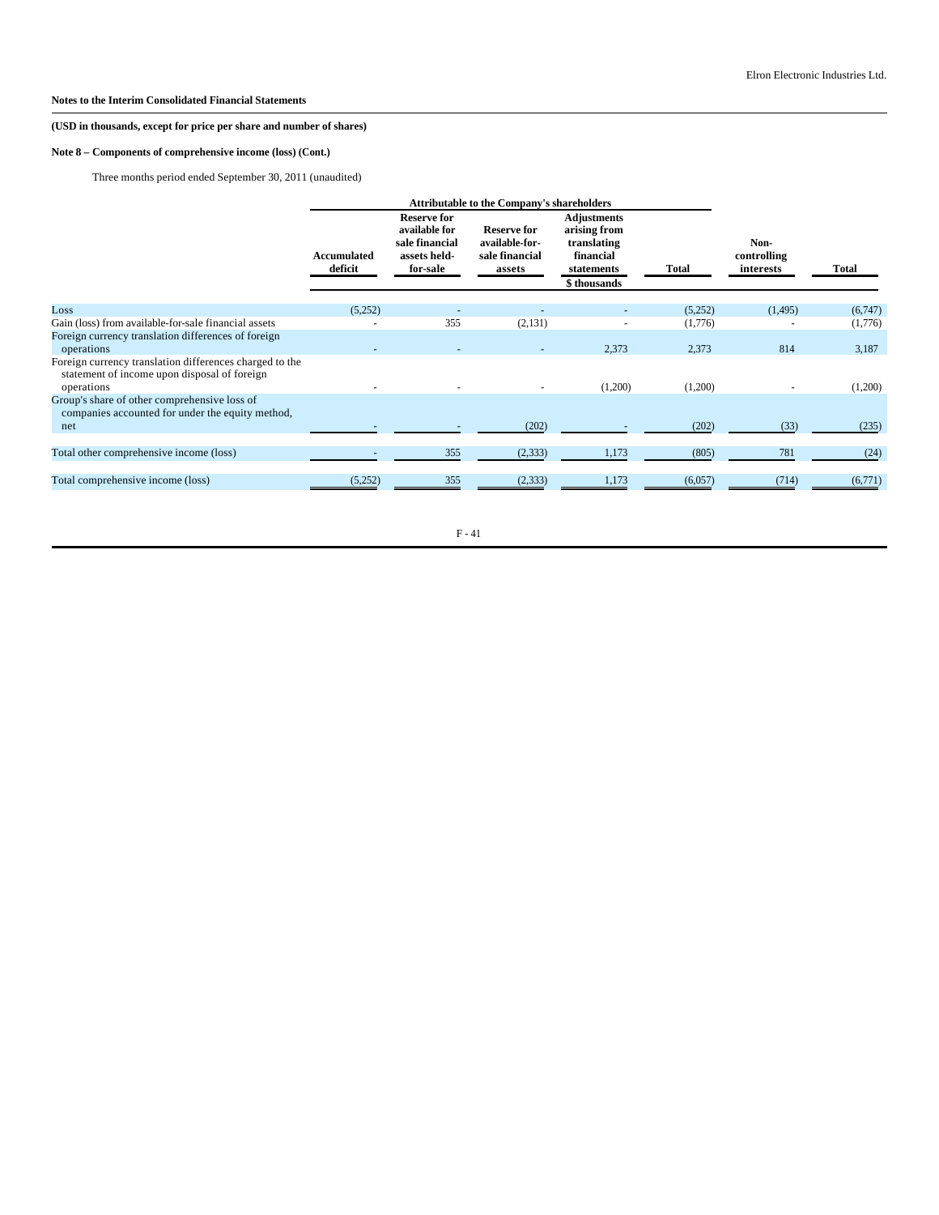**Notes to the Interim Consolidated Financial Statements**

**(USD in thousands, except for price per share and number of shares)**

**Note 8 – Components of comprehensive income (loss) (Cont.)**

Three months period ended September 30, 2011 (unaudited)

| | Attributable to the Company's shareholders | | | | | | |
|---|---|---|---|---|---|---|---|
| | **Accumulated deficit** | **Reserve for available for sale financial assets held-for-sale** | **Reserve for available-for-sale financial assets** | **Adjustments arising from translating financial statements** | **Total** | **Non-controlling interests** | **Total** |
| | | | | \$ thousands | | | |
| Loss | (5,252) | - | - | - | (5,252) | (1,495) | (6,747) |
| Gain (loss) from available-for-sale financial assets | - | 355 | (2,131) | - | (1,776) | - | (1,776) |
| Foreign currency translation differences of foreign operations | - | - | - | 2,373 | 2,373 | 814 | 3,187 |
| Foreign currency translation differences charged to the statement of income upon disposal of foreign operations | - | - | - | (1,200) | (1,200) | - | (1,200) |
| Group's share of other comprehensive loss of companies accounted for under the equity method, net | - | - | (202) | - | (202) | (33) | (235) |
| Total other comprehensive income (loss) | - | 355 | (2,333) | 1,173 | (805) | 781 | (24) |
| Total comprehensive income (loss) | (5,252) | 355 | (2,333) | 1,173 | (6,057) | (714) | (6,771) |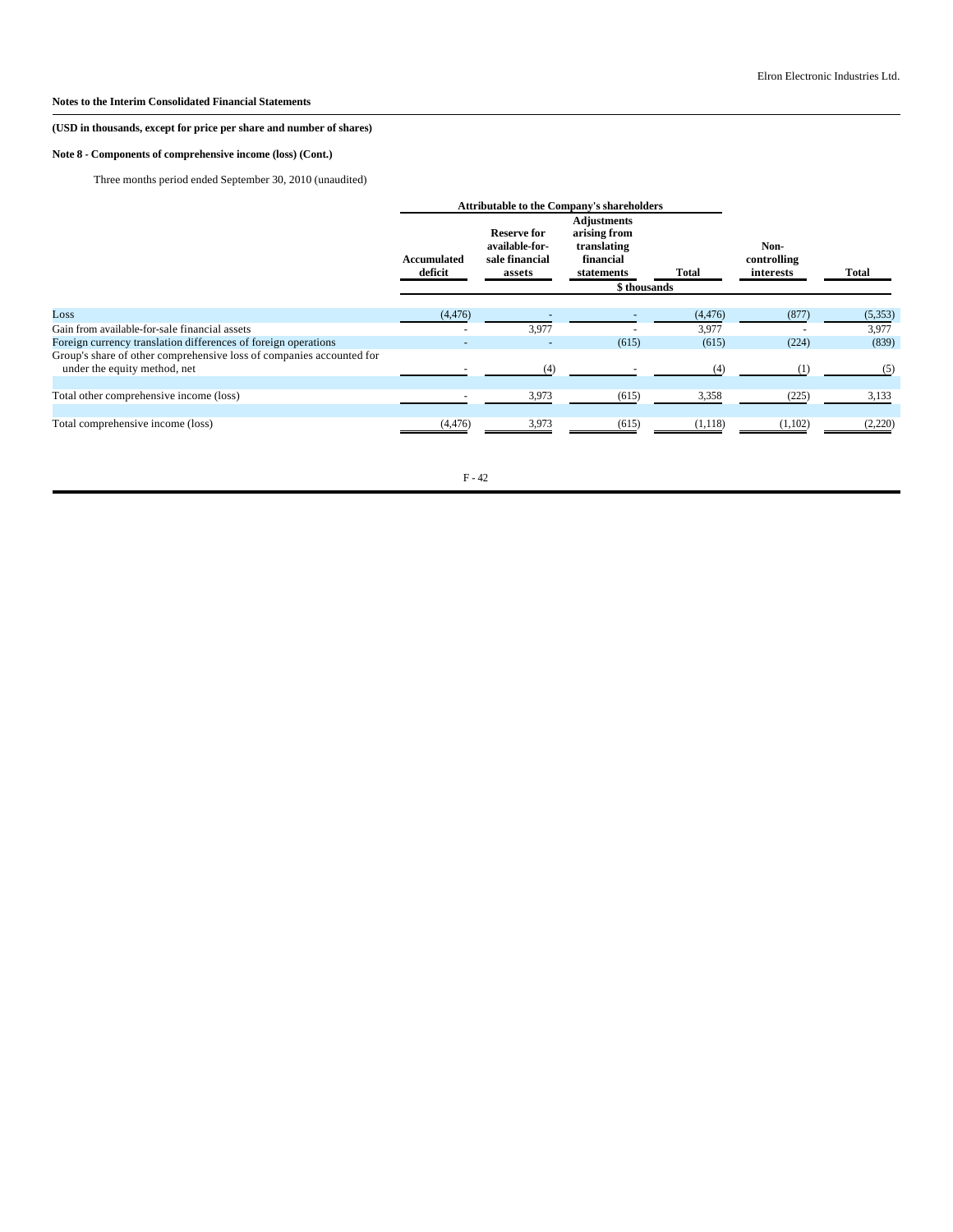**Notes to the Interim Consolidated Financial Statements**

**(USD in thousands, except for price per share and number of shares)**

**Note 8 - Components of comprehensive income (loss) (Cont.)**

Three months period ended September 30, 2010 (unaudited)

| | Attributable to the Company's shareholders | | | | | |
|---|---|---|---|---|---|---|
| | **Accumulated deficit** | **Reserve for available-for-sale financial assets** | **Adjustments arising from translating financial statements** | **Total** | **Non-controlling interests** | **Total** |
| | \$ thousands | | | | | |
| Loss | (4,476) | - | - | (4,476) | (877) | (5,353) |
| Gain from available-for-sale financial assets | - | 3,977 | - | 3,977 | - | 3,977 |
| Foreign currency translation differences of foreign operations | - | - | (615) | (615) | (224) | (839) |
| Group's share of other comprehensive loss of companies accounted for under the equity method, net | - | (4) | - | (4) | (1) | (5) |
| Total other comprehensive income (loss) | - | 3,973 | (615) | 3,358 | (225) | 3,133 |
| Total comprehensive income (loss) | (4,476) | 3,973 | (615) | (1,118) | (1,102) | (2,220) |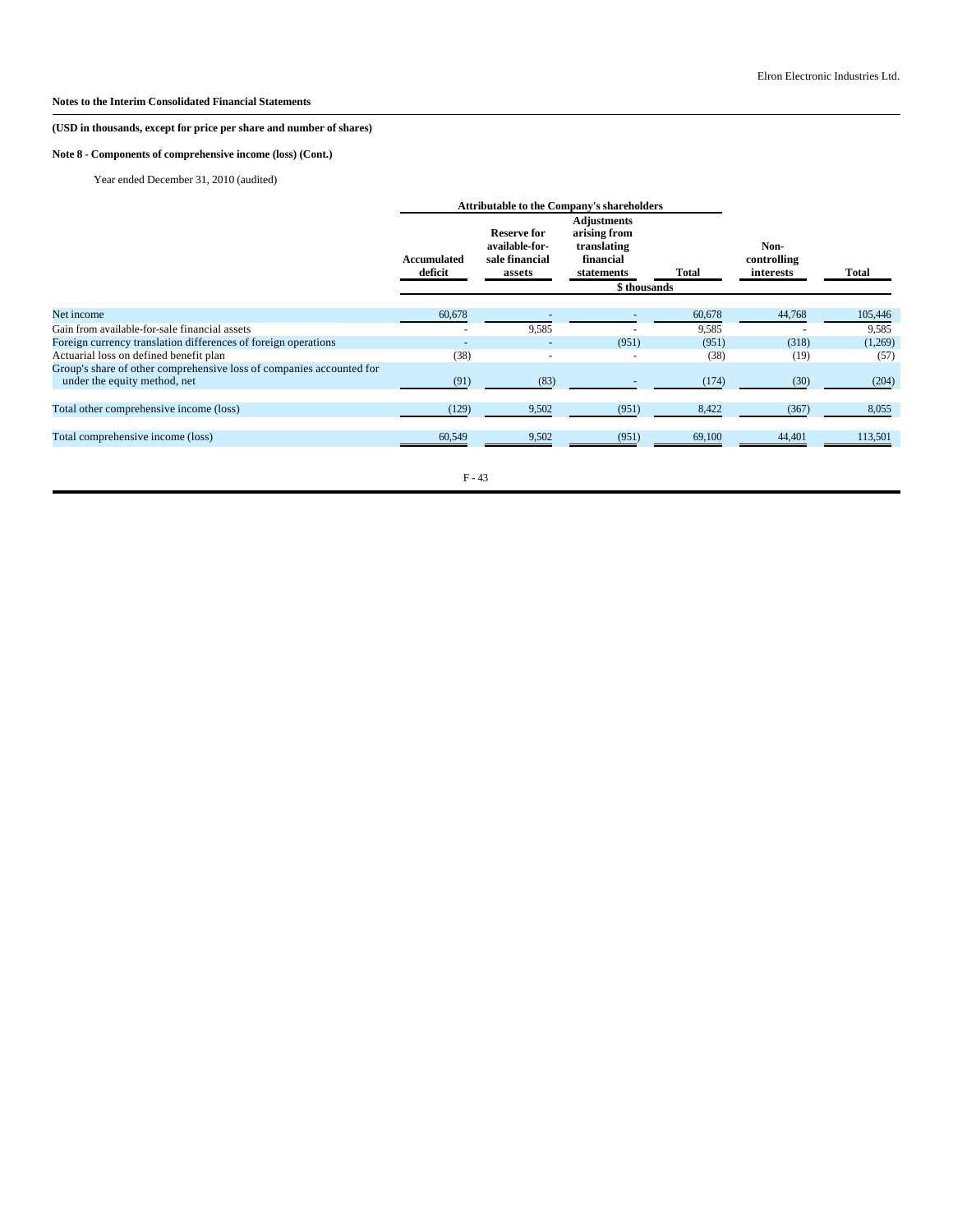**Notes to the Interim Consolidated Financial Statements**

**(USD in thousands, except for price per share and number of shares)**

**Note 8 - Components of comprehensive income (loss) (Cont.)**

Year ended December 31, 2010 (audited)

| | Attributable to the Company's shareholders | | | | | |
|---|---|---|---|---|---|---|
| | Accumulated deficit | Reserve for available-for-sale financial assets | Adjustments arising from translating financial statements | Total | Non-controlling interests | Total |
| | \$ thousands | | | | | |
| Net income | 60,678 | - | - | 60,678 | 44,768 | 105,446 |
| Gain from available-for-sale financial assets | - | 9,585 | - | 9,585 | - | 9,585 |
| Foreign currency translation differences of foreign operations | - | - | (951) | (951) | (318) | (1,269) |
| Actuarial loss on defined benefit plan | (38) | - | - | (38) | (19) | (57) |
| Group's share of other comprehensive loss of companies accounted for under the equity method, net | (91) | (83) | - | (174) | (30) | (204) |
| Total other comprehensive income (loss) | (129) | 9,502 | (951) | 8,422 | (367) | 8,055 |
| Total comprehensive income (loss) | 60,549 | 9,502 | (951) | 69,100 | 44,401 | 113,501 |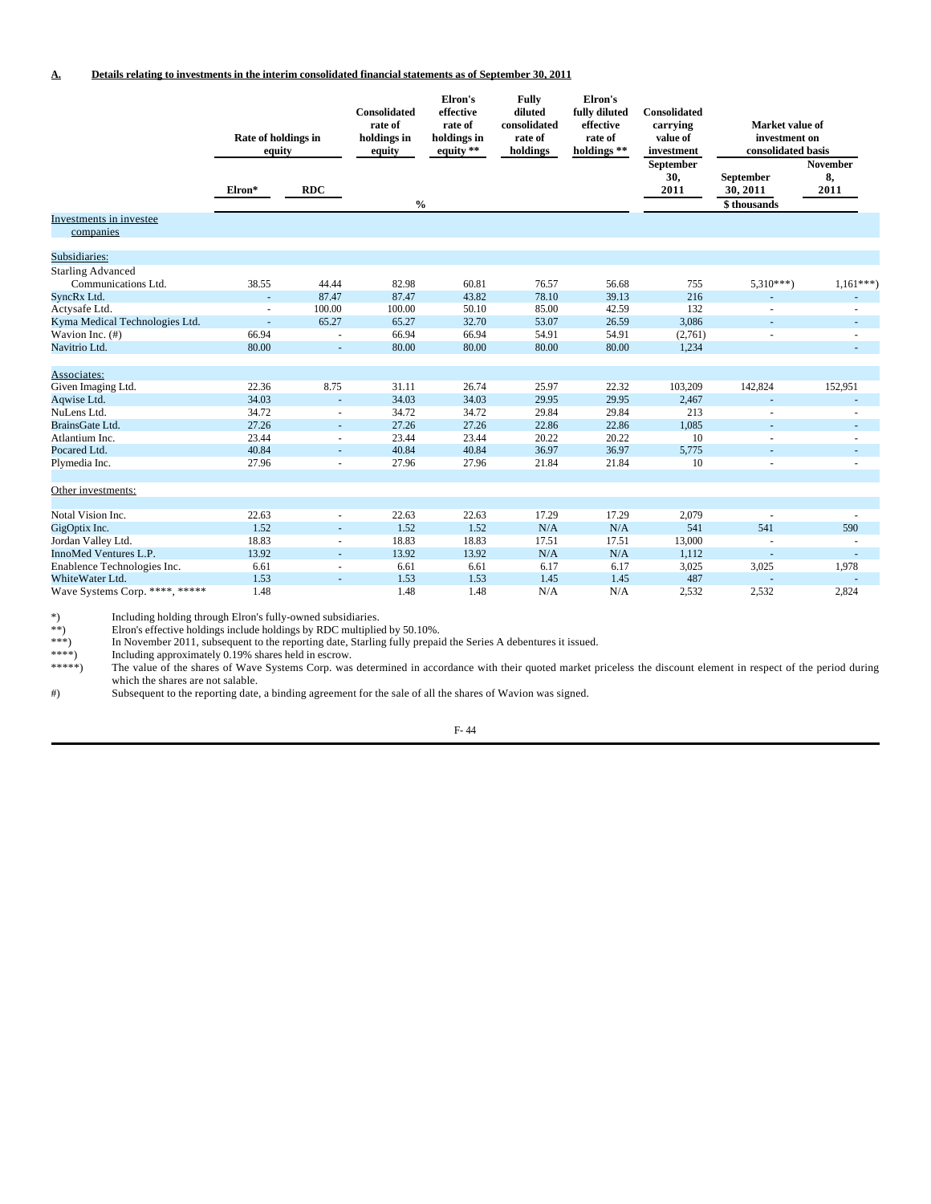**A. Details relating to investments in the interim consolidated financial statements as of September 30, 2011**

| | Rate of holdings in equity | | Consolidated rate of holdings in equity | Elron's effective rate of holdings in equity ** | Fully diluted consolidated rate of holdings | Elron's fully diluted effective rate of holdings ** | Consolidated carrying value of investment | Market value of investment on consolidated basis | |
|---|---|---|---|---|---|---|---|---|---|
| | Elron* | RDC | | | | | September 30, 2011 | September 30, 2011 | November 8, 2011 |
| | | | % | | | | | $ thousands | |
| **Investments in investee companies** | | | | | | | | | |
| **Subsidiaries:** | | | | | | | | | |
| Starling Advanced Communications Ltd. | 38.55 | 44.44 | 82.98 | 60.81 | 76.57 | 56.68 | 755 | 5,310***) | 1,161***) |
| SyncRx Ltd. | - | 87.47 | 87.47 | 43.82 | 78.10 | 39.13 | 216 | - | - |
| Actysafe Ltd. | - | 100.00 | 100.00 | 50.10 | 85.00 | 42.59 | 132 | - | - |
| Kyma Medical Technologies Ltd. | - | 65.27 | 65.27 | 32.70 | 53.07 | 26.59 | 3,086 | - | - |
| Wavion Inc. (#) | 66.94 | - | 66.94 | 66.94 | 54.91 | 54.91 | (2,761) | - | - |
| Navitrio Ltd. | 80.00 | - | 80.00 | 80.00 | 80.00 | 80.00 | 1,234 | | - |
| **Associates:** | | | | | | | | | |
| Given Imaging Ltd. | 22.36 | 8.75 | 31.11 | 26.74 | 25.97 | 22.32 | 103,209 | 142,824 | 152,951 |
| Aqwise Ltd. | 34.03 | - | 34.03 | 34.03 | 29.95 | 29.95 | 2,467 | - | - |
| NuLens Ltd. | 34.72 | - | 34.72 | 34.72 | 29.84 | 29.84 | 213 | - | - |
| BrainsGate Ltd. | 27.26 | - | 27.26 | 27.26 | 22.86 | 22.86 | 1,085 | - | - |
| Atlantium Inc. | 23.44 | - | 23.44 | 23.44 | 20.22 | 20.22 | 10 | - | - |
| Pocared Ltd. | 40.84 | - | 40.84 | 40.84 | 36.97 | 36.97 | 5,775 | - | - |
| Plymedia Inc. | 27.96 | - | 27.96 | 27.96 | 21.84 | 21.84 | 10 | - | - |
| **Other investments:** | | | | | | | | | |
| Notal Vision Inc. | 22.63 | - | 22.63 | 22.63 | 17.29 | 17.29 | 2,079 | - | - |
| GigOptix Inc. | 1.52 | - | 1.52 | 1.52 | N/A | N/A | 541 | 541 | 590 |
| Jordan Valley Ltd. | 18.83 | - | 18.83 | 18.83 | 17.51 | 17.51 | 13,000 | - | - |
| InnoMed Ventures L.P. | 13.92 | - | 13.92 | 13.92 | N/A | N/A | 1,112 | - | - |
| Enablence Technologies Inc. | 6.61 | - | 6.61 | 6.61 | 6.17 | 6.17 | 3,025 | 3,025 | 1,978 |
| WhiteWater Ltd. | 1.53 | - | 1.53 | 1.53 | 1.45 | 1.45 | 487 | - | - |
| Wave Systems Corp. ****, ***** | 1.48 | | 1.48 | 1.48 | N/A | N/A | 2,532 | 2,532 | 2,824 |

*) Including holding through Elron's fully-owned subsidiaries.

**) Elron's effective holdings include holdings by RDC multiplied by 50.10%.

***) In November 2011, subsequent to the reporting date, Starling fully prepaid the Series A debentures it issued.

****) Including approximately 0.19% shares held in escrow.

*****) The value of the shares of Wave Systems Corp. was determined in accordance with their quoted market priceless the discount element in respect of the period during which the shares are not salable.

#) Subsequent to the reporting date, a binding agreement for the sale of all the shares of Wavion was signed.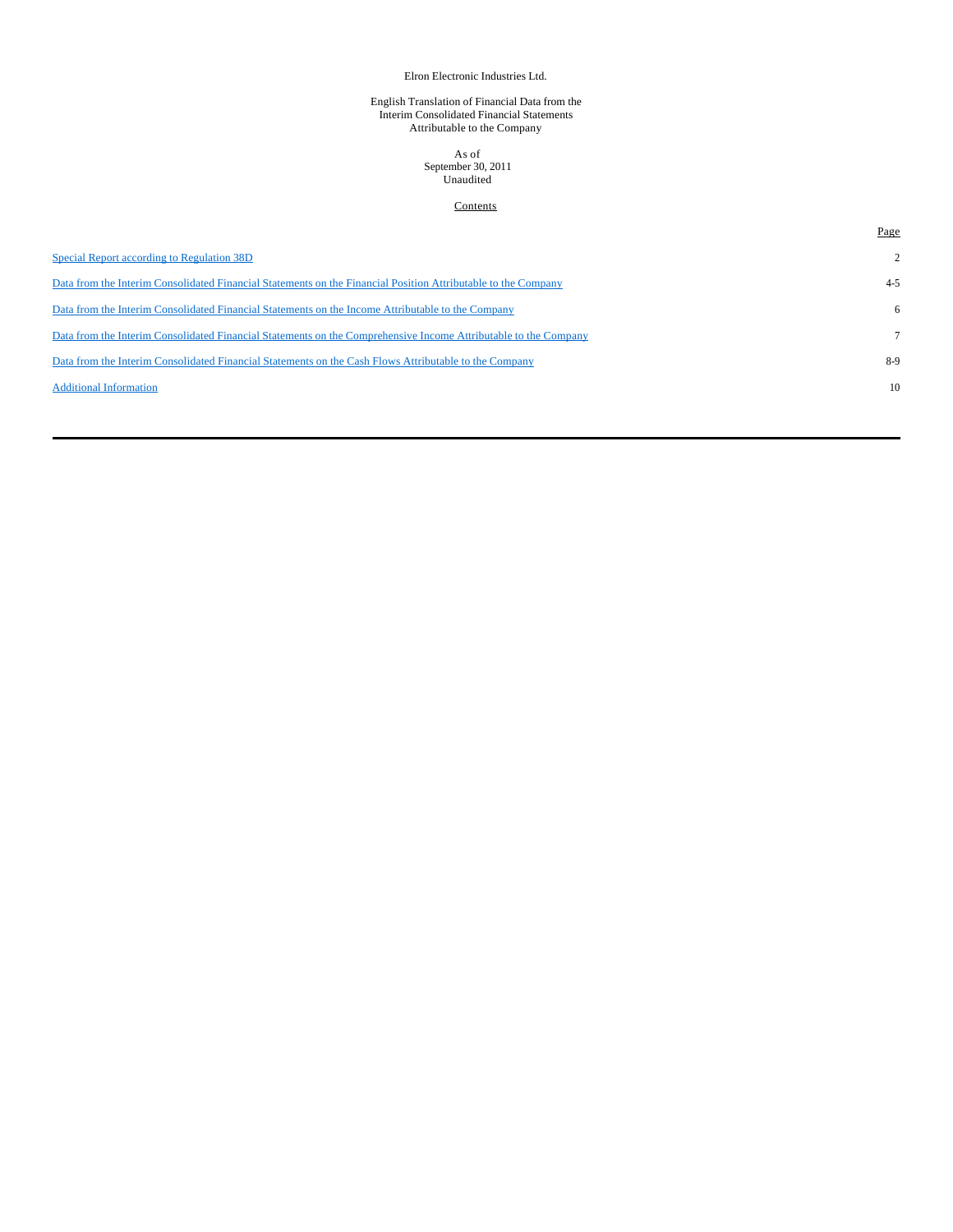Elron Electronic Industries Ltd.

English Translation of Financial Data from the
Interim Consolidated Financial Statements
Attributable to the Company

As of
September 30, 2011
Unaudited

Contents

| | Page |
|---|---|
| Special Report according to Regulation 38D | 2 |
| Data from the Interim Consolidated Financial Statements on the Financial Position Attributable to the Company | 4-5 |
| Data from the Interim Consolidated Financial Statements on the Income Attributable to the Company | 6 |
| Data from the Interim Consolidated Financial Statements on the Comprehensive Income Attributable to the Company | 7 |
| Data from the Interim Consolidated Financial Statements on the Cash Flows Attributable to the Company | 8-9 |
| Additional Information | 10 |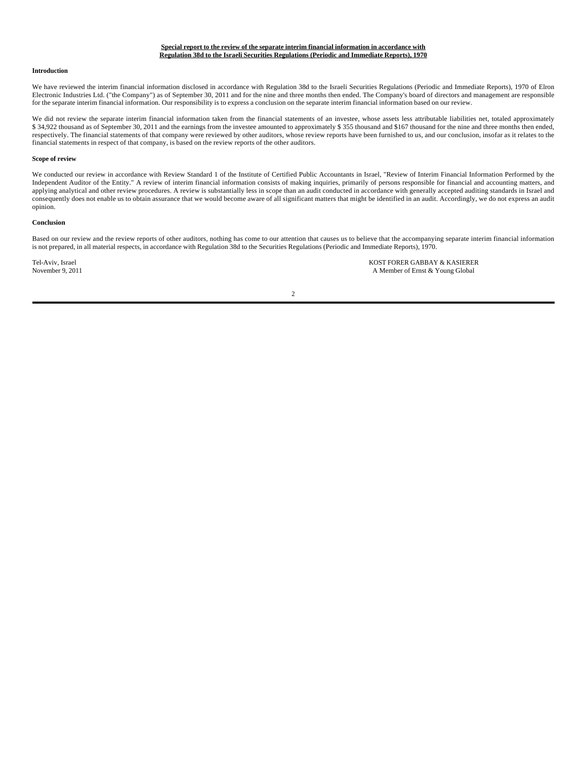**Special report to the review of the separate interim financial information in accordance with Regulation 38d to the Israeli Securities Regulations (Periodic and Immediate Reports), 1970**

**Introduction**

We have reviewed the interim financial information disclosed in accordance with Regulation 38d to the Israeli Securities Regulations (Periodic and Immediate Reports), 1970 of Elron Electronic Industries Ltd. ("the Company") as of September 30, 2011 and for the nine and three months then ended. The Company's board of directors and management are responsible for the separate interim financial information. Our responsibility is to express a conclusion on the separate interim financial information based on our review.

We did not review the separate interim financial information taken from the financial statements of an investee, whose assets less attributable liabilities net, totaled approximately $ 34,922 thousand as of September 30, 2011 and the earnings from the investee amounted to approximately $ 355 thousand and $167 thousand for the nine and three months then ended, respectively. The financial statements of that company were reviewed by other auditors, whose review reports have been furnished to us, and our conclusion, insofar as it relates to the financial statements in respect of that company, is based on the review reports of the other auditors.

**Scope of review**

We conducted our review in accordance with Review Standard 1 of the Institute of Certified Public Accountants in Israel, "Review of Interim Financial Information Performed by the Independent Auditor of the Entity." A review of interim financial information consists of making inquiries, primarily of persons responsible for financial and accounting matters, and applying analytical and other review procedures. A review is substantially less in scope than an audit conducted in accordance with generally accepted auditing standards in Israel and consequently does not enable us to obtain assurance that we would become aware of all significant matters that might be identified in an audit. Accordingly, we do not express an audit opinion.

**Conclusion**

Based on our review and the review reports of other auditors, nothing has come to our attention that causes us to believe that the accompanying separate interim financial information is not prepared, in all material respects, in accordance with Regulation 38d to the Securities Regulations (Periodic and Immediate Reports), 1970.

Tel-Aviv, Israel
November 9, 2011

KOST FORER GABBAY & KASIERER
A Member of Ernst & Young Global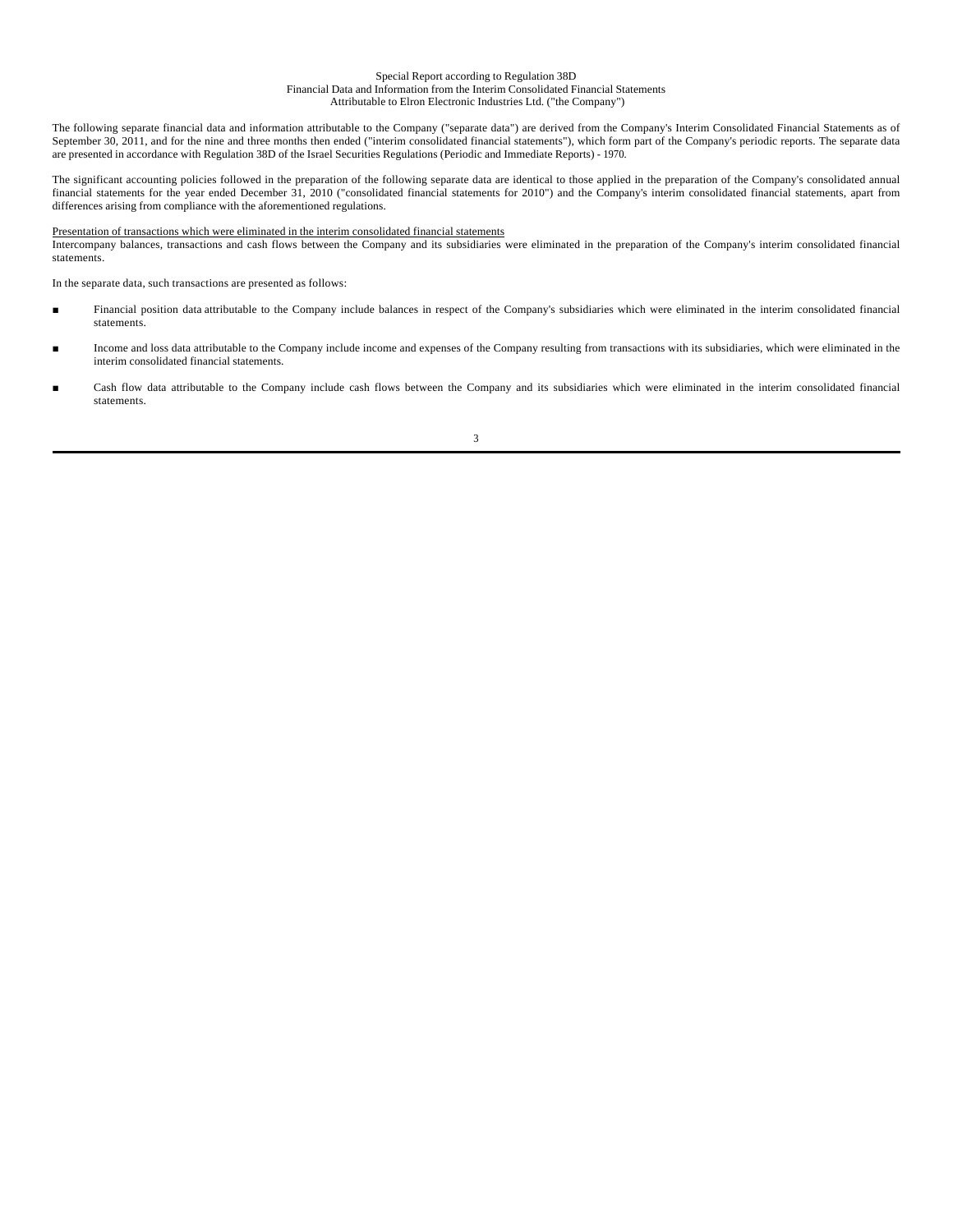# Special Report according to Regulation 38D
## Financial Data and Information from the Interim Consolidated Financial Statements
## Attributable to Elron Electronic Industries Ltd. ("the Company")

The following separate financial data and information attributable to the Company ("separate data") are derived from the Company's Interim Consolidated Financial Statements as of September 30, 2011, and for the nine and three months then ended ("interim consolidated financial statements"), which form part of the Company's periodic reports. The separate data are presented in accordance with Regulation 38D of the Israel Securities Regulations (Periodic and Immediate Reports) - 1970.

The significant accounting policies followed in the preparation of the following separate data are identical to those applied in the preparation of the Company's consolidated annual financial statements for the year ended December 31, 2010 ("consolidated financial statements for 2010") and the Company's interim consolidated financial statements, apart from differences arising from compliance with the aforementioned regulations.

<u>Presentation of transactions which were eliminated in the interim consolidated financial statements</u>
Intercompany balances, transactions and cash flows between the Company and its subsidiaries were eliminated in the preparation of the Company's interim consolidated financial statements.

In the separate data, such transactions are presented as follows:

- Financial position data attributable to the Company include balances in respect of the Company's subsidiaries which were eliminated in the interim consolidated financial statements.
- Income and loss data attributable to the Company include income and expenses of the Company resulting from transactions with its subsidiaries, which were eliminated in the interim consolidated financial statements.
- Cash flow data attributable to the Company include cash flows between the Company and its subsidiaries which were eliminated in the interim consolidated financial statements.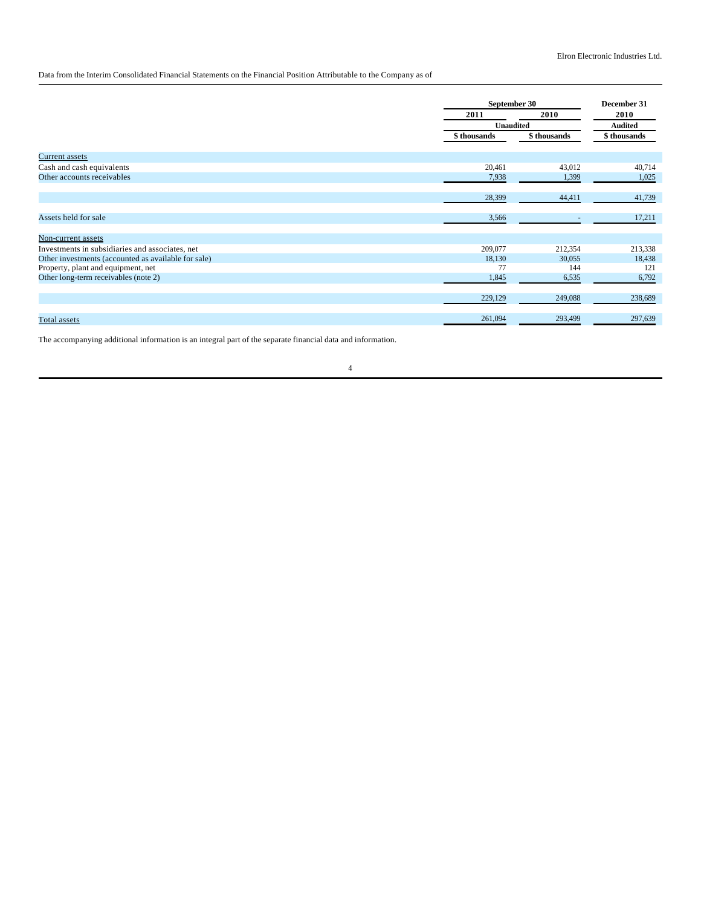Data from the Interim Consolidated Financial Statements on the Financial Position Attributable to the Company as of

| | September 30 | | December 31 |
|---|---|---|---|
| | 2011 | 2010 | 2010 |
| | Unaudited | | Audited |
| | $ thousands | $ thousands | $ thousands |
| Current assets | | | |
| Cash and cash equivalents | 20,461 | 43,012 | 40,714 |
| Other accounts receivables | 7,938 | 1,399 | 1,025 |
| | 28,399 | 44,411 | 41,739 |
| Assets held for sale | 3,566 | - | 17,211 |
| Non-current assets | | | |
| Investments in subsidiaries and associates, net | 209,077 | 212,354 | 213,338 |
| Other investments (accounted as available for sale) | 18,130 | 30,055 | 18,438 |
| Property, plant and equipment, net | 77 | 144 | 121 |
| Other long-term receivables (note 2) | 1,845 | 6,535 | 6,792 |
| | 229,129 | 249,088 | 238,689 |
| Total assets | 261,094 | 293,499 | 297,639 |

The accompanying additional information is an integral part of the separate financial data and information.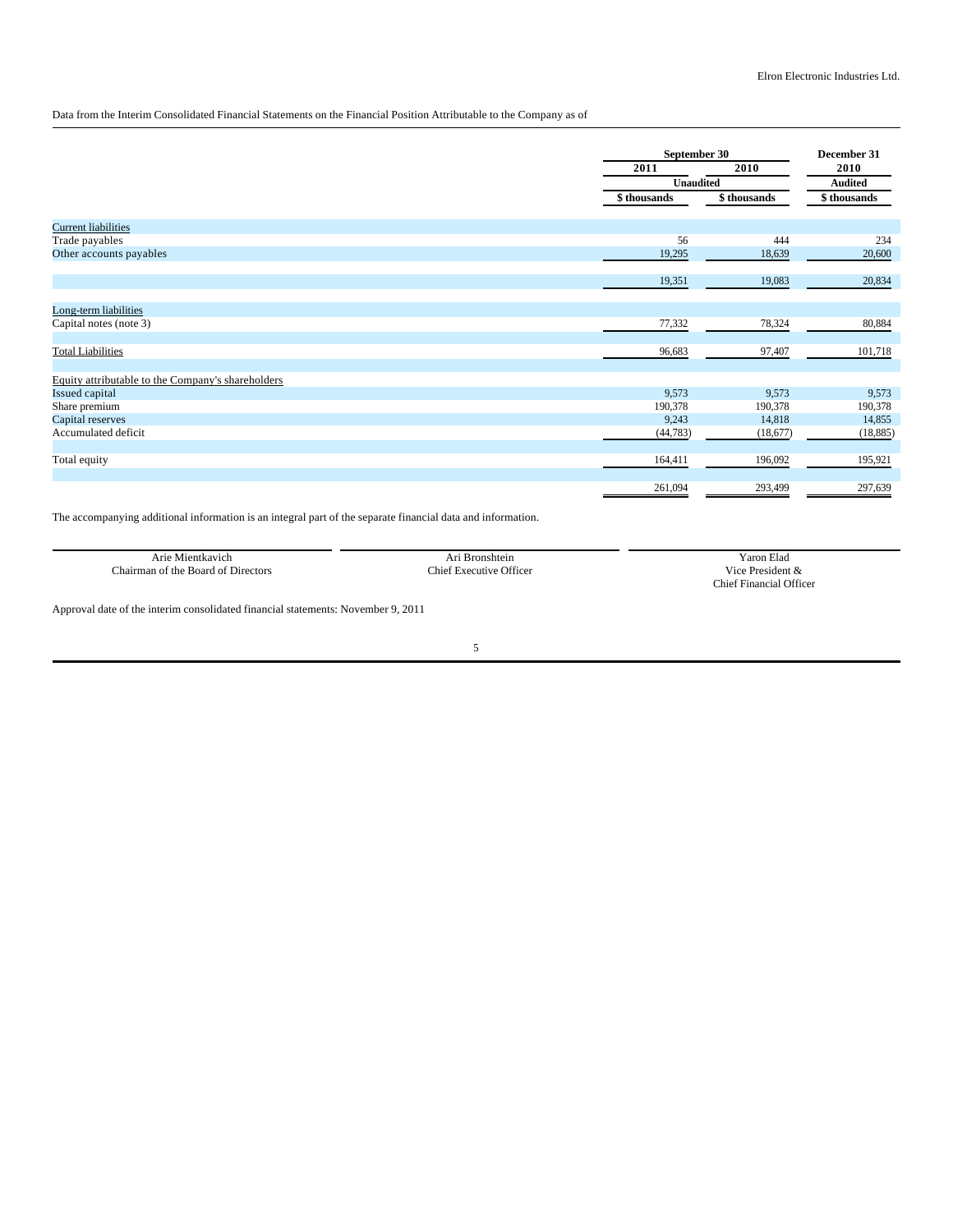Data from the Interim Consolidated Financial Statements on the Financial Position Attributable to the Company as of

| | September 30 | | December 31 |
|---|---|---|---|
| | 2011 | 2010 | 2010 |
| | Unaudited | | Audited |
| | $ thousands | $ thousands | $ thousands |
| Current liabilities | | | |
| Trade payables | 56 | 444 | 234 |
| Other accounts payables | 19,295 | 18,639 | 20,600 |
| | 19,351 | 19,083 | 20,834 |
| Long-term liabilities | | | |
| Capital notes (note 3) | 77,332 | 78,324 | 80,884 |
| Total Liabilities | 96,683 | 97,407 | 101,718 |
| Equity attributable to the Company's shareholders | | | |
| Issued capital | 9,573 | 9,573 | 9,573 |
| Share premium | 190,378 | 190,378 | 190,378 |
| Capital reserves | 9,243 | 14,818 | 14,855 |
| Accumulated deficit | (44,783) | (18,677) | (18,885) |
| Total equity | 164,411 | 196,092 | 195,921 |
| | 261,094 | 293,499 | 297,639 |

The accompanying additional information is an integral part of the separate financial data and information.

| Arie Mientkavich | Ari Bronshtein | Yaron Elad |
|---|---|---|
| Chairman of the Board of Directors | Chief Executive Officer | Vice President & Chief Financial Officer |

Approval date of the interim consolidated financial statements: November 9, 2011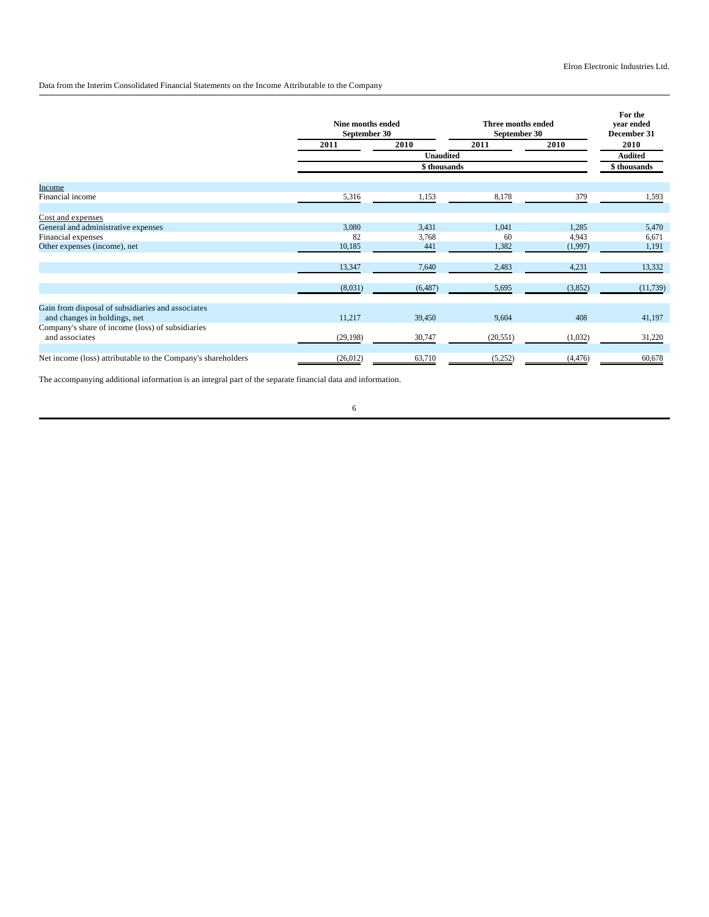Elron Electronic Industries Ltd.

Data from the Interim Consolidated Financial Statements on the Income Attributable to the Company

| | Nine months ended September 30 | | Three months ended September 30 | | For the year ended December 31 |
|---|---|---|---|---|---|
| | 2011 | 2010 | 2011 | 2010 | 2010 |
| | Unaudited | | | | Audited |
| | \$ thousands | | | | \$ thousands |
| Income | | | | | |
| Financial income | 5,316 | 1,153 | 8,178 | 379 | 1,593 |
| Cost and expenses | | | | | |
| General and administrative expenses | 3,080 | 3,431 | 1,041 | 1,285 | 5,470 |
| Financial expenses | 82 | 3,768 | 60 | 4,943 | 6,671 |
| Other expenses (income), net | 10,185 | 441 | 1,382 | (1,997) | 1,191 |
| | 13,347 | 7,640 | 2,483 | 4,231 | 13,332 |
| | (8,031) | (6,487) | 5,695 | (3,852) | (11,739) |
| Gain from disposal of subsidiaries and associates and changes in holdings, net | 11,217 | 39,450 | 9,604 | 408 | 41,197 |
| Company's share of income (loss) of subsidiaries and associates | (29,198) | 30,747 | (20,551) | (1,032) | 31,220 |
| Net income (loss) attributable to the Company's shareholders | (26,012) | 63,710 | (5,252) | (4,476) | 60,678 |

The accompanying additional information is an integral part of the separate financial data and information.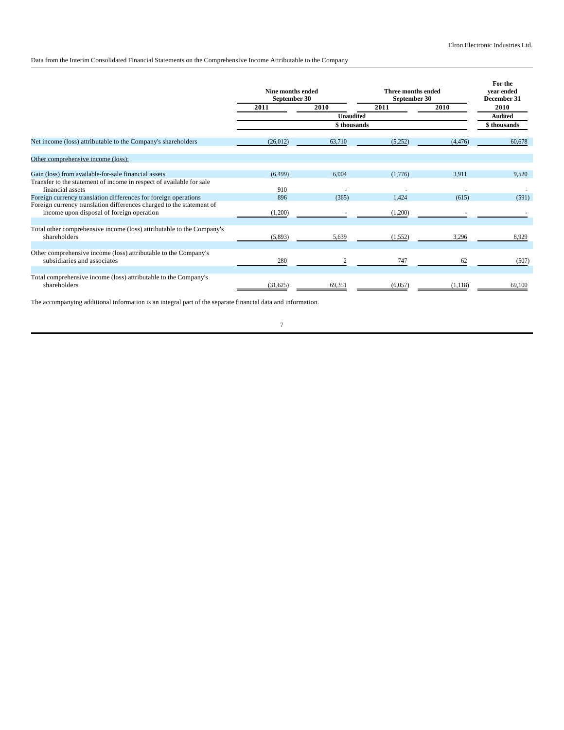Elron Electronic Industries Ltd.

Data from the Interim Consolidated Financial Statements on the Comprehensive Income Attributable to the Company

| | Nine months ended September 30 | | Three months ended September 30 | | For the year ended December 31 |
|---|---|---|---|---|---|
| | 2011 | 2010 | 2011 | 2010 | 2010 |
| | Unaudited | | | | Audited |
| | $ thousands | | | | $ thousands |
| Net income (loss) attributable to the Company's shareholders | (26,012) | 63,710 | (5,252) | (4,476) | 60,678 |
| Other comprehensive income (loss): | | | | | |
| Gain (loss) from available-for-sale financial assets | (6,499) | 6,004 | (1,776) | 3,911 | 9,520 |
| Transfer to the statement of income in respect of available for sale financial assets | 910 | - | - | - | - |
| Foreign currency translation differences for foreign operations | 896 | (365) | 1,424 | (615) | (591) |
| Foreign currency translation differences charged to the statement of income upon disposal of foreign operation | (1,200) | - | (1,200) | - | - |
| Total other comprehensive income (loss) attributable to the Company's shareholders | (5,893) | 5,639 | (1,552) | 3,296 | 8,929 |
| Other comprehensive income (loss) attributable to the Company's subsidiaries and associates | 280 | 2 | 747 | 62 | (507) |
| Total comprehensive income (loss) attributable to the Company's shareholders | (31,625) | 69,351 | (6,057) | (1,118) | 69,100 |

The accompanying additional information is an integral part of the separate financial data and information.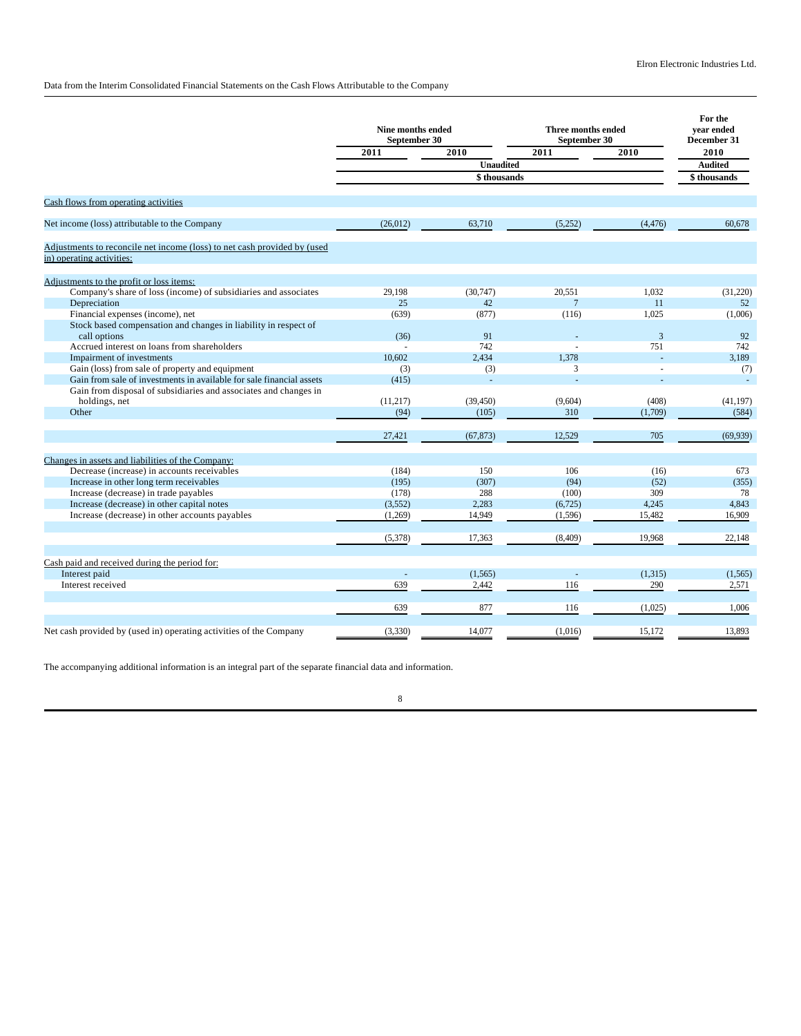Elron Electronic Industries Ltd.

Data from the Interim Consolidated Financial Statements on the Cash Flows Attributable to the Company

| | Nine months ended September 30 | | Three months ended September 30 | | For the year ended December 31 |
|---|---|---|---|---|---|
| | 2011 | 2010 | 2011 | 2010 | 2010 |
| | Unaudited | | | | Audited |
| | $ thousands | | | | $ thousands |
| Cash flows from operating activities | | | | | |
| Net income (loss) attributable to the Company | (26,012) | 63,710 | (5,252) | (4,476) | 60,678 |
| Adjustments to reconcile net income (loss) to net cash provided by (used in) operating activities: | | | | | |
| Adjustments to the profit or loss items: | | | | | |
| Company's share of loss (income) of subsidiaries and associates | 29,198 | (30,747) | 20,551 | 1,032 | (31,220) |
| Depreciation | 25 | 42 | 7 | 11 | 52 |
| Financial expenses (income), net | (639) | (877) | (116) | 1,025 | (1,006) |
| Stock based compensation and changes in liability in respect of call options | (36) | 91 | - | 3 | 92 |
| Accrued interest on loans from shareholders | - | 742 | - | 751 | 742 |
| Impairment of investments | 10,602 | 2,434 | 1,378 | - | 3,189 |
| Gain (loss) from sale of property and equipment | (3) | (3) | 3 | - | (7) |
| Gain from sale of investments in available for sale financial assets | (415) | - | - | - | - |
| Gain from disposal of subsidiaries and associates and changes in holdings, net | (11,217) | (39,450) | (9,604) | (408) | (41,197) |
| Other | (94) | (105) | 310 | (1,709) | (584) |
| | 27,421 | (67,873) | 12,529 | 705 | (69,939) |
| Changes in assets and liabilities of the Company: | | | | | |
| Decrease (increase) in accounts receivables | (184) | 150 | 106 | (16) | 673 |
| Increase in other long term receivables | (195) | (307) | (94) | (52) | (355) |
| Increase (decrease) in trade payables | (178) | 288 | (100) | 309 | 78 |
| Increase (decrease) in other capital notes | (3,552) | 2,283 | (6,725) | 4,245 | 4,843 |
| Increase (decrease) in other accounts payables | (1,269) | 14,949 | (1,596) | 15,482 | 16,909 |
| | (5,378) | 17,363 | (8,409) | 19,968 | 22,148 |
| Cash paid and received during the period for: | | | | | |
| Interest paid | - | (1,565) | - | (1,315) | (1,565) |
| Interest received | 639 | 2,442 | 116 | 290 | 2,571 |
| | 639 | 877 | 116 | (1,025) | 1,006 |
| Net cash provided by (used in) operating activities of the Company | (3,330) | 14,077 | (1,016) | 15,172 | 13,893 |

The accompanying additional information is an integral part of the separate financial data and information.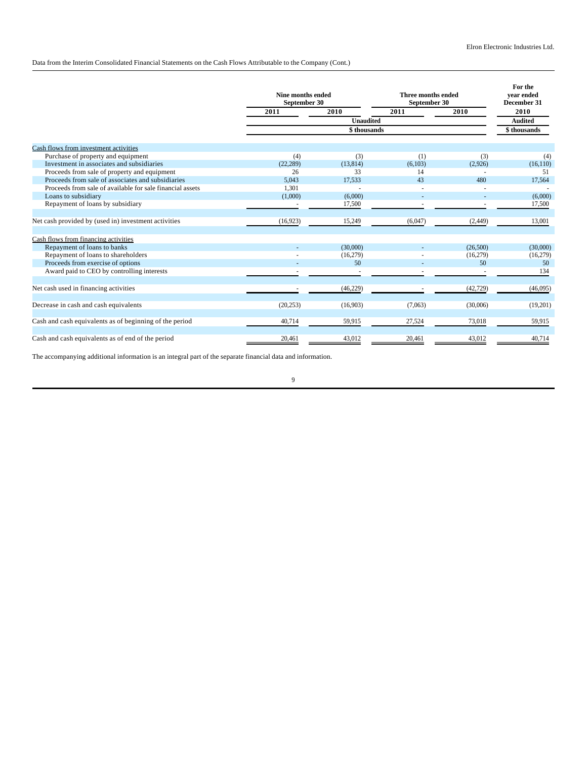Data from the Interim Consolidated Financial Statements on the Cash Flows Attributable to the Company (Cont.)

| | Nine months ended September 30 | | Three months ended September 30 | | For the year ended December 31 |
|---|---|---|---|---|---|
| | 2011 | 2010 | 2011 | 2010 | 2010 |
| | Unaudited | | | | Audited |
| | $ thousands | | | | $ thousands |
| Cash flows from investment activities | | | | | |
| Purchase of property and equipment | (4) | (3) | (1) | (3) | (4) |
| Investment in associates and subsidiaries | (22,289) | (13,814) | (6,103) | (2,926) | (16,110) |
| Proceeds from sale of property and equipment | 26 | 33 | 14 | - | 51 |
| Proceeds from sale of associates and subsidiaries | 5,043 | 17,533 | 43 | 480 | 17,564 |
| Proceeds from sale of available for sale financial assets | 1,301 | - | - | - | - |
| Loans to subsidiary | (1,000) | (6,000) | - | - | (6,000) |
| Repayment of loans by subsidiary | - | 17,500 | - | - | 17,500 |
| Net cash provided by (used in) investment activities | (16,923) | 15,249 | (6,047) | (2,449) | 13,001 |
| Cash flows from financing activities | | | | | |
| Repayment of loans to banks | - | (30,000) | - | (26,500) | (30,000) |
| Repayment of loans to shareholders | - | (16,279) | - | (16,279) | (16,279) |
| Proceeds from exercise of options | - | 50 | - | 50 | 50 |
| Award paid to CEO by controlling interests | - | - | - | - | 134 |
| Net cash used in financing activities | - | (46,229) | - | (42,729) | (46,095) |
| Decrease in cash and cash equivalents | (20,253) | (16,903) | (7,063) | (30,006) | (19,201) |
| Cash and cash equivalents as of beginning of the period | 40,714 | 59,915 | 27,524 | 73,018 | 59,915 |
| Cash and cash equivalents as of end of the period | 20,461 | 43,012 | 20,461 | 43,012 | 40,714 |

The accompanying additional information is an integral part of the separate financial data and information.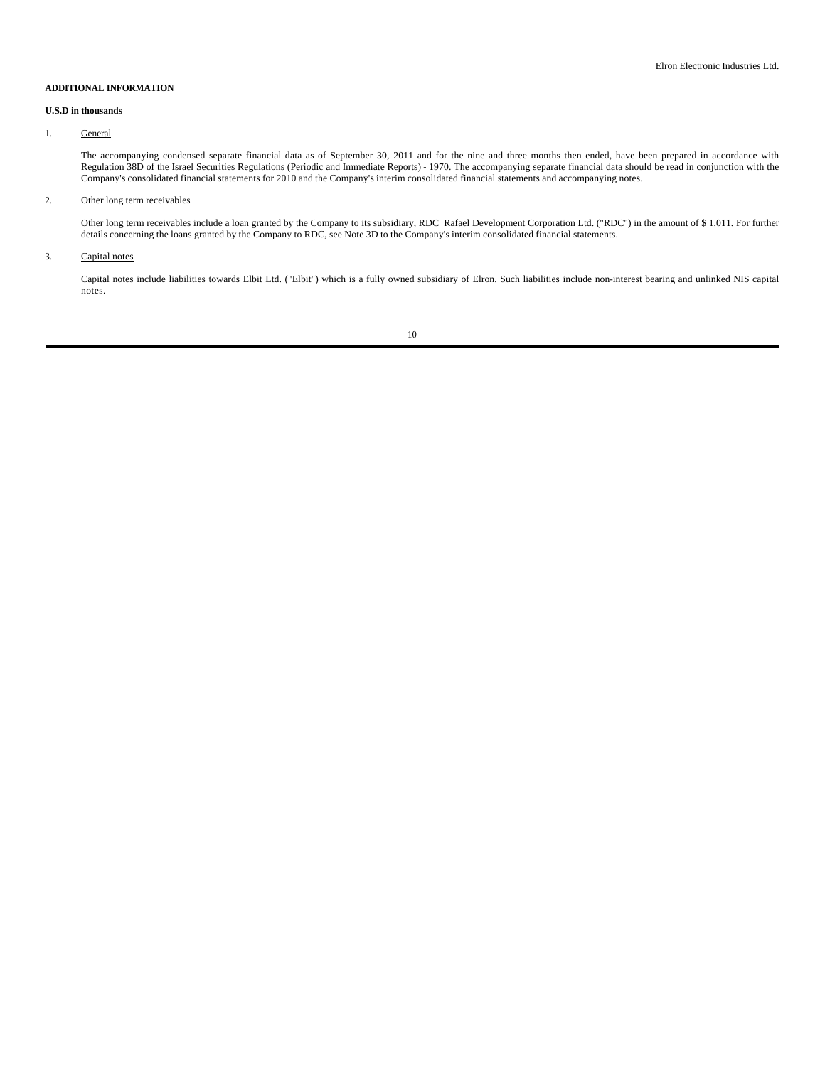## ADDITIONAL INFORMATION

**U.S.D in thousands**

1. General

   The accompanying condensed separate financial data as of September 30, 2011 and for the nine and three months then ended, have been prepared in accordance with Regulation 38D of the Israel Securities Regulations (Periodic and Immediate Reports) - 1970. The accompanying separate financial data should be read in conjunction with the Company's consolidated financial statements for 2010 and the Company's interim consolidated financial statements and accompanying notes.

2. Other long term receivables

   Other long term receivables include a loan granted by the Company to its subsidiary, RDC Rafael Development Corporation Ltd. ("RDC") in the amount of $ 1,011. For further details concerning the loans granted by the Company to RDC, see Note 3D to the Company's interim consolidated financial statements.

3. Capital notes

   Capital notes include liabilities towards Elbit Ltd. ("Elbit") which is a fully owned subsidiary of Elron. Such liabilities include non-interest bearing and unlinked NIS capital notes.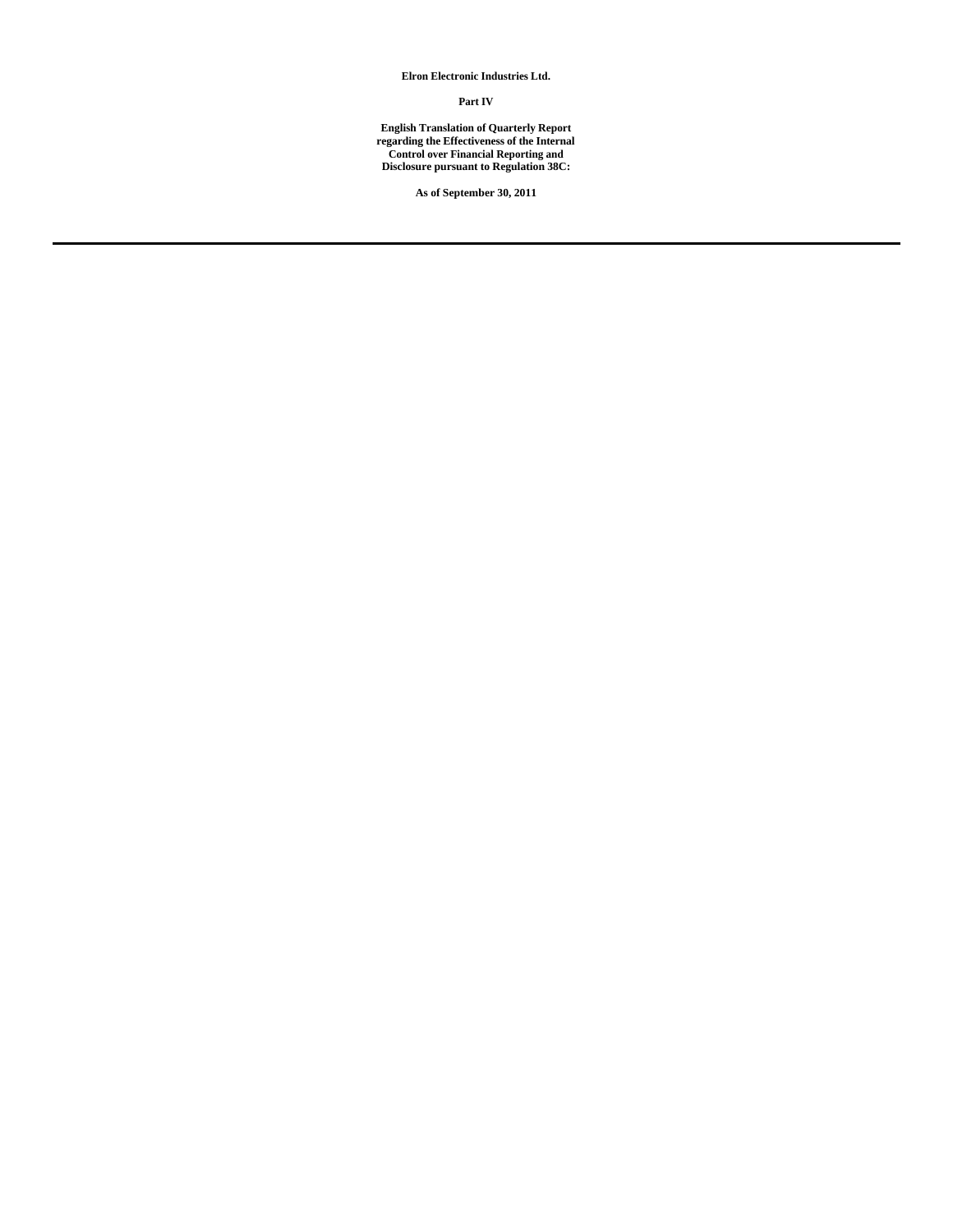**Elron Electronic Industries Ltd.**

**Part IV**

**English Translation of Quarterly Report regarding the Effectiveness of the Internal Control over Financial Reporting and Disclosure pursuant to Regulation 38C:**

**As of September 30, 2011**

---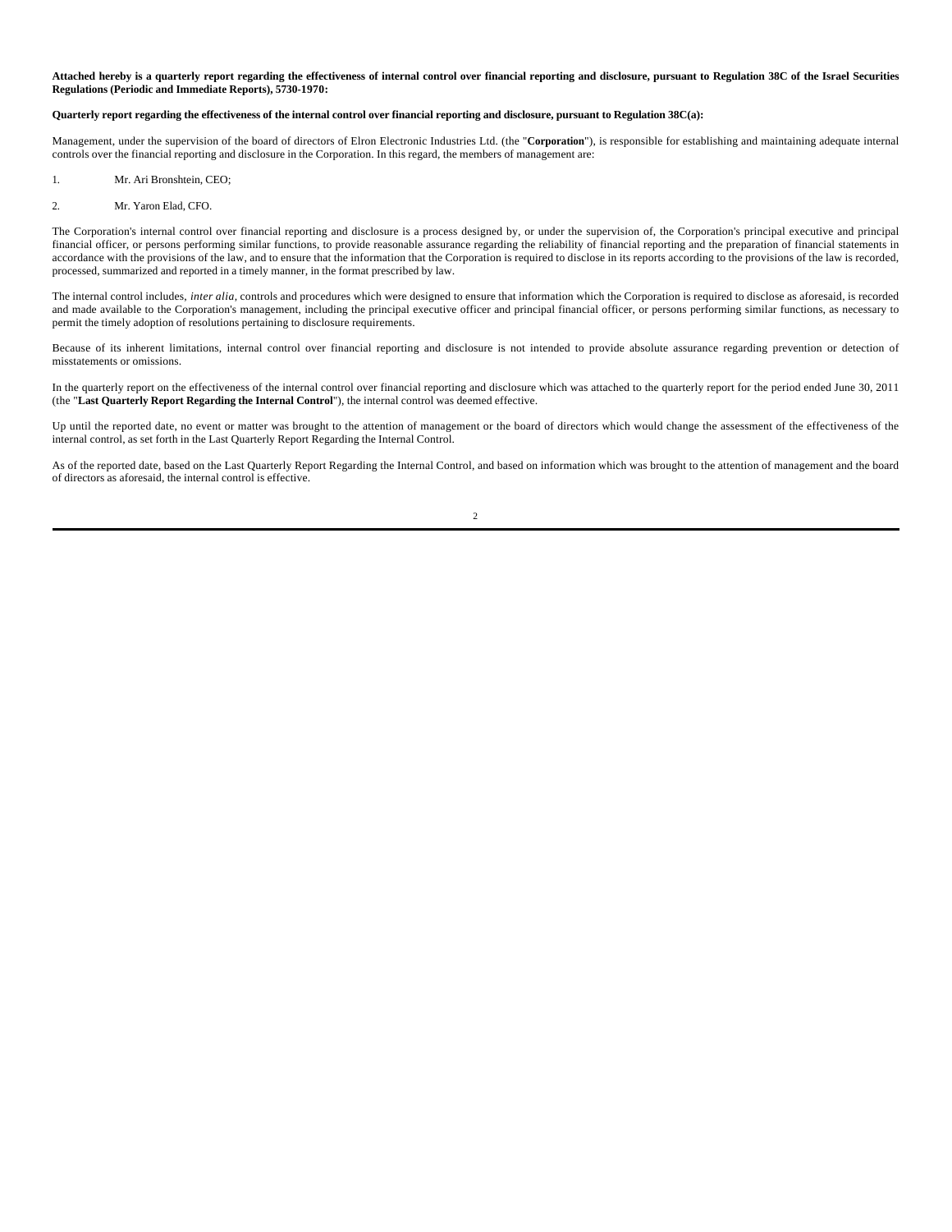**Attached hereby is a quarterly report regarding the effectiveness of internal control over financial reporting and disclosure, pursuant to Regulation 38C of the Israel Securities Regulations (Periodic and Immediate Reports), 5730-1970:**

**Quarterly report regarding the effectiveness of the internal control over financial reporting and disclosure, pursuant to Regulation 38C(a):**

Management, under the supervision of the board of directors of Elron Electronic Industries Ltd. (the "**Corporation**"), is responsible for establishing and maintaining adequate internal controls over the financial reporting and disclosure in the Corporation. In this regard, the members of management are:

1. Mr. Ari Bronshtein, CEO;
2. Mr. Yaron Elad, CFO.

The Corporation's internal control over financial reporting and disclosure is a process designed by, or under the supervision of, the Corporation's principal executive and principal financial officer, or persons performing similar functions, to provide reasonable assurance regarding the reliability of financial reporting and the preparation of financial statements in accordance with the provisions of the law, and to ensure that the information that the Corporation is required to disclose in its reports according to the provisions of the law is recorded, processed, summarized and reported in a timely manner, in the format prescribed by law.

The internal control includes, *inter alia*, controls and procedures which were designed to ensure that information which the Corporation is required to disclose as aforesaid, is recorded and made available to the Corporation's management, including the principal executive officer and principal financial officer, or persons performing similar functions, as necessary to permit the timely adoption of resolutions pertaining to disclosure requirements.

Because of its inherent limitations, internal control over financial reporting and disclosure is not intended to provide absolute assurance regarding prevention or detection of misstatements or omissions.

In the quarterly report on the effectiveness of the internal control over financial reporting and disclosure which was attached to the quarterly report for the period ended June 30, 2011 (the "**Last Quarterly Report Regarding the Internal Control**"), the internal control was deemed effective.

Up until the reported date, no event or matter was brought to the attention of management or the board of directors which would change the assessment of the effectiveness of the internal control, as set forth in the Last Quarterly Report Regarding the Internal Control.

As of the reported date, based on the Last Quarterly Report Regarding the Internal Control, and based on information which was brought to the attention of management and the board of directors as aforesaid, the internal control is effective.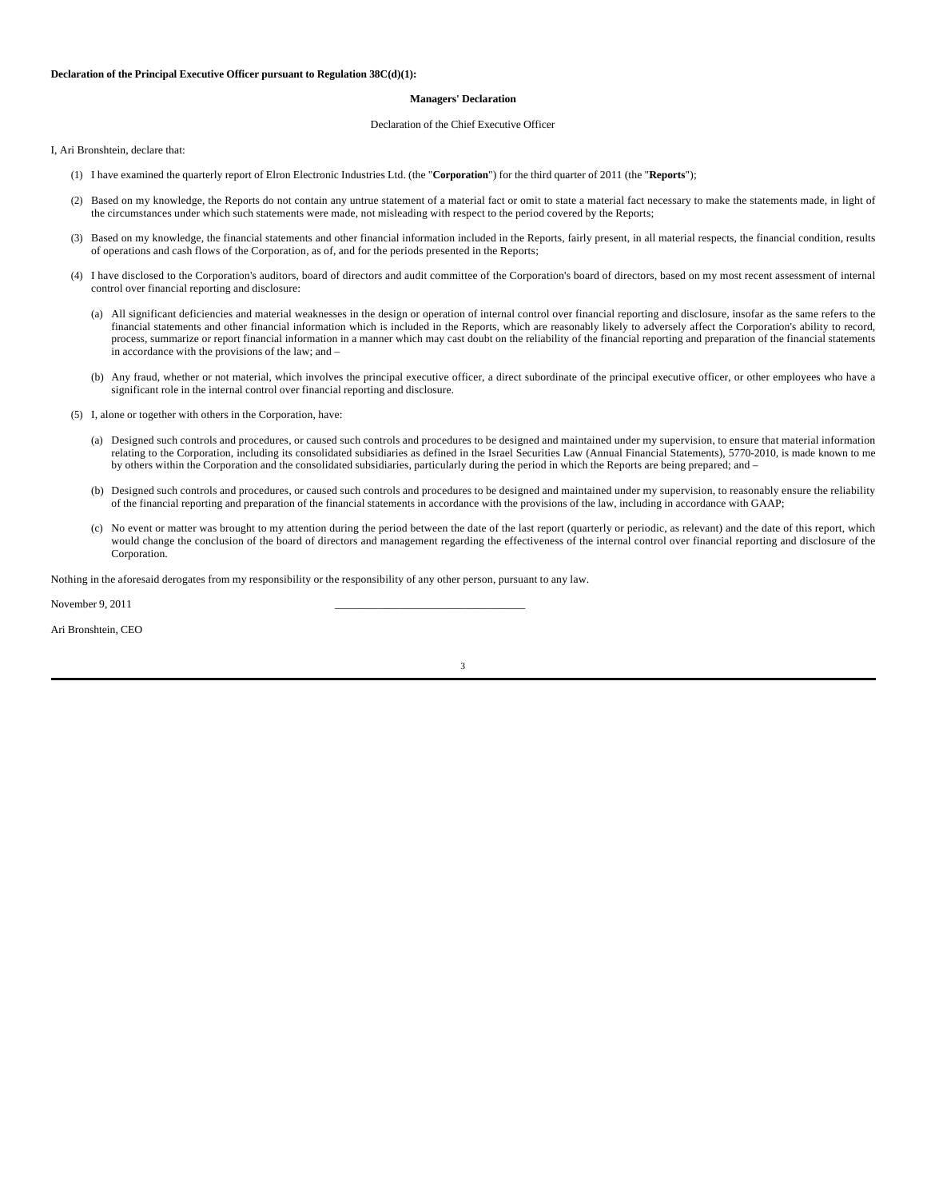**Declaration of the Principal Executive Officer pursuant to Regulation 38C(d)(1):**

**Managers' Declaration**

Declaration of the Chief Executive Officer

I, Ari Bronshtein, declare that:

(1) I have examined the quarterly report of Elron Electronic Industries Ltd. (the "**Corporation**") for the third quarter of 2011 (the "**Reports**");

(2) Based on my knowledge, the Reports do not contain any untrue statement of a material fact or omit to state a material fact necessary to make the statements made, in light of the circumstances under which such statements were made, not misleading with respect to the period covered by the Reports;

(3) Based on my knowledge, the financial statements and other financial information included in the Reports, fairly present, in all material respects, the financial condition, results of operations and cash flows of the Corporation, as of, and for the periods presented in the Reports;

(4) I have disclosed to the Corporation's auditors, board of directors and audit committee of the Corporation's board of directors, based on my most recent assessment of internal control over financial reporting and disclosure:

(a) All significant deficiencies and material weaknesses in the design or operation of internal control over financial reporting and disclosure, insofar as the same refers to the financial statements and other financial information which is included in the Reports, which are reasonably likely to adversely affect the Corporation's ability to record, process, summarize or report financial information in a manner which may cast doubt on the reliability of the financial reporting and preparation of the financial statements in accordance with the provisions of the law; and –

(b) Any fraud, whether or not material, which involves the principal executive officer, a direct subordinate of the principal executive officer, or other employees who have a significant role in the internal control over financial reporting and disclosure.

(5) I, alone or together with others in the Corporation, have:

(a) Designed such controls and procedures, or caused such controls and procedures to be designed and maintained under my supervision, to ensure that material information relating to the Corporation, including its consolidated subsidiaries as defined in the Israel Securities Law (Annual Financial Statements), 5770-2010, is made known to me by others within the Corporation and the consolidated subsidiaries, particularly during the period in which the Reports are being prepared; and –

(b) Designed such controls and procedures, or caused such controls and procedures to be designed and maintained under my supervision, to reasonably ensure the reliability of the financial reporting and preparation of the financial statements in accordance with the provisions of the law, including in accordance with GAAP;

(c) No event or matter was brought to my attention during the period between the date of the last report (quarterly or periodic, as relevant) and the date of this report, which would change the conclusion of the board of directors and management regarding the effectiveness of the internal control over financial reporting and disclosure of the Corporation.

Nothing in the aforesaid derogates from my responsibility or the responsibility of any other person, pursuant to any law.

November 9, 2011 \_\_\_\_\_\_\_\_\_\_\_\_\_\_\_\_\_\_\_\_\_\_\_\_\_\_\_\_\_\_\_\_\_\_

Ari Bronshtein, CEO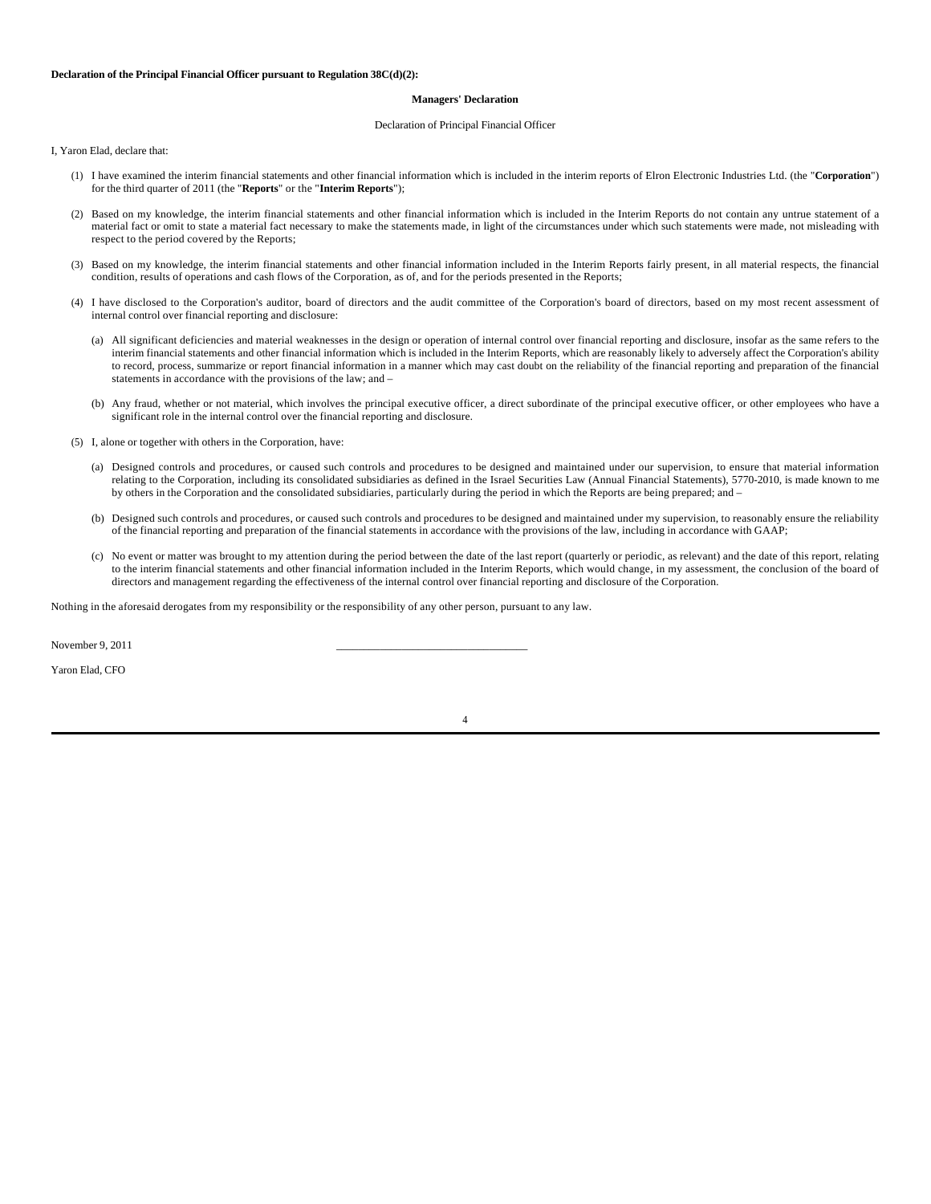**Declaration of the Principal Financial Officer pursuant to Regulation 38C(d)(2):**

**Managers' Declaration**

Declaration of Principal Financial Officer

I, Yaron Elad, declare that:

(1) I have examined the interim financial statements and other financial information which is included in the interim reports of Elron Electronic Industries Ltd. (the "**Corporation**") for the third quarter of 2011 (the "**Reports**" or the "**Interim Reports**");

(2) Based on my knowledge, the interim financial statements and other financial information which is included in the Interim Reports do not contain any untrue statement of a material fact or omit to state a material fact necessary to make the statements made, in light of the circumstances under which such statements were made, not misleading with respect to the period covered by the Reports;

(3) Based on my knowledge, the interim financial statements and other financial information included in the Interim Reports fairly present, in all material respects, the financial condition, results of operations and cash flows of the Corporation, as of, and for the periods presented in the Reports;

(4) I have disclosed to the Corporation's auditor, board of directors and the audit committee of the Corporation's board of directors, based on my most recent assessment of internal control over financial reporting and disclosure:

   (a) All significant deficiencies and material weaknesses in the design or operation of internal control over financial reporting and disclosure, insofar as the same refers to the interim financial statements and other financial information which is included in the Interim Reports, which are reasonably likely to adversely affect the Corporation's ability to record, process, summarize or report financial information in a manner which may cast doubt on the reliability of the financial reporting and preparation of the financial statements in accordance with the provisions of the law; and –

   (b) Any fraud, whether or not material, which involves the principal executive officer, a direct subordinate of the principal executive officer, or other employees who have a significant role in the internal control over the financial reporting and disclosure.

(5) I, alone or together with others in the Corporation, have:

   (a) Designed controls and procedures, or caused such controls and procedures to be designed and maintained under our supervision, to ensure that material information relating to the Corporation, including its consolidated subsidiaries as defined in the Israel Securities Law (Annual Financial Statements), 5770-2010, is made known to me by others in the Corporation and the consolidated subsidiaries, particularly during the period in which the Reports are being prepared; and –

   (b) Designed such controls and procedures, or caused such controls and procedures to be designed and maintained under my supervision, to reasonably ensure the reliability of the financial reporting and preparation of the financial statements in accordance with the provisions of the law, including in accordance with GAAP;

   (c) No event or matter was brought to my attention during the period between the date of the last report (quarterly or periodic, as relevant) and the date of this report, relating to the interim financial statements and other financial information included in the Interim Reports, which would change, in my assessment, the conclusion of the board of directors and management regarding the effectiveness of the internal control over financial reporting and disclosure of the Corporation.

Nothing in the aforesaid derogates from my responsibility or the responsibility of any other person, pursuant to any law.

November 9, 2011 ___________________________________

Yaron Elad, CFO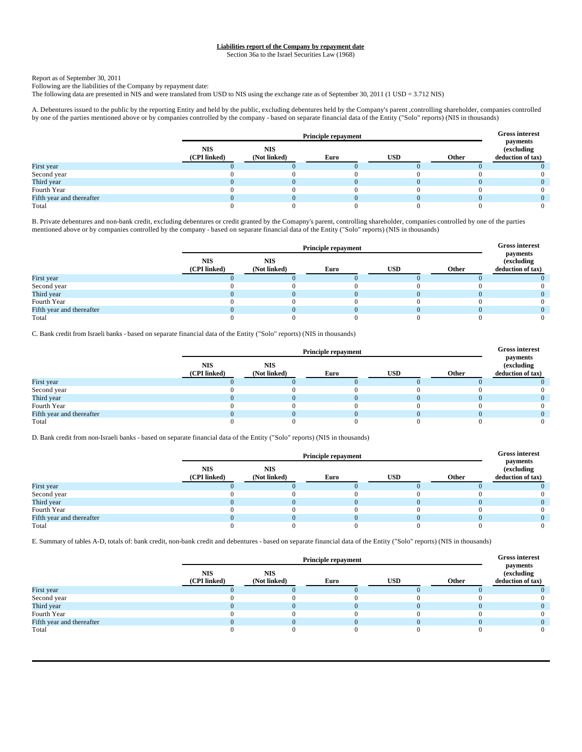**Liabilities report of the Company by repayment date**

Section 36a to the Israel Securities Law (1968)

Report as of September 30, 2011

Following are the liabilities of the Company by repayment date:

The following data are presented in NIS and were translated from USD to NIS using the exchange rate as of September 30, 2011 (1 USD = 3.712 NIS)

A. Debentures issued to the public by the reporting Entity and held by the public, excluding debentures held by the Company's parent ,controlling shareholder, companies controlled by one of the parties mentioned above or by companies controlled by the company - based on separate financial data of the Entity ("Solo" reports) (NIS in thousands)

| | Principle repayment | | | | | Gross interest payments (excluding deduction of tax) |
|---|---|---|---|---|---|---|
| | NIS (CPI linked) | NIS (Not linked) | Euro | USD | Other | |
| First year | 0 | 0 | 0 | 0 | 0 | 0 |
| Second year | 0 | 0 | 0 | 0 | 0 | 0 |
| Third year | 0 | 0 | 0 | 0 | 0 | 0 |
| Fourth Year | 0 | 0 | 0 | 0 | 0 | 0 |
| Fifth year and thereafter | 0 | 0 | 0 | 0 | 0 | 0 |
| Total | 0 | 0 | 0 | 0 | 0 | 0 |

B. Private debentures and non-bank credit, excluding debentures or credit granted by the Comapny's parent, controlling shareholder, companies controlled by one of the parties mentioned above or by companies controlled by the company - based on separate financial data of the Entity ("Solo" reports) (NIS in thousands)

| | Principle repayment | | | | | Gross interest payments (excluding deduction of tax) |
|---|---|---|---|---|---|---|
| | NIS (CPI linked) | NIS (Not linked) | Euro | USD | Other | |
| First year | 0 | 0 | 0 | 0 | 0 | 0 |
| Second year | 0 | 0 | 0 | 0 | 0 | 0 |
| Third year | 0 | 0 | 0 | 0 | 0 | 0 |
| Fourth Year | 0 | 0 | 0 | 0 | 0 | 0 |
| Fifth year and thereafter | 0 | 0 | 0 | 0 | 0 | 0 |
| Total | 0 | 0 | 0 | 0 | 0 | 0 |

C. Bank credit from Israeli banks - based on separate financial data of the Entity ("Solo" reports) (NIS in thousands)

| | Principle repayment | | | | | Gross interest payments (excluding deduction of tax) |
|---|---|---|---|---|---|---|
| | NIS (CPI linked) | NIS (Not linked) | Euro | USD | Other | |
| First year | 0 | 0 | 0 | 0 | 0 | 0 |
| Second year | 0 | 0 | 0 | 0 | 0 | 0 |
| Third year | 0 | 0 | 0 | 0 | 0 | 0 |
| Fourth Year | 0 | 0 | 0 | 0 | 0 | 0 |
| Fifth year and thereafter | 0 | 0 | 0 | 0 | 0 | 0 |
| Total | 0 | 0 | 0 | 0 | 0 | 0 |

D. Bank credit from non-Israeli banks - based on separate financial data of the Entity ("Solo" reports) (NIS in thousands)

| | Principle repayment | | | | | Gross interest payments (excluding deduction of tax) |
|---|---|---|---|---|---|---|
| | NIS (CPI linked) | NIS (Not linked) | Euro | USD | Other | |
| First year | 0 | 0 | 0 | 0 | 0 | 0 |
| Second year | 0 | 0 | 0 | 0 | 0 | 0 |
| Third year | 0 | 0 | 0 | 0 | 0 | 0 |
| Fourth Year | 0 | 0 | 0 | 0 | 0 | 0 |
| Fifth year and thereafter | 0 | 0 | 0 | 0 | 0 | 0 |
| Total | 0 | 0 | 0 | 0 | 0 | 0 |

E. Summary of tables A-D, totals of: bank credit, non-bank credit and debentures - based on separate financial data of the Entity ("Solo" reports) (NIS in thousands)

| | Principle repayment | | | | | Gross interest payments (excluding deduction of tax) |
|---|---|---|---|---|---|---|
| | NIS (CPI linked) | NIS (Not linked) | Euro | USD | Other | |
| First year | 0 | 0 | 0 | 0 | 0 | 0 |
| Second year | 0 | 0 | 0 | 0 | 0 | 0 |
| Third year | 0 | 0 | 0 | 0 | 0 | 0 |
| Fourth Year | 0 | 0 | 0 | 0 | 0 | 0 |
| Fifth year and thereafter | 0 | 0 | 0 | 0 | 0 | 0 |
| Total | 0 | 0 | 0 | 0 | 0 | 0 |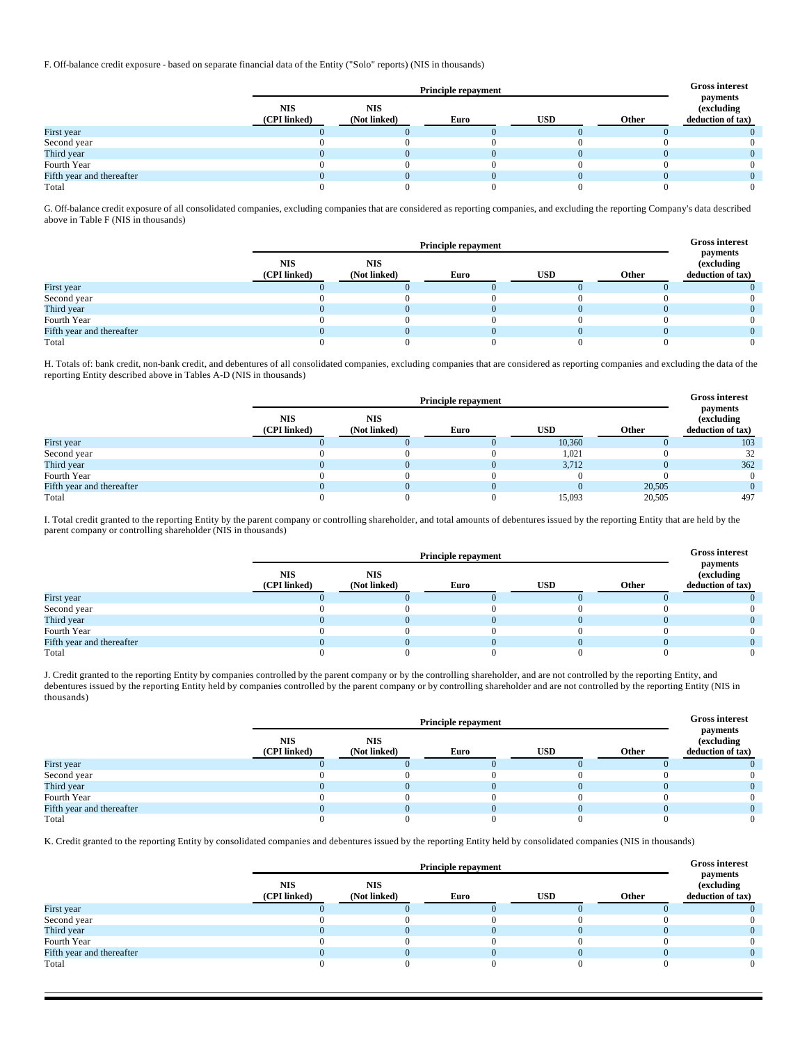F. Off-balance credit exposure - based on separate financial data of the Entity ("Solo" reports) (NIS in thousands)

| | Principle repayment | | | | | Gross interest payments (excluding deduction of tax) |
|---|---|---|---|---|---|---|
| | NIS (CPI linked) | NIS (Not linked) | Euro | USD | Other | |
| First year | 0 | 0 | 0 | 0 | 0 | 0 |
| Second year | 0 | 0 | 0 | 0 | 0 | 0 |
| Third year | 0 | 0 | 0 | 0 | 0 | 0 |
| Fourth Year | 0 | 0 | 0 | 0 | 0 | 0 |
| Fifth year and thereafter | 0 | 0 | 0 | 0 | 0 | 0 |
| Total | 0 | 0 | 0 | 0 | 0 | 0 |

G. Off-balance credit exposure of all consolidated companies, excluding companies that are considered as reporting companies, and excluding the reporting Company's data described above in Table F (NIS in thousands)

| | Principle repayment | | | | | Gross interest payments (excluding deduction of tax) |
|---|---|---|---|---|---|---|
| | NIS (CPI linked) | NIS (Not linked) | Euro | USD | Other | |
| First year | 0 | 0 | 0 | 0 | 0 | 0 |
| Second year | 0 | 0 | 0 | 0 | 0 | 0 |
| Third year | 0 | 0 | 0 | 0 | 0 | 0 |
| Fourth Year | 0 | 0 | 0 | 0 | 0 | 0 |
| Fifth year and thereafter | 0 | 0 | 0 | 0 | 0 | 0 |
| Total | 0 | 0 | 0 | 0 | 0 | 0 |

H. Totals of: bank credit, non-bank credit, and debentures of all consolidated companies, excluding companies that are considered as reporting companies and excluding the data of the reporting Entity described above in Tables A-D (NIS in thousands)

| | Principle repayment | | | | | Gross interest payments (excluding deduction of tax) |
|---|---|---|---|---|---|---|
| | NIS (CPI linked) | NIS (Not linked) | Euro | USD | Other | |
| First year | 0 | 0 | 0 | 10,360 | 0 | 103 |
| Second year | 0 | 0 | 0 | 1,021 | 0 | 32 |
| Third year | 0 | 0 | 0 | 3,712 | 0 | 362 |
| Fourth Year | 0 | 0 | 0 | 0 | 0 | 0 |
| Fifth year and thereafter | 0 | 0 | 0 | 0 | 20,505 | 0 |
| Total | 0 | 0 | 0 | 15,093 | 20,505 | 497 |

I. Total credit granted to the reporting Entity by the parent company or controlling shareholder, and total amounts of debentures issued by the reporting Entity that are held by the parent company or controlling shareholder (NIS in thousands)

| | Principle repayment | | | | | Gross interest payments (excluding deduction of tax) |
|---|---|---|---|---|---|---|
| | NIS (CPI linked) | NIS (Not linked) | Euro | USD | Other | |
| First year | 0 | 0 | 0 | 0 | 0 | 0 |
| Second year | 0 | 0 | 0 | 0 | 0 | 0 |
| Third year | 0 | 0 | 0 | 0 | 0 | 0 |
| Fourth Year | 0 | 0 | 0 | 0 | 0 | 0 |
| Fifth year and thereafter | 0 | 0 | 0 | 0 | 0 | 0 |
| Total | 0 | 0 | 0 | 0 | 0 | 0 |

J. Credit granted to the reporting Entity by companies controlled by the parent company or by the controlling shareholder, and are not controlled by the reporting Entity, and debentures issued by the reporting Entity held by companies controlled by the parent company or by controlling shareholder and are not controlled by the reporting Entity (NIS in thousands)

| | Principle repayment | | | | | Gross interest payments (excluding deduction of tax) |
|---|---|---|---|---|---|---|
| | NIS (CPI linked) | NIS (Not linked) | Euro | USD | Other | |
| First year | 0 | 0 | 0 | 0 | 0 | 0 |
| Second year | 0 | 0 | 0 | 0 | 0 | 0 |
| Third year | 0 | 0 | 0 | 0 | 0 | 0 |
| Fourth Year | 0 | 0 | 0 | 0 | 0 | 0 |
| Fifth year and thereafter | 0 | 0 | 0 | 0 | 0 | 0 |
| Total | 0 | 0 | 0 | 0 | 0 | 0 |

K. Credit granted to the reporting Entity by consolidated companies and debentures issued by the reporting Entity held by consolidated companies (NIS in thousands)

| | Principle repayment | | | | | Gross interest payments (excluding deduction of tax) |
|---|---|---|---|---|---|---|
| | NIS (CPI linked) | NIS (Not linked) | Euro | USD | Other | |
| First year | 0 | 0 | 0 | 0 | 0 | 0 |
| Second year | 0 | 0 | 0 | 0 | 0 | 0 |
| Third year | 0 | 0 | 0 | 0 | 0 | 0 |
| Fourth Year | 0 | 0 | 0 | 0 | 0 | 0 |
| Fifth year and thereafter | 0 | 0 | 0 | 0 | 0 | 0 |
| Total | 0 | 0 | 0 | 0 | 0 | 0 |